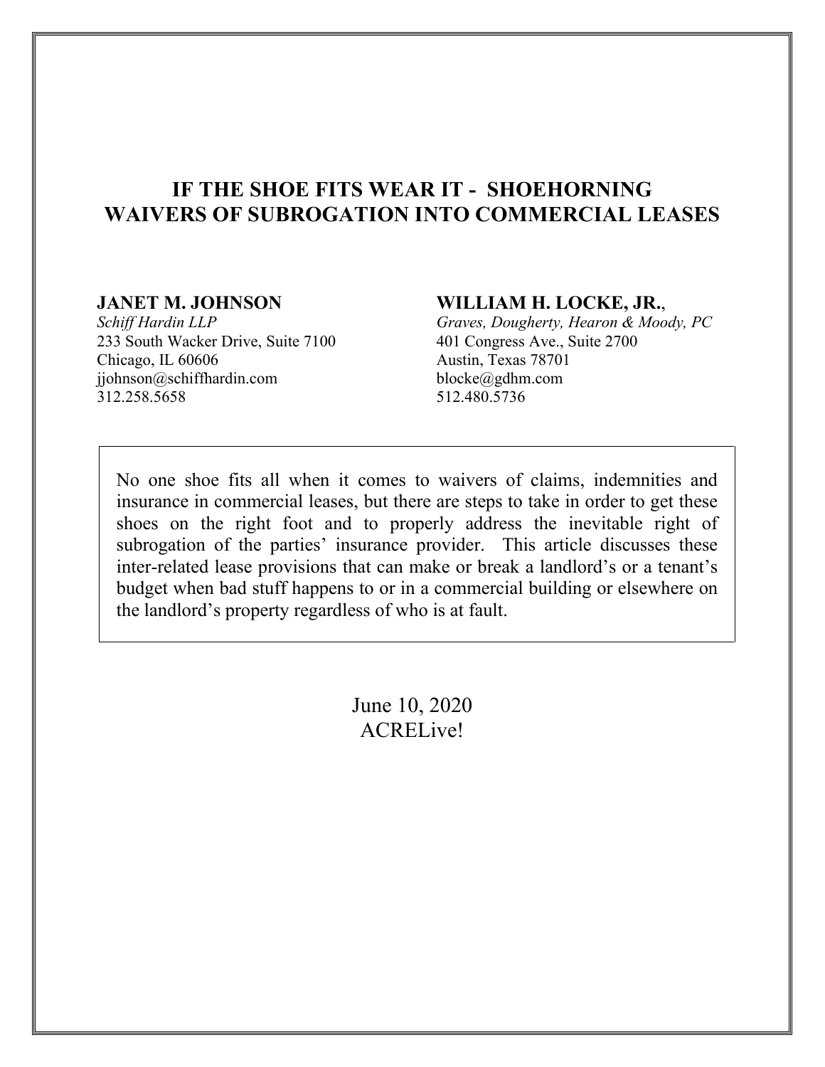# IF THE SHOE FITS WEAR IT - SHOEHORNING WAIVERS OF SUBROGATION INTO COMMERCIAL LEASES

**JANET M. JOHNSON**
*Schiff Hardin LLP*
233 South Wacker Drive, Suite 7100
Chicago, IL 60606
jjohnson@schiffhardin.com
312.258.5658

**WILLIAM H. LOCKE, JR.**,
*Graves, Dougherty, Hearon & Moody, PC*
401 Congress Ave., Suite 2700
Austin, Texas 78701
blocke@gdhm.com
512.480.5736

No one shoe fits all when it comes to waivers of claims, indemnities and insurance in commercial leases, but there are steps to take in order to get these shoes on the right foot and to properly address the inevitable right of subrogation of the parties' insurance provider. This article discusses these inter-related lease provisions that can make or break a landlord's or a tenant's budget when bad stuff happens to or in a commercial building or elsewhere on the landlord's property regardless of who is at fault.

June 10, 2020
ACRELive!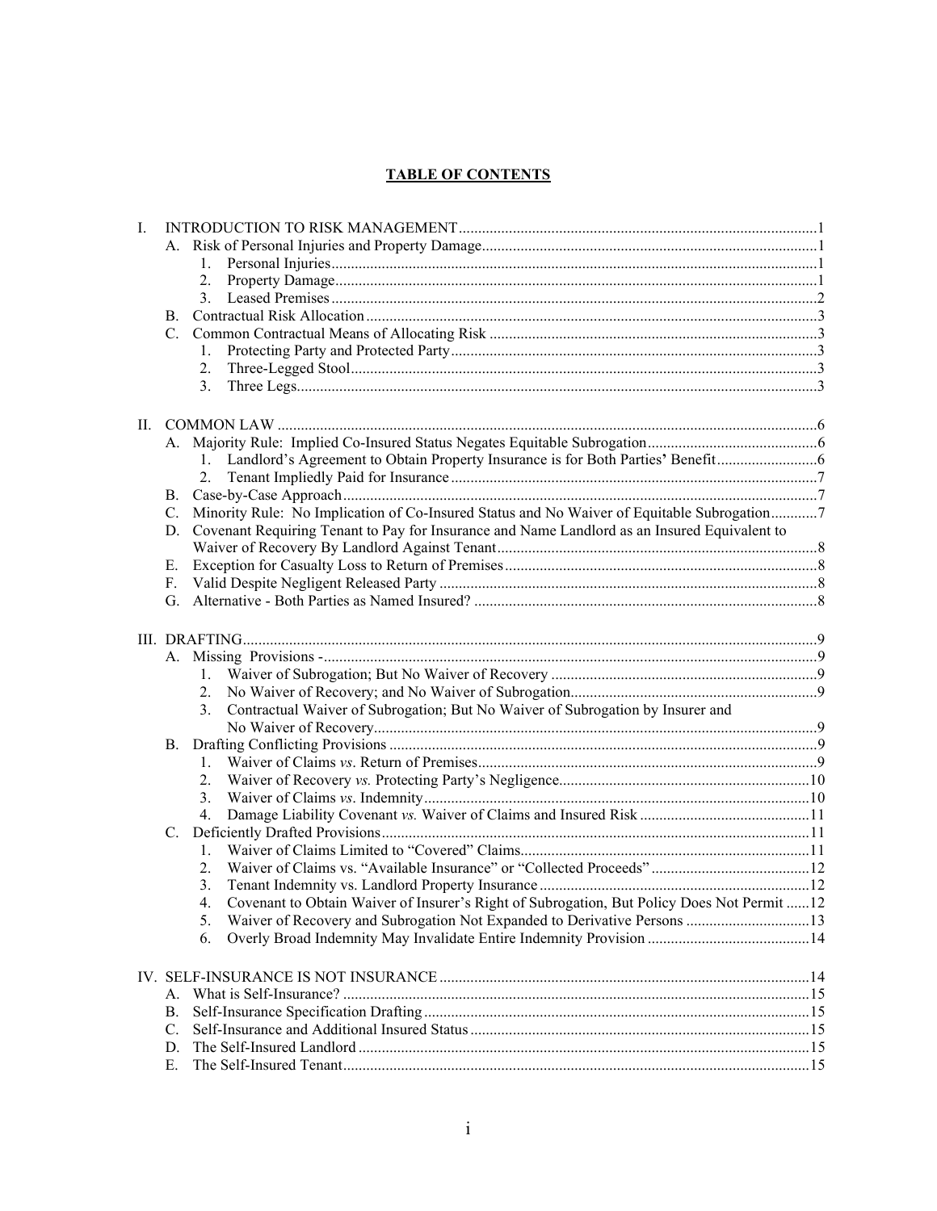## TABLE OF CONTENTS

- I. INTRODUCTION TO RISK MANAGEMENT ... 1
  - A. Risk of Personal Injuries and Property Damage ... 1
    - 1. Personal Injuries ... 1
    - 2. Property Damage ... 1
    - 3. Leased Premises ... 2
  - B. Contractual Risk Allocation ... 3
  - C. Common Contractual Means of Allocating Risk ... 3
    - 1. Protecting Party and Protected Party ... 3
    - 2. Three-Legged Stool ... 3
    - 3. Three Legs ... 3
- II. COMMON LAW ... 6
  - A. Majority Rule: Implied Co-Insured Status Negates Equitable Subrogation ... 6
    - 1. Landlord's Agreement to Obtain Property Insurance is for Both Parties' Benefit ... 6
    - 2. Tenant Impliedly Paid for Insurance ... 7
  - B. Case-by-Case Approach ... 7
  - C. Minority Rule: No Implication of Co-Insured Status and No Waiver of Equitable Subrogation ... 7
  - D. Covenant Requiring Tenant to Pay for Insurance and Name Landlord as an Insured Equivalent to Waiver of Recovery By Landlord Against Tenant ... 8
  - E. Exception for Casualty Loss to Return of Premises ... 8
  - F. Valid Despite Negligent Released Party ... 8
  - G. Alternative - Both Parties as Named Insured? ... 8
- III. DRAFTING ... 9
  - A. Missing Provisions - ... 9
    - 1. Waiver of Subrogation; But No Waiver of Recovery ... 9
    - 2. No Waiver of Recovery; and No Waiver of Subrogation ... 9
    - 3. Contractual Waiver of Subrogation; But No Waiver of Subrogation by Insurer and No Waiver of Recovery ... 9
  - B. Drafting Conflicting Provisions ... 9
    - 1. Waiver of Claims *vs.* Return of Premises ... 9
    - 2. Waiver of Recovery *vs.* Protecting Party's Negligence ... 10
    - 3. Waiver of Claims *vs.* Indemnity ... 10
    - 4. Damage Liability Covenant *vs.* Waiver of Claims and Insured Risk ... 11
  - C. Deficiently Drafted Provisions ... 11
    - 1. Waiver of Claims Limited to "Covered" Claims ... 11
    - 2. Waiver of Claims vs. "Available Insurance" or "Collected Proceeds" ... 12
    - 3. Tenant Indemnity vs. Landlord Property Insurance ... 12
    - 4. Covenant to Obtain Waiver of Insurer's Right of Subrogation, But Policy Does Not Permit ... 12
    - 5. Waiver of Recovery and Subrogation Not Expanded to Derivative Persons ... 13
    - 6. Overly Broad Indemnity May Invalidate Entire Indemnity Provision ... 14
- IV. SELF-INSURANCE IS NOT INSURANCE ... 14
  - A. What is Self-Insurance? ... 15
  - B. Self-Insurance Specification Drafting ... 15
  - C. Self-Insurance and Additional Insured Status ... 15
  - D. The Self-Insured Landlord ... 15
  - E. The Self-Insured Tenant ... 15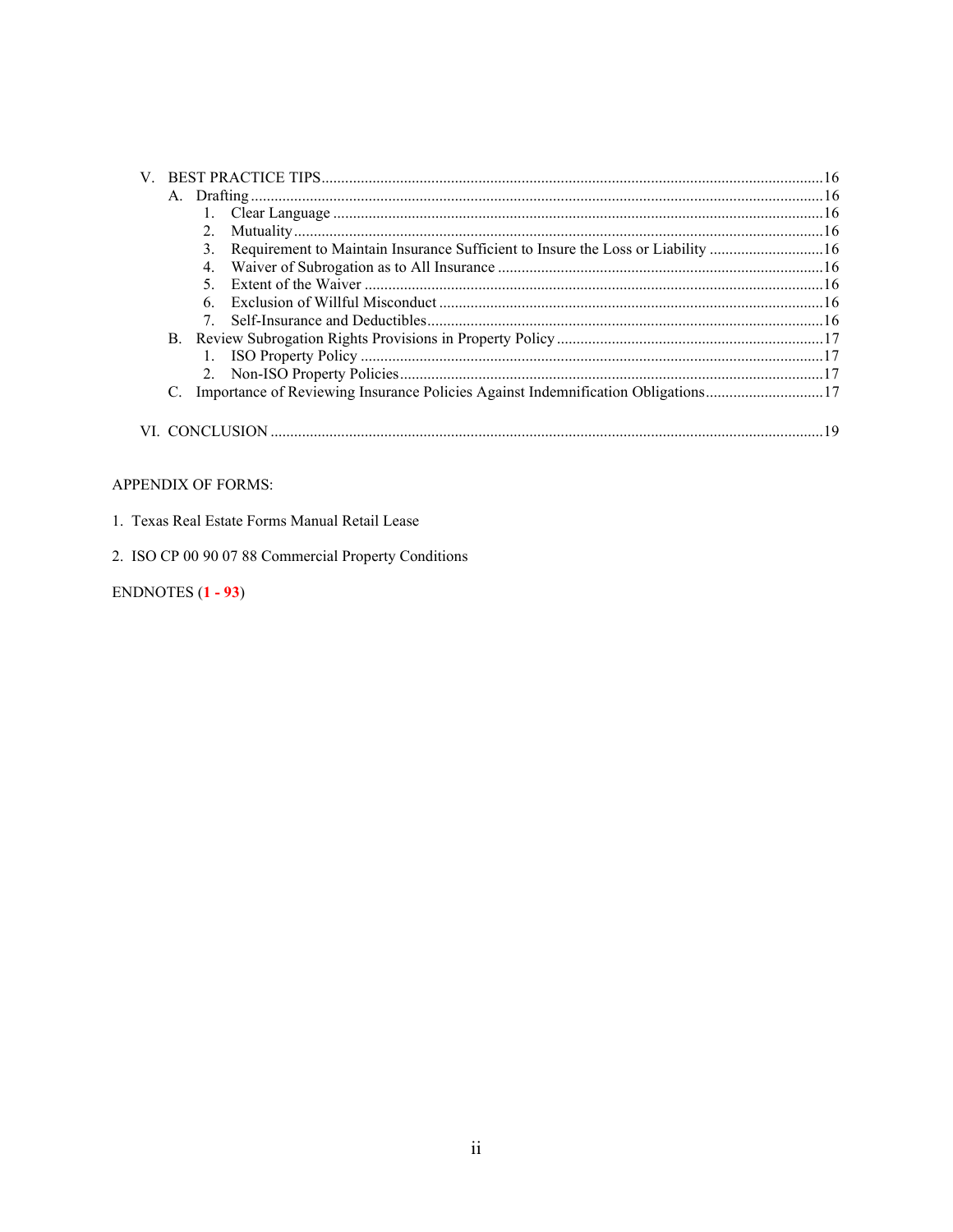V. BEST PRACTICE TIPS ..... 16
- A. Drafting ..... 16
  1. Clear Language ..... 16
  2. Mutuality ..... 16
  3. Requirement to Maintain Insurance Sufficient to Insure the Loss or Liability ..... 16
  4. Waiver of Subrogation as to All Insurance ..... 16
  5. Extent of the Waiver ..... 16
  6. Exclusion of Willful Misconduct ..... 16
  7. Self-Insurance and Deductibles ..... 16
- B. Review Subrogation Rights Provisions in Property Policy ..... 17
  1. ISO Property Policy ..... 17
  2. Non-ISO Property Policies ..... 17
- C. Importance of Reviewing Insurance Policies Against Indemnification Obligations ..... 17

VI. CONCLUSION ..... 19

APPENDIX OF FORMS:

1. Texas Real Estate Forms Manual Retail Lease

2. ISO CP 00 90 07 88 Commercial Property Conditions

ENDNOTES (1 - 93)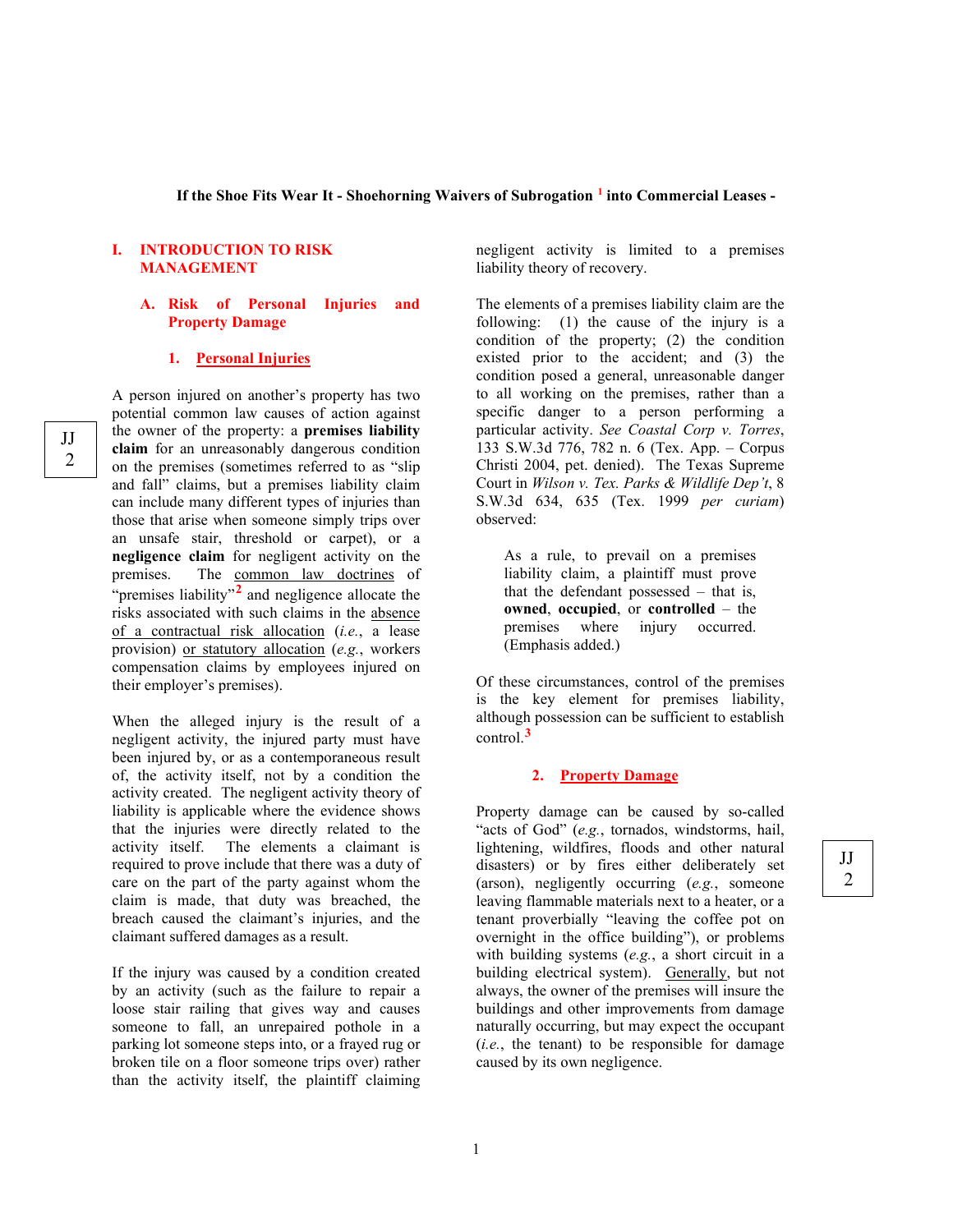**If the Shoe Fits Wear It - Shoehorning Waivers of Subrogation [1] into Commercial Leases -**

# I. INTRODUCTION TO RISK MANAGEMENT

## A. Risk of Personal Injuries and Property Damage

### 1. Personal Injuries

A person injured on another's property has two potential common law causes of action against the owner of the property: a **premises liability claim** for an unreasonably dangerous condition on the premises (sometimes referred to as "slip and fall" claims, but a premises liability claim can include many different types of injuries than those that arise when someone simply trips over an unsafe stair, threshold or carpet), or a **negligence claim** for negligent activity on the premises. The common law doctrines of "premises liability"[2] and negligence allocate the risks associated with such claims in the absence of a contractual risk allocation (*i.e.*, a lease provision) or statutory allocation (*e.g.*, workers compensation claims by employees injured on their employer's premises).

When the alleged injury is the result of a negligent activity, the injured party must have been injured by, or as a contemporaneous result of, the activity itself, not by a condition the activity created. The negligent activity theory of liability is applicable where the evidence shows that the injuries were directly related to the activity itself. The elements a claimant is required to prove include that there was a duty of care on the part of the party against whom the claim is made, that duty was breached, the breach caused the claimant's injuries, and the claimant suffered damages as a result.

If the injury was caused by a condition created by an activity (such as the failure to repair a loose stair railing that gives way and causes someone to fall, an unrepaired pothole in a parking lot someone steps into, or a frayed rug or broken tile on a floor someone trips over) rather than the activity itself, the plaintiff claiming negligent activity is limited to a premises liability theory of recovery.

The elements of a premises liability claim are the following: (1) the cause of the injury is a condition of the property; (2) the condition existed prior to the accident; and (3) the condition posed a general, unreasonable danger to all working on the premises, rather than a specific danger to a person performing a particular activity. *See Coastal Corp v. Torres*, 133 S.W.3d 776, 782 n. 6 (Tex. App. – Corpus Christi 2004, pet. denied). The Texas Supreme Court in *Wilson v. Tex. Parks & Wildlife Dep't*, 8 S.W.3d 634, 635 (Tex. 1999 *per curiam*) observed:

> As a rule, to prevail on a premises liability claim, a plaintiff must prove that the defendant possessed – that is, **owned**, **occupied**, or **controlled** – the premises where injury occurred. (Emphasis added.)

Of these circumstances, control of the premises is the key element for premises liability, although possession can be sufficient to establish control.[3]

### 2. Property Damage

Property damage can be caused by so-called "acts of God" (*e.g.*, tornados, windstorms, hail, lightening, wildfires, floods and other natural disasters) or by fires either deliberately set (arson), negligently occurring (*e.g.*, someone leaving flammable materials next to a heater, or a tenant proverbially "leaving the coffee pot on overnight in the office building"), or problems with building systems (*e.g.*, a short circuit in a building electrical system). Generally, but not always, the owner of the premises will insure the buildings and other improvements from damage naturally occurring, but may expect the occupant (*i.e.*, the tenant) to be responsible for damage caused by its own negligence.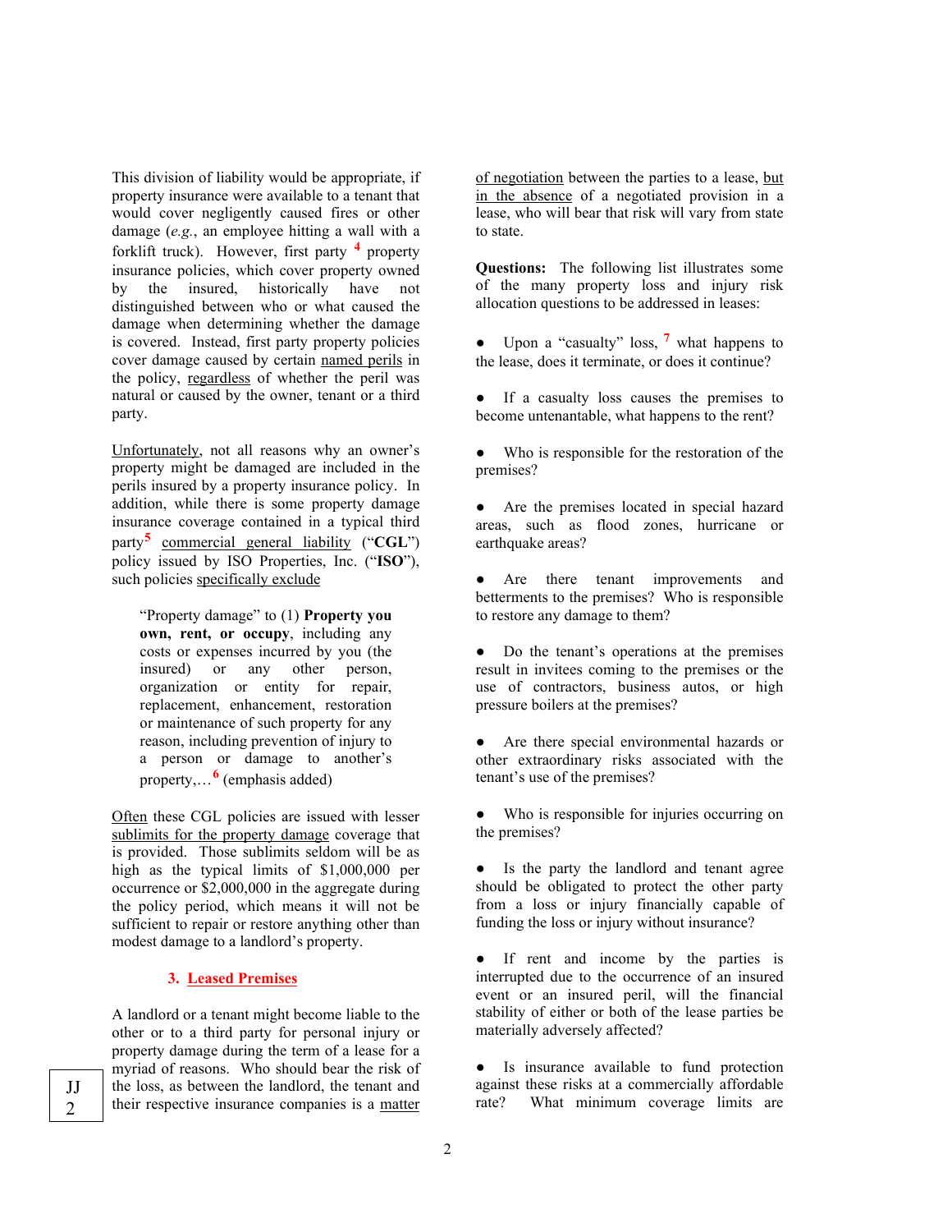This division of liability would be appropriate, if property insurance were available to a tenant that would cover negligently caused fires or other damage (*e.g.*, an employee hitting a wall with a forklift truck). However, first party [4] property insurance policies, which cover property owned by the insured, historically have not distinguished between who or what caused the damage when determining whether the damage is covered. Instead, first party property policies cover damage caused by certain named perils in the policy, regardless of whether the peril was natural or caused by the owner, tenant or a third party.

Unfortunately, not all reasons why an owner's property might be damaged are included in the perils insured by a property insurance policy. In addition, while there is some property damage insurance coverage contained in a typical third party[5] commercial general liability ("**CGL**") policy issued by ISO Properties, Inc. ("**ISO**"), such policies specifically exclude

> "Property damage" to (1) **Property you own, rent, or occupy**, including any costs or expenses incurred by you (the insured) or any other person, organization or entity for repair, replacement, enhancement, restoration or maintenance of such property for any reason, including prevention of injury to a person or damage to another's property,… [6] (emphasis added)

Often these CGL policies are issued with lesser sublimits for the property damage coverage that is provided. Those sublimits seldom will be as high as the typical limits of $1,000,000 per occurrence or $2,000,000 in the aggregate during the policy period, which means it will not be sufficient to repair or restore anything other than modest damage to a landlord's property.

### 3. Leased Premises

A landlord or a tenant might become liable to the other or to a third party for personal injury or property damage during the term of a lease for a myriad of reasons. Who should bear the risk of the loss, as between the landlord, the tenant and their respective insurance companies is a matter of negotiation between the parties to a lease, but in the absence of a negotiated provision in a lease, who will bear that risk will vary from state to state.

**Questions:** The following list illustrates some of the many property loss and injury risk allocation questions to be addressed in leases:

- Upon a "casualty" loss, [7] what happens to the lease, does it terminate, or does it continue?
- If a casualty loss causes the premises to become untenantable, what happens to the rent?
- Who is responsible for the restoration of the premises?
- Are the premises located in special hazard areas, such as flood zones, hurricane or earthquake areas?
- Are there tenant improvements and betterments to the premises? Who is responsible to restore any damage to them?
- Do the tenant's operations at the premises result in invitees coming to the premises or the use of contractors, business autos, or high pressure boilers at the premises?
- Are there special environmental hazards or other extraordinary risks associated with the tenant's use of the premises?
- Who is responsible for injuries occurring on the premises?
- Is the party the landlord and tenant agree should be obligated to protect the other party from a loss or injury financially capable of funding the loss or injury without insurance?
- If rent and income by the parties is interrupted due to the occurrence of an insured event or an insured peril, will the financial stability of either or both of the lease parties be materially adversely affected?
- Is insurance available to fund protection against these risks at a commercially affordable rate? What minimum coverage limits are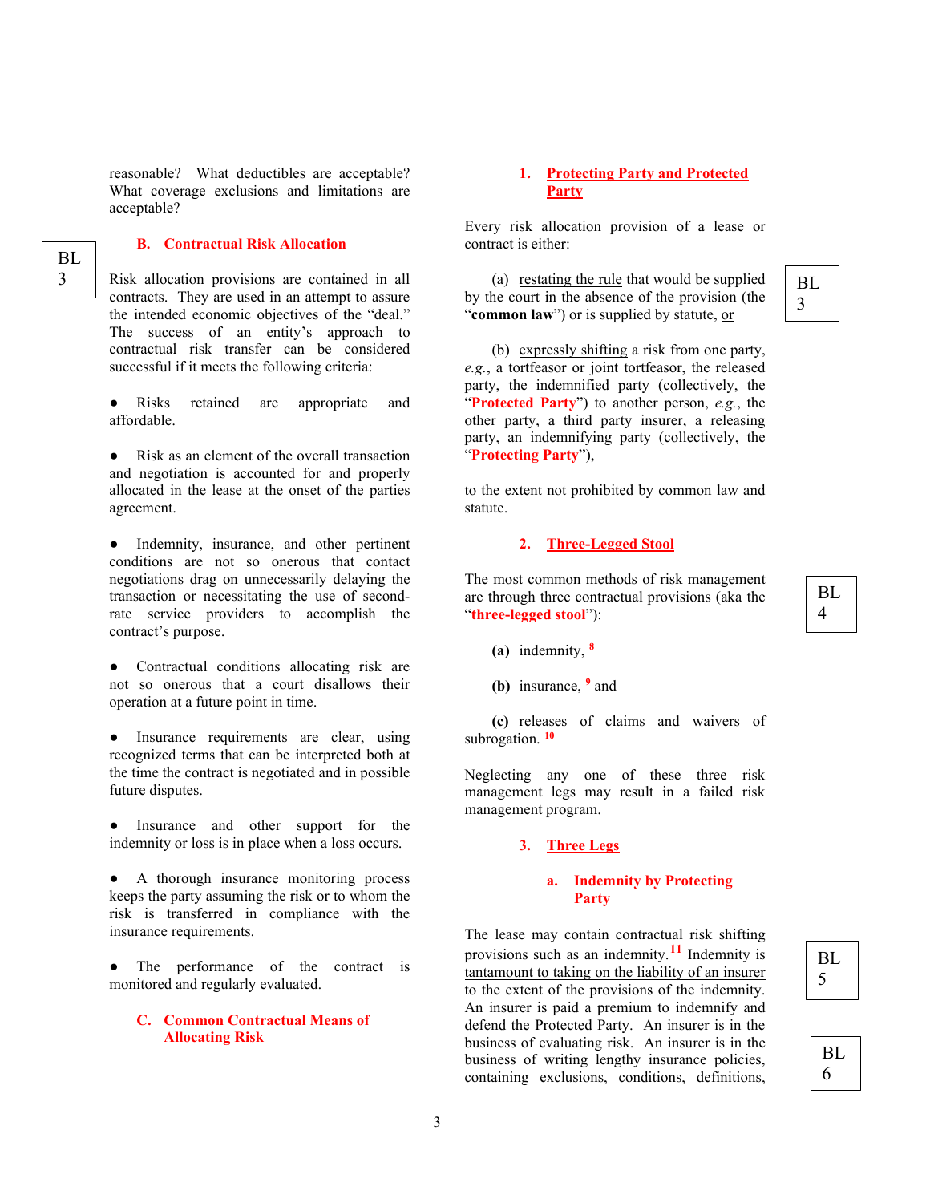reasonable? What deductibles are acceptable? What coverage exclusions and limitations are acceptable?

BL 3

### B. Contractual Risk Allocation

Risk allocation provisions are contained in all contracts. They are used in an attempt to assure the intended economic objectives of the "deal." The success of an entity's approach to contractual risk transfer can be considered successful if it meets the following criteria:

- Risks retained are appropriate and affordable.
- Risk as an element of the overall transaction and negotiation is accounted for and properly allocated in the lease at the onset of the parties agreement.
- Indemnity, insurance, and other pertinent conditions are not so onerous that contact negotiations drag on unnecessarily delaying the transaction or necessitating the use of second-rate service providers to accomplish the contract's purpose.
- Contractual conditions allocating risk are not so onerous that a court disallows their operation at a future point in time.
- Insurance requirements are clear, using recognized terms that can be interpreted both at the time the contract is negotiated and in possible future disputes.
- Insurance and other support for the indemnity or loss is in place when a loss occurs.
- A thorough insurance monitoring process keeps the party assuming the risk or to whom the risk is transferred in compliance with the insurance requirements.
- The performance of the contract is monitored and regularly evaluated.

### C. Common Contractual Means of Allocating Risk

#### 1. Protecting Party and Protected Party

Every risk allocation provision of a lease or contract is either:

(a) restating the rule that would be supplied by the court in the absence of the provision (the "**common law**") or is supplied by statute, or

BL 3

(b) expressly shifting a risk from one party, *e.g.*, a tortfeasor or joint tortfeasor, the released party, the indemnified party (collectively, the "**Protected Party**") to another person, *e.g.*, the other party, a third party insurer, a releasing party, an indemnifying party (collectively, the "**Protecting Party**"),

to the extent not prohibited by common law and statute.

#### 2. Three-Legged Stool

BL 4

The most common methods of risk management are through three contractual provisions (aka the "**three-legged stool**"):

**(a)** indemnity, [8]

**(b)** insurance, [9] and

**(c)** releases of claims and waivers of subrogation. [10]

Neglecting any one of these three risk management legs may result in a failed risk management program.

#### 3. Three Legs

##### a. Indemnity by Protecting Party

BL 5

The lease may contain contractual risk shifting provisions such as an indemnity.[11] Indemnity is tantamount to taking on the liability of an insurer to the extent of the provisions of the indemnity. An insurer is paid a premium to indemnify and defend the Protected Party. An insurer is in the business of evaluating risk. An insurer is in the business of writing lengthy insurance policies, containing exclusions, conditions, definitions,

BL 6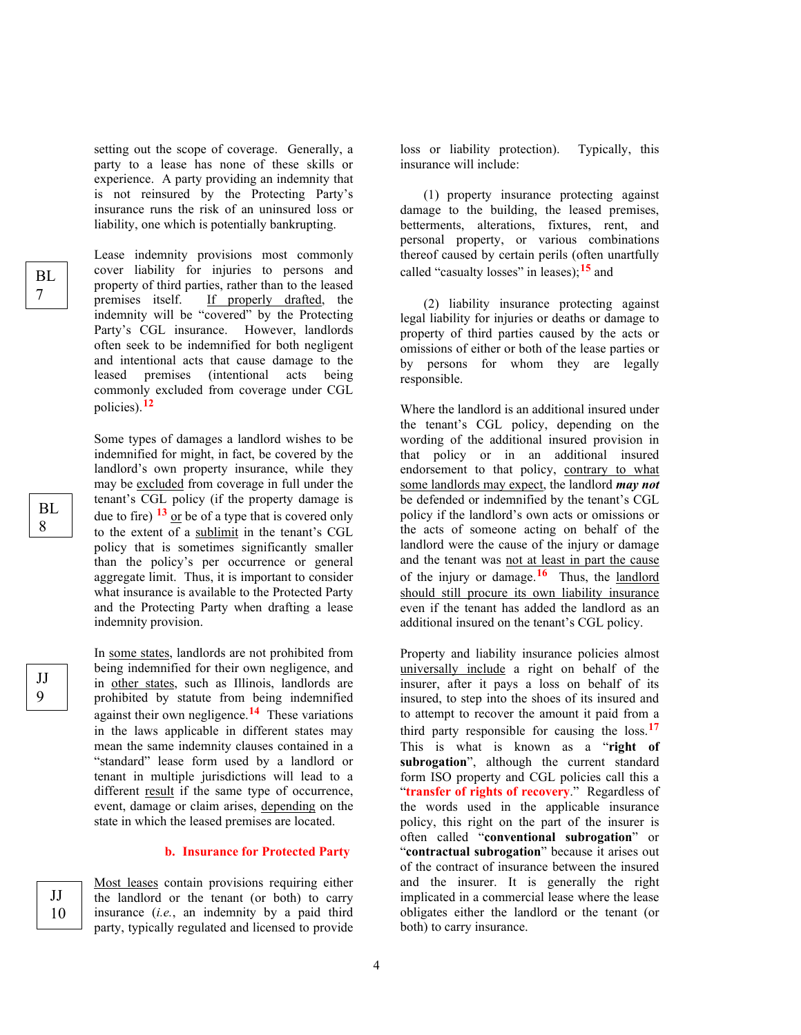setting out the scope of coverage. Generally, a party to a lease has none of these skills or experience. A party providing an indemnity that is not reinsured by the Protecting Party's insurance runs the risk of an uninsured loss or liability, one which is potentially bankrupting.

BL 7

Lease indemnity provisions most commonly cover liability for injuries to persons and property of third parties, rather than to the leased premises itself. If properly drafted, the indemnity will be "covered" by the Protecting Party's CGL insurance. However, landlords often seek to be indemnified for both negligent and intentional acts that cause damage to the leased premises (intentional acts being commonly excluded from coverage under CGL policies).[12]

BL 8

Some types of damages a landlord wishes to be indemnified for might, in fact, be covered by the landlord's own property insurance, while they may be excluded from coverage in full under the tenant's CGL policy (if the property damage is due to fire) [13] or be of a type that is covered only to the extent of a sublimit in the tenant's CGL policy that is sometimes significantly smaller than the policy's per occurrence or general aggregate limit. Thus, it is important to consider what insurance is available to the Protected Party and the Protecting Party when drafting a lease indemnity provision.

JJ 9

In some states, landlords are not prohibited from being indemnified for their own negligence, and in other states, such as Illinois, landlords are prohibited by statute from being indemnified against their own negligence.[14] These variations in the laws applicable in different states may mean the same indemnity clauses contained in a "standard" lease form used by a landlord or tenant in multiple jurisdictions will lead to a different result if the same type of occurrence, event, damage or claim arises, depending on the state in which the leased premises are located.

### b. Insurance for Protected Party

JJ 10

Most leases contain provisions requiring either the landlord or the tenant (or both) to carry insurance (*i.e.*, an indemnity by a paid third party, typically regulated and licensed to provide loss or liability protection). Typically, this insurance will include:

(1) property insurance protecting against damage to the building, the leased premises, betterments, alterations, fixtures, rent, and personal property, or various combinations thereof caused by certain perils (often unartfully called "casualty losses" in leases);[15] and

(2) liability insurance protecting against legal liability for injuries or deaths or damage to property of third parties caused by the acts or omissions of either or both of the lease parties or by persons for whom they are legally responsible.

Where the landlord is an additional insured under the tenant's CGL policy, depending on the wording of the additional insured provision in that policy or in an additional insured endorsement to that policy, contrary to what some landlords may expect, the landlord ***may not*** be defended or indemnified by the tenant's CGL policy if the landlord's own acts or omissions or the acts of someone acting on behalf of the landlord were the cause of the injury or damage and the tenant was not at least in part the cause of the injury or damage.[16] Thus, the landlord should still procure its own liability insurance even if the tenant has added the landlord as an additional insured on the tenant's CGL policy.

Property and liability insurance policies almost universally include a right on behalf of the insurer, after it pays a loss on behalf of its insured, to step into the shoes of its insured and to attempt to recover the amount it paid from a third party responsible for causing the loss.[17] This is what is known as a "**right of subrogation**", although the current standard form ISO property and CGL policies call this a "**transfer of rights of recovery**." Regardless of the words used in the applicable insurance policy, this right on the part of the insurer is often called "**conventional subrogation**" or "**contractual subrogation**" because it arises out of the contract of insurance between the insured and the insurer. It is generally the right implicated in a commercial lease where the lease obligates either the landlord or the tenant (or both) to carry insurance.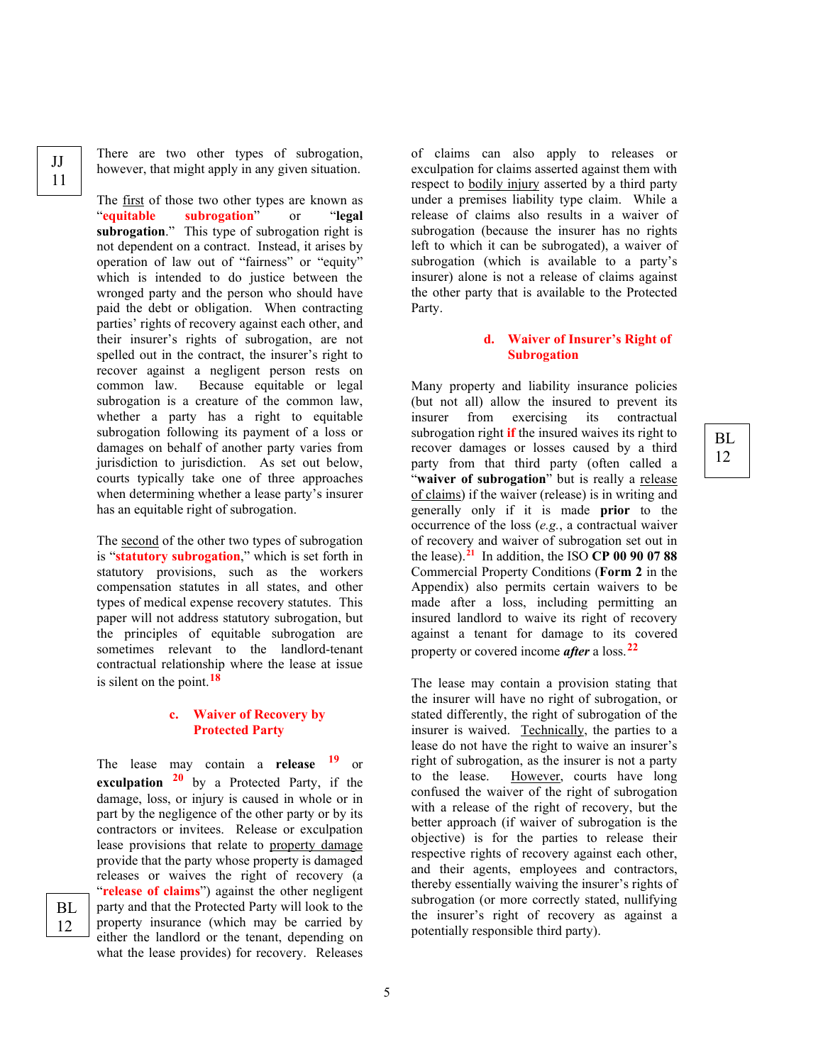JJ 11

There are two other types of subrogation, however, that might apply in any given situation.

The first of those two other types are known as "**equitable subrogation**" or "**legal subrogation**." This type of subrogation right is not dependent on a contract. Instead, it arises by operation of law out of "fairness" or "equity" which is intended to do justice between the wronged party and the person who should have paid the debt or obligation. When contracting parties' rights of recovery against each other, and their insurer's rights of subrogation, are not spelled out in the contract, the insurer's right to recover against a negligent person rests on common law. Because equitable or legal subrogation is a creature of the common law, whether a party has a right to equitable subrogation following its payment of a loss or damages on behalf of another party varies from jurisdiction to jurisdiction. As set out below, courts typically take one of three approaches when determining whether a lease party's insurer has an equitable right of subrogation.

The second of the other two types of subrogation is "**statutory subrogation**," which is set forth in statutory provisions, such as the workers compensation statutes in all states, and other types of medical expense recovery statutes. This paper will not address statutory subrogation, but the principles of equitable subrogation are sometimes relevant to the landlord-tenant contractual relationship where the lease at issue is silent on the point.[18]

### c. Waiver of Recovery by Protected Party

The lease may contain a **release** [19] or **exculpation** [20] by a Protected Party, if the damage, loss, or injury is caused in whole or in part by the negligence of the other party or by its contractors or invitees. Release or exculpation lease provisions that relate to property damage provide that the party whose property is damaged releases or waives the right of recovery (a "**release of claims**") against the other negligent party and that the Protected Party will look to the property insurance (which may be carried by either the landlord or the tenant, depending on what the lease provides) for recovery.

BL 12

Releases of claims can also apply to releases or exculpation for claims asserted against them with respect to bodily injury asserted by a third party under a premises liability type claim. While a release of claims also results in a waiver of subrogation (because the insurer has no rights left to which it can be subrogated), a waiver of subrogation (which is available to a party's insurer) alone is not a release of claims against the other party that is available to the Protected Party.

### d. Waiver of Insurer's Right of Subrogation

Many property and liability insurance policies (but not all) allow the insured to prevent its insurer from exercising its contractual subrogation right **if** the insured waives its right to recover damages or losses caused by a third party from that third party (often called a "**waiver of subrogation**" but is really a release of claims) if the waiver (release) is in writing and generally only if it is made **prior** to the occurrence of the loss (*e.g.*, a contractual waiver of recovery and waiver of subrogation set out in the lease).[21] In addition, the ISO **CP 00 90 07 88** Commercial Property Conditions (**Form 2** in the Appendix) also permits certain waivers to be made after a loss, including permitting an insured landlord to waive its right of recovery against a tenant for damage to its covered property or covered income ***after*** a loss.[22]

BL 12

The lease may contain a provision stating that the insurer will have no right of subrogation, or stated differently, the right of subrogation of the insurer is waived. Technically, the parties to a lease do not have the right to waive an insurer's right of subrogation, as the insurer is not a party to the lease. However, courts have long confused the waiver of the right of subrogation with a release of the right of recovery, but the better approach (if waiver of subrogation is the objective) is for the parties to release their respective rights of recovery against each other, and their agents, employees and contractors, thereby essentially waiving the insurer's rights of subrogation (or more correctly stated, nullifying the insurer's right of recovery as against a potentially responsible third party).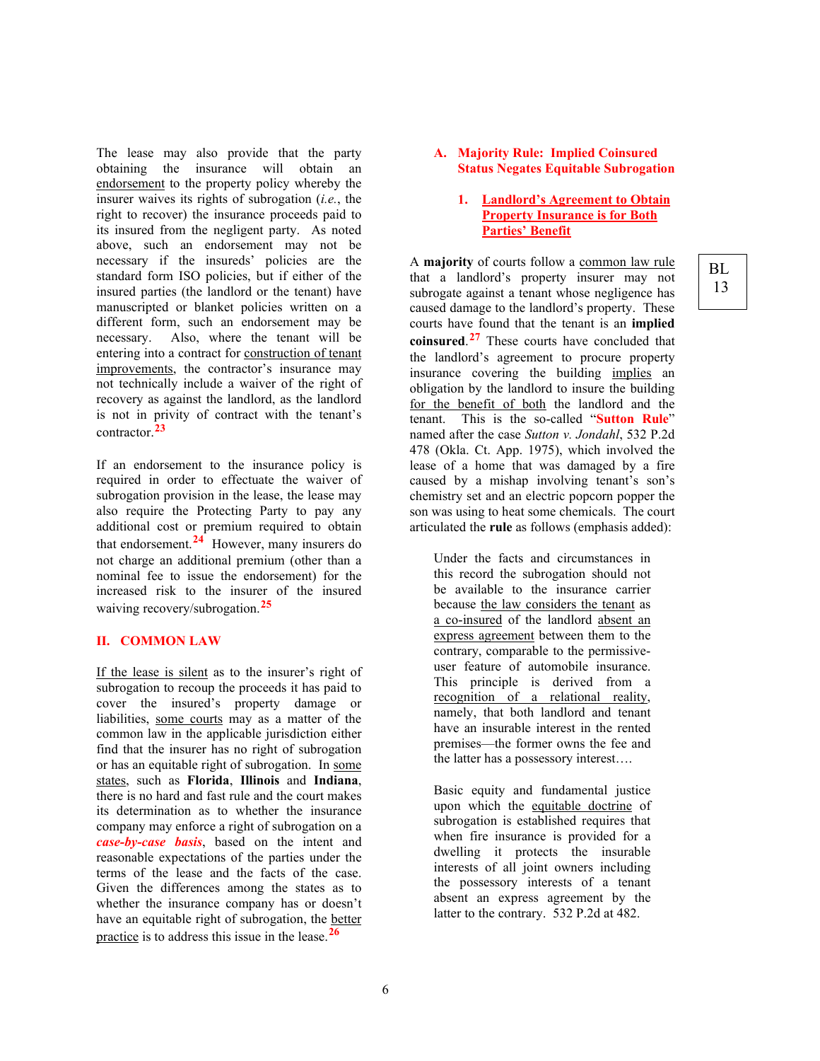The lease may also provide that the party obtaining the insurance will obtain an endorsement to the property policy whereby the insurer waives its rights of subrogation (*i.e.*, the right to recover) the insurance proceeds paid to its insured from the negligent party. As noted above, such an endorsement may not be necessary if the insureds' policies are the standard form ISO policies, but if either of the insured parties (the landlord or the tenant) have manuscripted or blanket policies written on a different form, such an endorsement may be necessary. Also, where the tenant will be entering into a contract for construction of tenant improvements, the contractor's insurance may not technically include a waiver of the right of recovery as against the landlord, as the landlord is not in privity of contract with the tenant's contractor.[23]

If an endorsement to the insurance policy is required in order to effectuate the waiver of subrogation provision in the lease, the lease may also require the Protecting Party to pay any additional cost or premium required to obtain that endorsement.[24] However, many insurers do not charge an additional premium (other than a nominal fee to issue the endorsement) for the increased risk to the insurer of the insured waiving recovery/subrogation.[25]

## II. COMMON LAW

If the lease is silent as to the insurer's right of subrogation to recoup the proceeds it has paid to cover the insured's property damage or liabilities, some courts may as a matter of the common law in the applicable jurisdiction either find that the insurer has no right of subrogation or has an equitable right of subrogation. In some states, such as **Florida**, **Illinois** and **Indiana**, there is no hard and fast rule and the court makes its determination as to whether the insurance company may enforce a right of subrogation on a ***case-by-case basis***, based on the intent and reasonable expectations of the parties under the terms of the lease and the facts of the case. Given the differences among the states as to whether the insurance company has or doesn't have an equitable right of subrogation, the better practice is to address this issue in the lease.[26]

### A. Majority Rule: Implied Coinsured Status Negates Equitable Subrogation

#### 1. Landlord's Agreement to Obtain Property Insurance is for Both Parties' Benefit

BL 13

A **majority** of courts follow a common law rule that a landlord's property insurer may not subrogate against a tenant whose negligence has caused damage to the landlord's property. These courts have found that the tenant is an **implied coinsured**.[27] These courts have concluded that the landlord's agreement to procure property insurance covering the building implies an obligation by the landlord to insure the building for the benefit of both the landlord and the tenant. This is the so-called "**Sutton Rule**" named after the case *Sutton v. Jondahl*, 532 P.2d 478 (Okla. Ct. App. 1975), which involved the lease of a home that was damaged by a fire caused by a mishap involving tenant's son's chemistry set and an electric popcorn popper the son was using to heat some chemicals. The court articulated the **rule** as follows (emphasis added):

> Under the facts and circumstances in this record the subrogation should not be available to the insurance carrier because the law considers the tenant as a co-insured of the landlord absent an express agreement between them to the contrary, comparable to the permissive-user feature of automobile insurance. This principle is derived from a recognition of a relational reality, namely, that both landlord and tenant have an insurable interest in the rented premises—the former owns the fee and the latter has a possessory interest….
>
> Basic equity and fundamental justice upon which the equitable doctrine of subrogation is established requires that when fire insurance is provided for a dwelling it protects the insurable interests of all joint owners including the possessory interests of a tenant absent an express agreement by the latter to the contrary. 532 P.2d at 482.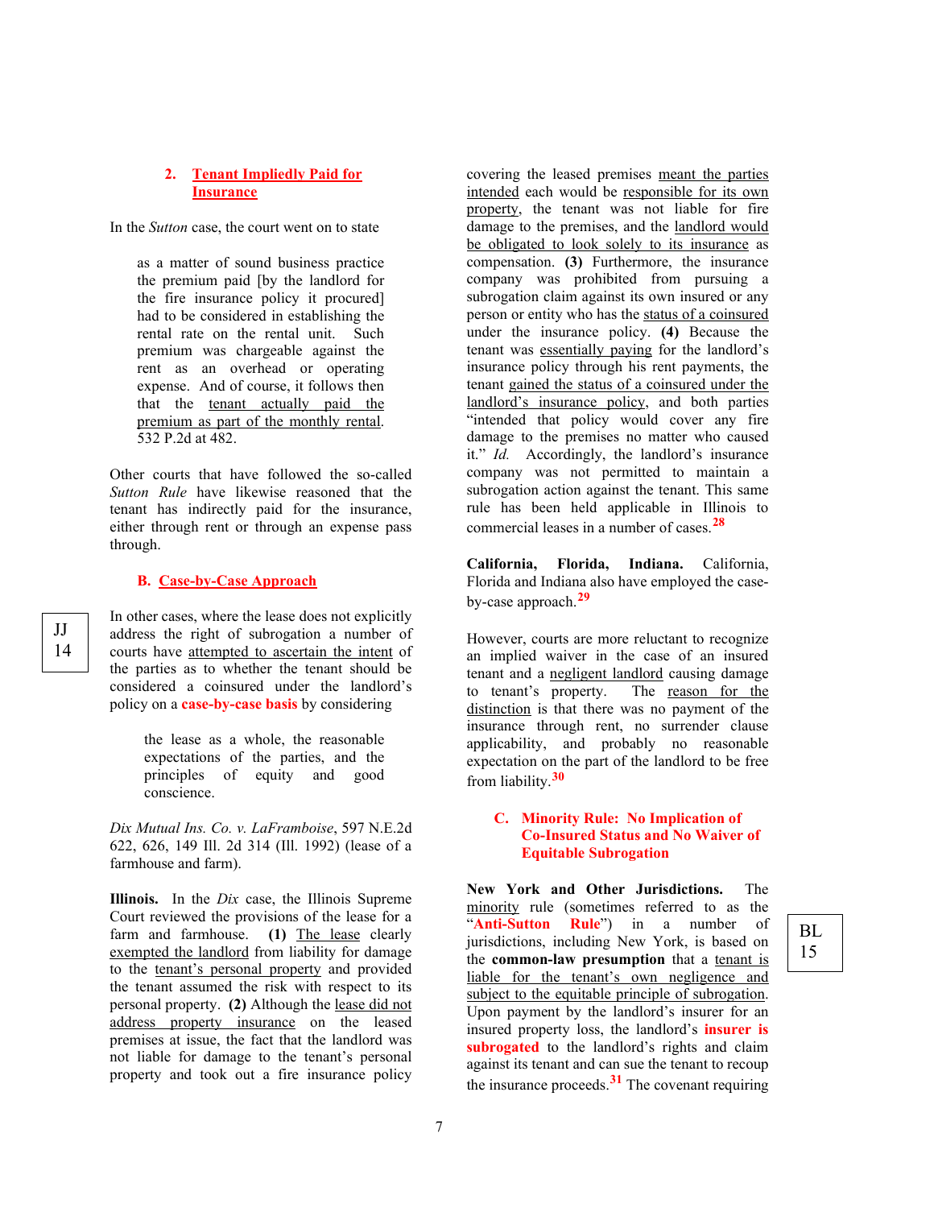### 2. Tenant Impliedly Paid for Insurance

In the *Sutton* case, the court went on to state

> as a matter of sound business practice the premium paid [by the landlord for the fire insurance policy it procured] had to be considered in establishing the rental rate on the rental unit. Such premium was chargeable against the rent as an overhead or operating expense. And of course, it follows then that the tenant actually paid the premium as part of the monthly rental. 532 P.2d at 482.

Other courts that have followed the so-called *Sutton Rule* have likewise reasoned that the tenant has indirectly paid for the insurance, either through rent or through an expense pass through.

## B. Case-by-Case Approach

JJ 14

In other cases, where the lease does not explicitly address the right of subrogation a number of courts have attempted to ascertain the intent of the parties as to whether the tenant should be considered a coinsured under the landlord's policy on a **case-by-case basis** by considering

> the lease as a whole, the reasonable expectations of the parties, and the principles of equity and good conscience.

*Dix Mutual Ins. Co. v. LaFramboise*, 597 N.E.2d 622, 626, 149 Ill. 2d 314 (Ill. 1992) (lease of a farmhouse and farm).

**Illinois.** In the *Dix* case, the Illinois Supreme Court reviewed the provisions of the lease for a farm and farmhouse. **(1)** The lease clearly exempted the landlord from liability for damage to the tenant's personal property and provided the tenant assumed the risk with respect to its personal property. **(2)** Although the lease did not address property insurance on the leased premises at issue, the fact that the landlord was not liable for damage to the tenant's personal property and took out a fire insurance policy covering the leased premises meant the parties intended each would be responsible for its own property, the tenant was not liable for fire damage to the premises, and the landlord would be obligated to look solely to its insurance as compensation. **(3)** Furthermore, the insurance company was prohibited from pursuing a subrogation claim against its own insured or any person or entity who has the status of a coinsured under the insurance policy. **(4)** Because the tenant was essentially paying for the landlord's insurance policy through his rent payments, the tenant gained the status of a coinsured under the landlord's insurance policy, and both parties "intended that policy would cover any fire damage to the premises no matter who caused it." *Id.* Accordingly, the landlord's insurance company was not permitted to maintain a subrogation action against the tenant. This same rule has been held applicable in Illinois to commercial leases in a number of cases.[28]

**California, Florida, Indiana.** California, Florida and Indiana also have employed the case-by-case approach.[29]

However, courts are more reluctant to recognize an implied waiver in the case of an insured tenant and a negligent landlord causing damage to tenant's property. The reason for the distinction is that there was no payment of the insurance through rent, no surrender clause applicability, and probably no reasonable expectation on the part of the landlord to be free from liability.[30]

## C. Minority Rule: No Implication of Co-Insured Status and No Waiver of Equitable Subrogation

BL 15

**New York and Other Jurisdictions.** The minority rule (sometimes referred to as the "**Anti-Sutton Rule**") in a number of jurisdictions, including New York, is based on the **common-law presumption** that a tenant is liable for the tenant's own negligence and subject to the equitable principle of subrogation. Upon payment by the landlord's insurer for an insured property loss, the landlord's **insurer is subrogated** to the landlord's rights and claim against its tenant and can sue the tenant to recoup the insurance proceeds.[31] The covenant requiring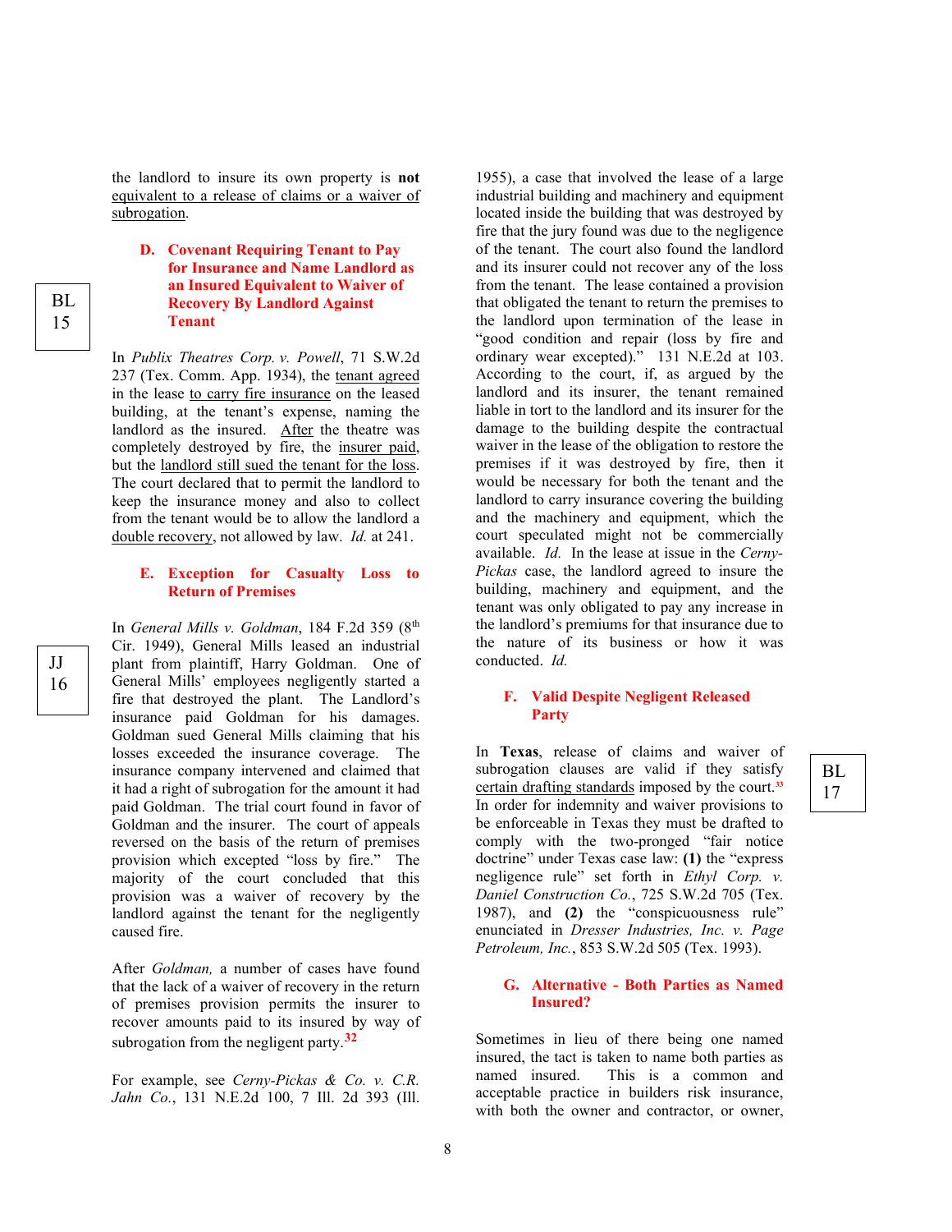the landlord to insure its own property is **not** equivalent to a release of claims or a waiver of subrogation.

### D. Covenant Requiring Tenant to Pay for Insurance and Name Landlord as an Insured Equivalent to Waiver of Recovery By Landlord Against Tenant

BL 15

In *Publix Theatres Corp. v. Powell*, 71 S.W.2d 237 (Tex. Comm. App. 1934), the tenant agreed in the lease to carry fire insurance on the leased building, at the tenant's expense, naming the landlord as the insured. After the theatre was completely destroyed by fire, the insurer paid, but the landlord still sued the tenant for the loss. The court declared that to permit the landlord to keep the insurance money and also to collect from the tenant would be to allow the landlord a double recovery, not allowed by law. *Id.* at 241.

### E. Exception for Casualty Loss to Return of Premises

JJ 16

In *General Mills v. Goldman*, 184 F.2d 359 (8th Cir. 1949), General Mills leased an industrial plant from plaintiff, Harry Goldman. One of General Mills' employees negligently started a fire that destroyed the plant. The Landlord's insurance paid Goldman for his damages. Goldman sued General Mills claiming that his losses exceeded the insurance coverage. The insurance company intervened and claimed that it had a right of subrogation for the amount it had paid Goldman. The trial court found in favor of Goldman and the insurer. The court of appeals reversed on the basis of the return of premises provision which excepted "loss by fire." The majority of the court concluded that this provision was a waiver of recovery by the landlord against the tenant for the negligently caused fire.

After *Goldman,* a number of cases have found that the lack of a waiver of recovery in the return of premises provision permits the insurer to recover amounts paid to its insured by way of subrogation from the negligent party.[32]

For example, see *Cerny-Pickas & Co. v. C.R. Jahn Co.*, 131 N.E.2d 100, 7 Ill. 2d 393 (Ill. 1955), a case that involved the lease of a large industrial building and machinery and equipment located inside the building that was destroyed by fire that the jury found was due to the negligence of the tenant. The court also found the landlord and its insurer could not recover any of the loss from the tenant. The lease contained a provision that obligated the tenant to return the premises to the landlord upon termination of the lease in "good condition and repair (loss by fire and ordinary wear excepted)." 131 N.E.2d at 103. According to the court, if, as argued by the landlord and its insurer, the tenant remained liable in tort to the landlord and its insurer for the damage to the building despite the contractual waiver in the lease of the obligation to restore the premises if it was destroyed by fire, then it would be necessary for both the tenant and the landlord to carry insurance covering the building and the machinery and equipment, which the court speculated might not be commercially available. *Id.* In the lease at issue in the *Cerny-Pickas* case, the landlord agreed to insure the building, machinery and equipment, and the tenant was only obligated to pay any increase in the landlord's premiums for that insurance due to the nature of its business or how it was conducted. *Id.*

### F. Valid Despite Negligent Released Party

BL 17

In **Texas**, release of claims and waiver of subrogation clauses are valid if they satisfy certain drafting standards imposed by the court.[33] In order for indemnity and waiver provisions to be enforceable in Texas they must be drafted to comply with the two-pronged "fair notice doctrine" under Texas case law: **(1)** the "express negligence rule" set forth in *Ethyl Corp. v. Daniel Construction Co.*, 725 S.W.2d 705 (Tex. 1987), and **(2)** the "conspicuousness rule" enunciated in *Dresser Industries, Inc. v. Page Petroleum, Inc.*, 853 S.W.2d 505 (Tex. 1993).

### G. Alternative - Both Parties as Named Insured?

Sometimes in lieu of there being one named insured, the tact is taken to name both parties as named insured. This is a common and acceptable practice in builders risk insurance, with both the owner and contractor, or owner,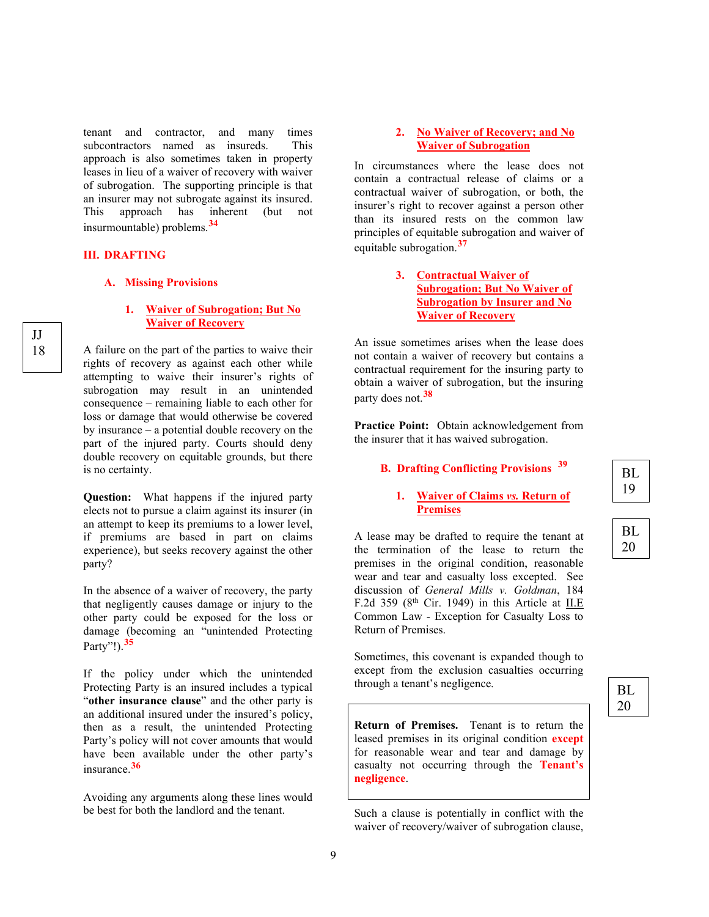tenant and contractor, and many times subcontractors named as insureds. This approach is also sometimes taken in property leases in lieu of a waiver of recovery with waiver of subrogation. The supporting principle is that an insurer may not subrogate against its insured. This approach has inherent (but not insurmountable) problems.[34]

## III. DRAFTING

### A. Missing Provisions

#### 1. Waiver of Subrogation; But No Waiver of Recovery

JJ 18

A failure on the part of the parties to waive their rights of recovery as against each other while attempting to waive their insurer's rights of subrogation may result in an unintended consequence – remaining liable to each other for loss or damage that would otherwise be covered by insurance – a potential double recovery on the part of the injured party. Courts should deny double recovery on equitable grounds, but there is no certainty.

**Question:** What happens if the injured party elects not to pursue a claim against its insurer (in an attempt to keep its premiums to a lower level, if premiums are based in part on claims experience), but seeks recovery against the other party?

In the absence of a waiver of recovery, the party that negligently causes damage or injury to the other party could be exposed for the loss or damage (becoming an "unintended Protecting Party"!).[35]

If the policy under which the unintended Protecting Party is an insured includes a typical "**other insurance clause**" and the other party is an additional insured under the insured's policy, then as a result, the unintended Protecting Party's policy will not cover amounts that would have been available under the other party's insurance.[36]

Avoiding any arguments along these lines would be best for both the landlord and the tenant.

#### 2. No Waiver of Recovery; and No Waiver of Subrogation

In circumstances where the lease does not contain a contractual release of claims or a contractual waiver of subrogation, or both, the insurer's right to recover against a person other than its insured rests on the common law principles of equitable subrogation and waiver of equitable subrogation.[37]

#### 3. Contractual Waiver of Subrogation; But No Waiver of Subrogation by Insurer and No Waiver of Recovery

An issue sometimes arises when the lease does not contain a waiver of recovery but contains a contractual requirement for the insuring party to obtain a waiver of subrogation, but the insuring party does not.[38]

**Practice Point:** Obtain acknowledgement from the insurer that it has waived subrogation.

### B. Drafting Conflicting Provisions [39]

BL 19

#### 1. Waiver of Claims *vs.* Return of Premises

BL 20

A lease may be drafted to require the tenant at the termination of the lease to return the premises in the original condition, reasonable wear and tear and casualty loss excepted. See discussion of *General Mills v. Goldman*, 184 F.2d 359 (8th Cir. 1949) in this Article at II.E Common Law - Exception for Casualty Loss to Return of Premises.

Sometimes, this covenant is expanded though to except from the exclusion casualties occurring through a tenant's negligence.

BL 20

> **Return of Premises.** Tenant is to return the leased premises in its original condition **except** for reasonable wear and tear and damage by casualty not occurring through the **Tenant's negligence**.

Such a clause is potentially in conflict with the waiver of recovery/waiver of subrogation clause,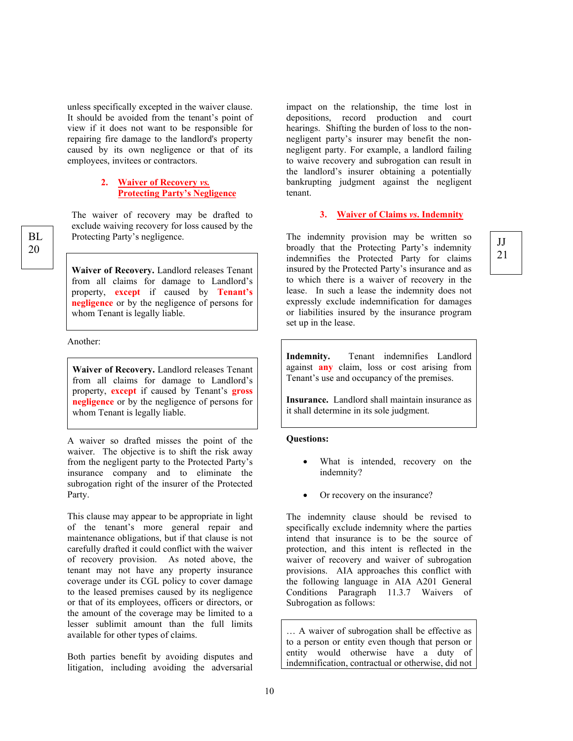unless specifically excepted in the waiver clause. It should be avoided from the tenant's point of view if it does not want to be responsible for repairing fire damage to the landlord's property caused by its own negligence or that of its employees, invitees or contractors.

### 2. Waiver of Recovery *vs.* Protecting Party's Negligence

BL 20

The waiver of recovery may be drafted to exclude waiving recovery for loss caused by the Protecting Party's negligence.

> **Waiver of Recovery.** Landlord releases Tenant from all claims for damage to Landlord's property, **except** if caused by **Tenant's negligence** or by the negligence of persons for whom Tenant is legally liable.

Another:

> **Waiver of Recovery.** Landlord releases Tenant from all claims for damage to Landlord's property, **except** if caused by Tenant's **gross negligence** or by the negligence of persons for whom Tenant is legally liable.

A waiver so drafted misses the point of the waiver. The objective is to shift the risk away from the negligent party to the Protected Party's insurance company and to eliminate the subrogation right of the insurer of the Protected Party.

This clause may appear to be appropriate in light of the tenant's more general repair and maintenance obligations, but if that clause is not carefully drafted it could conflict with the waiver of recovery provision. As noted above, the tenant may not have any property insurance coverage under its CGL policy to cover damage to the leased premises caused by its negligence or that of its employees, officers or directors, or the amount of the coverage may be limited to a lesser sublimit amount than the full limits available for other types of claims.

Both parties benefit by avoiding disputes and litigation, including avoiding the adversarial impact on the relationship, the time lost in depositions, record production and court hearings. Shifting the burden of loss to the non-negligent party's insurer may benefit the non-negligent party. For example, a landlord failing to waive recovery and subrogation can result in the landlord's insurer obtaining a potentially bankrupting judgment against the negligent tenant.

### 3. Waiver of Claims *vs.* Indemnity

JJ 21

The indemnity provision may be written so broadly that the Protecting Party's indemnity indemnifies the Protected Party for claims insured by the Protected Party's insurance and as to which there is a waiver of recovery in the lease. In such a lease the indemnity does not expressly exclude indemnification for damages or liabilities insured by the insurance program set up in the lease.

> **Indemnity.** Tenant indemnifies Landlord against **any** claim, loss or cost arising from Tenant's use and occupancy of the premises.
>
> **Insurance.** Landlord shall maintain insurance as it shall determine in its sole judgment.

**Questions:**

- What is intended, recovery on the indemnity?
- Or recovery on the insurance?

The indemnity clause should be revised to specifically exclude indemnity where the parties intend that insurance is to be the source of protection, and this intent is reflected in the waiver of recovery and waiver of subrogation provisions. AIA approaches this conflict with the following language in AIA A201 General Conditions Paragraph 11.3.7 Waivers of Subrogation as follows:

> … A waiver of subrogation shall be effective as to a person or entity even though that person or entity would otherwise have a duty of indemnification, contractual or otherwise, did not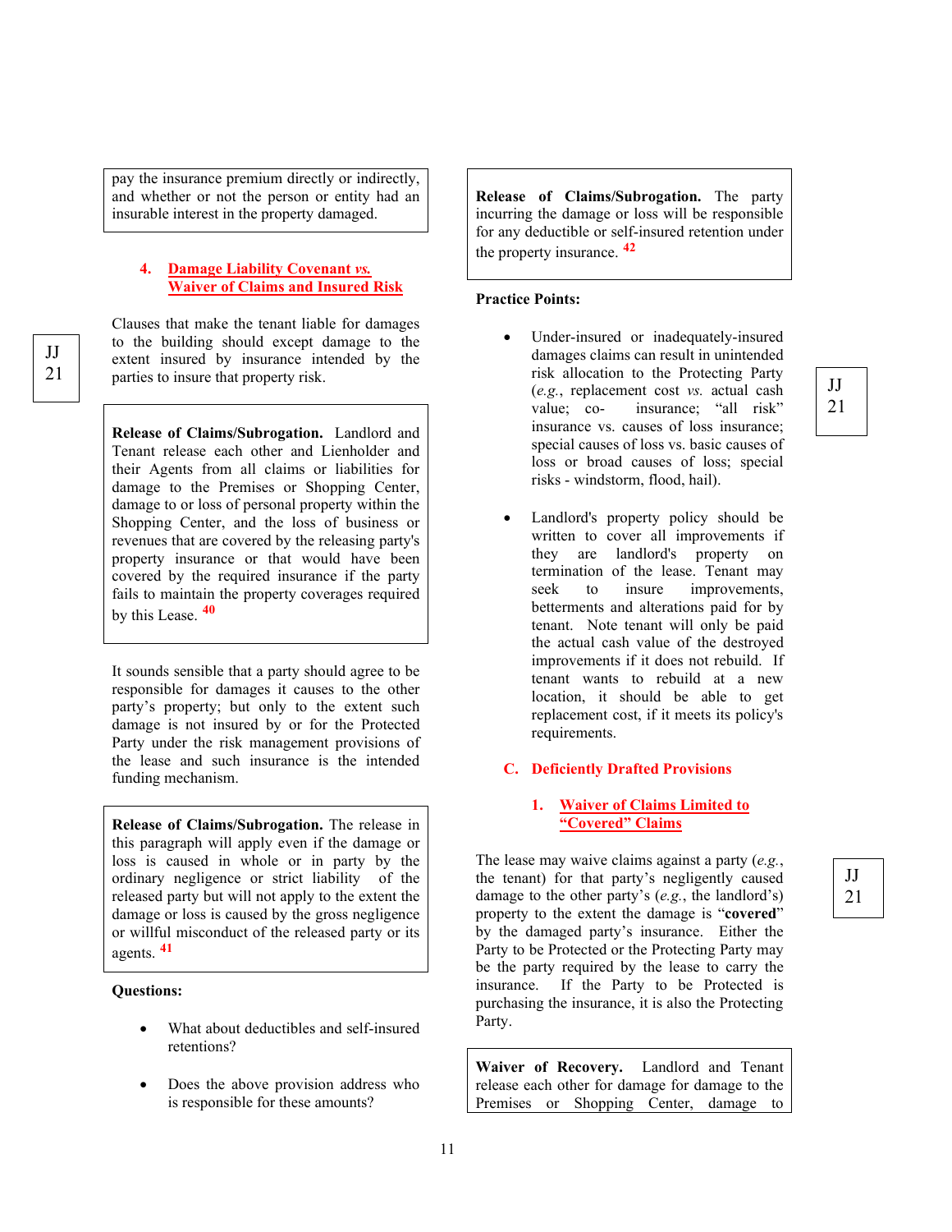pay the insurance premium directly or indirectly, and whether or not the person or entity had an insurable interest in the property damaged.

### 4. Damage Liability Covenant *vs.* Waiver of Claims and Insured Risk

JJ 21

Clauses that make the tenant liable for damages to the building should except damage to the extent insured by insurance intended by the parties to insure that property risk.

> **Release of Claims/Subrogation.** Landlord and Tenant release each other and Lienholder and their Agents from all claims or liabilities for damage to the Premises or Shopping Center, damage to or loss of personal property within the Shopping Center, and the loss of business or revenues that are covered by the releasing party's property insurance or that would have been covered by the required insurance if the party fails to maintain the property coverages required by this Lease. [40]

It sounds sensible that a party should agree to be responsible for damages it causes to the other party's property; but only to the extent such damage is not insured by or for the Protected Party under the risk management provisions of the lease and such insurance is the intended funding mechanism.

> **Release of Claims/Subrogation.** The release in this paragraph will apply even if the damage or loss is caused in whole or in party by the ordinary negligence or strict liability of the released party but will not apply to the extent the damage or loss is caused by the gross negligence or willful misconduct of the released party or its agents. [41]

**Questions:**

- What about deductibles and self-insured retentions?
- Does the above provision address who is responsible for these amounts?

> **Release of Claims/Subrogation.** The party incurring the damage or loss will be responsible for any deductible or self-insured retention under the property insurance. [42]

**Practice Points:**

JJ 21

- Under-insured or inadequately-insured damages claims can result in unintended risk allocation to the Protecting Party (*e.g.*, replacement cost *vs.* actual cash value; co- insurance; "all risk" insurance vs. causes of loss insurance; special causes of loss vs. basic causes of loss or broad causes of loss; special risks - windstorm, flood, hail).
- Landlord's property policy should be written to cover all improvements if they are landlord's property on termination of the lease. Tenant may seek to insure improvements, betterments and alterations paid for by tenant. Note tenant will only be paid the actual cash value of the destroyed improvements if it does not rebuild. If tenant wants to rebuild at a new location, it should be able to get replacement cost, if it meets its policy's requirements.

## C. Deficiently Drafted Provisions

### 1. Waiver of Claims Limited to "Covered" Claims

JJ 21

The lease may waive claims against a party (*e.g.*, the tenant) for that party's negligently caused damage to the other party's (*e.g.*, the landlord's) property to the extent the damage is "**covered**" by the damaged party's insurance. Either the Party to be Protected or the Protecting Party may be the party required by the lease to carry the insurance. If the Party to be Protected is purchasing the insurance, it is also the Protecting Party.

> **Waiver of Recovery.** Landlord and Tenant release each other for damage to the Premises or Shopping Center, damage to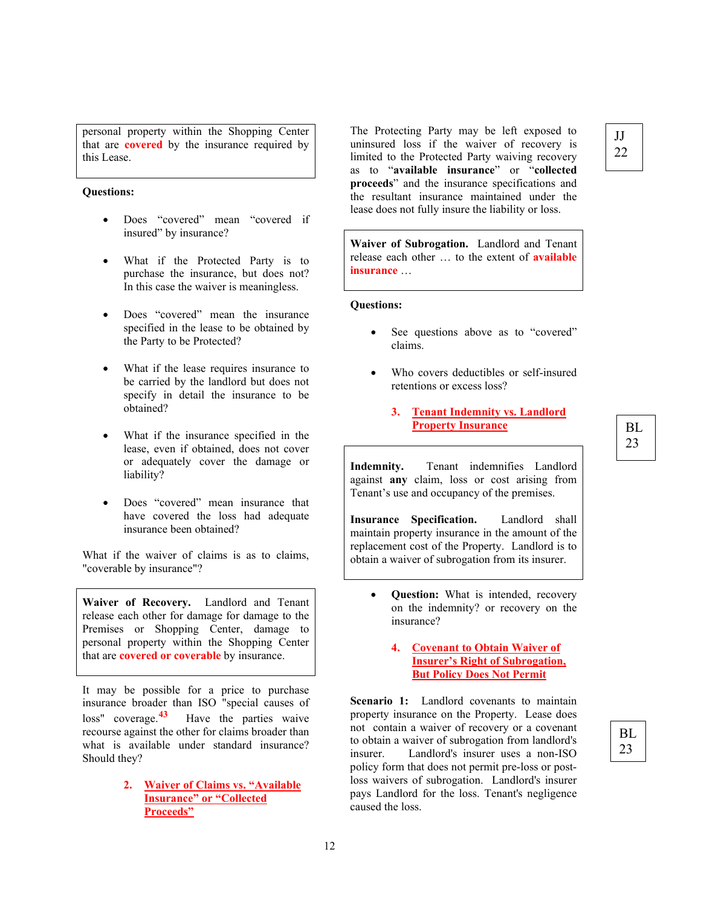> personal property within the Shopping Center that are **covered** by the insurance required by this Lease.

**Questions:**

- Does "covered" mean "covered if insured" by insurance?
- What if the Protected Party is to purchase the insurance, but does not? In this case the waiver is meaningless.
- Does "covered" mean the insurance specified in the lease to be obtained by the Party to be Protected?
- What if the lease requires insurance to be carried by the landlord but does not specify in detail the insurance to be obtained?
- What if the insurance specified in the lease, even if obtained, does not cover or adequately cover the damage or liability?
- Does "covered" mean insurance that have covered the loss had adequate insurance been obtained?

What if the waiver of claims is as to claims, "coverable by insurance"?

> **Waiver of Recovery.** Landlord and Tenant release each other for damage for damage to the Premises or Shopping Center, damage to personal property within the Shopping Center that are **covered or coverable** by insurance.

It may be possible for a price to purchase insurance broader than ISO "special causes of loss" coverage.[43] Have the parties waive recourse against the other for claims broader than what is available under standard insurance? Should they?

### 2. Waiver of Claims vs. "Available Insurance" or "Collected Proceeds"

JJ 22

The Protecting Party may be left exposed to uninsured loss if the waiver of recovery is limited to the Protected Party waiving recovery as to "**available insurance**" or "**collected proceeds**" and the insurance specifications and the resultant insurance maintained under the lease does not fully insure the liability or loss.

> **Waiver of Subrogation.** Landlord and Tenant release each other … to the extent of **available insurance** …

**Questions:**

- See questions above as to "covered" claims.
- Who covers deductibles or self-insured retentions or excess loss?

### 3. Tenant Indemnity vs. Landlord Property Insurance

BL 23

> **Indemnity.** Tenant indemnifies Landlord against **any** claim, loss or cost arising from Tenant's use and occupancy of the premises.
>
> **Insurance Specification.** Landlord shall maintain property insurance in the amount of the replacement cost of the Property. Landlord is to obtain a waiver of subrogation from its insurer.

- **Question:** What is intended, recovery on the indemnity? or recovery on the insurance?

### 4. Covenant to Obtain Waiver of Insurer's Right of Subrogation, But Policy Does Not Permit

BL 23

**Scenario 1:** Landlord covenants to maintain property insurance on the Property. Lease does not contain a waiver of recovery or a covenant to obtain a waiver of subrogation from landlord's insurer. Landlord's insurer uses a non-ISO policy form that does not permit pre-loss or post-loss waivers of subrogation. Landlord's insurer pays Landlord for the loss. Tenant's negligence caused the loss.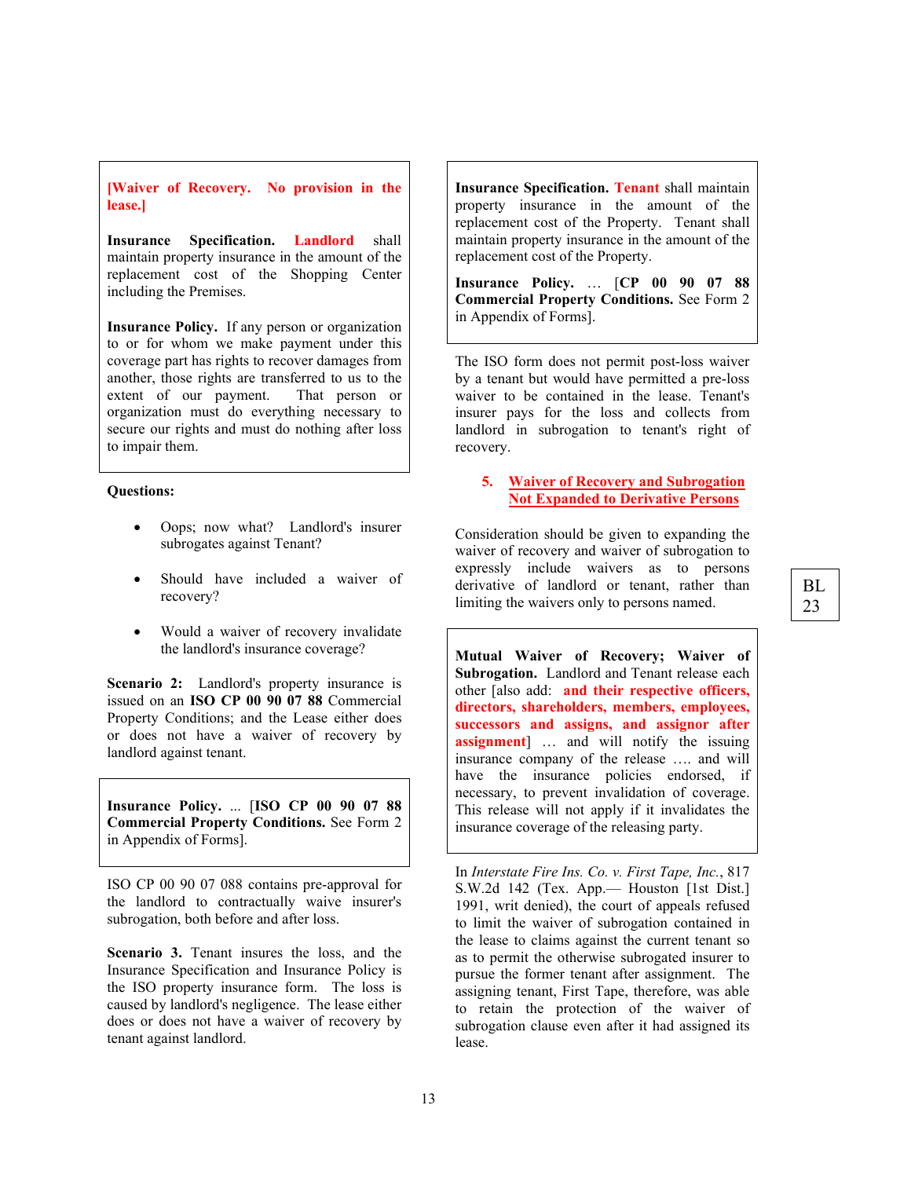**[Waiver of Recovery. No provision in the lease.]**

**Insurance Specification.** **Landlord** shall maintain property insurance in the amount of the replacement cost of the Shopping Center including the Premises.

**Insurance Policy.** If any person or organization to or for whom we make payment under this coverage part has rights to recover damages from another, those rights are transferred to us to the extent of our payment. That person or organization must do everything necessary to secure our rights and must do nothing after loss to impair them.

**Questions:**

- Oops; now what? Landlord's insurer subrogates against Tenant?
- Should have included a waiver of recovery?
- Would a waiver of recovery invalidate the landlord's insurance coverage?

**Scenario 2:** Landlord's property insurance is issued on an **ISO CP 00 90 07 88** Commercial Property Conditions; and the Lease either does or does not have a waiver of recovery by landlord against tenant.

**Insurance Policy.** ... [**ISO CP 00 90 07 88 Commercial Property Conditions.** See Form 2 in Appendix of Forms].

ISO CP 00 90 07 088 contains pre-approval for the landlord to contractually waive insurer's subrogation, both before and after loss.

**Scenario 3.** Tenant insures the loss, and the Insurance Specification and Insurance Policy is the ISO property insurance form. The loss is caused by landlord's negligence. The lease either does or does not have a waiver of recovery by tenant against landlord.

**Insurance Specification.** **Tenant** shall maintain property insurance in the amount of the replacement cost of the Property. Tenant shall maintain property insurance in the amount of the replacement cost of the Property.

**Insurance Policy.** … [**CP 00 90 07 88 Commercial Property Conditions.** See Form 2 in Appendix of Forms].

The ISO form does not permit post-loss waiver by a tenant but would have permitted a pre-loss waiver to be contained in the lease. Tenant's insurer pays for the loss and collects from landlord in subrogation to tenant's right of recovery.

### 5. Waiver of Recovery and Subrogation Not Expanded to Derivative Persons

Consideration should be given to expanding the waiver of recovery and waiver of subrogation to expressly include waivers as to persons derivative of landlord or tenant, rather than limiting the waivers only to persons named.

**Mutual Waiver of Recovery; Waiver of Subrogation.** Landlord and Tenant release each other [also add: **and their respective officers, directors, shareholders, members, employees, successors and assigns, and assignor after assignment**] … and will notify the issuing insurance company of the release …. and will have the insurance policies endorsed, if necessary, to prevent invalidation of coverage. This release will not apply if it invalidates the insurance coverage of the releasing party.

In *Interstate Fire Ins. Co. v. First Tape, Inc.*, 817 S.W.2d 142 (Tex. App.— Houston [1st Dist.] 1991, writ denied), the court of appeals refused to limit the waiver of subrogation contained in the lease to claims against the current tenant so as to permit the otherwise subrogated insurer to pursue the former tenant after assignment. The assigning tenant, First Tape, therefore, was able to retain the protection of the waiver of subrogation clause even after it had assigned its lease.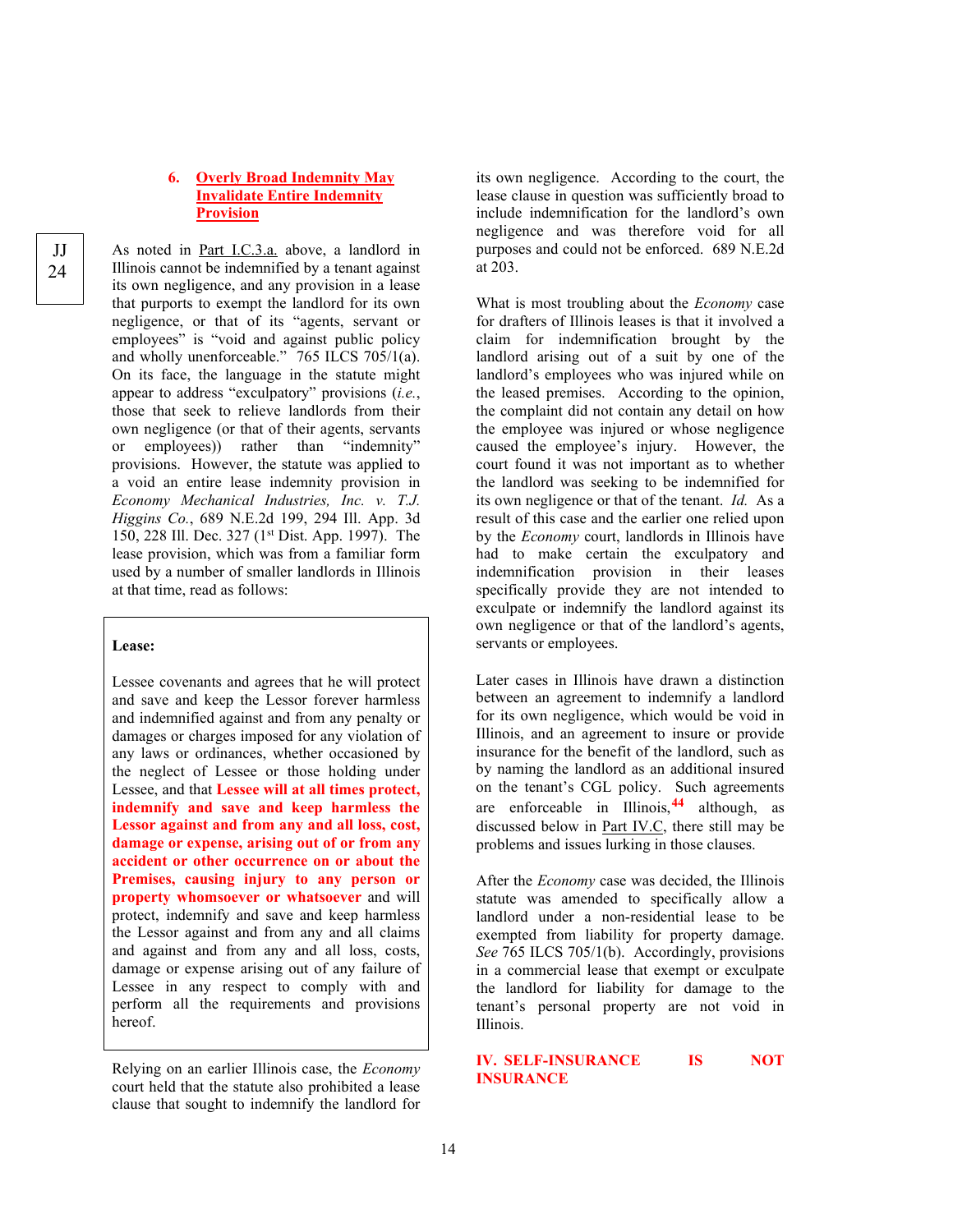### 6. Overly Broad Indemnity May Invalidate Entire Indemnity Provision

JJ 24

As noted in Part I.C.3.a. above, a landlord in Illinois cannot be indemnified by a tenant against its own negligence, and any provision in a lease that purports to exempt the landlord for its own negligence, or that of its "agents, servant or employees" is "void and against public policy and wholly unenforceable." 765 ILCS 705/1(a). On its face, the language in the statute might appear to address "exculpatory" provisions (*i.e.*, those that seek to relieve landlords from their own negligence (or that of their agents, servants or employees)) rather than "indemnity" provisions. However, the statute was applied to a void an entire lease indemnity provision in *Economy Mechanical Industries, Inc. v. T.J. Higgins Co.*, 689 N.E.2d 199, 294 Ill. App. 3d 150, 228 Ill. Dec. 327 (1st Dist. App. 1997). The lease provision, which was from a familiar form used by a number of smaller landlords in Illinois at that time, read as follows:

> **Lease:**
>
> Lessee covenants and agrees that he will protect and save and keep the Lessor forever harmless and indemnified against and from any penalty or damages or charges imposed for any violation of any laws or ordinances, whether occasioned by the neglect of Lessee or those holding under Lessee, and that **Lessee will at all times protect, indemnify and save and keep harmless the Lessor against and from any and all loss, cost, damage or expense, arising out of or from any accident or other occurrence on or about the Premises, causing injury to any person or property whomsoever or whatsoever** and will protect, indemnify and save and keep harmless the Lessor against and from any and all claims and against and from any and all loss, costs, damage or expense arising out of any failure of Lessee in any respect to comply with and perform all the requirements and provisions hereof.

Relying on an earlier Illinois case, the *Economy* court held that the statute also prohibited a lease clause that sought to indemnify the landlord for its own negligence. According to the court, the lease clause in question was sufficiently broad to include indemnification for the landlord's own negligence and was therefore void for all purposes and could not be enforced. 689 N.E.2d at 203.

What is most troubling about the *Economy* case for drafters of Illinois leases is that it involved a claim for indemnification brought by the landlord arising out of a suit by one of the landlord's employees who was injured while on the leased premises. According to the opinion, the complaint did not contain any detail on how the employee was injured or whose negligence caused the employee's injury. However, the court found it was not important as to whether the landlord was seeking to be indemnified for its own negligence or that of the tenant. *Id.* As a result of this case and the earlier one relied upon by the *Economy* court, landlords in Illinois have had to make certain the exculpatory and indemnification provision in their leases specifically provide they are not intended to exculpate or indemnify the landlord against its own negligence or that of the landlord's agents, servants or employees.

Later cases in Illinois have drawn a distinction between an agreement to indemnify a landlord for its own negligence, which would be void in Illinois, and an agreement to insure or provide insurance for the benefit of the landlord, such as by naming the landlord as an additional insured on the tenant's CGL policy. Such agreements are enforceable in Illinois,[44] although, as discussed below in Part IV.C, there still may be problems and issues lurking in those clauses.

After the *Economy* case was decided, the Illinois statute was amended to specifically allow a landlord under a non-residential lease to be exempted from liability for property damage. *See* 765 ILCS 705/1(b). Accordingly, provisions in a commercial lease that exempt or exculpate the landlord for liability for damage to the tenant's personal property are not void in Illinois.

## IV. SELF-INSURANCE IS NOT INSURANCE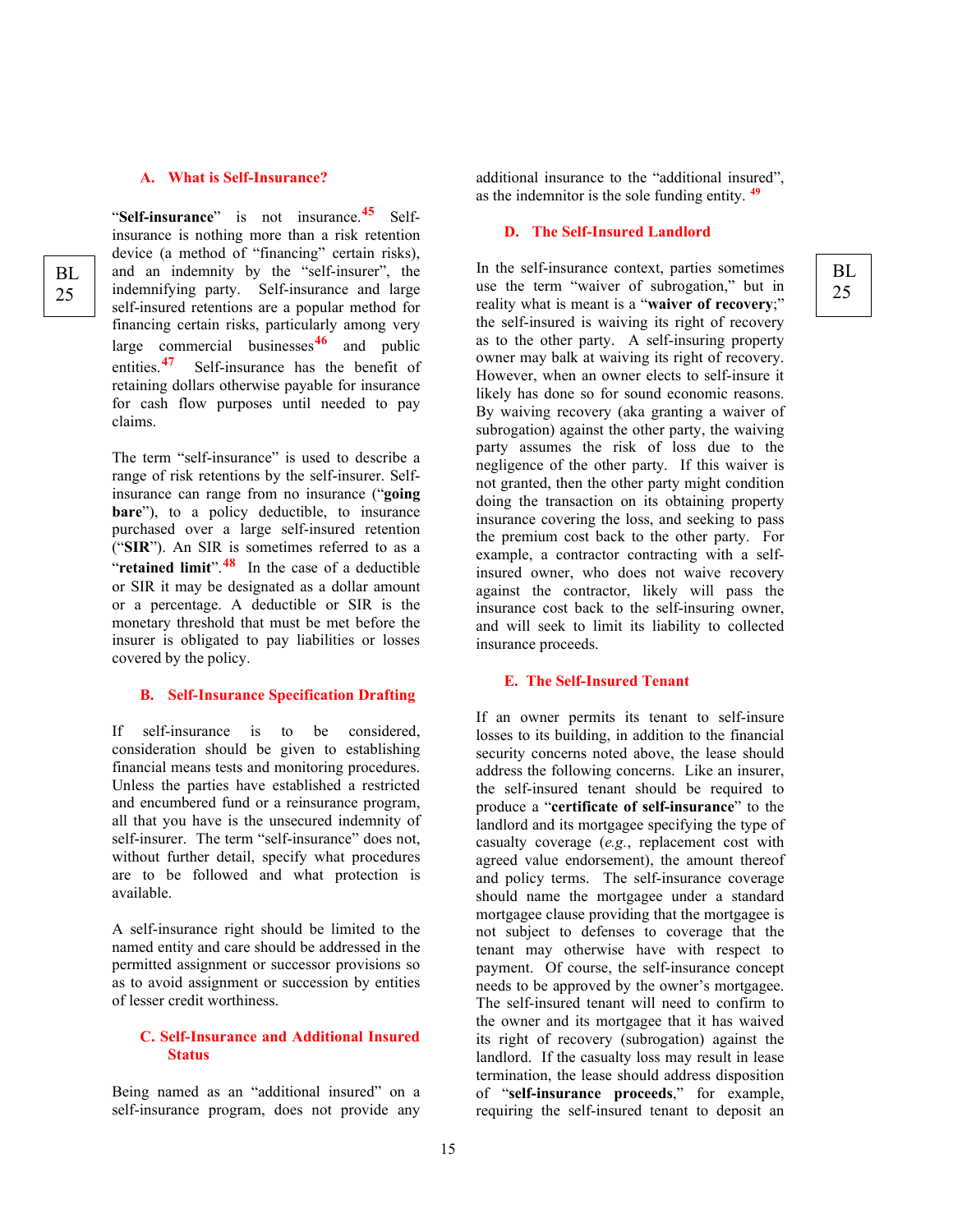### A. What is Self-Insurance?

"**Self-insurance**" is not insurance.[45] Self-insurance is nothing more than a risk retention device (a method of "financing" certain risks), and an indemnity by the "self-insurer", the indemnifying party. Self-insurance and large self-insured retentions are a popular method for financing certain risks, particularly among very large commercial businesses[46] and public entities.[47] Self-insurance has the benefit of retaining dollars otherwise payable for insurance for cash flow purposes until needed to pay claims.

BL 25

The term "self-insurance" is used to describe a range of risk retentions by the self-insurer. Self-insurance can range from no insurance ("**going bare**"), to a policy deductible, to insurance purchased over a large self-insured retention ("**SIR**"). An SIR is sometimes referred to as a "**retained limit**".[48] In the case of a deductible or SIR it may be designated as a dollar amount or a percentage. A deductible or SIR is the monetary threshold that must be met before the insurer is obligated to pay liabilities or losses covered by the policy.

### B. Self-Insurance Specification Drafting

If self-insurance is to be considered, consideration should be given to establishing financial means tests and monitoring procedures. Unless the parties have established a restricted and encumbered fund or a reinsurance program, all that you have is the unsecured indemnity of self-insurer. The term "self-insurance" does not, without further detail, specify what procedures are to be followed and what protection is available.

A self-insurance right should be limited to the named entity and care should be addressed in the permitted assignment or successor provisions so as to avoid assignment or succession by entities of lesser credit worthiness.

### C. Self-Insurance and Additional Insured Status

Being named as an "additional insured" on a self-insurance program, does not provide any additional insurance to the "additional insured", as the indemnitor is the sole funding entity.[49]

### D. The Self-Insured Landlord

BL 25

In the self-insurance context, parties sometimes use the term "waiver of subrogation," but in reality what is meant is a "**waiver of recovery**;" the self-insured is waiving its right of recovery as to the other party. A self-insuring property owner may balk at waiving its right of recovery. However, when an owner elects to self-insure it likely has done so for sound economic reasons. By waiving recovery (aka granting a waiver of subrogation) against the other party, the waiving party assumes the risk of loss due to the negligence of the other party. If this waiver is not granted, then the other party might condition doing the transaction on its obtaining property insurance covering the loss, and seeking to pass the premium cost back to the other party. For example, a contractor contracting with a self-insured owner, who does not waive recovery against the contractor, likely will pass the insurance cost back to the self-insuring owner, and will seek to limit its liability to collected insurance proceeds.

### E. The Self-Insured Tenant

If an owner permits its tenant to self-insure losses to its building, in addition to the financial security concerns noted above, the lease should address the following concerns. Like an insurer, the self-insured tenant should be required to produce a "**certificate of self-insurance**" to the landlord and its mortgagee specifying the type of casualty coverage (*e.g.*, replacement cost with agreed value endorsement), the amount thereof and policy terms. The self-insurance coverage should name the mortgagee under a standard mortgagee clause providing that the mortgagee is not subject to defenses to coverage that the tenant may otherwise have with respect to payment. Of course, the self-insurance concept needs to be approved by the owner's mortgagee. The self-insured tenant will need to confirm to the owner and its mortgagee that it has waived its right of recovery (subrogation) against the landlord. If the casualty loss may result in lease termination, the lease should address disposition of "**self-insurance proceeds**," for example, requiring the self-insured tenant to deposit an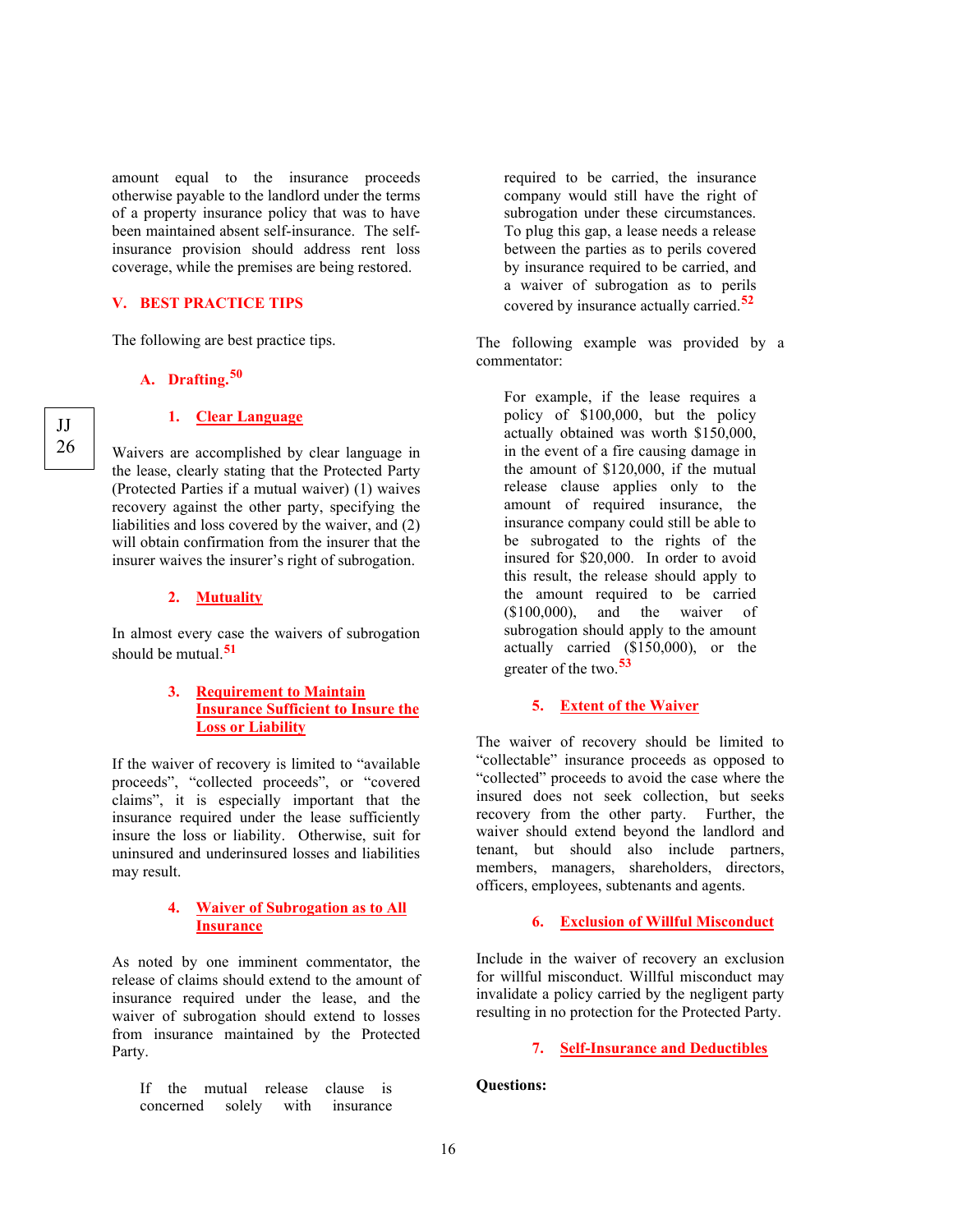amount equal to the insurance proceeds otherwise payable to the landlord under the terms of a property insurance policy that was to have been maintained absent self-insurance. The self-insurance provision should address rent loss coverage, while the premises are being restored.

## V. BEST PRACTICE TIPS

The following are best practice tips.

### A. Drafting.[50]

JJ 26

#### 1. Clear Language

Waivers are accomplished by clear language in the lease, clearly stating that the Protected Party (Protected Parties if a mutual waiver) (1) waives recovery against the other party, specifying the liabilities and loss covered by the waiver, and (2) will obtain confirmation from the insurer that the insurer waives the insurer's right of subrogation.

#### 2. Mutuality

In almost every case the waivers of subrogation should be mutual.[51]

#### 3. Requirement to Maintain Insurance Sufficient to Insure the Loss or Liability

If the waiver of recovery is limited to "available proceeds", "collected proceeds", or "covered claims", it is especially important that the insurance required under the lease sufficiently insure the loss or liability. Otherwise, suit for uninsured and underinsured losses and liabilities may result.

#### 4. Waiver of Subrogation as to All Insurance

As noted by one imminent commentator, the release of claims should extend to the amount of insurance required under the lease, and the waiver of subrogation should extend to losses from insurance maintained by the Protected Party.

> If the mutual release clause is concerned solely with insurance required to be carried, the insurance company would still have the right of subrogation under these circumstances. To plug this gap, a lease needs a release between the parties as to perils covered by insurance required to be carried, and a waiver of subrogation as to perils covered by insurance actually carried.[52]

The following example was provided by a commentator:

> For example, if the lease requires a policy of $100,000, but the policy actually obtained was worth $150,000, in the event of a fire causing damage in the amount of $120,000, if the mutual release clause applies only to the amount of required insurance, the insurance company could still be able to be subrogated to the rights of the insured for $20,000. In order to avoid this result, the release should apply to the amount required to be carried ($100,000), and the waiver of subrogation should apply to the amount actually carried ($150,000), or the greater of the two.[53]

#### 5. Extent of the Waiver

The waiver of recovery should be limited to "collectable" insurance proceeds as opposed to "collected" proceeds to avoid the case where the insured does not seek collection, but seeks recovery from the other party. Further, the waiver should extend beyond the landlord and tenant, but should also include partners, members, managers, shareholders, directors, officers, employees, subtenants and agents.

#### 6. Exclusion of Willful Misconduct

Include in the waiver of recovery an exclusion for willful misconduct. Willful misconduct may invalidate a policy carried by the negligent party resulting in no protection for the Protected Party.

#### 7. Self-Insurance and Deductibles

**Questions:**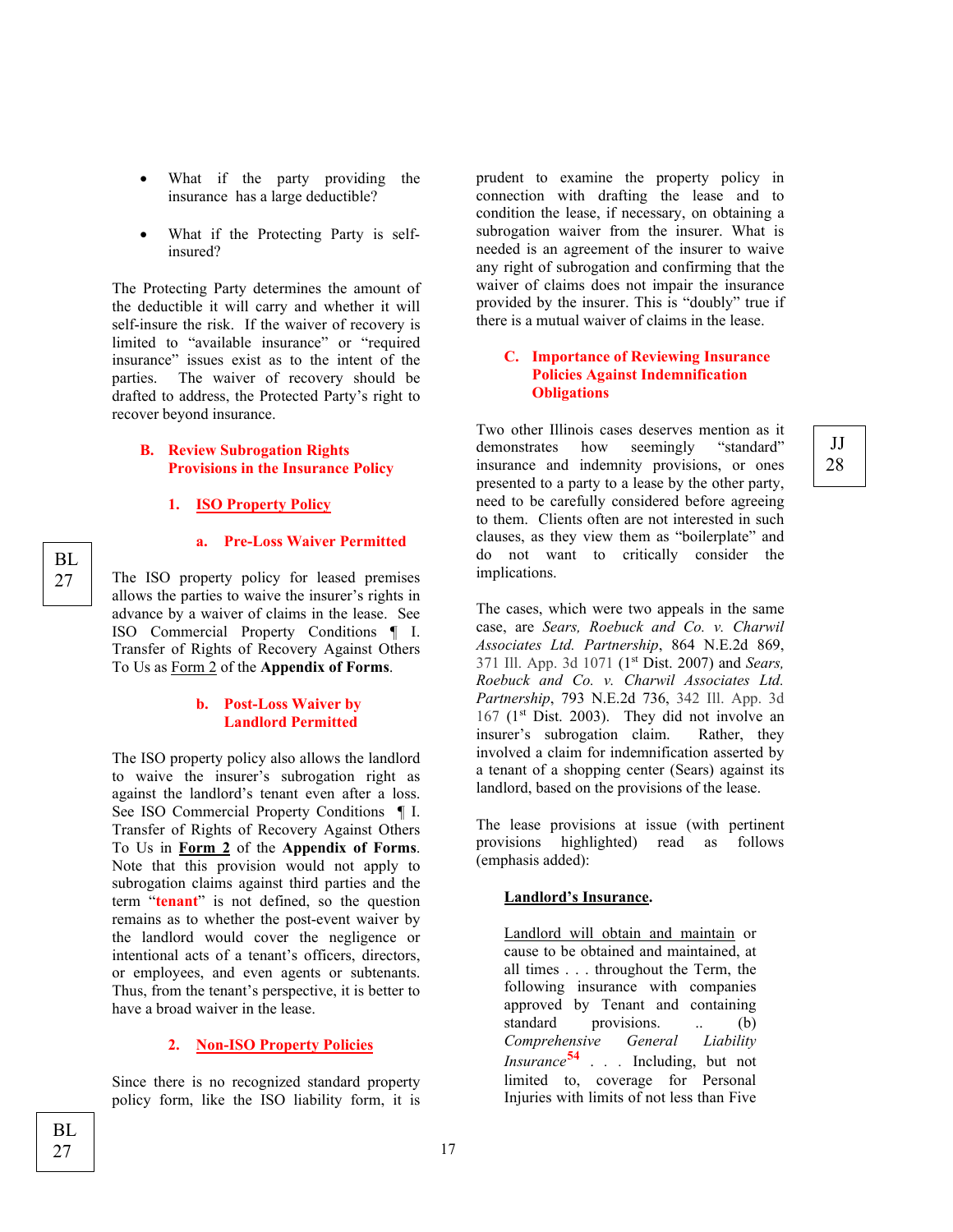- What if the party providing the insurance has a large deductible?

- What if the Protecting Party is self-insured?

The Protecting Party determines the amount of the deductible it will carry and whether it will self-insure the risk. If the waiver of recovery is limited to "available insurance" or "required insurance" issues exist as to the intent of the parties. The waiver of recovery should be drafted to address, the Protected Party's right to recover beyond insurance.

### B. Review Subrogation Rights Provisions in the Insurance Policy

#### 1. ISO Property Policy

##### a. Pre-Loss Waiver Permitted

BL 27

The ISO property policy for leased premises allows the parties to waive the insurer's rights in advance by a waiver of claims in the lease. See ISO Commercial Property Conditions ¶ I. Transfer of Rights of Recovery Against Others To Us as Form 2 of the **Appendix of Forms**.

##### b. Post-Loss Waiver by Landlord Permitted

The ISO property policy also allows the landlord to waive the insurer's subrogation right as against the landlord's tenant even after a loss. See ISO Commercial Property Conditions ¶ I. Transfer of Rights of Recovery Against Others To Us in **Form 2** of the **Appendix of Forms**. Note that this provision would not apply to subrogation claims against third parties and the term "**tenant**" is not defined, so the question remains as to whether the post-event waiver by the landlord would cover the negligence or intentional acts of a tenant's officers, directors, or employees, and even agents or subtenants. Thus, from the tenant's perspective, it is better to have a broad waiver in the lease.

#### 2. Non-ISO Property Policies

BL 27

Since there is no recognized standard property policy form, like the ISO liability form, it is prudent to examine the property policy in connection with drafting the lease and to condition the lease, if necessary, on obtaining a subrogation waiver from the insurer. What is needed is an agreement of the insurer to waive any right of subrogation and confirming that the waiver of claims does not impair the insurance provided by the insurer. This is "doubly" true if there is a mutual waiver of claims in the lease.

### C. Importance of Reviewing Insurance Policies Against Indemnification Obligations

JJ 28

Two other Illinois cases deserves mention as it demonstrates how seemingly "standard" insurance and indemnity provisions, or ones presented to a party to a lease by the other party, need to be carefully considered before agreeing to them. Clients often are not interested in such clauses, as they view them as "boilerplate" and do not want to critically consider the implications.

The cases, which were two appeals in the same case, are *Sears, Roebuck and Co. v. Charwil Associates Ltd. Partnership*, 864 N.E.2d 869, 371 Ill. App. 3d 1071 (1st Dist. 2007) and *Sears, Roebuck and Co. v. Charwil Associates Ltd. Partnership*, 793 N.E.2d 736, 342 Ill. App. 3d 167 (1st Dist. 2003). They did not involve an insurer's subrogation claim. Rather, they involved a claim for indemnification asserted by a tenant of a shopping center (Sears) against its landlord, based on the provisions of the lease.

The lease provisions at issue (with pertinent provisions highlighted) read as follows (emphasis added):

> <u>**Landlord's Insurance**</u>.
>
> <u>Landlord will obtain and maintain</u> or cause to be obtained and maintained, at all times . . . throughout the Term, the following insurance with companies approved by Tenant and containing standard provisions. .. (b) *Comprehensive General Liability Insurance*[54] . . . Including, but not limited to, coverage for Personal Injuries with limits of not less than Five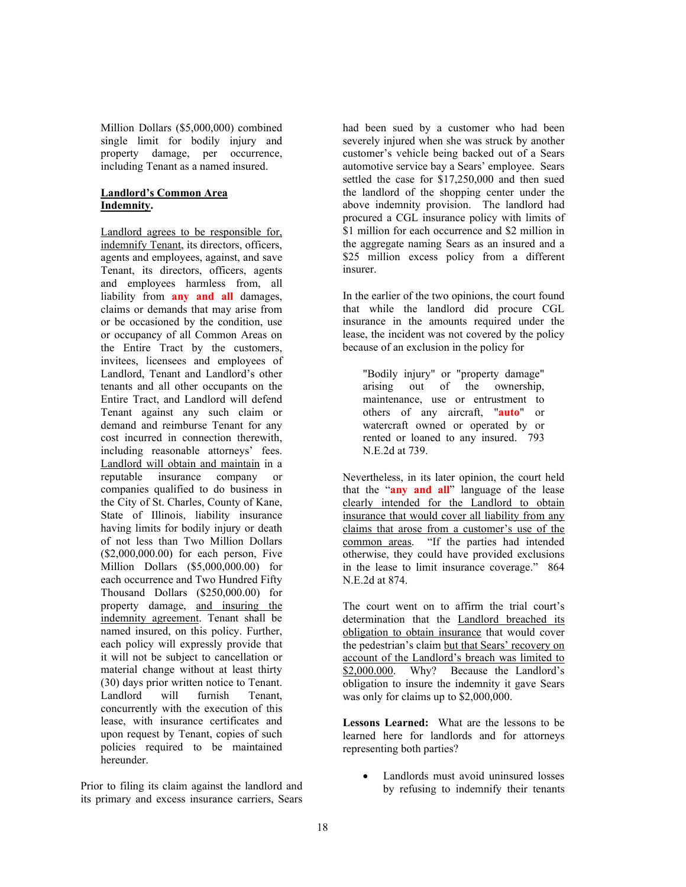Million Dollars ($5,000,000) combined single limit for bodily injury and property damage, per occurrence, including Tenant as a named insured.

> **<u>Landlord's Common Area Indemnity</u>.**
>
> <u>Landlord agrees to be responsible for, indemnify Tenant</u>, its directors, officers, agents and employees, against, and save Tenant, its directors, officers, agents and employees harmless from, all liability from **any and all** damages, claims or demands that may arise from or be occasioned by the condition, use or occupancy of all Common Areas on the Entire Tract by the customers, invitees, licensees and employees of Landlord, Tenant and Landlord's other tenants and all other occupants on the Entire Tract, and Landlord will defend Tenant against any such claim or demand and reimburse Tenant for any cost incurred in connection therewith, including reasonable attorneys' fees. <u>Landlord will obtain and maintain</u> in a reputable insurance company or companies qualified to do business in the City of St. Charles, County of Kane, State of Illinois, liability insurance having limits for bodily injury or death of not less than Two Million Dollars ($2,000,000.00) for each person, Five Million Dollars ($5,000,000.00) for each occurrence and Two Hundred Fifty Thousand Dollars ($250,000.00) for property damage, <u>and insuring the indemnity agreement</u>. Tenant shall be named insured, on this policy. Further, each policy will expressly provide that it will not be subject to cancellation or material change without at least thirty (30) days prior written notice to Tenant. Landlord will furnish Tenant, concurrently with the execution of this lease, with insurance certificates and upon request by Tenant, copies of such policies required to be maintained hereunder.

Prior to filing its claim against the landlord and its primary and excess insurance carriers, Sears had been sued by a customer who had been severely injured when she was struck by another customer's vehicle being backed out of a Sears automotive service bay a Sears' employee. Sears settled the case for $17,250,000 and then sued the landlord of the shopping center under the above indemnity provision. The landlord had procured a CGL insurance policy with limits of $1 million for each occurrence and $2 million in the aggregate naming Sears as an insured and a $25 million excess policy from a different insurer.

In the earlier of the two opinions, the court found that while the landlord did procure CGL insurance in the amounts required under the lease, the incident was not covered by the policy because of an exclusion in the policy for

> "Bodily injury" or "property damage" arising out of the ownership, maintenance, use or entrustment to others of any aircraft, "**auto**" or watercraft owned or operated by or rented or loaned to any insured. 793 N.E.2d at 739.

Nevertheless, in its later opinion, the court held that the "**any and all**" language of the lease <u>clearly intended for the Landlord to obtain insurance that would cover all liability from any claims that arose from a customer's use of the common areas</u>. "If the parties had intended otherwise, they could have provided exclusions in the lease to limit insurance coverage." 864 N.E.2d at 874.

The court went on to affirm the trial court's determination that the <u>Landlord breached its obligation to obtain insurance</u> that would cover the pedestrian's claim <u>but that Sears' recovery on account of the Landlord's breach was limited to $2,000,000</u>. Why? Because the Landlord's obligation to insure the indemnity it gave Sears was only for claims up to $2,000,000.

**Lessons Learned:** What are the lessons to be learned here for landlords and for attorneys representing both parties?

- Landlords must avoid uninsured losses by refusing to indemnify their tenants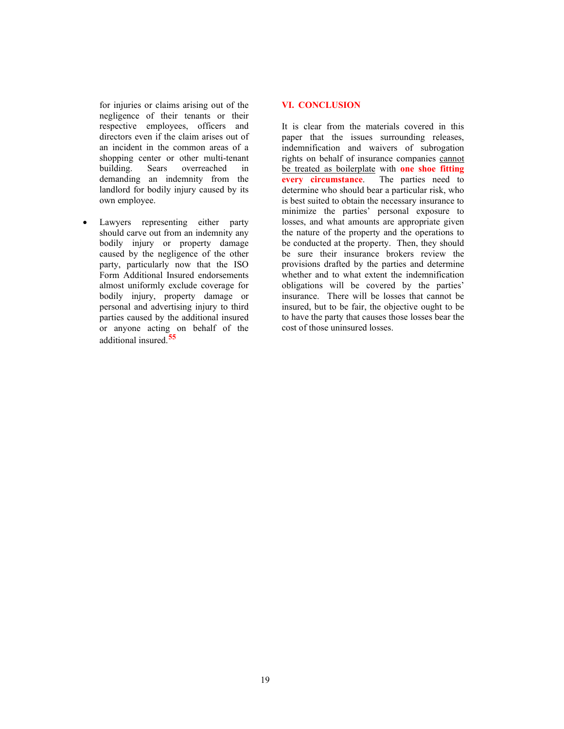for injuries or claims arising out of the negligence of their tenants or their respective employees, officers and directors even if the claim arises out of an incident in the common areas of a shopping center or other multi-tenant building. Sears overreached in demanding an indemnity from the landlord for bodily injury caused by its own employee.

- Lawyers representing either party should carve out from an indemnity any bodily injury or property damage caused by the negligence of the other party, particularly now that the ISO Form Additional Insured endorsements almost uniformly exclude coverage for bodily injury, property damage or personal and advertising injury to third parties caused by the additional insured or anyone acting on behalf of the additional insured.[55]

## VI. CONCLUSION

It is clear from the materials covered in this paper that the issues surrounding releases, indemnification and waivers of subrogation rights on behalf of insurance companies <u>cannot be treated as boilerplate</u> with **one shoe fitting every circumstance**. The parties need to determine who should bear a particular risk, who is best suited to obtain the necessary insurance to minimize the parties' personal exposure to losses, and what amounts are appropriate given the nature of the property and the operations to be conducted at the property. Then, they should be sure their insurance brokers review the provisions drafted by the parties and determine whether and to what extent the indemnification obligations will be covered by the parties' insurance. There will be losses that cannot be insured, but to be fair, the objective ought to be to have the party that causes those losses bear the cost of those uninsured losses.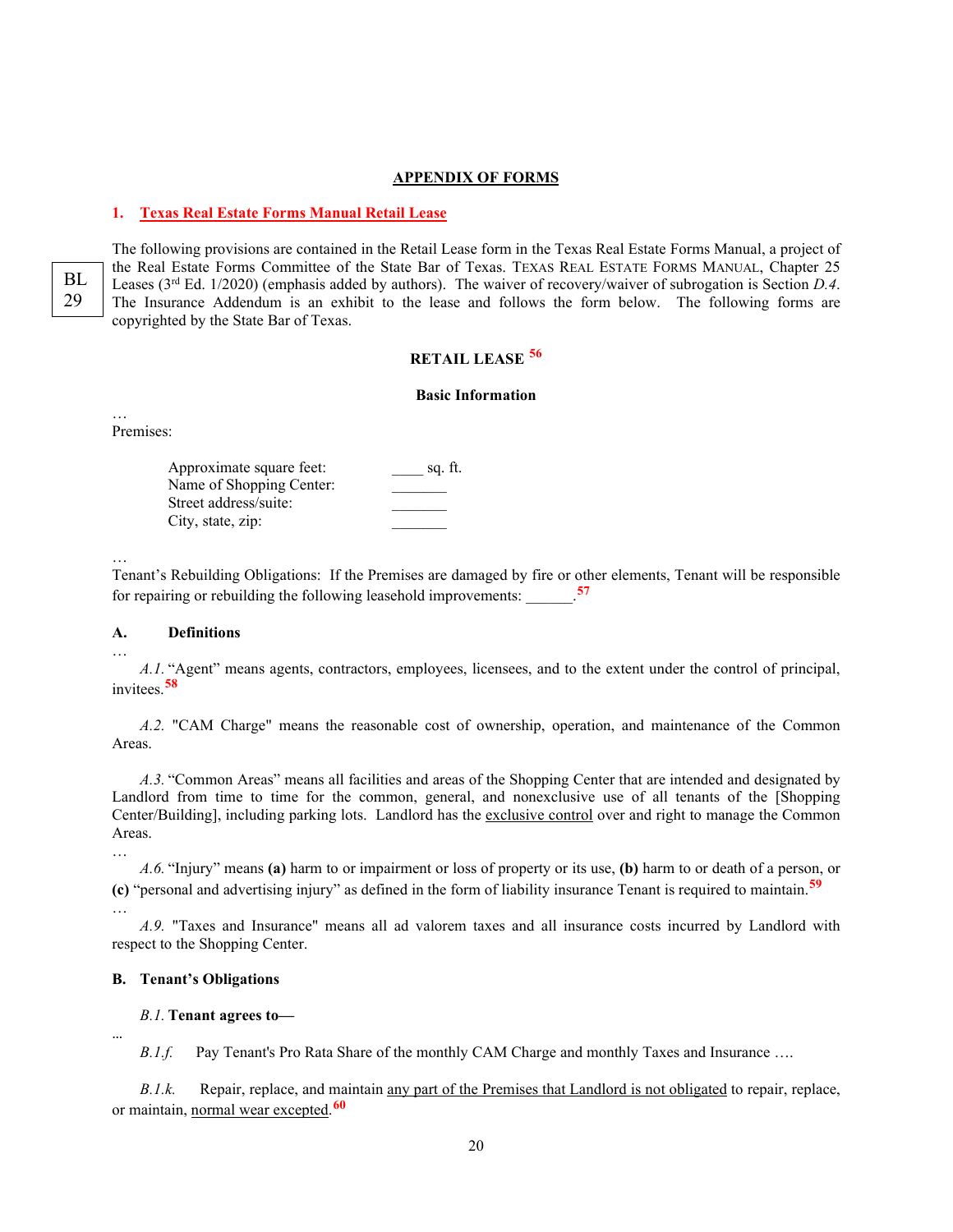## APPENDIX OF FORMS

### 1. Texas Real Estate Forms Manual Retail Lease

BL 29

The following provisions are contained in the Retail Lease form in the Texas Real Estate Forms Manual, a project of the Real Estate Forms Committee of the State Bar of Texas. TEXAS REAL ESTATE FORMS MANUAL, Chapter 25 Leases (3rd Ed. 1/2020) (emphasis added by authors). The waiver of recovery/waiver of subrogation is Section *D.4*. The Insurance Addendum is an exhibit to the lease and follows the form below. The following forms are copyrighted by the State Bar of Texas.

**RETAIL LEASE** [56]

**Basic Information**

…
Premises:

| | |
|---|---|
| Approximate square feet: | ____ sq. ft. |
| Name of Shopping Center: | _______ |
| Street address/suite: | _______ |
| City, state, zip: | _______ |

…
Tenant's Rebuilding Obligations: If the Premises are damaged by fire or other elements, Tenant will be responsible for repairing or rebuilding the following leasehold improvements: ______.[57]

**A. Definitions**

…

*A.1.* "Agent" means agents, contractors, employees, licensees, and to the extent under the control of principal, invitees.[58]

*A.2.* "CAM Charge" means the reasonable cost of ownership, operation, and maintenance of the Common Areas.

*A.3.* "Common Areas" means all facilities and areas of the Shopping Center that are intended and designated by Landlord from time to time for the common, general, and nonexclusive use of all tenants of the [Shopping Center/Building], including parking lots. Landlord has the exclusive control over and right to manage the Common Areas.

…

*A.6.* "Injury" means **(a)** harm to or impairment or loss of property or its use, **(b)** harm to or death of a person, or **(c)** "personal and advertising injury" as defined in the form of liability insurance Tenant is required to maintain.[59]

…

*A.9.* "Taxes and Insurance" means all ad valorem taxes and all insurance costs incurred by Landlord with respect to the Shopping Center.

**B. Tenant's Obligations**

*B.1.* **Tenant agrees to—**

...

*B.1.f.* Pay Tenant's Pro Rata Share of the monthly CAM Charge and monthly Taxes and Insurance ….

*B.1.k.* Repair, replace, and maintain any part of the Premises that Landlord is not obligated to repair, replace, or maintain, normal wear excepted.[60]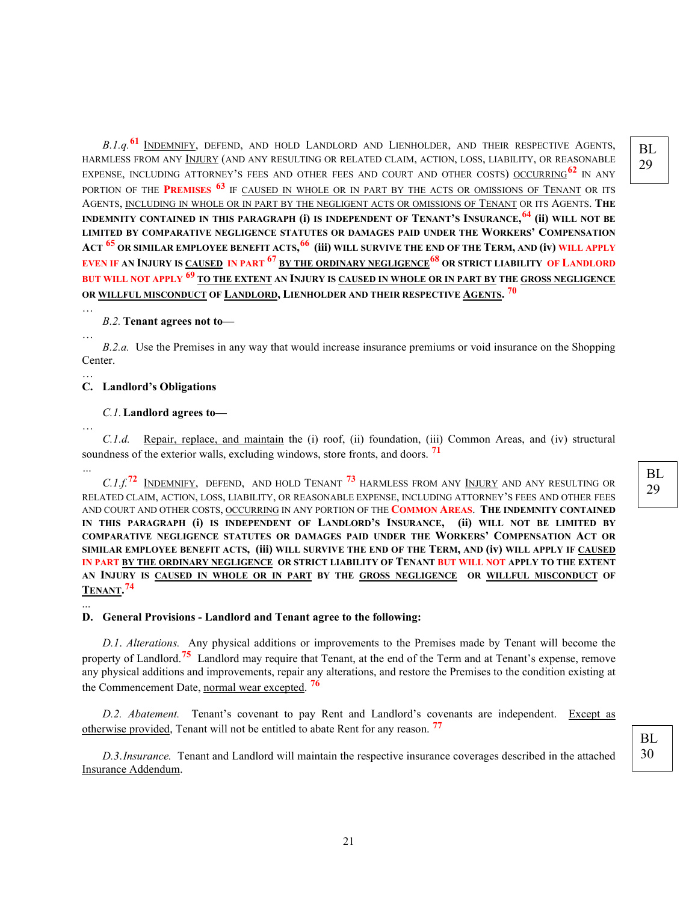*B.1.q.*[61] INDEMNIFY, DEFEND, AND HOLD LANDLORD AND LIENHOLDER, AND THEIR RESPECTIVE AGENTS, HARMLESS FROM ANY INJURY (AND ANY RESULTING OR RELATED CLAIM, ACTION, LOSS, LIABILITY, OR REASONABLE EXPENSE, INCLUDING ATTORNEY'S FEES AND OTHER FEES AND COURT AND OTHER COSTS) OCCURRING[62] IN ANY PORTION OF THE **PREMISES** [63] IF CAUSED IN WHOLE OR IN PART BY THE ACTS OR OMISSIONS OF TENANT OR ITS AGENTS, INCLUDING IN WHOLE OR IN PART BY THE NEGLIGENT ACTS OR OMISSIONS OF TENANT OR ITS AGENTS. **THE INDEMNITY CONTAINED IN THIS PARAGRAPH (i) IS INDEPENDENT OF TENANT'S INSURANCE,[64] (ii) WILL NOT BE LIMITED BY COMPARATIVE NEGLIGENCE STATUTES OR DAMAGES PAID UNDER THE WORKERS' COMPENSATION ACT [65] OR SIMILAR EMPLOYEE BENEFIT ACTS,[66] (iii) WILL SURVIVE THE END OF THE TERM, AND (iv) WILL APPLY EVEN IF AN INJURY IS CAUSED IN PART [67] BY THE ORDINARY NEGLIGENCE[68] OR STRICT LIABILITY OF LANDLORD BUT WILL NOT APPLY [69] TO THE EXTENT AN INJURY IS CAUSED IN WHOLE OR IN PART BY THE GROSS NEGLIGENCE OR WILLFUL MISCONDUCT OF LANDLORD, LIENHOLDER AND THEIR RESPECTIVE AGENTS.** [70]

BL 29

…

*B.2.* **Tenant agrees not to—**

…

*B.2.a.* Use the Premises in any way that would increase insurance premiums or void insurance on the Shopping Center.

…

## C. Landlord's Obligations

*C.1.* **Landlord agrees to—**

…

*C.1.d.* Repair, replace, and maintain the (i) roof, (ii) foundation, (iii) Common Areas, and (iv) structural soundness of the exterior walls, excluding windows, store fronts, and doors. [71]

...

*C.1.f.*[72] INDEMNIFY, DEFEND, AND HOLD TENANT [73] HARMLESS FROM ANY INJURY AND ANY RESULTING OR RELATED CLAIM, ACTION, LOSS, LIABILITY, OR REASONABLE EXPENSE, INCLUDING ATTORNEY'S FEES AND OTHER FEES AND COURT AND OTHER COSTS, OCCURRING IN ANY PORTION OF THE **COMMON AREAS**. **THE INDEMNITY CONTAINED IN THIS PARAGRAPH (i) IS INDEPENDENT OF LANDLORD'S INSURANCE, (ii) WILL NOT BE LIMITED BY COMPARATIVE NEGLIGENCE STATUTES OR DAMAGES PAID UNDER THE WORKERS' COMPENSATION ACT OR SIMILAR EMPLOYEE BENEFIT ACTS, (iii) WILL SURVIVE THE END OF THE TERM, AND (iv) WILL APPLY IF CAUSED IN PART BY THE ORDINARY NEGLIGENCE OR STRICT LIABILITY OF TENANT BUT WILL NOT APPLY TO THE EXTENT AN INJURY IS CAUSED IN WHOLE OR IN PART BY THE GROSS NEGLIGENCE OR WILLFUL MISCONDUCT OF TENANT.**[74]

BL 29

...

## D. General Provisions - Landlord and Tenant agree to the following:

*D.1. Alterations.* Any physical additions or improvements to the Premises made by Tenant will become the property of Landlord.[75] Landlord may require that Tenant, at the end of the Term and at Tenant's expense, remove any physical additions and improvements, repair any alterations, and restore the Premises to the condition existing at the Commencement Date, normal wear excepted. [76]

*D.2. Abatement.* Tenant's covenant to pay Rent and Landlord's covenants are independent. Except as otherwise provided, Tenant will not be entitled to abate Rent for any reason. [77]

*D.3. Insurance.* Tenant and Landlord will maintain the respective insurance coverages described in the attached Insurance Addendum.

BL 30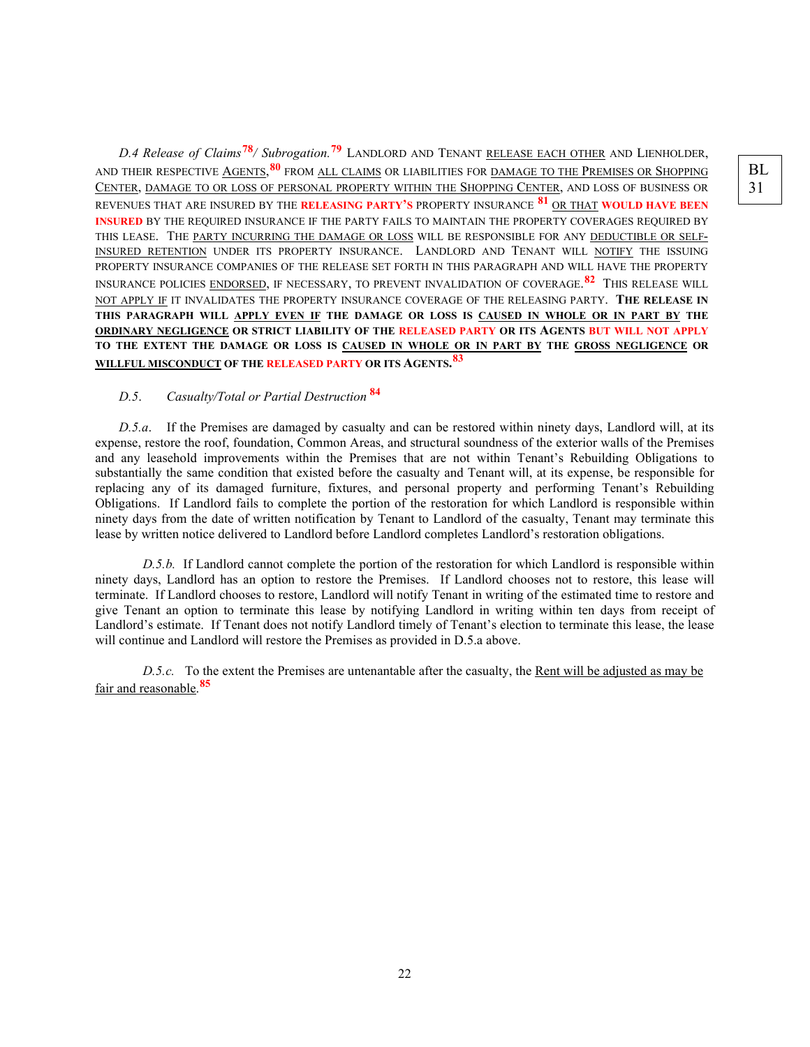*D.4 Release of Claims*[78]*/ Subrogation.*[79] LANDLORD AND TENANT RELEASE EACH OTHER AND LIENHOLDER, AND THEIR RESPECTIVE AGENTS,[80] FROM ALL CLAIMS OR LIABILITIES FOR DAMAGE TO THE PREMISES OR SHOPPING CENTER, DAMAGE TO OR LOSS OF PERSONAL PROPERTY WITHIN THE SHOPPING CENTER, AND LOSS OF BUSINESS OR REVENUES THAT ARE INSURED BY THE **RELEASING PARTY'S** PROPERTY INSURANCE [81] OR THAT **WOULD HAVE BEEN INSURED** BY THE REQUIRED INSURANCE IF THE PARTY FAILS TO MAINTAIN THE PROPERTY COVERAGES REQUIRED BY THIS LEASE. THE PARTY INCURRING THE DAMAGE OR LOSS WILL BE RESPONSIBLE FOR ANY DEDUCTIBLE OR SELF-INSURED RETENTION UNDER ITS PROPERTY INSURANCE. LANDLORD AND TENANT WILL NOTIFY THE ISSUING PROPERTY INSURANCE COMPANIES OF THE RELEASE SET FORTH IN THIS PARAGRAPH AND WILL HAVE THE PROPERTY INSURANCE POLICIES ENDORSED, IF NECESSARY, TO PREVENT INVALIDATION OF COVERAGE.[82] THIS RELEASE WILL NOT APPLY IF IT INVALIDATES THE PROPERTY INSURANCE COVERAGE OF THE RELEASING PARTY. **THE RELEASE IN THIS PARAGRAPH WILL APPLY EVEN IF THE DAMAGE OR LOSS IS CAUSED IN WHOLE OR IN PART BY THE ORDINARY NEGLIGENCE OR STRICT LIABILITY OF THE RELEASED PARTY OR ITS AGENTS BUT WILL NOT APPLY TO THE EXTENT THE DAMAGE OR LOSS IS CAUSED IN WHOLE OR IN PART BY THE GROSS NEGLIGENCE OR WILLFUL MISCONDUCT OF THE RELEASED PARTY OR ITS AGENTS.**[83]

BL 31

*D.5. Casualty/Total or Partial Destruction* [84]

*D.5.a.* If the Premises are damaged by casualty and can be restored within ninety days, Landlord will, at its expense, restore the roof, foundation, Common Areas, and structural soundness of the exterior walls of the Premises and any leasehold improvements within the Premises that are not within Tenant's Rebuilding Obligations to substantially the same condition that existed before the casualty and Tenant will, at its expense, be responsible for replacing any of its damaged furniture, fixtures, and personal property and performing Tenant's Rebuilding Obligations. If Landlord fails to complete the portion of the restoration for which Landlord is responsible within ninety days from the date of written notification by Tenant to Landlord of the casualty, Tenant may terminate this lease by written notice delivered to Landlord before Landlord completes Landlord's restoration obligations.

*D.5.b.* If Landlord cannot complete the portion of the restoration for which Landlord is responsible within ninety days, Landlord has an option to restore the Premises. If Landlord chooses not to restore, this lease will terminate. If Landlord chooses to restore, Landlord will notify Tenant in writing of the estimated time to restore and give Tenant an option to terminate this lease by notifying Landlord in writing within ten days from receipt of Landlord's estimate. If Tenant does not notify Landlord timely of Tenant's election to terminate this lease, the lease will continue and Landlord will restore the Premises as provided in D.5.a above.

*D.5.c.* To the extent the Premises are untenantable after the casualty, the Rent will be adjusted as may be fair and reasonable.[85]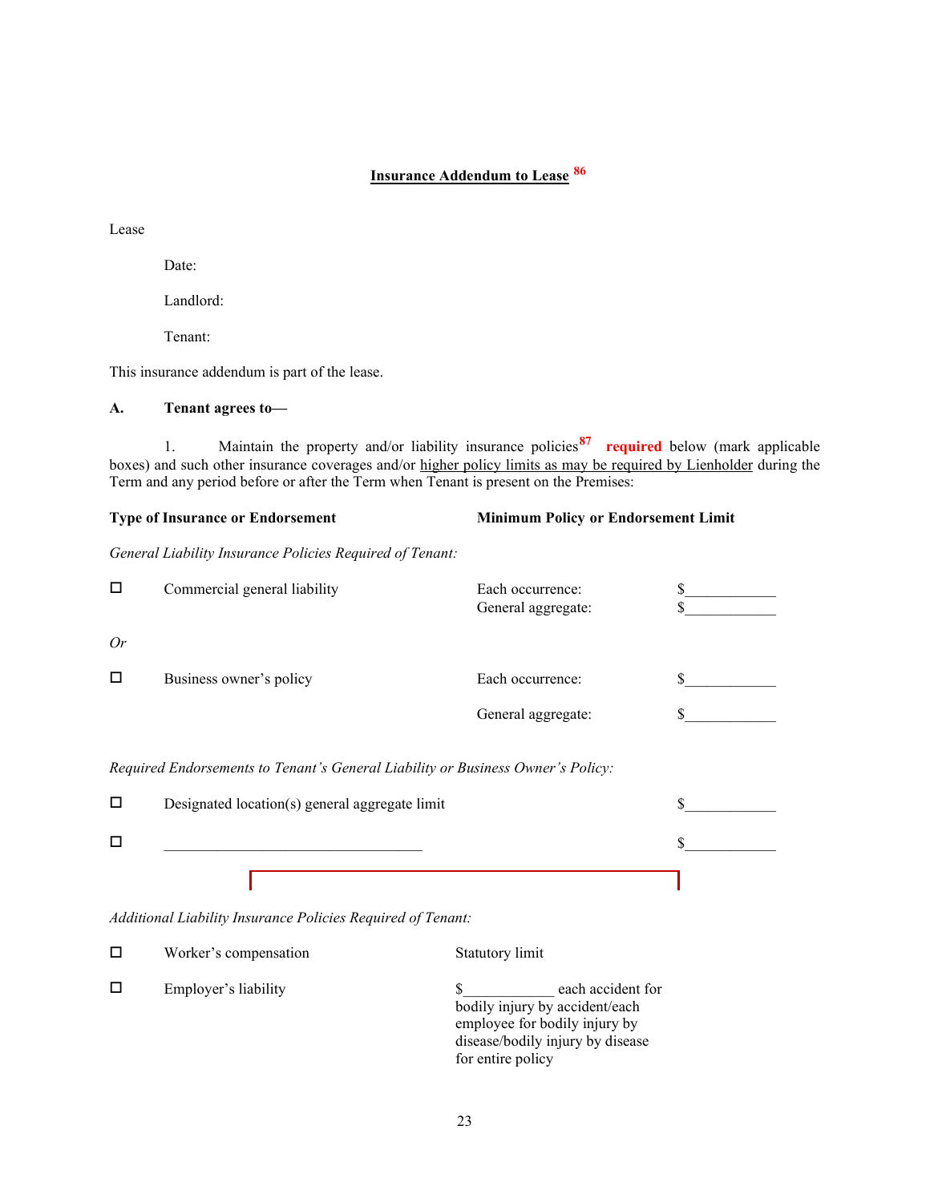## Insurance Addendum to Lease [86]

Lease

Date:

Landlord:

Tenant:

This insurance addendum is part of the lease.

**A. Tenant agrees to—**

1. Maintain the property and/or liability insurance policies[87] **required** below (mark applicable boxes) and such other insurance coverages and/or higher policy limits as may be required by Lienholder during the Term and any period before or after the Term when Tenant is present on the Premises:

| **Type of Insurance or Endorsement** | **Minimum Policy or Endorsement Limit** | |
|---|---|---|
| *General Liability Insurance Policies Required of Tenant:* | | |
| ☐ Commercial general liability | Each occurrence:<br>General aggregate: | $\_\_\_\_\_\_\_\_\_\_\_\_<br>$\_\_\_\_\_\_\_\_\_\_\_\_ |
| *Or* | | |
| ☐ Business owner's policy | Each occurrence:<br>General aggregate: | $\_\_\_\_\_\_\_\_\_\_\_\_<br>$\_\_\_\_\_\_\_\_\_\_\_\_ |
| *Required Endorsements to Tenant's General Liability or Business Owner's Policy:* | | |
| ☐ Designated location(s) general aggregate limit | | $\_\_\_\_\_\_\_\_\_\_\_\_ |
| ☐ \_\_\_\_\_\_\_\_\_\_\_\_\_\_\_\_\_\_\_\_\_\_\_\_\_\_\_\_\_\_\_\_\_\_ | | $\_\_\_\_\_\_\_\_\_\_\_\_ |
| *Additional Liability Insurance Policies Required of Tenant:* | | |
| ☐ Worker's compensation | Statutory limit | |
| ☐ Employer's liability | $\_\_\_\_\_\_\_\_\_\_\_\_ each accident for bodily injury by accident/each employee for bodily injury by disease/bodily injury by disease for entire policy | |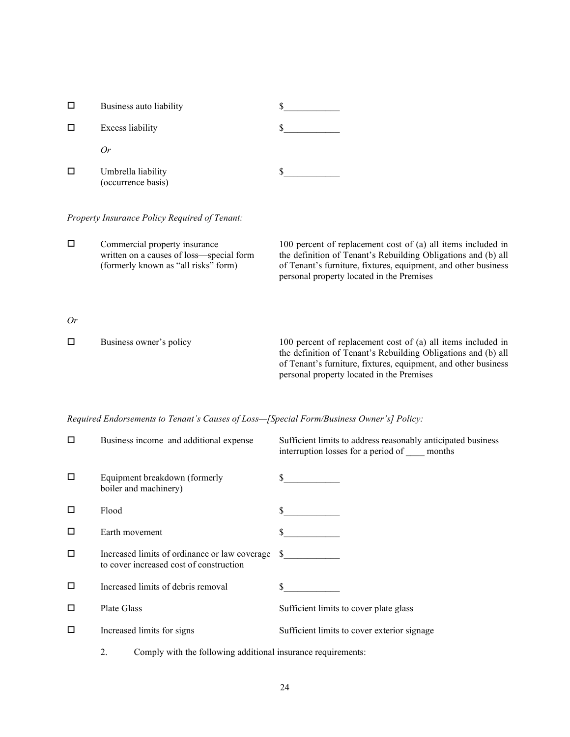| | | |
|---|---|---|
| ☐ | Business auto liability | $____________ |
| ☐ | Excess liability | $____________ |
| | *Or* | |
| ☐ | Umbrella liability (occurrence basis) | $____________ |

*Property Insurance Policy Required of Tenant:*

| | | |
|---|---|---|
| ☐ | Commercial property insurance written on a causes of loss—special form (formerly known as "all risks" form) | 100 percent of replacement cost of (a) all items included in the definition of Tenant's Rebuilding Obligations and (b) all of Tenant's furniture, fixtures, equipment, and other business personal property located in the Premises |

*Or*

| | | |
|---|---|---|
| ☐ | Business owner's policy | 100 percent of replacement cost of (a) all items included in the definition of Tenant's Rebuilding Obligations and (b) all of Tenant's furniture, fixtures, equipment, and other business personal property located in the Premises |

*Required Endorsements to Tenant's Causes of Loss—[Special Form/Business Owner's] Policy:*

| | | |
|---|---|---|
| ☐ | Business income and additional expense | Sufficient limits to address reasonably anticipated business interruption losses for a period of ____ months |
| ☐ | Equipment breakdown (formerly boiler and machinery) | $____________ |
| ☐ | Flood | $____________ |
| ☐ | Earth movement | $____________ |
| ☐ | Increased limits of ordinance or law coverage to cover increased cost of construction | $____________ |
| ☐ | Increased limits of debris removal | $____________ |
| ☐ | Plate Glass | Sufficient limits to cover plate glass |
| ☐ | Increased limits for signs | Sufficient limits to cover exterior signage |

2. Comply with the following additional insurance requirements: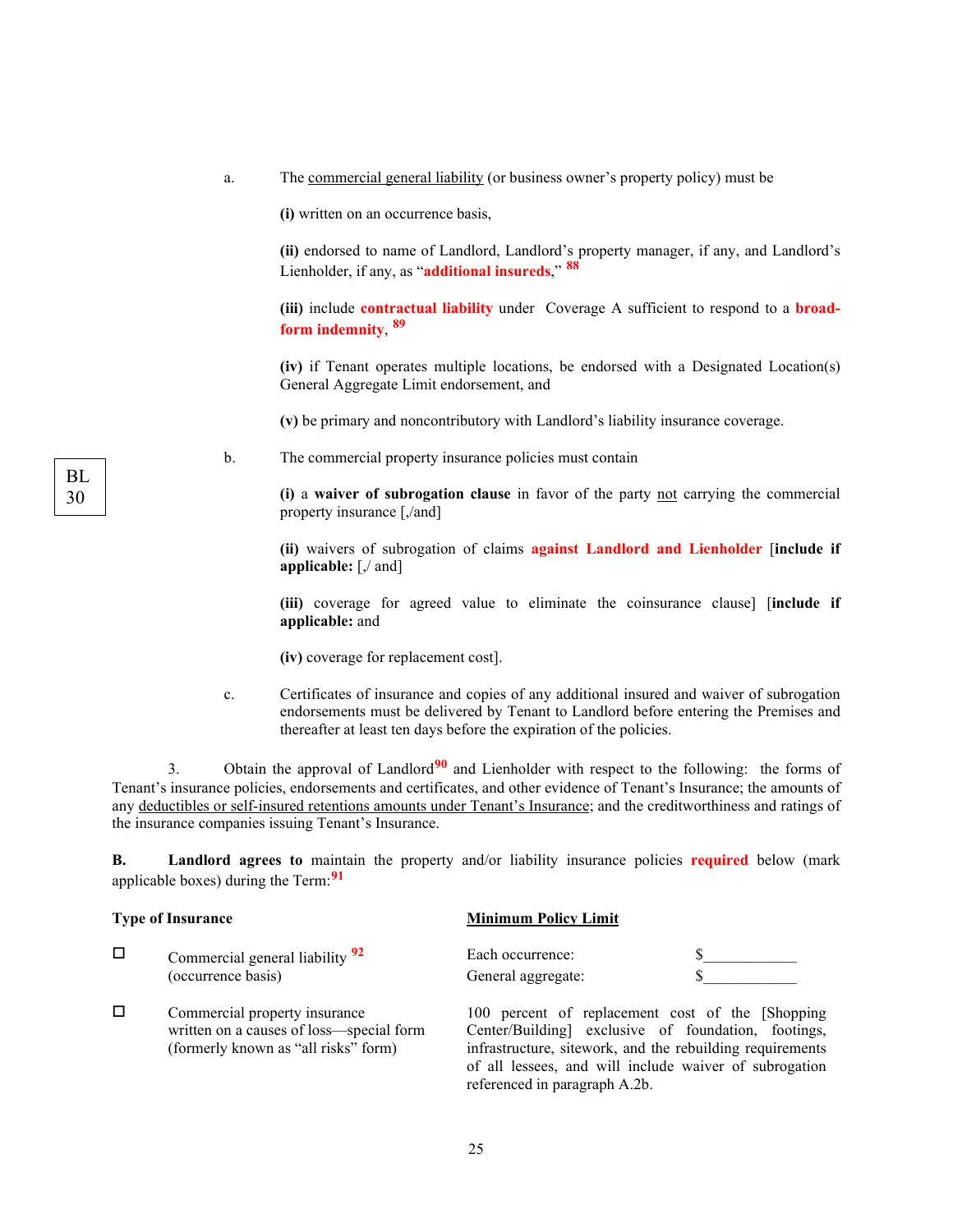a. The commercial general liability (or business owner's property policy) must be

**(i)** written on an occurrence basis,

**(ii)** endorsed to name of Landlord, Landlord's property manager, if any, and Landlord's Lienholder, if any, as "**additional insureds**," [88]

**(iii)** include **contractual liability** under Coverage A sufficient to respond to a **broad-form indemnity**, [89]

**(iv)** if Tenant operates multiple locations, be endorsed with a Designated Location(s) General Aggregate Limit endorsement, and

**(v)** be primary and noncontributory with Landlord's liability insurance coverage.

BL 30

b. The commercial property insurance policies must contain

**(i)** a **waiver of subrogation clause** in favor of the party not carrying the commercial property insurance [,/and]

**(ii)** waivers of subrogation of claims **against Landlord and Lienholder** [**include if applicable:** [,/ and]

**(iii)** coverage for agreed value to eliminate the coinsurance clause] [**include if applicable:** and

**(iv)** coverage for replacement cost].

c. Certificates of insurance and copies of any additional insured and waiver of subrogation endorsements must be delivered by Tenant to Landlord before entering the Premises and thereafter at least ten days before the expiration of the policies.

3. Obtain the approval of Landlord[90] and Lienholder with respect to the following: the forms of Tenant's insurance policies, endorsements and certificates, and other evidence of Tenant's Insurance; the amounts of any deductibles or self-insured retentions amounts under Tenant's Insurance; and the creditworthiness and ratings of the insurance companies issuing Tenant's Insurance.

**B. Landlord agrees to** maintain the property and/or liability insurance policies **required** below (mark applicable boxes) during the Term:[91]

| | **Type of Insurance** | **Minimum Policy Limit** | |
|---|---|---|---|
| ☐ | Commercial general liability [92] (occurrence basis) | Each occurrence:<br>General aggregate: | $____________<br>$____________ |
| ☐ | Commercial property insurance written on a causes of loss—special form (formerly known as "all risks" form) | 100 percent of replacement cost of the [Shopping Center/Building] exclusive of foundation, footings, infrastructure, sitework, and the rebuilding requirements of all lessees, and will include waiver of subrogation referenced in paragraph A.2b. | |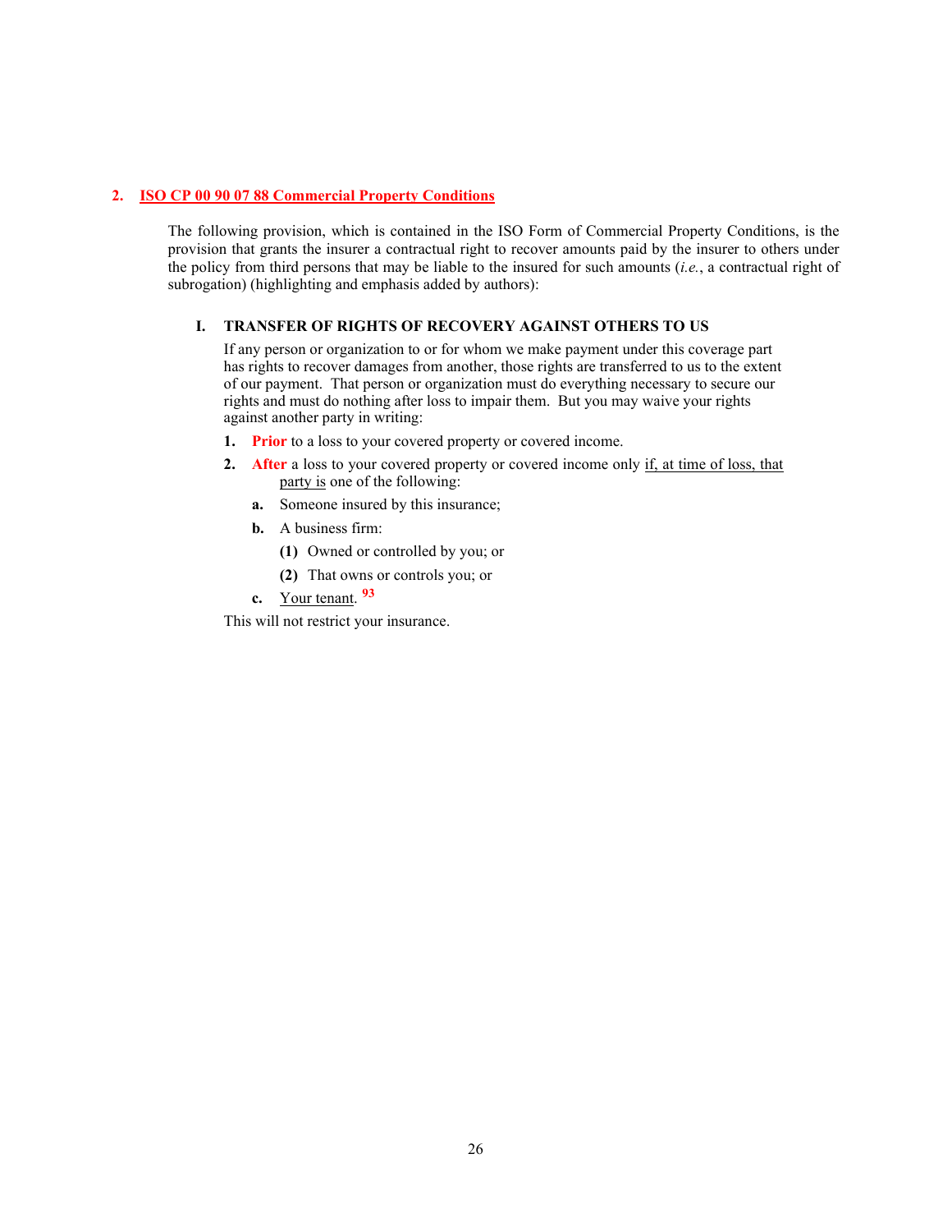## 2. ISO CP 00 90 07 88 Commercial Property Conditions

The following provision, which is contained in the ISO Form of Commercial Property Conditions, is the provision that grants the insurer a contractual right to recover amounts paid by the insurer to others under the policy from third persons that may be liable to the insured for such amounts (*i.e.*, a contractual right of subrogation) (highlighting and emphasis added by authors):

**I. TRANSFER OF RIGHTS OF RECOVERY AGAINST OTHERS TO US**

If any person or organization to or for whom we make payment under this coverage part has rights to recover damages from another, those rights are transferred to us to the extent of our payment. That person or organization must do everything necessary to secure our rights and must do nothing after loss to impair them. But you may waive your rights against another party in writing:

**1.** **Prior** to a loss to your covered property or covered income.

**2.** **After** a loss to your covered property or covered income only <u>if, at time of loss, that party is</u> one of the following:

- **a.** Someone insured by this insurance;
- **b.** A business firm:
  - **(1)** Owned or controlled by you; or
  - **(2)** That owns or controls you; or
- **c.** <u>Your tenant</u>. [93]

This will not restrict your insurance.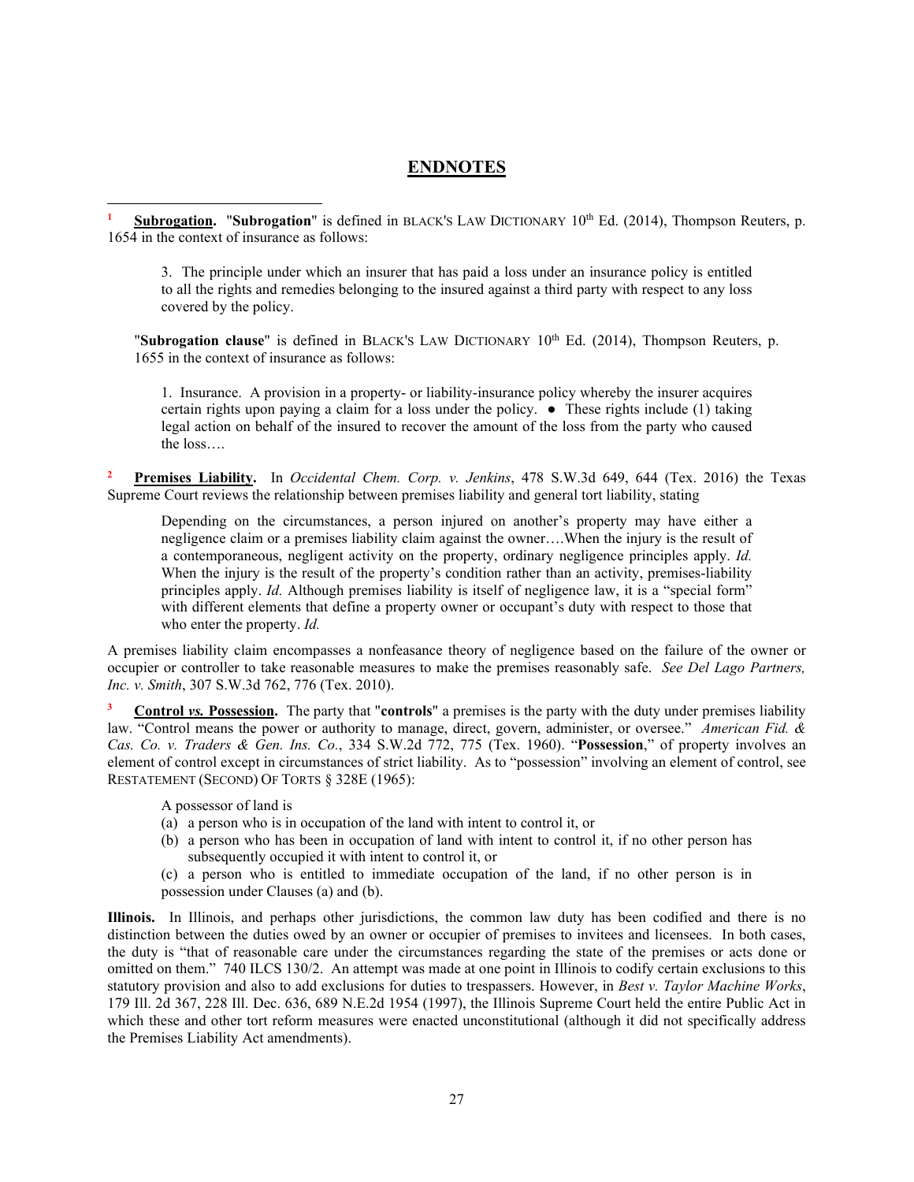## ENDNOTES

[1] **Subrogation.** "**Subrogation**" is defined in BLACK'S LAW DICTIONARY 10th Ed. (2014), Thompson Reuters, p. 1654 in the context of insurance as follows:

> 3. The principle under which an insurer that has paid a loss under an insurance policy is entitled to all the rights and remedies belonging to the insured against a third party with respect to any loss covered by the policy.

"**Subrogation clause**" is defined in BLACK'S LAW DICTIONARY 10th Ed. (2014), Thompson Reuters, p. 1655 in the context of insurance as follows:

> 1. Insurance. A provision in a property- or liability-insurance policy whereby the insurer acquires certain rights upon paying a claim for a loss under the policy. ● These rights include (1) taking legal action on behalf of the insured to recover the amount of the loss from the party who caused the loss….

[2] **Premises Liability.** In *Occidental Chem. Corp. v. Jenkins*, 478 S.W.3d 649, 644 (Tex. 2016) the Texas Supreme Court reviews the relationship between premises liability and general tort liability, stating

> Depending on the circumstances, a person injured on another's property may have either a negligence claim or a premises liability claim against the owner….When the injury is the result of a contemporaneous, negligent activity on the property, ordinary negligence principles apply. *Id.* When the injury is the result of the property's condition rather than an activity, premises-liability principles apply. *Id.* Although premises liability is itself of negligence law, it is a "special form" with different elements that define a property owner or occupant's duty with respect to those that who enter the property. *Id.*

A premises liability claim encompasses a nonfeasance theory of negligence based on the failure of the owner or occupier or controller to take reasonable measures to make the premises reasonably safe. *See Del Lago Partners, Inc. v. Smith*, 307 S.W.3d 762, 776 (Tex. 2010).

[3] **Control *vs.* Possession.** The party that "**controls**" a premises is the party with the duty under premises liability law. "Control means the power or authority to manage, direct, govern, administer, or oversee." *American Fid. & Cas. Co. v. Traders & Gen. Ins. Co.*, 334 S.W.2d 772, 775 (Tex. 1960). "**Possession**," of property involves an element of control except in circumstances of strict liability. As to "possession" involving an element of control, see RESTATEMENT (SECOND) OF TORTS § 328E (1965):

> A possessor of land is
> (a) a person who is in occupation of the land with intent to control it, or
> (b) a person who has been in occupation of land with intent to control it, if no other person has subsequently occupied it with intent to control it, or
> (c) a person who is entitled to immediate occupation of the land, if no other person is in possession under Clauses (a) and (b).

**Illinois.** In Illinois, and perhaps other jurisdictions, the common law duty has been codified and there is no distinction between the duties owed by an owner or occupier of premises to invitees and licensees. In both cases, the duty is "that of reasonable care under the circumstances regarding the state of the premises or acts done or omitted on them." 740 ILCS 130/2. An attempt was made at one point in Illinois to codify certain exclusions to this statutory provision and also to add exclusions for duties to trespassers. However, in *Best v. Taylor Machine Works*, 179 Ill. 2d 367, 228 Ill. Dec. 636, 689 N.E.2d 1954 (1997), the Illinois Supreme Court held the entire Public Act in which these and other tort reform measures were enacted unconstitutional (although it did not specifically address the Premises Liability Act amendments).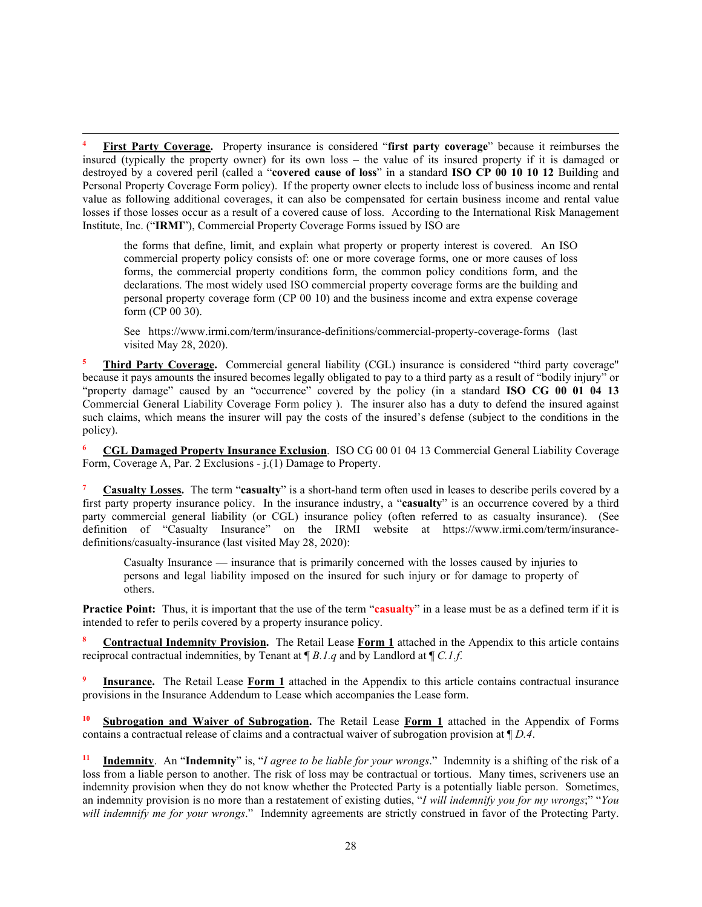[4] **First Party Coverage.** Property insurance is considered "**first party coverage**" because it reimburses the insured (typically the property owner) for its own loss – the value of its insured property if it is damaged or destroyed by a covered peril (called a "**covered cause of loss**" in a standard **ISO CP 00 10 10 12** Building and Personal Property Coverage Form policy). If the property owner elects to include loss of business income and rental value as following additional coverages, it can also be compensated for certain business income and rental value losses if those losses occur as a result of a covered cause of loss. According to the International Risk Management Institute, Inc. ("**IRMI**"), Commercial Property Coverage Forms issued by ISO are

> the forms that define, limit, and explain what property or property interest is covered. An ISO commercial property policy consists of: one or more coverage forms, one or more causes of loss forms, the commercial property conditions form, the common policy conditions form, and the declarations. The most widely used ISO commercial property coverage forms are the building and personal property coverage form (CP 00 10) and the business income and extra expense coverage form (CP 00 30).
>
> See https://www.irmi.com/term/insurance-definitions/commercial-property-coverage-forms (last visited May 28, 2020).

[5] **Third Party Coverage.** Commercial general liability (CGL) insurance is considered "third party coverage" because it pays amounts the insured becomes legally obligated to pay to a third party as a result of "bodily injury" or "property damage" caused by an "occurrence" covered by the policy (in a standard **ISO CG 00 01 04 13** Commercial General Liability Coverage Form policy ). The insurer also has a duty to defend the insured against such claims, which means the insurer will pay the costs of the insured's defense (subject to the conditions in the policy).

[6] **CGL Damaged Property Insurance Exclusion**. ISO CG 00 01 04 13 Commercial General Liability Coverage Form, Coverage A, Par. 2 Exclusions - j.(1) Damage to Property.

[7] **Casualty Losses.** The term "**casualty**" is a short-hand term often used in leases to describe perils covered by a first party property insurance policy. In the insurance industry, a "**casualty**" is an occurrence covered by a third party commercial general liability (or CGL) insurance policy (often referred to as casualty insurance). (See definition of "Casualty Insurance" on the IRMI website at https://www.irmi.com/term/insurance-definitions/casualty-insurance (last visited May 28, 2020):

> Casualty Insurance — insurance that is primarily concerned with the losses caused by injuries to persons and legal liability imposed on the insured for such injury or for damage to property of others.

**Practice Point:** Thus, it is important that the use of the term "**casualty**" in a lease must be as a defined term if it is intended to refer to perils covered by a property insurance policy.

[8] **Contractual Indemnity Provision.** The Retail Lease **Form 1** attached in the Appendix to this article contains reciprocal contractual indemnities, by Tenant at ¶ *B.1.q* and by Landlord at ¶ *C.1.f*.

[9] **Insurance.** The Retail Lease **Form 1** attached in the Appendix to this article contains contractual insurance provisions in the Insurance Addendum to Lease which accompanies the Lease form.

[10] **Subrogation and Waiver of Subrogation.** The Retail Lease **Form 1** attached in the Appendix of Forms contains a contractual release of claims and a contractual waiver of subrogation provision at ¶ *D.4*.

[11] **Indemnity**. An "**Indemnity**" is, "*I agree to be liable for your wrongs*." Indemnity is a shifting of the risk of a loss from a liable person to another. The risk of loss may be contractual or tortious. Many times, scriveners use an indemnity provision when they do not know whether the Protected Party is a potentially liable person. Sometimes, an indemnity provision is no more than a restatement of existing duties, "*I will indemnify you for my wrongs*;" "*You will indemnify me for your wrongs*." Indemnity agreements are strictly construed in favor of the Protecting Party.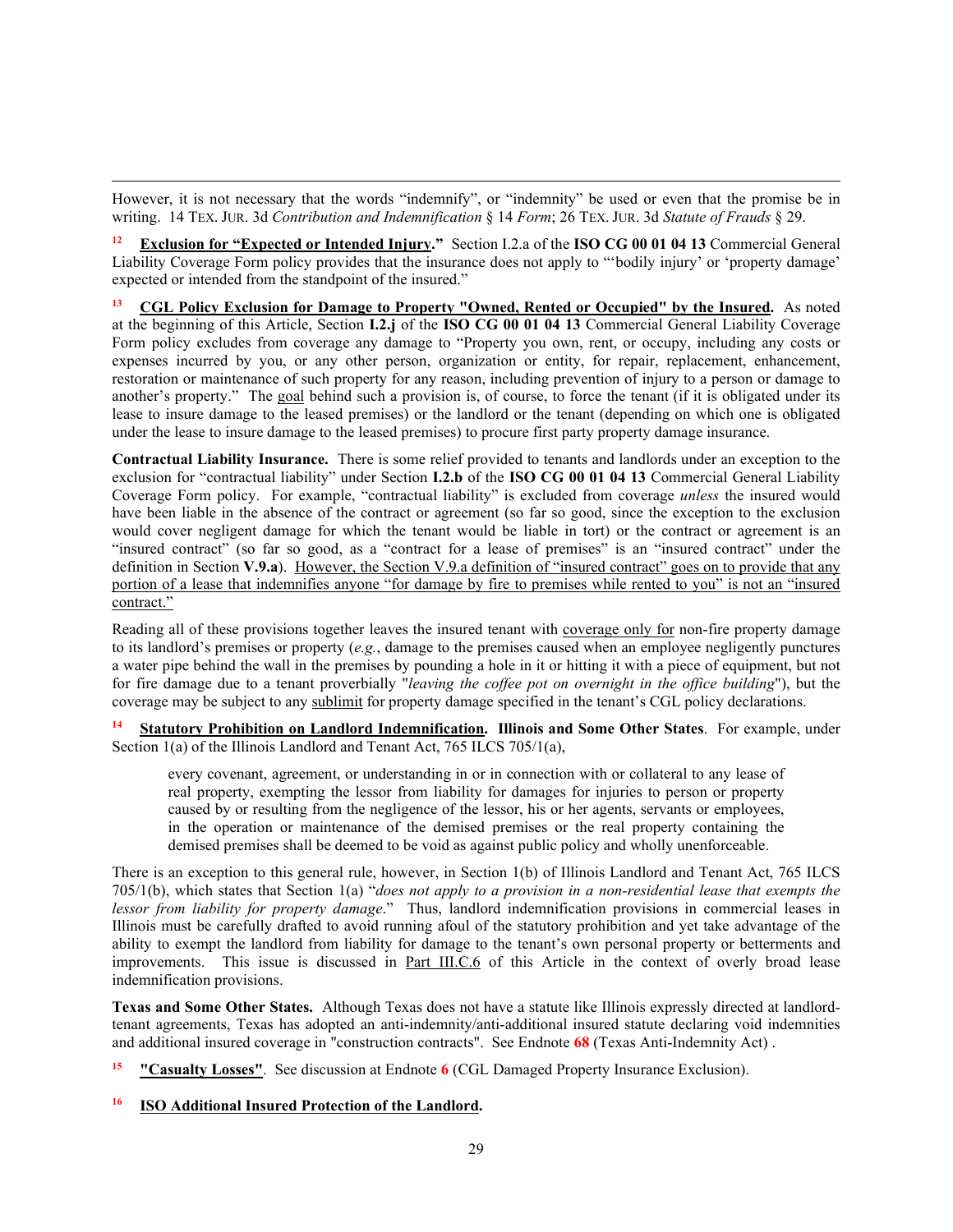However, it is not necessary that the words "indemnify", or "indemnity" be used or even that the promise be in writing. 14 TEX. JUR. 3d *Contribution and Indemnification* § 14 *Form*; 26 TEX. JUR. 3d *Statute of Frauds* § 29.

[12] **Exclusion for "Expected or Intended Injury."** Section I.2.a of the **ISO CG 00 01 04 13** Commercial General Liability Coverage Form policy provides that the insurance does not apply to "'bodily injury' or 'property damage' expected or intended from the standpoint of the insured."

[13] **CGL Policy Exclusion for Damage to Property "Owned, Rented or Occupied" by the Insured.** As noted at the beginning of this Article, Section **I.2.j** of the **ISO CG 00 01 04 13** Commercial General Liability Coverage Form policy excludes from coverage any damage to "Property you own, rent, or occupy, including any costs or expenses incurred by you, or any other person, organization or entity, for repair, replacement, enhancement, restoration or maintenance of such property for any reason, including prevention of injury to a person or damage to another's property." The goal behind such a provision is, of course, to force the tenant (if it is obligated under its lease to insure damage to the leased premises) or the landlord or the tenant (depending on which one is obligated under the lease to insure damage to the leased premises) to procure first party property damage insurance.

**Contractual Liability Insurance.** There is some relief provided to tenants and landlords under an exception to the exclusion for "contractual liability" under Section **I.2.b** of the **ISO CG 00 01 04 13** Commercial General Liability Coverage Form policy. For example, "contractual liability" is excluded from coverage *unless* the insured would have been liable in the absence of the contract or agreement (so far so good, since the exception to the exclusion would cover negligent damage for which the tenant would be liable in tort) or the contract or agreement is an "insured contract" (so far so good, as a "contract for a lease of premises" is an "insured contract" under the definition in Section **V.9.a**). However, the Section V.9.a definition of "insured contract" goes on to provide that any portion of a lease that indemnifies anyone "for damage by fire to premises while rented to you" is not an "insured contract."

Reading all of these provisions together leaves the insured tenant with coverage only for non-fire property damage to its landlord's premises or property (*e.g.*, damage to the premises caused when an employee negligently punctures a water pipe behind the wall in the premises by pounding a hole in it or hitting it with a piece of equipment, but not for fire damage due to a tenant proverbially "*leaving the coffee pot on overnight in the office building*"), but the coverage may be subject to any sublimit for property damage specified in the tenant's CGL policy declarations.

[14] **Statutory Prohibition on Landlord Indemnification. Illinois and Some Other States**. For example, under Section 1(a) of the Illinois Landlord and Tenant Act, 765 ILCS 705/1(a),

> every covenant, agreement, or understanding in or in connection with or collateral to any lease of real property, exempting the lessor from liability for damages for injuries to person or property caused by or resulting from the negligence of the lessor, his or her agents, servants or employees, in the operation or maintenance of the demised premises or the real property containing the demised premises shall be deemed to be void as against public policy and wholly unenforceable.

There is an exception to this general rule, however, in Section 1(b) of Illinois Landlord and Tenant Act, 765 ILCS 705/1(b), which states that Section 1(a) "*does not apply to a provision in a non-residential lease that exempts the lessor from liability for property damage*." Thus, landlord indemnification provisions in commercial leases in Illinois must be carefully drafted to avoid running afoul of the statutory prohibition and yet take advantage of the ability to exempt the landlord from liability for damage to the tenant's own personal property or betterments and improvements. This issue is discussed in Part III.C.6 of this Article in the context of overly broad lease indemnification provisions.

**Texas and Some Other States.** Although Texas does not have a statute like Illinois expressly directed at landlord-tenant agreements, Texas has adopted an anti-indemnity/anti-additional insured statute declaring void indemnities and additional insured coverage in "construction contracts". See Endnote **68** (Texas Anti-Indemnity Act) .

[15] **"Casualty Losses"**. See discussion at Endnote **6** (CGL Damaged Property Insurance Exclusion).

[16] **ISO Additional Insured Protection of the Landlord.**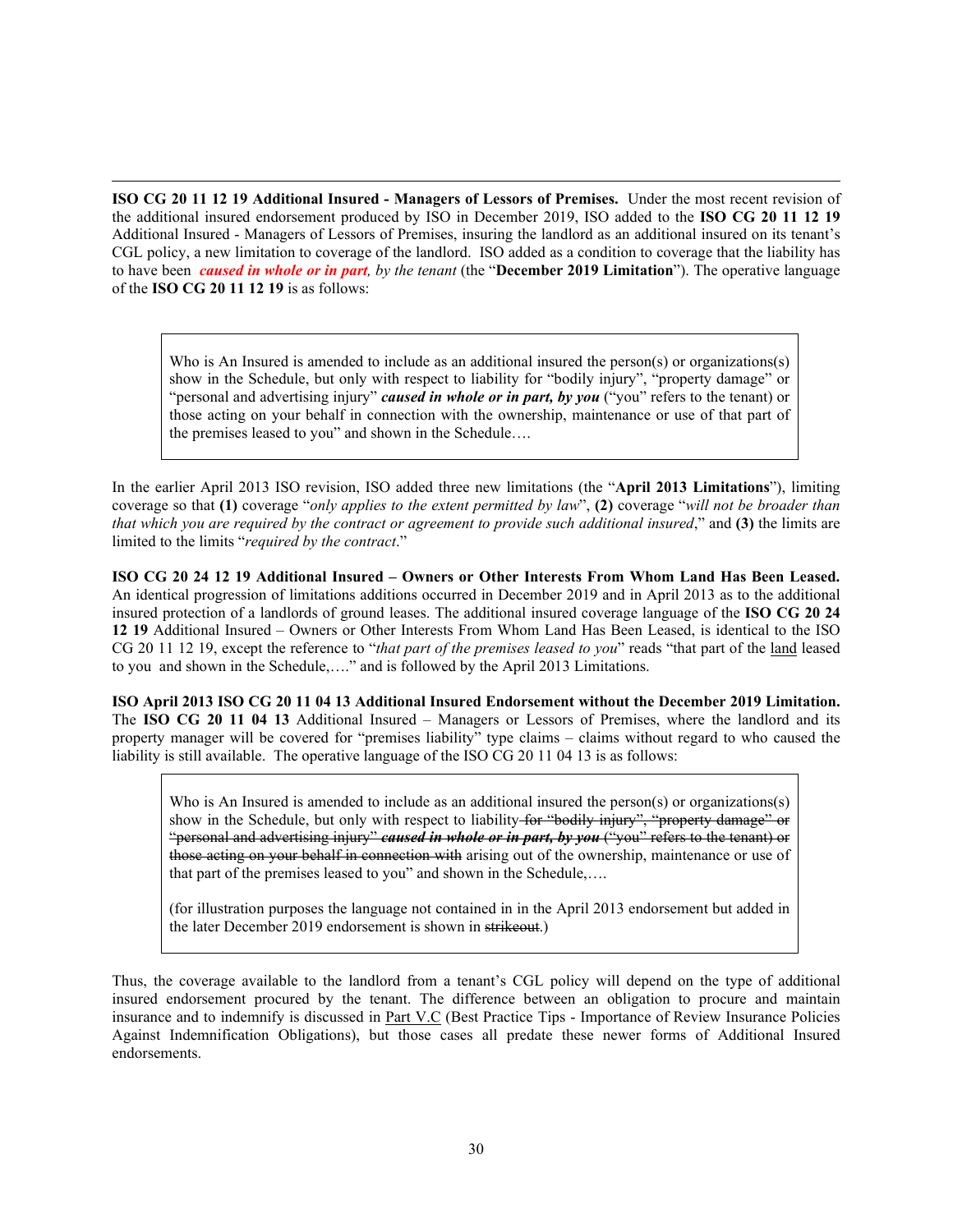**ISO CG 20 11 12 19 Additional Insured - Managers of Lessors of Premises.** Under the most recent revision of the additional insured endorsement produced by ISO in December 2019, ISO added to the **ISO CG 20 11 12 19** Additional Insured - Managers of Lessors of Premises, insuring the landlord as an additional insured on its tenant's CGL policy, a new limitation to coverage of the landlord. ISO added as a condition to coverage that the liability has to have been ***caused in whole or in part,*** *by the tenant* (the "**December 2019 Limitation**"). The operative language of the **ISO CG 20 11 12 19** is as follows:

> Who is An Insured is amended to include as an additional insured the person(s) or organizations(s) show in the Schedule, but only with respect to liability for "bodily injury", "property damage" or "personal and advertising injury" ***caused in whole or in part, by you*** ("you" refers to the tenant) or those acting on your behalf in connection with the ownership, maintenance or use of that part of the premises leased to you" and shown in the Schedule….

In the earlier April 2013 ISO revision, ISO added three new limitations (the "**April 2013 Limitations**"), limiting coverage so that **(1)** coverage "*only applies to the extent permitted by law*", **(2)** coverage "*will not be broader than that which you are required by the contract or agreement to provide such additional insured*," and **(3)** the limits are limited to the limits "*required by the contract*."

**ISO CG 20 24 12 19 Additional Insured – Owners or Other Interests From Whom Land Has Been Leased.** An identical progression of limitations additions occurred in December 2019 and in April 2013 as to the additional insured protection of a landlords of ground leases. The additional insured coverage language of the **ISO CG 20 24 12 19** Additional Insured – Owners or Other Interests From Whom Land Has Been Leased, is identical to the ISO CG 20 11 12 19, except the reference to "*that part of the premises leased to you*" reads "that part of the <u>land</u> leased to you and shown in the Schedule,…." and is followed by the April 2013 Limitations.

**ISO April 2013 ISO CG 20 11 04 13 Additional Insured Endorsement without the December 2019 Limitation.** The **ISO CG 20 11 04 13** Additional Insured – Managers or Lessors of Premises, where the landlord and its property manager will be covered for "premises liability" type claims – claims without regard to who caused the liability is still available. The operative language of the ISO CG 20 11 04 13 is as follows:

> Who is An Insured is amended to include as an additional insured the person(s) or organizations(s) show in the Schedule, but only with respect to liability ~~for "bodily injury", "property damage" or "personal and advertising injury" ***caused in whole or in part, by you*** ("you" refers to the tenant) or those acting on your behalf in connection with~~ arising out of the ownership, maintenance or use of that part of the premises leased to you" and shown in the Schedule,….
>
> (for illustration purposes the language not contained in in the April 2013 endorsement but added in the later December 2019 endorsement is shown in ~~strikeout~~.)

Thus, the coverage available to the landlord from a tenant's CGL policy will depend on the type of additional insured endorsement procured by the tenant. The difference between an obligation to procure and maintain insurance and to indemnify is discussed in <u>Part V.C</u> (Best Practice Tips - Importance of Review Insurance Policies Against Indemnification Obligations), but those cases all predate these newer forms of Additional Insured endorsements.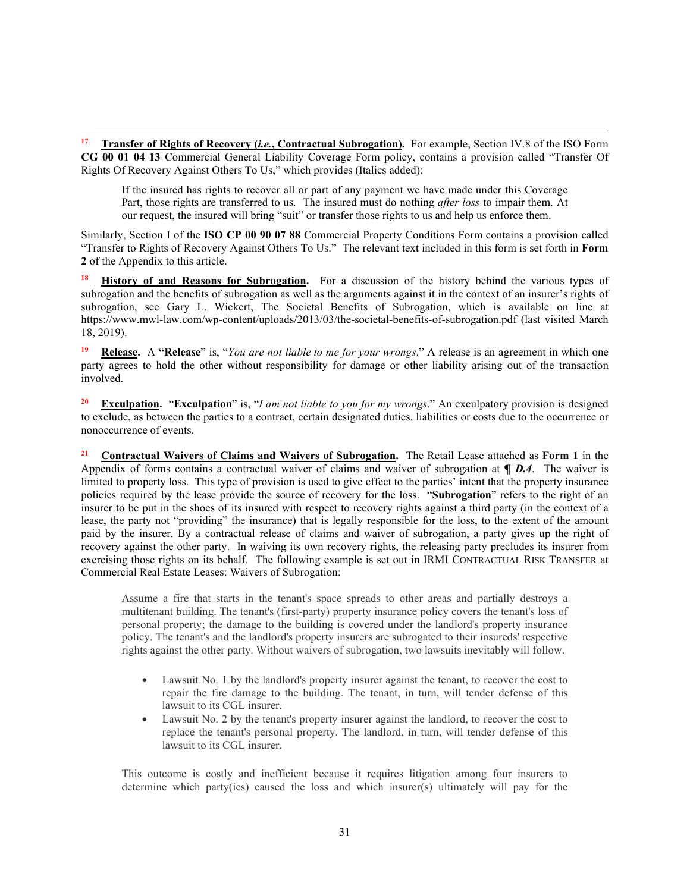[17] **Transfer of Rights of Recovery (*i.e.*, Contractual Subrogation).** For example, Section IV.8 of the ISO Form **CG 00 01 04 13** Commercial General Liability Coverage Form policy, contains a provision called "Transfer Of Rights Of Recovery Against Others To Us," which provides (Italics added):

> If the insured has rights to recover all or part of any payment we have made under this Coverage Part, those rights are transferred to us. The insured must do nothing *after loss* to impair them. At our request, the insured will bring "suit" or transfer those rights to us and help us enforce them.

Similarly, Section I of the **ISO CP 00 90 07 88** Commercial Property Conditions Form contains a provision called "Transfer to Rights of Recovery Against Others To Us." The relevant text included in this form is set forth in **Form 2** of the Appendix to this article.

[18] **History of and Reasons for Subrogation.** For a discussion of the history behind the various types of subrogation and the benefits of subrogation as well as the arguments against it in the context of an insurer's rights of subrogation, see Gary L. Wickert, The Societal Benefits of Subrogation, which is available on line at https://www.mwl-law.com/wp-content/uploads/2013/03/the-societal-benefits-of-subrogation.pdf (last visited March 18, 2019).

[19] **Release.** A **"Release"** is, "*You are not liable to me for your wrongs*." A release is an agreement in which one party agrees to hold the other without responsibility for damage or other liability arising out of the transaction involved.

[20] **Exculpation.** "**Exculpation**" is, "*I am not liable to you for my wrongs*." An exculpatory provision is designed to exclude, as between the parties to a contract, certain designated duties, liabilities or costs due to the occurrence or nonoccurrence of events.

[21] **Contractual Waivers of Claims and Waivers of Subrogation.** The Retail Lease attached as **Form 1** in the Appendix of forms contains a contractual waiver of claims and waiver of subrogation at ***¶ D.4***. The waiver is limited to property loss. This type of provision is used to give effect to the parties' intent that the property insurance policies required by the lease provide the source of recovery for the loss. "**Subrogation**" refers to the right of an insurer to be put in the shoes of its insured with respect to recovery rights against a third party (in the context of a lease, the party not "providing" the insurance) that is legally responsible for the loss, to the extent of the amount paid by the insurer. By a contractual release of claims and waiver of subrogation, a party gives up the right of recovery against the other party. In waiving its own recovery rights, the releasing party precludes its insurer from exercising those rights on its behalf. The following example is set out in IRMI CONTRACTUAL RISK TRANSFER at Commercial Real Estate Leases: Waivers of Subrogation:

> Assume a fire that starts in the tenant's space spreads to other areas and partially destroys a multitenant building. The tenant's (first-party) property insurance policy covers the tenant's loss of personal property; the damage to the building is covered under the landlord's property insurance policy. The tenant's and the landlord's property insurers are subrogated to their insureds' respective rights against the other party. Without waivers of subrogation, two lawsuits inevitably will follow.
>
> - Lawsuit No. 1 by the landlord's property insurer against the tenant, to recover the cost to repair the fire damage to the building. The tenant, in turn, will tender defense of this lawsuit to its CGL insurer.
> - Lawsuit No. 2 by the tenant's property insurer against the landlord, to recover the cost to replace the tenant's personal property. The landlord, in turn, will tender defense of this lawsuit to its CGL insurer.
>
> This outcome is costly and inefficient because it requires litigation among four insurers to determine which party(ies) caused the loss and which insurer(s) ultimately will pay for the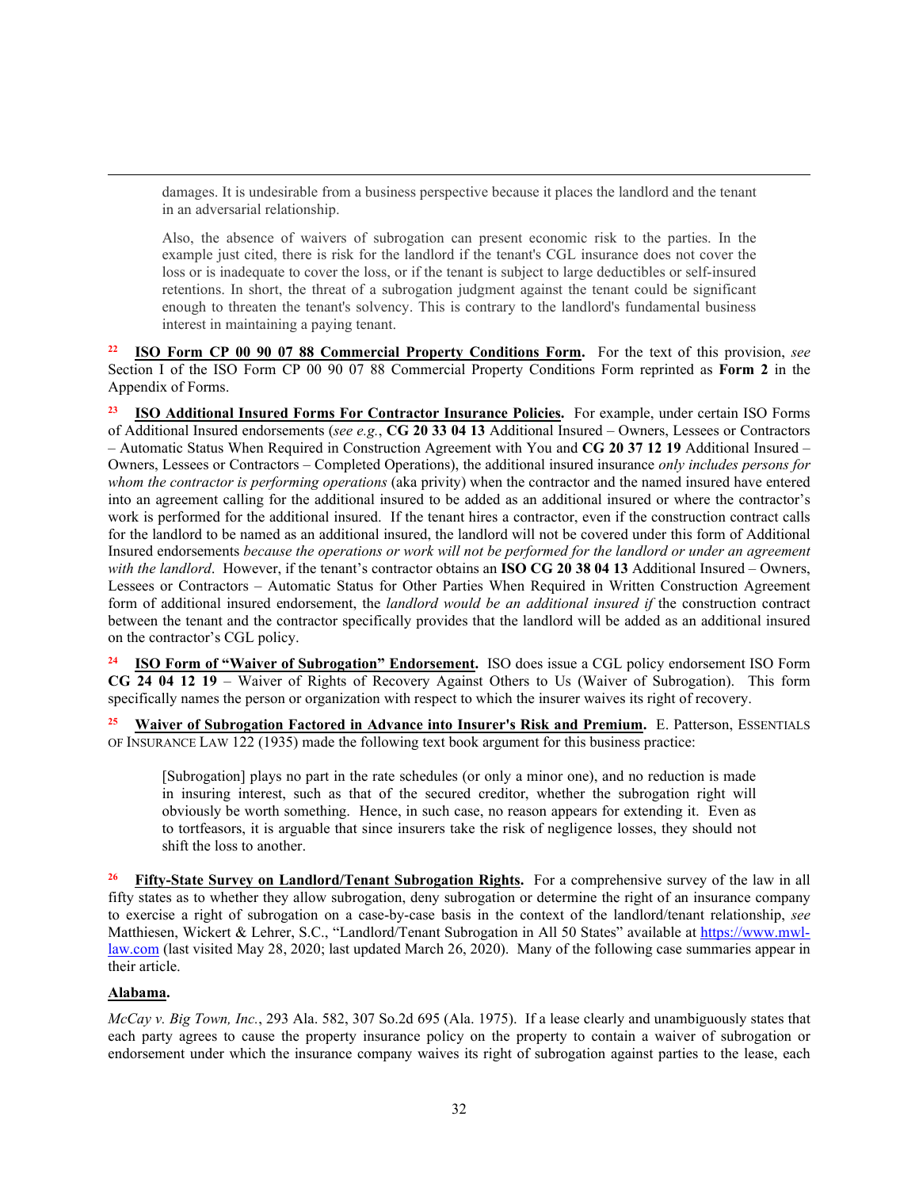> damages. It is undesirable from a business perspective because it places the landlord and the tenant in an adversarial relationship.
>
> Also, the absence of waivers of subrogation can present economic risk to the parties. In the example just cited, there is risk for the landlord if the tenant's CGL insurance does not cover the loss or is inadequate to cover the loss, or if the tenant is subject to large deductibles or self-insured retentions. In short, the threat of a subrogation judgment against the tenant could be significant enough to threaten the tenant's solvency. This is contrary to the landlord's fundamental business interest in maintaining a paying tenant.

[22] **ISO Form CP 00 90 07 88 Commercial Property Conditions Form.** For the text of this provision, *see* Section I of the ISO Form CP 00 90 07 88 Commercial Property Conditions Form reprinted as **Form 2** in the Appendix of Forms.

[23] **ISO Additional Insured Forms For Contractor Insurance Policies.** For example, under certain ISO Forms of Additional Insured endorsements (*see e.g.*, **CG 20 33 04 13** Additional Insured – Owners, Lessees or Contractors – Automatic Status When Required in Construction Agreement with You and **CG 20 37 12 19** Additional Insured – Owners, Lessees or Contractors – Completed Operations), the additional insured insurance *only includes persons for whom the contractor is performing operations* (aka privity) when the contractor and the named insured have entered into an agreement calling for the additional insured to be added as an additional insured or where the contractor's work is performed for the additional insured. If the tenant hires a contractor, even if the construction contract calls for the landlord to be named as an additional insured, the landlord will not be covered under this form of Additional Insured endorsements *because the operations or work will not be performed for the landlord or under an agreement with the landlord*. However, if the tenant's contractor obtains an **ISO CG 20 38 04 13** Additional Insured – Owners, Lessees or Contractors – Automatic Status for Other Parties When Required in Written Construction Agreement form of additional insured endorsement, the *landlord would be an additional insured if* the construction contract between the tenant and the contractor specifically provides that the landlord will be added as an additional insured on the contractor's CGL policy.

[24] **ISO Form of "Waiver of Subrogation" Endorsement.** ISO does issue a CGL policy endorsement ISO Form **CG 24 04 12 19** – Waiver of Rights of Recovery Against Others to Us (Waiver of Subrogation). This form specifically names the person or organization with respect to which the insurer waives its right of recovery.

[25] **Waiver of Subrogation Factored in Advance into Insurer's Risk and Premium.** E. Patterson, ESSENTIALS OF INSURANCE LAW 122 (1935) made the following text book argument for this business practice:

> [Subrogation] plays no part in the rate schedules (or only a minor one), and no reduction is made in insuring interest, such as that of the secured creditor, whether the subrogation right will obviously be worth something. Hence, in such case, no reason appears for extending it. Even as to tortfeasors, it is arguable that since insurers take the risk of negligence losses, they should not shift the loss to another.

[26] **Fifty-State Survey on Landlord/Tenant Subrogation Rights.** For a comprehensive survey of the law in all fifty states as to whether they allow subrogation, deny subrogation or determine the right of an insurance company to exercise a right of subrogation on a case-by-case basis in the context of the landlord/tenant relationship, *see* Matthiesen, Wickert & Lehrer, S.C., "Landlord/Tenant Subrogation in All 50 States" available at https://www.mwl-law.com (last visited May 28, 2020; last updated March 26, 2020). Many of the following case summaries appear in their article.

**Alabama.**

*McCay v. Big Town, Inc.*, 293 Ala. 582, 307 So.2d 695 (Ala. 1975). If a lease clearly and unambiguously states that each party agrees to cause the property insurance policy on the property to contain a waiver of subrogation or endorsement under which the insurance company waives its right of subrogation against parties to the lease, each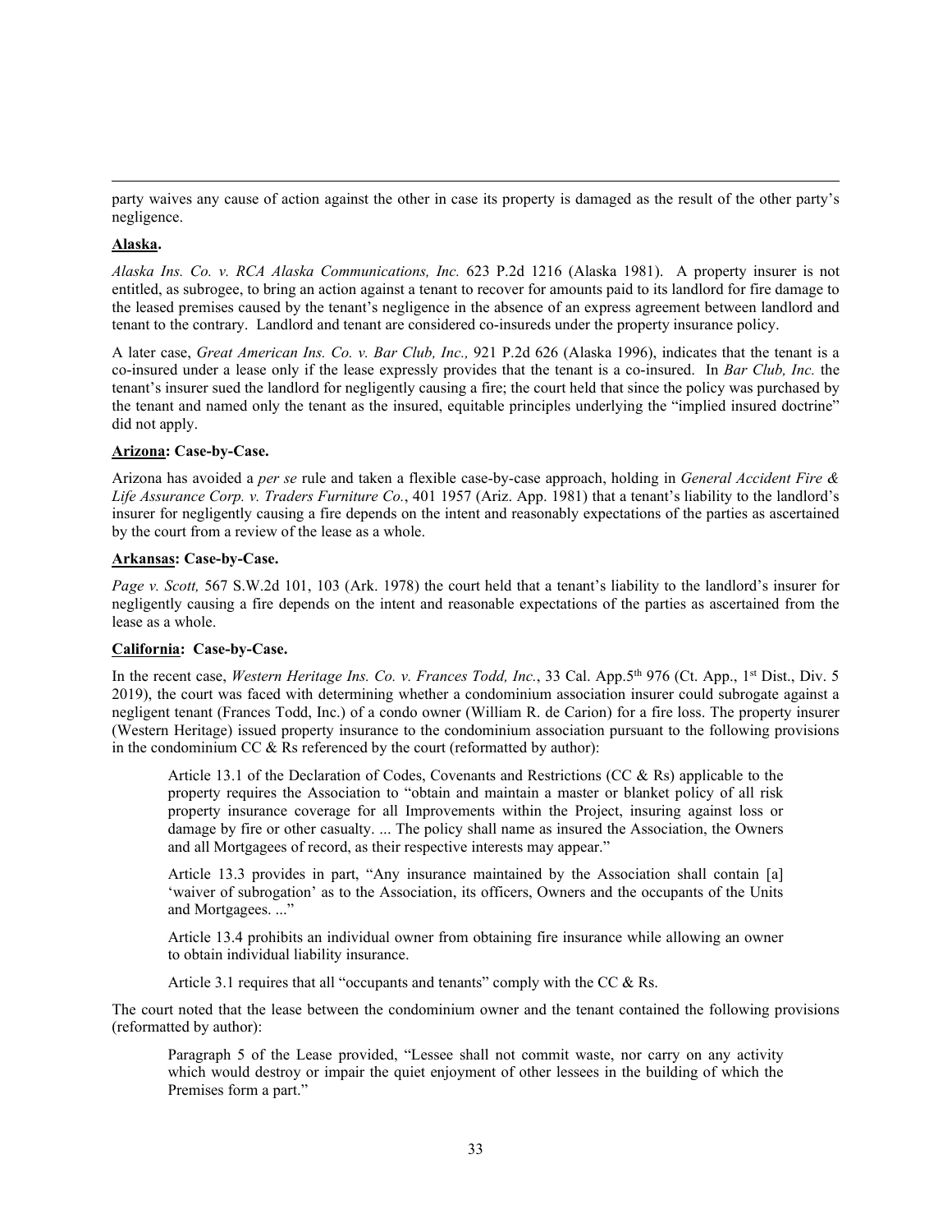party waives any cause of action against the other in case its property is damaged as the result of the other party's negligence.

**Alaska.**

*Alaska Ins. Co. v. RCA Alaska Communications, Inc.* 623 P.2d 1216 (Alaska 1981). A property insurer is not entitled, as subrogee, to bring an action against a tenant to recover for amounts paid to its landlord for fire damage to the leased premises caused by the tenant's negligence in the absence of an express agreement between landlord and tenant to the contrary. Landlord and tenant are considered co-insureds under the property insurance policy.

A later case, *Great American Ins. Co. v. Bar Club, Inc.,* 921 P.2d 626 (Alaska 1996), indicates that the tenant is a co-insured under a lease only if the lease expressly provides that the tenant is a co-insured. In *Bar Club, Inc.* the tenant's insurer sued the landlord for negligently causing a fire; the court held that since the policy was purchased by the tenant and named only the tenant as the insured, equitable principles underlying the "implied insured doctrine" did not apply.

**Arizona: Case-by-Case.**

Arizona has avoided a *per se* rule and taken a flexible case-by-case approach, holding in *General Accident Fire & Life Assurance Corp. v. Traders Furniture Co.*, 401 1957 (Ariz. App. 1981) that a tenant's liability to the landlord's insurer for negligently causing a fire depends on the intent and reasonably expectations of the parties as ascertained by the court from a review of the lease as a whole.

**Arkansas: Case-by-Case.**

*Page v. Scott,* 567 S.W.2d 101, 103 (Ark. 1978) the court held that a tenant's liability to the landlord's insurer for negligently causing a fire depends on the intent and reasonable expectations of the parties as ascertained from the lease as a whole.

**California: Case-by-Case.**

In the recent case, *Western Heritage Ins. Co. v. Frances Todd, Inc.*, 33 Cal. App.5th 976 (Ct. App., 1st Dist., Div. 5 2019), the court was faced with determining whether a condominium association insurer could subrogate against a negligent tenant (Frances Todd, Inc.) of a condo owner (William R. de Carion) for a fire loss. The property insurer (Western Heritage) issued property insurance to the condominium association pursuant to the following provisions in the condominium CC & Rs referenced by the court (reformatted by author):

> Article 13.1 of the Declaration of Codes, Covenants and Restrictions (CC & Rs) applicable to the property requires the Association to "obtain and maintain a master or blanket policy of all risk property insurance coverage for all Improvements within the Project, insuring against loss or damage by fire or other casualty. ... The policy shall name as insured the Association, the Owners and all Mortgagees of record, as their respective interests may appear."
>
> Article 13.3 provides in part, "Any insurance maintained by the Association shall contain [a] 'waiver of subrogation' as to the Association, its officers, Owners and the occupants of the Units and Mortgagees. ..."
>
> Article 13.4 prohibits an individual owner from obtaining fire insurance while allowing an owner to obtain individual liability insurance.
>
> Article 3.1 requires that all "occupants and tenants" comply with the CC & Rs.

The court noted that the lease between the condominium owner and the tenant contained the following provisions (reformatted by author):

> Paragraph 5 of the Lease provided, "Lessee shall not commit waste, nor carry on any activity which would destroy or impair the quiet enjoyment of other lessees in the building of which the Premises form a part."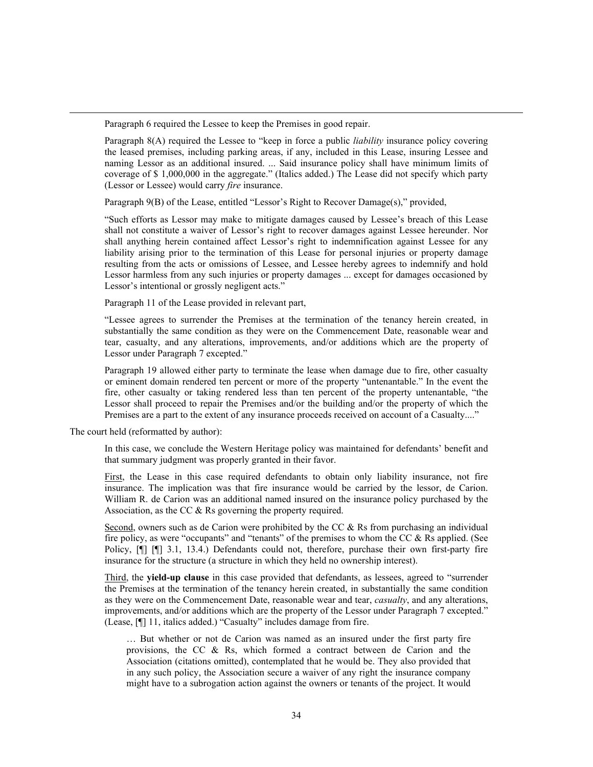Paragraph 6 required the Lessee to keep the Premises in good repair.

Paragraph 8(A) required the Lessee to "keep in force a public *liability* insurance policy covering the leased premises, including parking areas, if any, included in this Lease, insuring Lessee and naming Lessor as an additional insured. ... Said insurance policy shall have minimum limits of coverage of $ 1,000,000 in the aggregate." (Italics added.) The Lease did not specify which party (Lessor or Lessee) would carry *fire* insurance.

Paragraph 9(B) of the Lease, entitled "Lessor's Right to Recover Damage(s)," provided,

"Such efforts as Lessor may make to mitigate damages caused by Lessee's breach of this Lease shall not constitute a waiver of Lessor's right to recover damages against Lessee hereunder. Nor shall anything herein contained affect Lessor's right to indemnification against Lessee for any liability arising prior to the termination of this Lease for personal injuries or property damage resulting from the acts or omissions of Lessee, and Lessee hereby agrees to indemnify and hold Lessor harmless from any such injuries or property damages ... except for damages occasioned by Lessor's intentional or grossly negligent acts."

Paragraph 11 of the Lease provided in relevant part,

"Lessee agrees to surrender the Premises at the termination of the tenancy herein created, in substantially the same condition as they were on the Commencement Date, reasonable wear and tear, casualty, and any alterations, improvements, and/or additions which are the property of Lessor under Paragraph 7 excepted."

Paragraph 19 allowed either party to terminate the lease when damage due to fire, other casualty or eminent domain rendered ten percent or more of the property "untenantable." In the event the fire, other casualty or taking rendered less than ten percent of the property untenantable, "the Lessor shall proceed to repair the Premises and/or the building and/or the property of which the Premises are a part to the extent of any insurance proceeds received on account of a Casualty...."

The court held (reformatted by author):

In this case, we conclude the Western Heritage policy was maintained for defendants' benefit and that summary judgment was properly granted in their favor.

First, the Lease in this case required defendants to obtain only liability insurance, not fire insurance. The implication was that fire insurance would be carried by the lessor, de Carion. William R. de Carion was an additional named insured on the insurance policy purchased by the Association, as the CC & Rs governing the property required.

Second, owners such as de Carion were prohibited by the CC & Rs from purchasing an individual fire policy, as were "occupants" and "tenants" of the premises to whom the CC & Rs applied. (See Policy, [¶] [¶] 3.1, 13.4.) Defendants could not, therefore, purchase their own first-party fire insurance for the structure (a structure in which they held no ownership interest).

Third, the **yield-up clause** in this case provided that defendants, as lessees, agreed to "surrender the Premises at the termination of the tenancy herein created, in substantially the same condition as they were on the Commencement Date, reasonable wear and tear, *casualty*, and any alterations, improvements, and/or additions which are the property of the Lessor under Paragraph 7 excepted." (Lease, [¶] 11, italics added.) "Casualty" includes damage from fire.

… But whether or not de Carion was named as an insured under the first party fire provisions, the CC & Rs, which formed a contract between de Carion and the Association (citations omitted), contemplated that he would be. They also provided that in any such policy, the Association secure a waiver of any right the insurance company might have to a subrogation action against the owners or tenants of the project. It would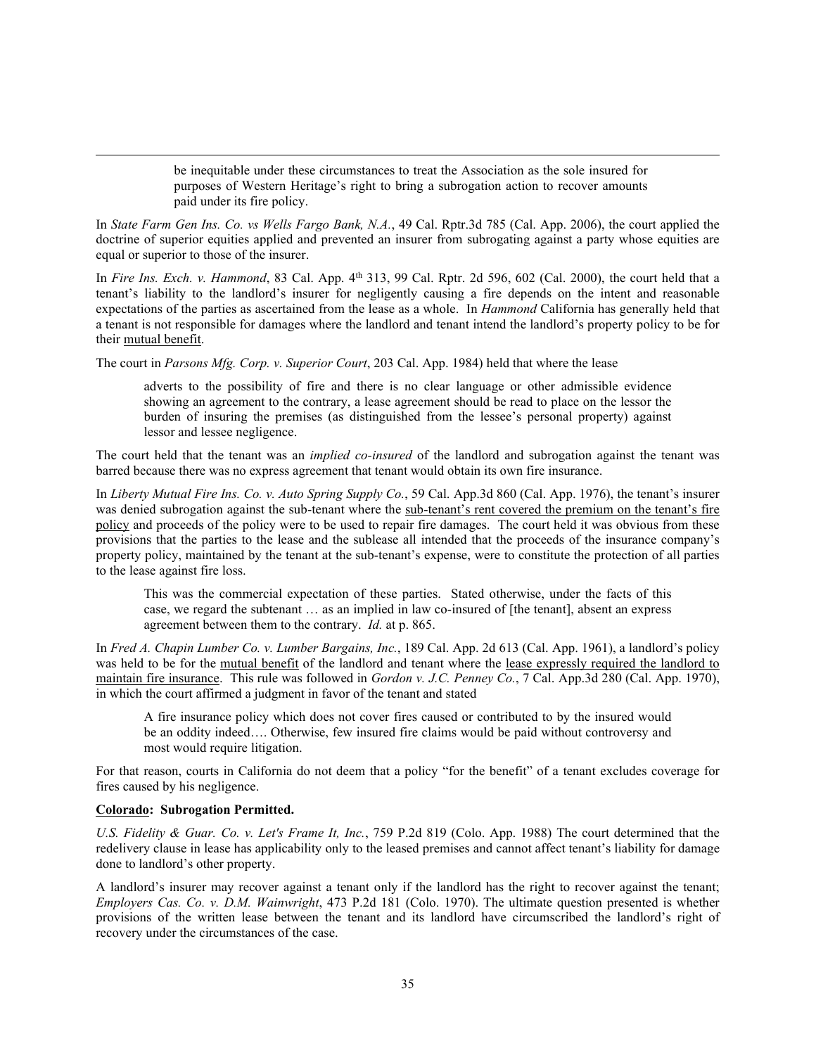> be inequitable under these circumstances to treat the Association as the sole insured for purposes of Western Heritage's right to bring a subrogation action to recover amounts paid under its fire policy.

In *State Farm Gen Ins. Co. vs Wells Fargo Bank, N.A.*, 49 Cal. Rptr.3d 785 (Cal. App. 2006), the court applied the doctrine of superior equities applied and prevented an insurer from subrogating against a party whose equities are equal or superior to those of the insurer.

In *Fire Ins. Exch. v. Hammond*, 83 Cal. App. 4th 313, 99 Cal. Rptr. 2d 596, 602 (Cal. 2000), the court held that a tenant's liability to the landlord's insurer for negligently causing a fire depends on the intent and reasonable expectations of the parties as ascertained from the lease as a whole. In *Hammond* California has generally held that a tenant is not responsible for damages where the landlord and tenant intend the landlord's property policy to be for their mutual benefit.

The court in *Parsons Mfg. Corp. v. Superior Court*, 203 Cal. App. 1984) held that where the lease

> adverts to the possibility of fire and there is no clear language or other admissible evidence showing an agreement to the contrary, a lease agreement should be read to place on the lessor the burden of insuring the premises (as distinguished from the lessee's personal property) against lessor and lessee negligence.

The court held that the tenant was an *implied co-insured* of the landlord and subrogation against the tenant was barred because there was no express agreement that tenant would obtain its own fire insurance.

In *Liberty Mutual Fire Ins. Co. v. Auto Spring Supply Co.*, 59 Cal. App.3d 860 (Cal. App. 1976), the tenant's insurer was denied subrogation against the sub-tenant where the sub-tenant's rent covered the premium on the tenant's fire policy and proceeds of the policy were to be used to repair fire damages. The court held it was obvious from these provisions that the parties to the lease and the sublease all intended that the proceeds of the insurance company's property policy, maintained by the tenant at the sub-tenant's expense, were to constitute the protection of all parties to the lease against fire loss.

> This was the commercial expectation of these parties. Stated otherwise, under the facts of this case, we regard the subtenant … as an implied in law co-insured of [the tenant], absent an express agreement between them to the contrary. *Id.* at p. 865.

In *Fred A. Chapin Lumber Co. v. Lumber Bargains, Inc.*, 189 Cal. App. 2d 613 (Cal. App. 1961), a landlord's policy was held to be for the mutual benefit of the landlord and tenant where the lease expressly required the landlord to maintain fire insurance. This rule was followed in *Gordon v. J.C. Penney Co.*, 7 Cal. App.3d 280 (Cal. App. 1970), in which the court affirmed a judgment in favor of the tenant and stated

> A fire insurance policy which does not cover fires caused or contributed to by the insured would be an oddity indeed…. Otherwise, few insured fire claims would be paid without controversy and most would require litigation.

For that reason, courts in California do not deem that a policy "for the benefit" of a tenant excludes coverage for fires caused by his negligence.

**Colorado: Subrogation Permitted.**

*U.S. Fidelity & Guar. Co. v. Let's Frame It, Inc.*, 759 P.2d 819 (Colo. App. 1988) The court determined that the redelivery clause in lease has applicability only to the leased premises and cannot affect tenant's liability for damage done to landlord's other property.

A landlord's insurer may recover against a tenant only if the landlord has the right to recover against the tenant; *Employers Cas. Co. v. D.M. Wainwright*, 473 P.2d 181 (Colo. 1970). The ultimate question presented is whether provisions of the written lease between the tenant and its landlord have circumscribed the landlord's right of recovery under the circumstances of the case.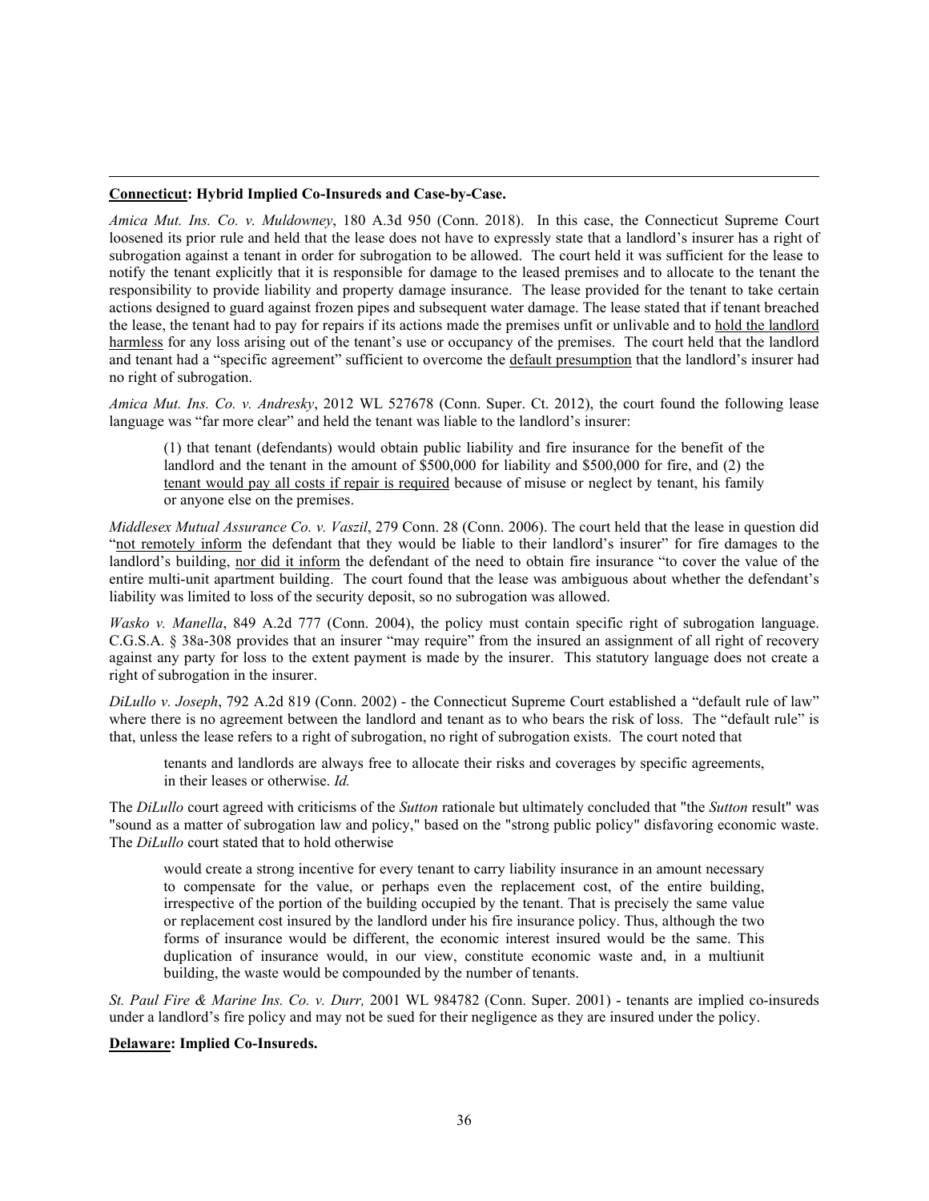---

**<u>Connecticut</u>: Hybrid Implied Co-Insureds and Case-by-Case.**

*Amica Mut. Ins. Co. v. Muldowney*, 180 A.3d 950 (Conn. 2018). In this case, the Connecticut Supreme Court loosened its prior rule and held that the lease does not have to expressly state that a landlord's insurer has a right of subrogation against a tenant in order for subrogation to be allowed. The court held it was sufficient for the lease to notify the tenant explicitly that it is responsible for damage to the leased premises and to allocate to the tenant the responsibility to provide liability and property damage insurance. The lease provided for the tenant to take certain actions designed to guard against frozen pipes and subsequent water damage. The lease stated that if tenant breached the lease, the tenant had to pay for repairs if its actions made the premises unfit or unlivable and to <u>hold the landlord harmless</u> for any loss arising out of the tenant's use or occupancy of the premises. The court held that the landlord and tenant had a "specific agreement" sufficient to overcome the <u>default presumption</u> that the landlord's insurer had no right of subrogation.

*Amica Mut. Ins. Co. v. Andresky*, 2012 WL 527678 (Conn. Super. Ct. 2012), the court found the following lease language was "far more clear" and held the tenant was liable to the landlord's insurer:

> (1) that tenant (defendants) would obtain public liability and fire insurance for the benefit of the landlord and the tenant in the amount of $500,000 for liability and $500,000 for fire, and (2) the <u>tenant would pay all costs if repair is required</u> because of misuse or neglect by tenant, his family or anyone else on the premises.

*Middlesex Mutual Assurance Co. v. Vaszil*, 279 Conn. 28 (Conn. 2006). The court held that the lease in question did "<u>not remotely inform</u> the defendant that they would be liable to their landlord's insurer" for fire damages to the landlord's building, <u>nor did it inform</u> the defendant of the need to obtain fire insurance "to cover the value of the entire multi-unit apartment building. The court found that the lease was ambiguous about whether the defendant's liability was limited to loss of the security deposit, so no subrogation was allowed.

*Wasko v. Manella*, 849 A.2d 777 (Conn. 2004), the policy must contain specific right of subrogation language. C.G.S.A. § 38a-308 provides that an insurer "may require" from the insured an assignment of all right of recovery against any party for loss to the extent payment is made by the insurer. This statutory language does not create a right of subrogation in the insurer.

*DiLullo v. Joseph*, 792 A.2d 819 (Conn. 2002) - the Connecticut Supreme Court established a "default rule of law" where there is no agreement between the landlord and tenant as to who bears the risk of loss. The "default rule" is that, unless the lease refers to a right of subrogation, no right of subrogation exists. The court noted that

> tenants and landlords are always free to allocate their risks and coverages by specific agreements, in their leases or otherwise. *Id.*

The *DiLullo* court agreed with criticisms of the *Sutton* rationale but ultimately concluded that "the *Sutton* result" was "sound as a matter of subrogation law and policy," based on the "strong public policy" disfavoring economic waste. The *DiLullo* court stated that to hold otherwise

> would create a strong incentive for every tenant to carry liability insurance in an amount necessary to compensate for the value, or perhaps even the replacement cost, of the entire building, irrespective of the portion of the building occupied by the tenant. That is precisely the same value or replacement cost insured by the landlord under his fire insurance policy. Thus, although the two forms of insurance would be different, the economic interest insured would be the same. This duplication of insurance would, in our view, constitute economic waste and, in a multiunit building, the waste would be compounded by the number of tenants.

*St. Paul Fire & Marine Ins. Co. v. Durr,* 2001 WL 984782 (Conn. Super. 2001) - tenants are implied co-insureds under a landlord's fire policy and may not be sued for their negligence as they are insured under the policy.

**<u>Delaware</u>: Implied Co-Insureds.**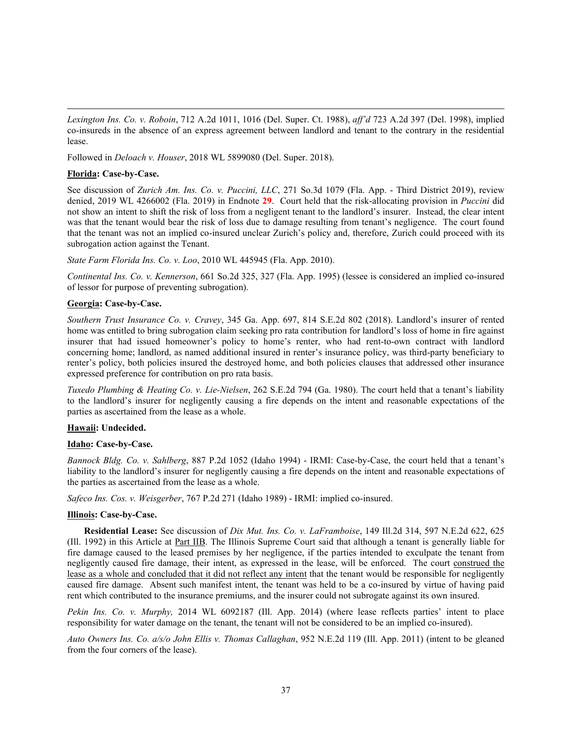*Lexington Ins. Co. v. Roboin*, 712 A.2d 1011, 1016 (Del. Super. Ct. 1988), *aff'd* 723 A.2d 397 (Del. 1998), implied co-insureds in the absence of an express agreement between landlord and tenant to the contrary in the residential lease.

Followed in *Deloach v. Houser*, 2018 WL 5899080 (Del. Super. 2018).

**Florida: Case-by-Case.**

See discussion of *Zurich Am. Ins. Co. v. Puccini, LLC*, 271 So.3d 1079 (Fla. App. - Third District 2019), review denied, 2019 WL 4266002 (Fla. 2019) in Endnote **29**. Court held that the risk-allocating provision in *Puccini* did not show an intent to shift the risk of loss from a negligent tenant to the landlord's insurer. Instead, the clear intent was that the tenant would bear the risk of loss due to damage resulting from tenant's negligence. The court found that the tenant was not an implied co-insured unclear Zurich's policy and, therefore, Zurich could proceed with its subrogation action against the Tenant.

*State Farm Florida Ins. Co. v. Loo*, 2010 WL 445945 (Fla. App. 2010).

*Continental Ins. Co. v. Kennerson*, 661 So.2d 325, 327 (Fla. App. 1995) (lessee is considered an implied co-insured of lessor for purpose of preventing subrogation).

**Georgia: Case-by-Case.**

*Southern Trust Insurance Co. v. Cravey*, 345 Ga. App. 697, 814 S.E.2d 802 (2018). Landlord's insurer of rented home was entitled to bring subrogation claim seeking pro rata contribution for landlord's loss of home in fire against insurer that had issued homeowner's policy to home's renter, who had rent-to-own contract with landlord concerning home; landlord, as named additional insured in renter's insurance policy, was third-party beneficiary to renter's policy, both policies insured the destroyed home, and both policies clauses that addressed other insurance expressed preference for contribution on pro rata basis.

*Tuxedo Plumbing & Heating Co. v. Lie-Nielsen*, 262 S.E.2d 794 (Ga. 1980). The court held that a tenant's liability to the landlord's insurer for negligently causing a fire depends on the intent and reasonable expectations of the parties as ascertained from the lease as a whole.

**Hawaii: Undecided.**

**Idaho: Case-by-Case.**

*Bannock Bldg. Co. v. Sahlberg*, 887 P.2d 1052 (Idaho 1994) - IRMI: Case-by-Case, the court held that a tenant's liability to the landlord's insurer for negligently causing a fire depends on the intent and reasonable expectations of the parties as ascertained from the lease as a whole.

*Safeco Ins. Cos. v. Weisgerber*, 767 P.2d 271 (Idaho 1989) - IRMI: implied co-insured.

**Illinois: Case-by-Case.**

**Residential Lease:** See discussion of *Dix Mut. Ins. Co. v. LaFramboise*, 149 Ill.2d 314, 597 N.E.2d 622, 625 (Ill. 1992) in this Article at Part IIB. The Illinois Supreme Court said that although a tenant is generally liable for fire damage caused to the leased premises by her negligence, if the parties intended to exculpate the tenant from negligently caused fire damage, their intent, as expressed in the lease, will be enforced. The court construed the lease as a whole and concluded that it did not reflect any intent that the tenant would be responsible for negligently caused fire damage. Absent such manifest intent, the tenant was held to be a co-insured by virtue of having paid rent which contributed to the insurance premiums, and the insurer could not subrogate against its own insured.

*Pekin Ins. Co. v. Murphy,* 2014 WL 6092187 (Ill. App. 2014) (where lease reflects parties' intent to place responsibility for water damage on the tenant, the tenant will not be considered to be an implied co-insured).

*Auto Owners Ins. Co. a/s/o John Ellis v. Thomas Callaghan*, 952 N.E.2d 119 (Ill. App. 2011) (intent to be gleaned from the four corners of the lease).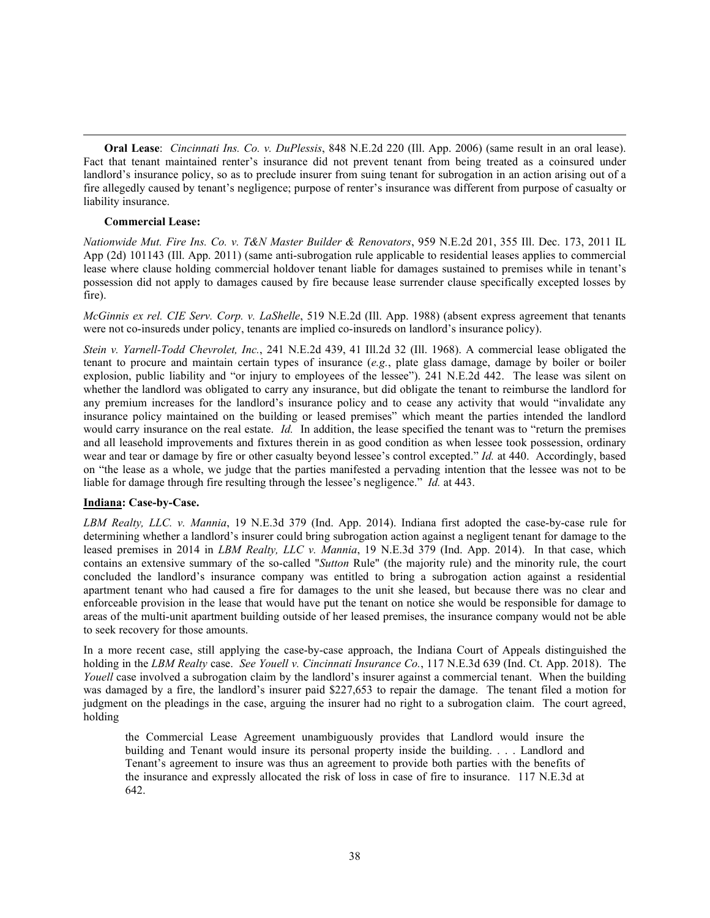**Oral Lease**: *Cincinnati Ins. Co. v. DuPlessis*, 848 N.E.2d 220 (Ill. App. 2006) (same result in an oral lease). Fact that tenant maintained renter's insurance did not prevent tenant from being treated as a coinsured under landlord's insurance policy, so as to preclude insurer from suing tenant for subrogation in an action arising out of a fire allegedly caused by tenant's negligence; purpose of renter's insurance was different from purpose of casualty or liability insurance.

**Commercial Lease:**

*Nationwide Mut. Fire Ins. Co. v. T&N Master Builder & Renovators*, 959 N.E.2d 201, 355 Ill. Dec. 173, 2011 IL App (2d) 101143 (Ill. App. 2011) (same anti-subrogation rule applicable to residential leases applies to commercial lease where clause holding commercial holdover tenant liable for damages sustained to premises while in tenant's possession did not apply to damages caused by fire because lease surrender clause specifically excepted losses by fire).

*McGinnis ex rel. CIE Serv. Corp. v. LaShelle*, 519 N.E.2d (Ill. App. 1988) (absent express agreement that tenants were not co-insureds under policy, tenants are implied co-insureds on landlord's insurance policy).

*Stein v. Yarnell-Todd Chevrolet, Inc.*, 241 N.E.2d 439, 41 Ill.2d 32 (Ill. 1968). A commercial lease obligated the tenant to procure and maintain certain types of insurance (*e.g.*, plate glass damage, damage by boiler or boiler explosion, public liability and "or injury to employees of the lessee"). 241 N.E.2d 442. The lease was silent on whether the landlord was obligated to carry any insurance, but did obligate the tenant to reimburse the landlord for any premium increases for the landlord's insurance policy and to cease any activity that would "invalidate any insurance policy maintained on the building or leased premises" which meant the parties intended the landlord would carry insurance on the real estate. *Id.* In addition, the lease specified the tenant was to "return the premises and all leasehold improvements and fixtures therein in as good condition as when lessee took possession, ordinary wear and tear or damage by fire or other casualty beyond lessee's control excepted." *Id.* at 440. Accordingly, based on "the lease as a whole, we judge that the parties manifested a pervading intention that the lessee was not to be liable for damage through fire resulting through the lessee's negligence." *Id.* at 443.

**Indiana: Case-by-Case.**

*LBM Realty, LLC. v. Mannia*, 19 N.E.3d 379 (Ind. App. 2014). Indiana first adopted the case-by-case rule for determining whether a landlord's insurer could bring subrogation action against a negligent tenant for damage to the leased premises in 2014 in *LBM Realty, LLC v. Mannia*, 19 N.E.3d 379 (Ind. App. 2014). In that case, which contains an extensive summary of the so-called "*Sutton* Rule" (the majority rule) and the minority rule, the court concluded the landlord's insurance company was entitled to bring a subrogation action against a residential apartment tenant who had caused a fire for damages to the unit she leased, but because there was no clear and enforceable provision in the lease that would have put the tenant on notice she would be responsible for damage to areas of the multi-unit apartment building outside of her leased premises, the insurance company would not be able to seek recovery for those amounts.

In a more recent case, still applying the case-by-case approach, the Indiana Court of Appeals distinguished the holding in the *LBM Realty* case. *See Youell v. Cincinnati Insurance Co.*, 117 N.E.3d 639 (Ind. Ct. App. 2018). The *Youell* case involved a subrogation claim by the landlord's insurer against a commercial tenant. When the building was damaged by a fire, the landlord's insurer paid $227,653 to repair the damage. The tenant filed a motion for judgment on the pleadings in the case, arguing the insurer had no right to a subrogation claim. The court agreed, holding

> the Commercial Lease Agreement unambiguously provides that Landlord would insure the building and Tenant would insure its personal property inside the building. . . . Landlord and Tenant's agreement to insure was thus an agreement to provide both parties with the benefits of the insurance and expressly allocated the risk of loss in case of fire to insurance. 117 N.E.3d at 642.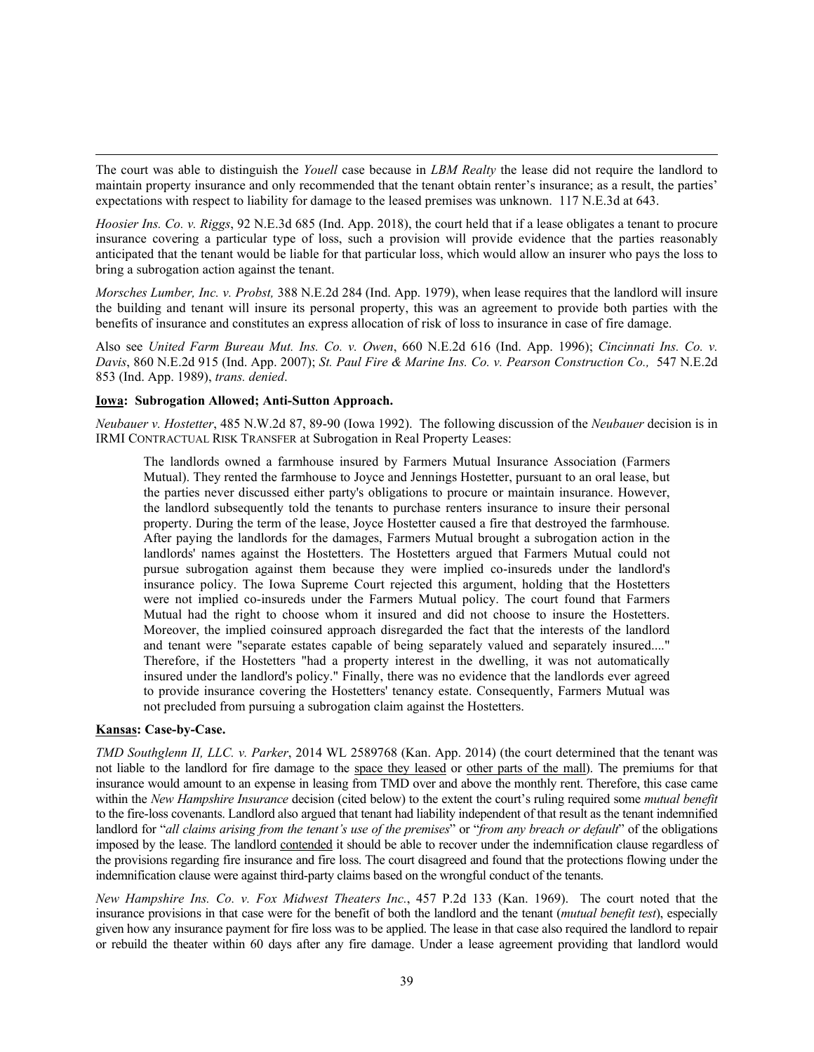The court was able to distinguish the *Youell* case because in *LBM Realty* the lease did not require the landlord to maintain property insurance and only recommended that the tenant obtain renter's insurance; as a result, the parties' expectations with respect to liability for damage to the leased premises was unknown. 117 N.E.3d at 643.

*Hoosier Ins. Co. v. Riggs*, 92 N.E.3d 685 (Ind. App. 2018), the court held that if a lease obligates a tenant to procure insurance covering a particular type of loss, such a provision will provide evidence that the parties reasonably anticipated that the tenant would be liable for that particular loss, which would allow an insurer who pays the loss to bring a subrogation action against the tenant.

*Morsches Lumber, Inc. v. Probst,* 388 N.E.2d 284 (Ind. App. 1979), when lease requires that the landlord will insure the building and tenant will insure its personal property, this was an agreement to provide both parties with the benefits of insurance and constitutes an express allocation of risk of loss to insurance in case of fire damage.

Also see *United Farm Bureau Mut. Ins. Co. v. Owen*, 660 N.E.2d 616 (Ind. App. 1996); *Cincinnati Ins. Co. v. Davis*, 860 N.E.2d 915 (Ind. App. 2007); *St. Paul Fire & Marine Ins. Co. v. Pearson Construction Co.,* 547 N.E.2d 853 (Ind. App. 1989), *trans. denied*.

**Iowa: Subrogation Allowed; Anti-Sutton Approach.**

*Neubauer v. Hostetter*, 485 N.W.2d 87, 89-90 (Iowa 1992). The following discussion of the *Neubauer* decision is in IRMI CONTRACTUAL RISK TRANSFER at Subrogation in Real Property Leases:

> The landlords owned a farmhouse insured by Farmers Mutual Insurance Association (Farmers Mutual). They rented the farmhouse to Joyce and Jennings Hostetter, pursuant to an oral lease, but the parties never discussed either party's obligations to procure or maintain insurance. However, the landlord subsequently told the tenants to purchase renters insurance to insure their personal property. During the term of the lease, Joyce Hostetter caused a fire that destroyed the farmhouse. After paying the landlords for the damages, Farmers Mutual brought a subrogation action in the landlords' names against the Hostetters. The Hostetters argued that Farmers Mutual could not pursue subrogation against them because they were implied co-insureds under the landlord's insurance policy. The Iowa Supreme Court rejected this argument, holding that the Hostetters were not implied co-insureds under the Farmers Mutual policy. The court found that Farmers Mutual had the right to choose whom it insured and did not choose to insure the Hostetters. Moreover, the implied coinsured approach disregarded the fact that the interests of the landlord and tenant were "separate estates capable of being separately valued and separately insured...." Therefore, if the Hostetters "had a property interest in the dwelling, it was not automatically insured under the landlord's policy." Finally, there was no evidence that the landlords ever agreed to provide insurance covering the Hostetters' tenancy estate. Consequently, Farmers Mutual was not precluded from pursuing a subrogation claim against the Hostetters.

**Kansas: Case-by-Case.**

*TMD Southglenn II, LLC. v. Parker*, 2014 WL 2589768 (Kan. App. 2014) (the court determined that the tenant was not liable to the landlord for fire damage to the space they leased or other parts of the mall). The premiums for that insurance would amount to an expense in leasing from TMD over and above the monthly rent. Therefore, this case came within the *New Hampshire Insurance* decision (cited below) to the extent the court's ruling required some *mutual benefit* to the fire-loss covenants. Landlord also argued that tenant had liability independent of that result as the tenant indemnified landlord for "*all claims arising from the tenant's use of the premises*" or "*from any breach or default*" of the obligations imposed by the lease. The landlord contended it should be able to recover under the indemnification clause regardless of the provisions regarding fire insurance and fire loss. The court disagreed and found that the protections flowing under the indemnification clause were against third-party claims based on the wrongful conduct of the tenants.

*New Hampshire Ins. Co. v. Fox Midwest Theaters Inc.*, 457 P.2d 133 (Kan. 1969). The court noted that the insurance provisions in that case were for the benefit of both the landlord and the tenant (*mutual benefit test*), especially given how any insurance payment for fire loss was to be applied. The lease in that case also required the landlord to repair or rebuild the theater within 60 days after any fire damage. Under a lease agreement providing that landlord would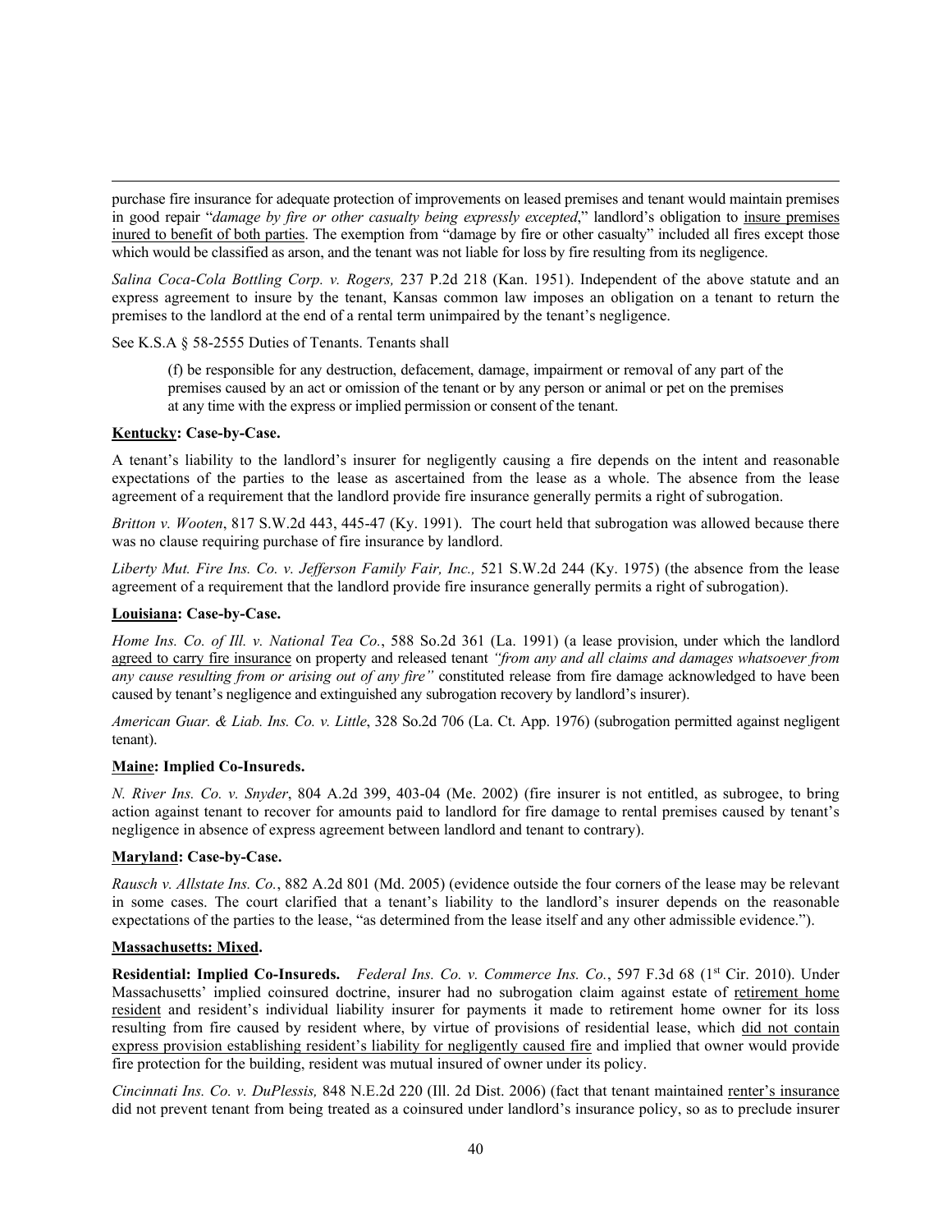purchase fire insurance for adequate protection of improvements on leased premises and tenant would maintain premises in good repair "*damage by fire or other casualty being expressly excepted*," landlord's obligation to insure premises inured to benefit of both parties. The exemption from "damage by fire or other casualty" included all fires except those which would be classified as arson, and the tenant was not liable for loss by fire resulting from its negligence.

*Salina Coca-Cola Bottling Corp. v. Rogers,* 237 P.2d 218 (Kan. 1951). Independent of the above statute and an express agreement to insure by the tenant, Kansas common law imposes an obligation on a tenant to return the premises to the landlord at the end of a rental term unimpaired by the tenant's negligence.

See K.S.A § 58-2555 Duties of Tenants. Tenants shall

> (f) be responsible for any destruction, defacement, damage, impairment or removal of any part of the premises caused by an act or omission of the tenant or by any person or animal or pet on the premises at any time with the express or implied permission or consent of the tenant.

**Kentucky: Case-by-Case.**

A tenant's liability to the landlord's insurer for negligently causing a fire depends on the intent and reasonable expectations of the parties to the lease as ascertained from the lease as a whole. The absence from the lease agreement of a requirement that the landlord provide fire insurance generally permits a right of subrogation.

*Britton v. Wooten*, 817 S.W.2d 443, 445-47 (Ky. 1991). The court held that subrogation was allowed because there was no clause requiring purchase of fire insurance by landlord.

*Liberty Mut. Fire Ins. Co. v. Jefferson Family Fair, Inc.,* 521 S.W.2d 244 (Ky. 1975) (the absence from the lease agreement of a requirement that the landlord provide fire insurance generally permits a right of subrogation).

**Louisiana: Case-by-Case.**

*Home Ins. Co. of Ill. v. National Tea Co.*, 588 So.2d 361 (La. 1991) (a lease provision, under which the landlord agreed to carry fire insurance on property and released tenant *"from any and all claims and damages whatsoever from any cause resulting from or arising out of any fire"* constituted release from fire damage acknowledged to have been caused by tenant's negligence and extinguished any subrogation recovery by landlord's insurer).

*American Guar. & Liab. Ins. Co. v. Little*, 328 So.2d 706 (La. Ct. App. 1976) (subrogation permitted against negligent tenant).

**Maine: Implied Co-Insureds.**

*N. River Ins. Co. v. Snyder*, 804 A.2d 399, 403-04 (Me. 2002) (fire insurer is not entitled, as subrogee, to bring action against tenant to recover for amounts paid to landlord for fire damage to rental premises caused by tenant's negligence in absence of express agreement between landlord and tenant to contrary).

**Maryland: Case-by-Case.**

*Rausch v. Allstate Ins. Co.*, 882 A.2d 801 (Md. 2005) (evidence outside the four corners of the lease may be relevant in some cases. The court clarified that a tenant's liability to the landlord's insurer depends on the reasonable expectations of the parties to the lease, "as determined from the lease itself and any other admissible evidence.").

**Massachusetts: Mixed.**

**Residential: Implied Co-Insureds.** *Federal Ins. Co. v. Commerce Ins. Co.*, 597 F.3d 68 (1st Cir. 2010). Under Massachusetts' implied coinsured doctrine, insurer had no subrogation claim against estate of retirement home resident and resident's individual liability insurer for payments it made to retirement home owner for its loss resulting from fire caused by resident where, by virtue of provisions of residential lease, which did not contain express provision establishing resident's liability for negligently caused fire and implied that owner would provide fire protection for the building, resident was mutual insured of owner under its policy.

*Cincinnati Ins. Co. v. DuPlessis,* 848 N.E.2d 220 (Ill. 2d Dist. 2006) (fact that tenant maintained renter's insurance did not prevent tenant from being treated as a coinsured under landlord's insurance policy, so as to preclude insurer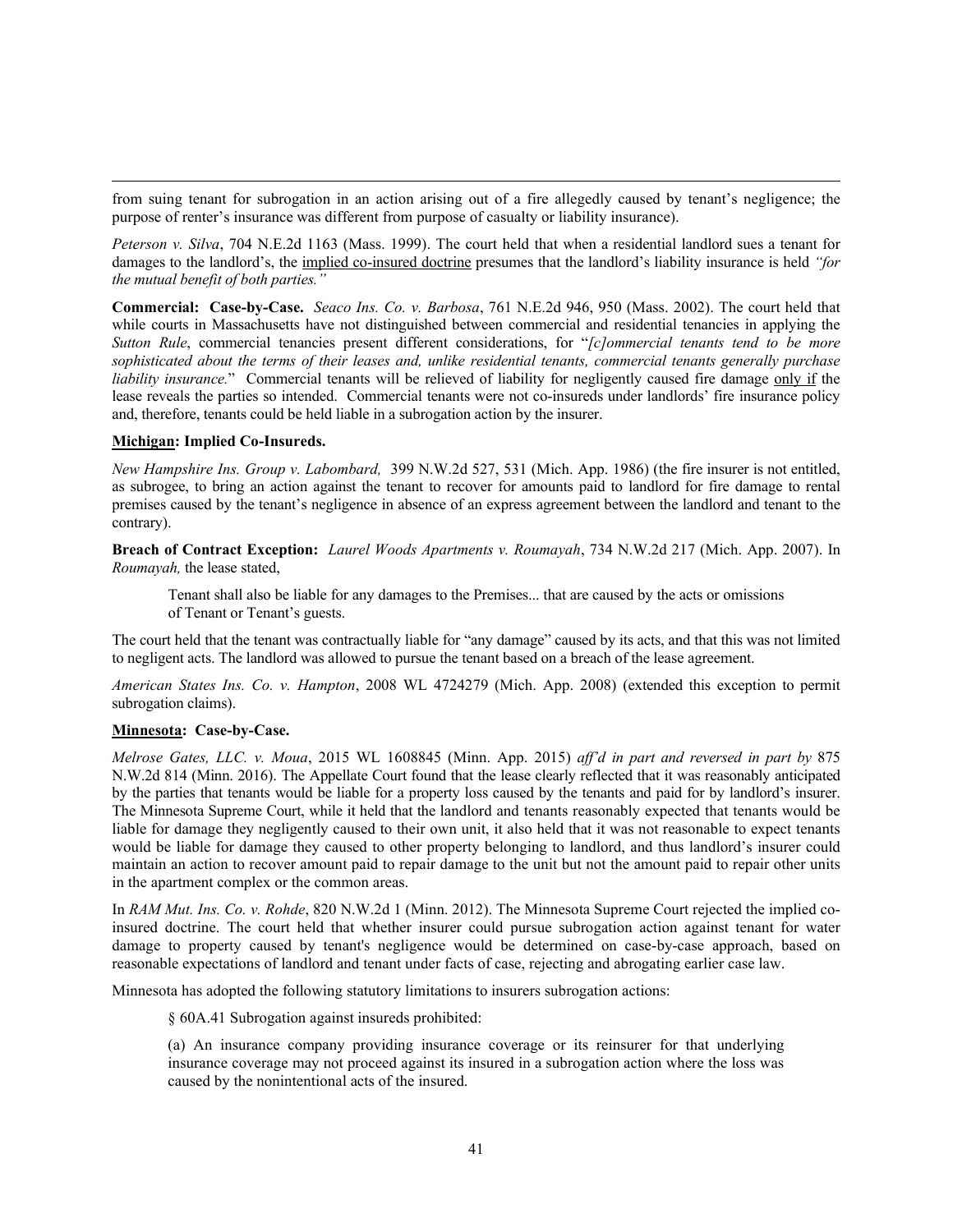from suing tenant for subrogation in an action arising out of a fire allegedly caused by tenant's negligence; the purpose of renter's insurance was different from purpose of casualty or liability insurance).

*Peterson v. Silva*, 704 N.E.2d 1163 (Mass. 1999). The court held that when a residential landlord sues a tenant for damages to the landlord's, the implied co-insured doctrine presumes that the landlord's liability insurance is held *"for the mutual benefit of both parties."*

**Commercial: Case-by-Case.** *Seaco Ins. Co. v. Barbosa*, 761 N.E.2d 946, 950 (Mass. 2002). The court held that while courts in Massachusetts have not distinguished between commercial and residential tenancies in applying the *Sutton Rule*, commercial tenancies present different considerations, for "*[c]ommercial tenants tend to be more sophisticated about the terms of their leases and, unlike residential tenants, commercial tenants generally purchase liability insurance.*" Commercial tenants will be relieved of liability for negligently caused fire damage only if the lease reveals the parties so intended. Commercial tenants were not co-insureds under landlords' fire insurance policy and, therefore, tenants could be held liable in a subrogation action by the insurer.

**Michigan: Implied Co-Insureds.**

*New Hampshire Ins. Group v. Labombard,* 399 N.W.2d 527, 531 (Mich. App. 1986) (the fire insurer is not entitled, as subrogee, to bring an action against the tenant to recover for amounts paid to landlord for fire damage to rental premises caused by the tenant's negligence in absence of an express agreement between the landlord and tenant to the contrary).

**Breach of Contract Exception:** *Laurel Woods Apartments v. Roumayah*, 734 N.W.2d 217 (Mich. App. 2007). In *Roumayah,* the lease stated,

> Tenant shall also be liable for any damages to the Premises... that are caused by the acts or omissions of Tenant or Tenant's guests.

The court held that the tenant was contractually liable for "any damage" caused by its acts, and that this was not limited to negligent acts. The landlord was allowed to pursue the tenant based on a breach of the lease agreement.

*American States Ins. Co. v. Hampton*, 2008 WL 4724279 (Mich. App. 2008) (extended this exception to permit subrogation claims).

**Minnesota: Case-by-Case.**

*Melrose Gates, LLC. v. Moua*, 2015 WL 1608845 (Minn. App. 2015) *aff'd in part and reversed in part by* 875 N.W.2d 814 (Minn. 2016). The Appellate Court found that the lease clearly reflected that it was reasonably anticipated by the parties that tenants would be liable for a property loss caused by the tenants and paid for by landlord's insurer. The Minnesota Supreme Court, while it held that the landlord and tenants reasonably expected that tenants would be liable for damage they negligently caused to their own unit, it also held that it was not reasonable to expect tenants would be liable for damage they caused to other property belonging to landlord, and thus landlord's insurer could maintain an action to recover amount paid to repair damage to the unit but not the amount paid to repair other units in the apartment complex or the common areas.

In *RAM Mut. Ins. Co. v. Rohde*, 820 N.W.2d 1 (Minn. 2012). The Minnesota Supreme Court rejected the implied co-insured doctrine. The court held that whether insurer could pursue subrogation action against tenant for water damage to property caused by tenant's negligence would be determined on case-by-case approach, based on reasonable expectations of landlord and tenant under facts of case, rejecting and abrogating earlier case law.

Minnesota has adopted the following statutory limitations to insurers subrogation actions:

> § 60A.41 Subrogation against insureds prohibited:
>
> (a) An insurance company providing insurance coverage or its reinsurer for that underlying insurance coverage may not proceed against its insured in a subrogation action where the loss was caused by the nonintentional acts of the insured.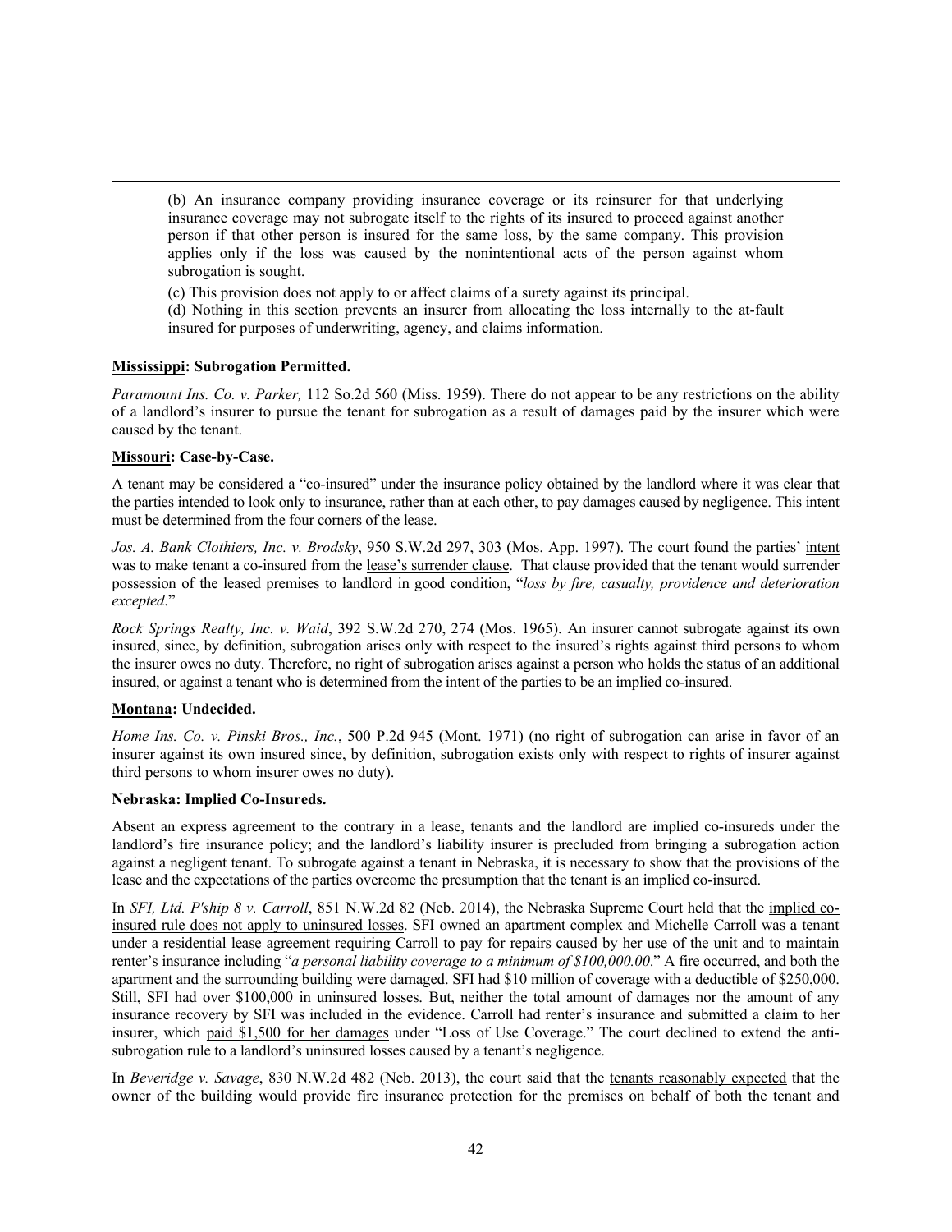> (b) An insurance company providing insurance coverage or its reinsurer for that underlying insurance coverage may not subrogate itself to the rights of its insured to proceed against another person if that other person is insured for the same loss, by the same company. This provision applies only if the loss was caused by the nonintentional acts of the person against whom subrogation is sought.
>
> (c) This provision does not apply to or affect claims of a surety against its principal.
>
> (d) Nothing in this section prevents an insurer from allocating the loss internally to the at-fault insured for purposes of underwriting, agency, and claims information.

**Mississippi: Subrogation Permitted.**

*Paramount Ins. Co. v. Parker,* 112 So.2d 560 (Miss. 1959). There do not appear to be any restrictions on the ability of a landlord's insurer to pursue the tenant for subrogation as a result of damages paid by the insurer which were caused by the tenant.

**Missouri: Case-by-Case.**

A tenant may be considered a "co-insured" under the insurance policy obtained by the landlord where it was clear that the parties intended to look only to insurance, rather than at each other, to pay damages caused by negligence. This intent must be determined from the four corners of the lease.

*Jos. A. Bank Clothiers, Inc. v. Brodsky*, 950 S.W.2d 297, 303 (Mos. App. 1997). The court found the parties' intent was to make tenant a co-insured from the lease's surrender clause. That clause provided that the tenant would surrender possession of the leased premises to landlord in good condition, "*loss by fire, casualty, providence and deterioration excepted*."

*Rock Springs Realty, Inc. v. Waid*, 392 S.W.2d 270, 274 (Mos. 1965). An insurer cannot subrogate against its own insured, since, by definition, subrogation arises only with respect to the insured's rights against third persons to whom the insurer owes no duty. Therefore, no right of subrogation arises against a person who holds the status of an additional insured, or against a tenant who is determined from the intent of the parties to be an implied co-insured.

**Montana: Undecided.**

*Home Ins. Co. v. Pinski Bros., Inc.*, 500 P.2d 945 (Mont. 1971) (no right of subrogation can arise in favor of an insurer against its own insured since, by definition, subrogation exists only with respect to rights of insurer against third persons to whom insurer owes no duty).

**Nebraska: Implied Co-Insureds.**

Absent an express agreement to the contrary in a lease, tenants and the landlord are implied co-insureds under the landlord's fire insurance policy; and the landlord's liability insurer is precluded from bringing a subrogation action against a negligent tenant. To subrogate against a tenant in Nebraska, it is necessary to show that the provisions of the lease and the expectations of the parties overcome the presumption that the tenant is an implied co-insured.

In *SFI, Ltd. P'ship 8 v. Carroll*, 851 N.W.2d 82 (Neb. 2014), the Nebraska Supreme Court held that the implied co-insured rule does not apply to uninsured losses. SFI owned an apartment complex and Michelle Carroll was a tenant under a residential lease agreement requiring Carroll to pay for repairs caused by her use of the unit and to maintain renter's insurance including "*a personal liability coverage to a minimum of $100,000.00*." A fire occurred, and both the apartment and the surrounding building were damaged. SFI had $10 million of coverage with a deductible of $250,000. Still, SFI had over $100,000 in uninsured losses. But, neither the total amount of damages nor the amount of any insurance recovery by SFI was included in the evidence. Carroll had renter's insurance and submitted a claim to her insurer, which paid $1,500 for her damages under "Loss of Use Coverage." The court declined to extend the anti-subrogation rule to a landlord's uninsured losses caused by a tenant's negligence.

In *Beveridge v. Savage*, 830 N.W.2d 482 (Neb. 2013), the court said that the tenants reasonably expected that the owner of the building would provide fire insurance protection for the premises on behalf of both the tenant and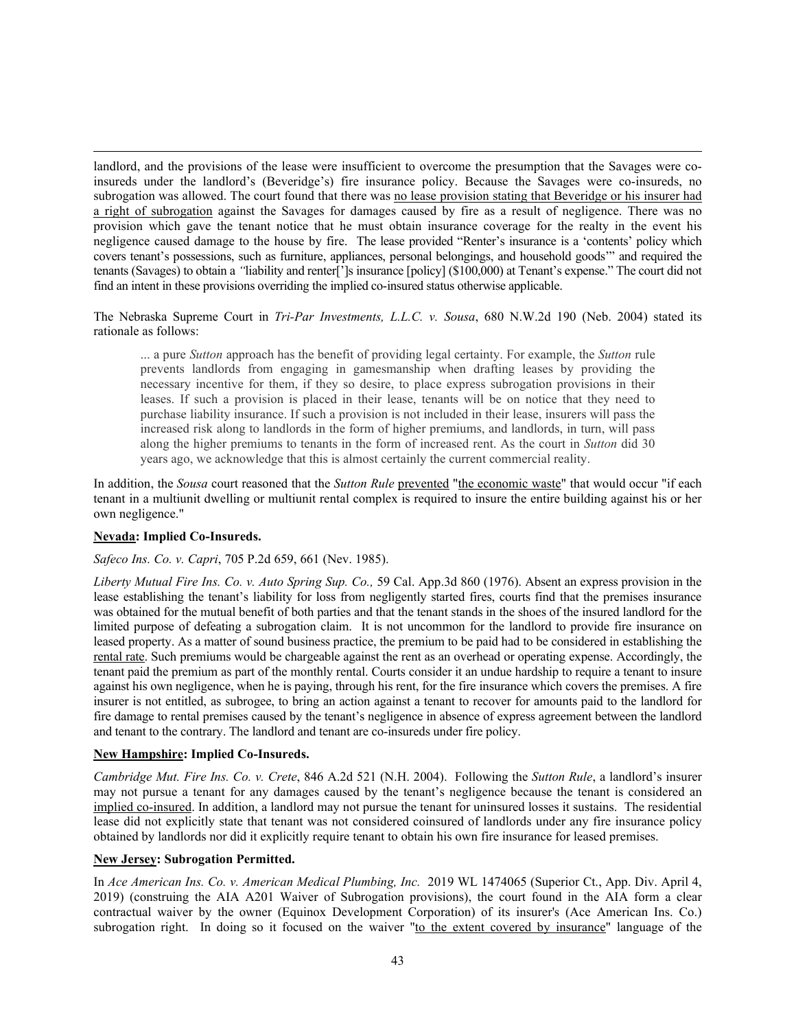landlord, and the provisions of the lease were insufficient to overcome the presumption that the Savages were co-insureds under the landlord's (Beveridge's) fire insurance policy. Because the Savages were co-insureds, no subrogation was allowed. The court found that there was no lease provision stating that Beveridge or his insurer had a right of subrogation against the Savages for damages caused by fire as a result of negligence. There was no provision which gave the tenant notice that he must obtain insurance coverage for the realty in the event his negligence caused damage to the house by fire. The lease provided "Renter's insurance is a 'contents' policy which covers tenant's possessions, such as furniture, appliances, personal belongings, and household goods'" and required the tenants (Savages) to obtain a "liability and renter[']s insurance [policy] ($100,000) at Tenant's expense." The court did not find an intent in these provisions overriding the implied co-insured status otherwise applicable.

The Nebraska Supreme Court in *Tri-Par Investments, L.L.C. v. Sousa*, 680 N.W.2d 190 (Neb. 2004) stated its rationale as follows:

> ... a pure *Sutton* approach has the benefit of providing legal certainty. For example, the *Sutton* rule prevents landlords from engaging in gamesmanship when drafting leases by providing the necessary incentive for them, if they so desire, to place express subrogation provisions in their leases. If such a provision is placed in their lease, tenants will be on notice that they need to purchase liability insurance. If such a provision is not included in their lease, insurers will pass the increased risk along to landlords in the form of higher premiums, and landlords, in turn, will pass along the higher premiums to tenants in the form of increased rent. As the court in *Sutton* did 30 years ago, we acknowledge that this is almost certainly the current commercial reality.

In addition, the *Sousa* court reasoned that the *Sutton Rule* prevented "the economic waste" that would occur "if each tenant in a multiunit dwelling or multiunit rental complex is required to insure the entire building against his or her own negligence."

**Nevada: Implied Co-Insureds.**

*Safeco Ins. Co. v. Capri*, 705 P.2d 659, 661 (Nev. 1985).

*Liberty Mutual Fire Ins. Co. v. Auto Spring Sup. Co.,* 59 Cal. App.3d 860 (1976). Absent an express provision in the lease establishing the tenant's liability for loss from negligently started fires, courts find that the premises insurance was obtained for the mutual benefit of both parties and that the tenant stands in the shoes of the insured landlord for the limited purpose of defeating a subrogation claim. It is not uncommon for the landlord to provide fire insurance on leased property. As a matter of sound business practice, the premium to be paid had to be considered in establishing the rental rate. Such premiums would be chargeable against the rent as an overhead or operating expense. Accordingly, the tenant paid the premium as part of the monthly rental. Courts consider it an undue hardship to require a tenant to insure against his own negligence, when he is paying, through his rent, for the fire insurance which covers the premises. A fire insurer is not entitled, as subrogee, to bring an action against a tenant to recover for amounts paid to the landlord for fire damage to rental premises caused by the tenant's negligence in absence of express agreement between the landlord and tenant to the contrary. The landlord and tenant are co-insureds under fire policy.

**New Hampshire: Implied Co-Insureds.**

*Cambridge Mut. Fire Ins. Co. v. Crete*, 846 A.2d 521 (N.H. 2004). Following the *Sutton Rule*, a landlord's insurer may not pursue a tenant for any damages caused by the tenant's negligence because the tenant is considered an implied co-insured. In addition, a landlord may not pursue the tenant for uninsured losses it sustains. The residential lease did not explicitly state that tenant was not considered coinsured of landlords under any fire insurance policy obtained by landlords nor did it explicitly require tenant to obtain his own fire insurance for leased premises.

**New Jersey: Subrogation Permitted.**

In *Ace American Ins. Co. v. American Medical Plumbing, Inc.* 2019 WL 1474065 (Superior Ct., App. Div. April 4, 2019) (construing the AIA A201 Waiver of Subrogation provisions), the court found in the AIA form a clear contractual waiver by the owner (Equinox Development Corporation) of its insurer's (Ace American Ins. Co.) subrogation right. In doing so it focused on the waiver "to the extent covered by insurance" language of the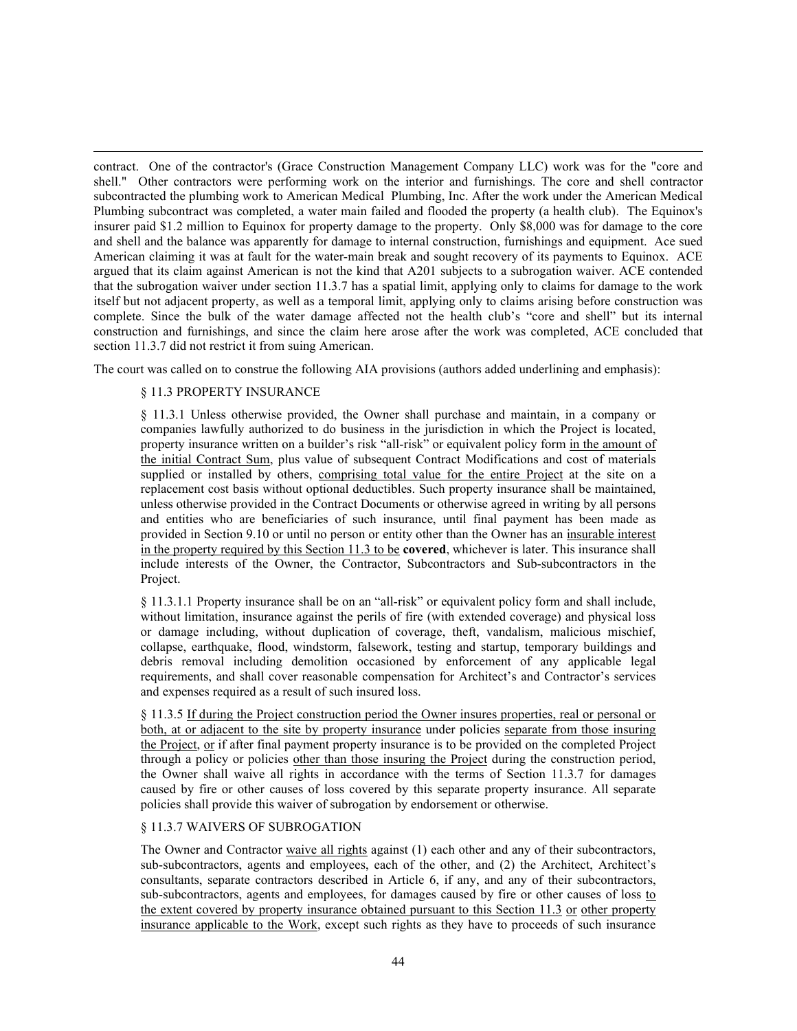contract. One of the contractor's (Grace Construction Management Company LLC) work was for the "core and shell." Other contractors were performing work on the interior and furnishings. The core and shell contractor subcontracted the plumbing work to American Medical Plumbing, Inc. After the work under the American Medical Plumbing subcontract was completed, a water main failed and flooded the property (a health club). The Equinox's insurer paid $1.2 million to Equinox for property damage to the property. Only $8,000 was for damage to the core and shell and the balance was apparently for damage to internal construction, furnishings and equipment. Ace sued American claiming it was at fault for the water-main break and sought recovery of its payments to Equinox. ACE argued that its claim against American is not the kind that A201 subjects to a subrogation waiver. ACE contended that the subrogation waiver under section 11.3.7 has a spatial limit, applying only to claims for damage to the work itself but not adjacent property, as well as a temporal limit, applying only to claims arising before construction was complete. Since the bulk of the water damage affected not the health club's "core and shell" but its internal construction and furnishings, and since the claim here arose after the work was completed, ACE concluded that section 11.3.7 did not restrict it from suing American.

The court was called on to construe the following AIA provisions (authors added underlining and emphasis):

> § 11.3 PROPERTY INSURANCE
>
> § 11.3.1 Unless otherwise provided, the Owner shall purchase and maintain, in a company or companies lawfully authorized to do business in the jurisdiction in which the Project is located, property insurance written on a builder's risk "all-risk" or equivalent policy form <u>in the amount of the initial Contract Sum</u>, plus value of subsequent Contract Modifications and cost of materials supplied or installed by others, <u>comprising total value for the entire Project</u> at the site on a replacement cost basis without optional deductibles. Such property insurance shall be maintained, unless otherwise provided in the Contract Documents or otherwise agreed in writing by all persons and entities who are beneficiaries of such insurance, until final payment has been made as provided in Section 9.10 or until no person or entity other than the Owner has an <u>insurable interest in the property required by this Section 11.3 to be</u> **covered**, whichever is later. This insurance shall include interests of the Owner, the Contractor, Subcontractors and Sub-subcontractors in the Project.
>
> § 11.3.1.1 Property insurance shall be on an "all-risk" or equivalent policy form and shall include, without limitation, insurance against the perils of fire (with extended coverage) and physical loss or damage including, without duplication of coverage, theft, vandalism, malicious mischief, collapse, earthquake, flood, windstorm, falsework, testing and startup, temporary buildings and debris removal including demolition occasioned by enforcement of any applicable legal requirements, and shall cover reasonable compensation for Architect's and Contractor's services and expenses required as a result of such insured loss.
>
> § 11.3.5 <u>If during the Project construction period the Owner insures properties, real or personal or both, at or adjacent to the site by property insurance</u> under policies <u>separate from those insuring the Project</u>, <u>or</u> if after final payment property insurance is to be provided on the completed Project through a policy or policies <u>other than those insuring the Project</u> during the construction period, the Owner shall waive all rights in accordance with the terms of Section 11.3.7 for damages caused by fire or other causes of loss covered by this separate property insurance. All separate policies shall provide this waiver of subrogation by endorsement or otherwise.
>
> § 11.3.7 WAIVERS OF SUBROGATION
>
> The Owner and Contractor <u>waive all rights</u> against (1) each other and any of their subcontractors, sub-subcontractors, agents and employees, each of the other, and (2) the Architect, Architect's consultants, separate contractors described in Article 6, if any, and any of their subcontractors, sub-subcontractors, agents and employees, for damages caused by fire or other causes of loss <u>to the extent covered by property insurance obtained pursuant to this Section 11.3</u> <u>or</u> <u>other property insurance applicable to the Work</u>, except such rights as they have to proceeds of such insurance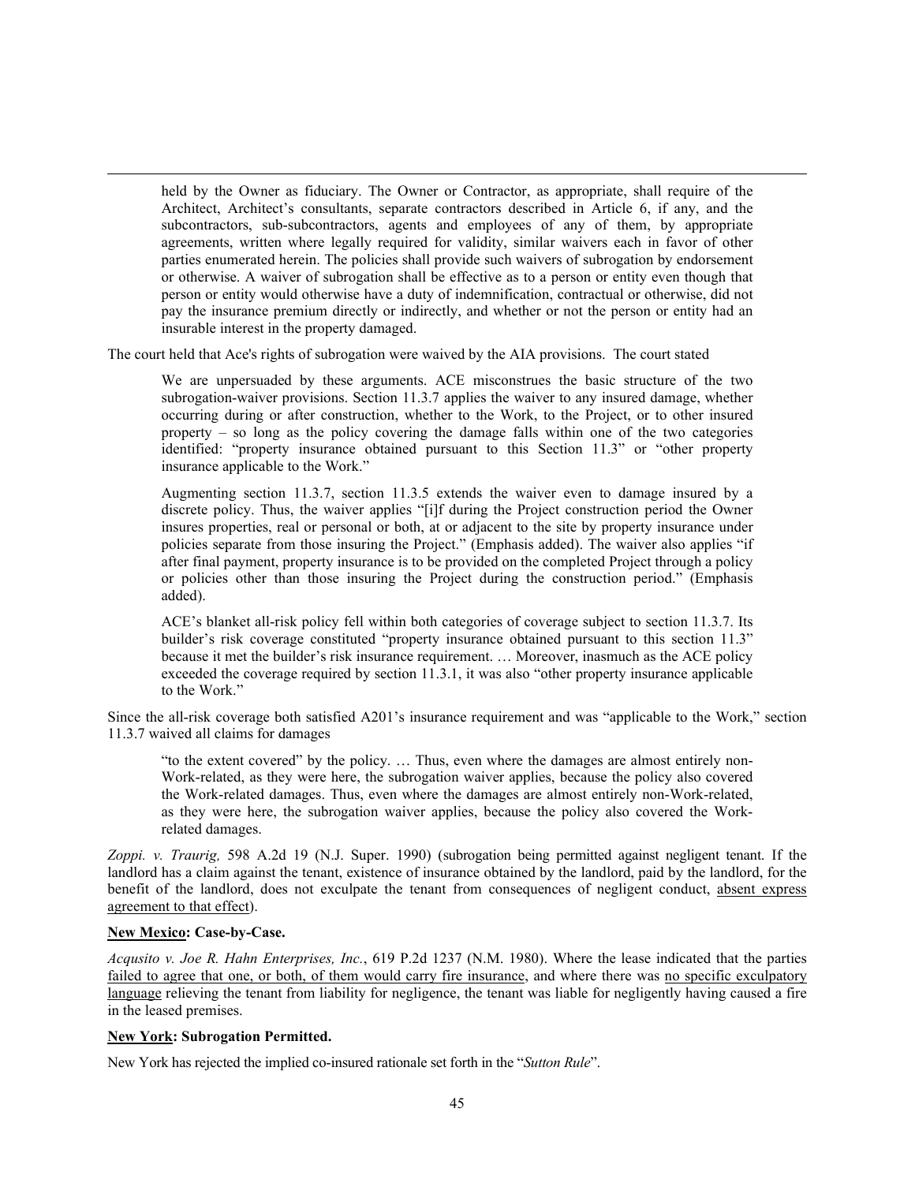> held by the Owner as fiduciary. The Owner or Contractor, as appropriate, shall require of the Architect, Architect's consultants, separate contractors described in Article 6, if any, and the subcontractors, sub-subcontractors, agents and employees of any of them, by appropriate agreements, written where legally required for validity, similar waivers each in favor of other parties enumerated herein. The policies shall provide such waivers of subrogation by endorsement or otherwise. A waiver of subrogation shall be effective as to a person or entity even though that person or entity would otherwise have a duty of indemnification, contractual or otherwise, did not pay the insurance premium directly or indirectly, and whether or not the person or entity had an insurable interest in the property damaged.

The court held that Ace's rights of subrogation were waived by the AIA provisions. The court stated

> We are unpersuaded by these arguments. ACE misconstrues the basic structure of the two subrogation-waiver provisions. Section 11.3.7 applies the waiver to any insured damage, whether occurring during or after construction, whether to the Work, to the Project, or to other insured property – so long as the policy covering the damage falls within one of the two categories identified: "property insurance obtained pursuant to this Section 11.3" or "other property insurance applicable to the Work."
>
> Augmenting section 11.3.7, section 11.3.5 extends the waiver even to damage insured by a discrete policy. Thus, the waiver applies "[i]f during the Project construction period the Owner insures properties, real or personal or both, at or adjacent to the site by property insurance under policies separate from those insuring the Project." (Emphasis added). The waiver also applies "if after final payment, property insurance is to be provided on the completed Project through a policy or policies other than those insuring the Project during the construction period." (Emphasis added).
>
> ACE's blanket all-risk policy fell within both categories of coverage subject to section 11.3.7. Its builder's risk coverage constituted "property insurance obtained pursuant to this section 11.3" because it met the builder's risk insurance requirement. … Moreover, inasmuch as the ACE policy exceeded the coverage required by section 11.3.1, it was also "other property insurance applicable to the Work."

Since the all-risk coverage both satisfied A201's insurance requirement and was "applicable to the Work," section 11.3.7 waived all claims for damages

> "to the extent covered" by the policy. … Thus, even where the damages are almost entirely non-Work-related, as they were here, the subrogation waiver applies, because the policy also covered the Work-related damages. Thus, even where the damages are almost entirely non-Work-related, as they were here, the subrogation waiver applies, because the policy also covered the Work-related damages.

*Zoppi. v. Traurig,* 598 A.2d 19 (N.J. Super. 1990) (subrogation being permitted against negligent tenant. If the landlord has a claim against the tenant, existence of insurance obtained by the landlord, paid by the landlord, for the benefit of the landlord, does not exculpate the tenant from consequences of negligent conduct, <u>absent express agreement to that effect</u>).

**<u>New Mexico</u>: Case-by-Case.**

*Acqusito v. Joe R. Hahn Enterprises, Inc.*, 619 P.2d 1237 (N.M. 1980). Where the lease indicated that the parties <u>failed to agree that one, or both, of them would carry fire insurance</u>, and where there was <u>no specific exculpatory language</u> relieving the tenant from liability for negligence, the tenant was liable for negligently having caused a fire in the leased premises.

**<u>New York</u>: Subrogation Permitted.**

New York has rejected the implied co-insured rationale set forth in the "*Sutton Rule*".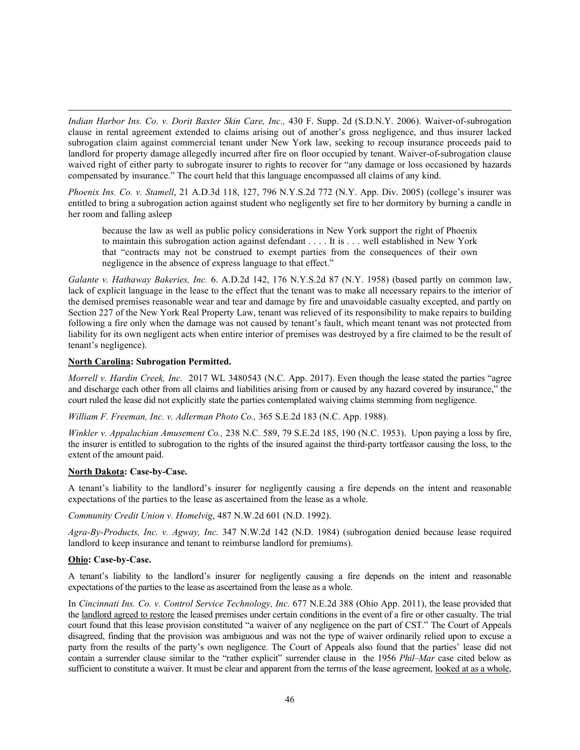*Indian Harbor Ins. Co. v. Dorit Baxter Skin Care, Inc.,* 430 F. Supp. 2d (S.D.N.Y. 2006). Waiver-of-subrogation clause in rental agreement extended to claims arising out of another's gross negligence, and thus insurer lacked subrogation claim against commercial tenant under New York law, seeking to recoup insurance proceeds paid to landlord for property damage allegedly incurred after fire on floor occupied by tenant. Waiver-of-subrogation clause waived right of either party to subrogate insurer to rights to recover for "any damage or loss occasioned by hazards compensated by insurance." The court held that this language encompassed all claims of any kind.

*Phoenix Ins. Co. v. Stamell*, 21 A.D.3d 118, 127, 796 N.Y.S.2d 772 (N.Y. App. Div. 2005) (college's insurer was entitled to bring a subrogation action against student who negligently set fire to her dormitory by burning a candle in her room and falling asleep

> because the law as well as public policy considerations in New York support the right of Phoenix to maintain this subrogation action against defendant . . . . It is . . . well established in New York that "contracts may not be construed to exempt parties from the consequences of their own negligence in the absence of express language to that effect."

*Galante v. Hathaway Bakeries, Inc.* 6. A.D.2d 142, 176 N.Y.S.2d 87 (N.Y. 1958) (based partly on common law, lack of explicit language in the lease to the effect that the tenant was to make all necessary repairs to the interior of the demised premises reasonable wear and tear and damage by fire and unavoidable casualty excepted, and partly on Section 227 of the New York Real Property Law, tenant was relieved of its responsibility to make repairs to building following a fire only when the damage was not caused by tenant's fault, which meant tenant was not protected from liability for its own negligent acts when entire interior of premises was destroyed by a fire claimed to be the result of tenant's negligence).

**<u>North Carolina</u>: Subrogation Permitted.**

*Morrell v. Hardin Creek, Inc.* 2017 WL 3480543 (N.C. App. 2017). Even though the lease stated the parties "agree and discharge each other from all claims and liabilities arising from or caused by any hazard covered by insurance," the court ruled the lease did not explicitly state the parties contemplated waiving claims stemming from negligence.

*William F. Freeman, Inc. v. Adlerman Photo Co.,* 365 S.E.2d 183 (N.C. App. 1988).

*Winkler v. Appalachian Amusement Co.,* 238 N.C. 589, 79 S.E.2d 185, 190 (N.C. 1953). Upon paying a loss by fire, the insurer is entitled to subrogation to the rights of the insured against the third-party tortfeasor causing the loss, to the extent of the amount paid.

**<u>North Dakota</u>: Case-by-Case.**

A tenant's liability to the landlord's insurer for negligently causing a fire depends on the intent and reasonable expectations of the parties to the lease as ascertained from the lease as a whole.

*Community Credit Union v. Homelvig*, 487 N.W.2d 601 (N.D. 1992).

*Agra-By-Products, Inc. v. Agway, Inc.* 347 N.W.2d 142 (N.D. 1984) (subrogation denied because lease required landlord to keep insurance and tenant to reimburse landlord for premiums).

**<u>Ohio</u>: Case-by-Case.**

A tenant's liability to the landlord's insurer for negligently causing a fire depends on the intent and reasonable expectations of the parties to the lease as ascertained from the lease as a whole.

In *Cincinnati Ins. Co. v. Control Service Technology, Inc.* 677 N.E.2d 388 (Ohio App. 2011), the lease provided that the <u>landlord agreed to restore</u> the leased premises under certain conditions in the event of a fire or other casualty. The trial court found that this lease provision constituted "a waiver of any negligence on the part of CST." The Court of Appeals disagreed, finding that the provision was ambiguous and was not the type of waiver ordinarily relied upon to excuse a party from the results of the party's own negligence. The Court of Appeals also found that the parties' lease did not contain a surrender clause similar to the "rather explicit" surrender clause in the 1956 *Phil–Mar* case cited below as sufficient to constitute a waiver. It must be clear and apparent from the terms of the lease agreement, <u>looked at as a whole</u>,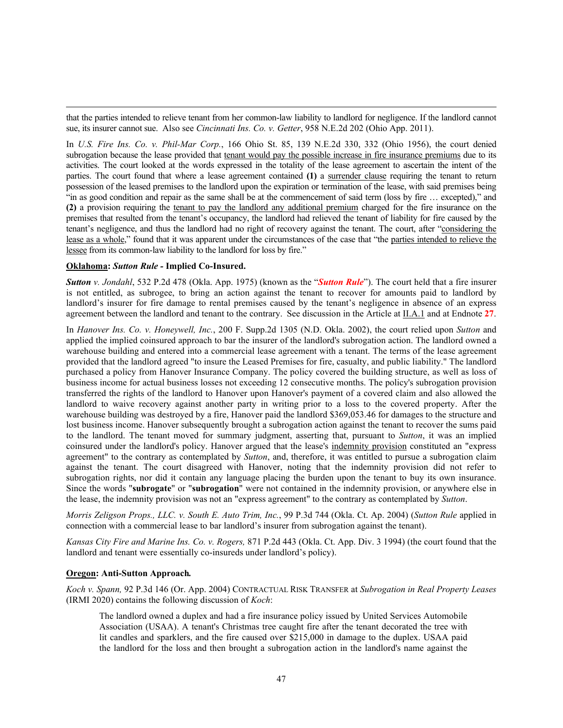that the parties intended to relieve tenant from her common-law liability to landlord for negligence. If the landlord cannot sue, its insurer cannot sue. Also see *Cincinnati Ins. Co. v. Getter*, 958 N.E.2d 202 (Ohio App. 2011).

In *U.S. Fire Ins. Co. v. Phil-Mar Corp.*, 166 Ohio St. 85, 139 N.E.2d 330, 332 (Ohio 1956), the court denied subrogation because the lease provided that tenant would pay the possible increase in fire insurance premiums due to its activities. The court looked at the words expressed in the totality of the lease agreement to ascertain the intent of the parties. The court found that where a lease agreement contained **(1)** a surrender clause requiring the tenant to return possession of the leased premises to the landlord upon the expiration or termination of the lease, with said premises being "in as good condition and repair as the same shall be at the commencement of said term (loss by fire … excepted)," and **(2)** a provision requiring the tenant to pay the landlord any additional premium charged for the fire insurance on the premises that resulted from the tenant's occupancy, the landlord had relieved the tenant of liability for fire caused by the tenant's negligence, and thus the landlord had no right of recovery against the tenant. The court, after "considering the lease as a whole," found that it was apparent under the circumstances of the case that "the parties intended to relieve the lessee from its common-law liability to the landlord for loss by fire."

**Oklahoma: *Sutton Rule* - Implied Co-Insured.**

***Sutton** v. Jondahl*, 532 P.2d 478 (Okla. App. 1975) (known as the "***Sutton Rule***"). The court held that a fire insurer is not entitled, as subrogee, to bring an action against the tenant to recover for amounts paid to landlord by landlord's insurer for fire damage to rental premises caused by the tenant's negligence in absence of an express agreement between the landlord and tenant to the contrary. See discussion in the Article at II.A.1 and at Endnote **27**.

In *Hanover Ins. Co. v. Honeywell, Inc.*, 200 F. Supp.2d 1305 (N.D. Okla. 2002), the court relied upon *Sutton* and applied the implied coinsured approach to bar the insurer of the landlord's subrogation action. The landlord owned a warehouse building and entered into a commercial lease agreement with a tenant. The terms of the lease agreement provided that the landlord agreed "to insure the Leased Premises for fire, casualty, and public liability." The landlord purchased a policy from Hanover Insurance Company. The policy covered the building structure, as well as loss of business income for actual business losses not exceeding 12 consecutive months. The policy's subrogation provision transferred the rights of the landlord to Hanover upon Hanover's payment of a covered claim and also allowed the landlord to waive recovery against another party in writing prior to a loss to the covered property. After the warehouse building was destroyed by a fire, Hanover paid the landlord $369,053.46 for damages to the structure and lost business income. Hanover subsequently brought a subrogation action against the tenant to recover the sums paid to the landlord. The tenant moved for summary judgment, asserting that, pursuant to *Sutton*, it was an implied coinsured under the landlord's policy. Hanover argued that the lease's indemnity provision constituted an "express agreement" to the contrary as contemplated by *Sutton*, and, therefore, it was entitled to pursue a subrogation claim against the tenant. The court disagreed with Hanover, noting that the indemnity provision did not refer to subrogation rights, nor did it contain any language placing the burden upon the tenant to buy its own insurance. Since the words "**subrogate**" or "**subrogation**" were not contained in the indemnity provision, or anywhere else in the lease, the indemnity provision was not an "express agreement" to the contrary as contemplated by *Sutton*.

*Morris Zeligson Props., LLC. v. South E. Auto Trim, Inc.*, 99 P.3d 744 (Okla. Ct. Ap. 2004) (*Sutton Rule* applied in connection with a commercial lease to bar landlord's insurer from subrogation against the tenant).

*Kansas City Fire and Marine Ins. Co. v. Rogers,* 871 P.2d 443 (Okla. Ct. App. Div. 3 1994) (the court found that the landlord and tenant were essentially co-insureds under landlord's policy).

**Oregon: Anti-Sutton Approach.**

*Koch v. Spann,* 92 P.3d 146 (Or. App. 2004) CONTRACTUAL RISK TRANSFER at *Subrogation in Real Property Leases* (IRMI 2020) contains the following discussion of *Koch*:

> The landlord owned a duplex and had a fire insurance policy issued by United Services Automobile Association (USAA). A tenant's Christmas tree caught fire after the tenant decorated the tree with lit candles and sparklers, and the fire caused over $215,000 in damage to the duplex. USAA paid the landlord for the loss and then brought a subrogation action in the landlord's name against the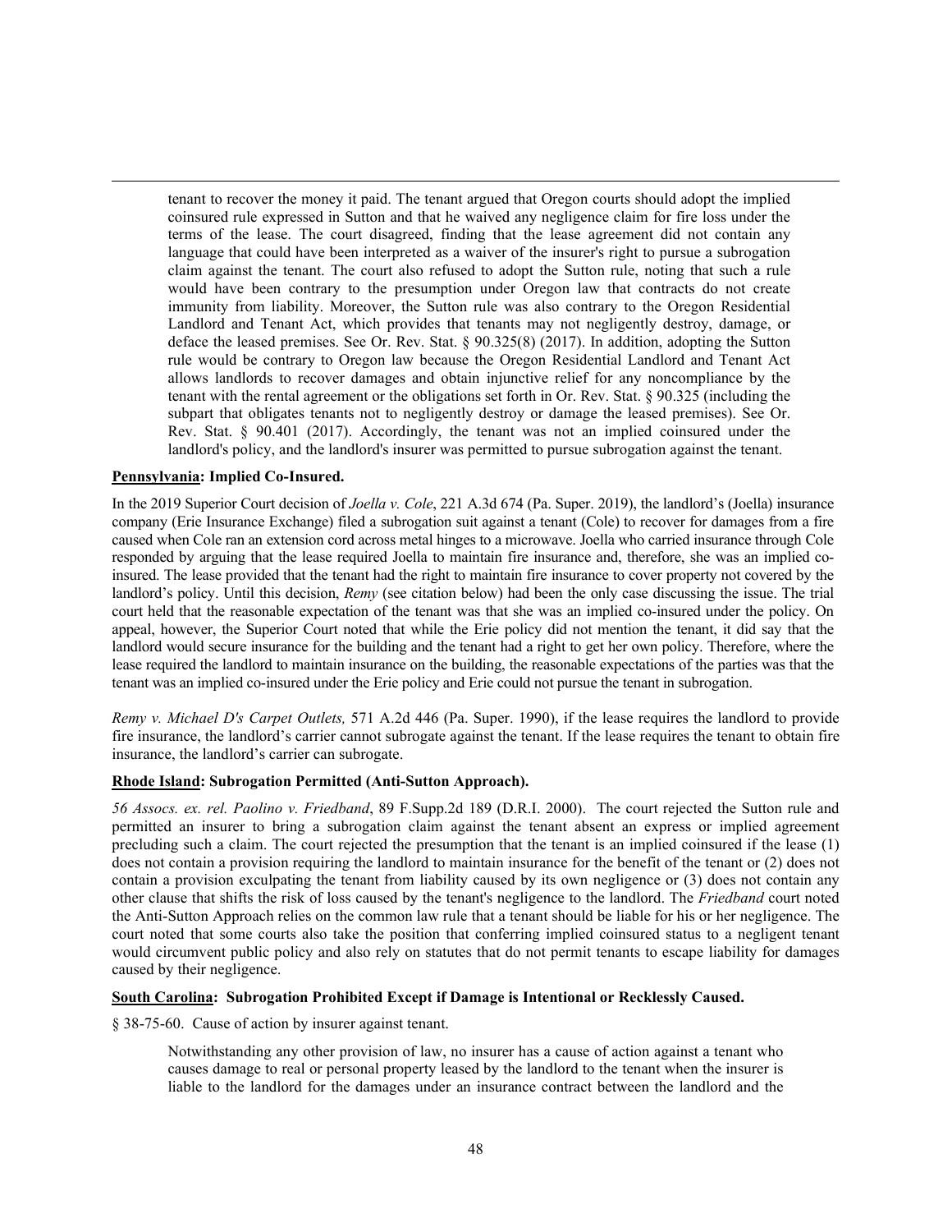> tenant to recover the money it paid. The tenant argued that Oregon courts should adopt the implied coinsured rule expressed in Sutton and that he waived any negligence claim for fire loss under the terms of the lease. The court disagreed, finding that the lease agreement did not contain any language that could have been interpreted as a waiver of the insurer's right to pursue a subrogation claim against the tenant. The court also refused to adopt the Sutton rule, noting that such a rule would have been contrary to the presumption under Oregon law that contracts do not create immunity from liability. Moreover, the Sutton rule was also contrary to the Oregon Residential Landlord and Tenant Act, which provides that tenants may not negligently destroy, damage, or deface the leased premises. See Or. Rev. Stat. § 90.325(8) (2017). In addition, adopting the Sutton rule would be contrary to Oregon law because the Oregon Residential Landlord and Tenant Act allows landlords to recover damages and obtain injunctive relief for any noncompliance by the tenant with the rental agreement or the obligations set forth in Or. Rev. Stat. § 90.325 (including the subpart that obligates tenants not to negligently destroy or damage the leased premises). See Or. Rev. Stat. § 90.401 (2017). Accordingly, the tenant was not an implied coinsured under the landlord's policy, and the landlord's insurer was permitted to pursue subrogation against the tenant.

**Pennsylvania: Implied Co-Insured.**

In the 2019 Superior Court decision of *Joella v. Cole*, 221 A.3d 674 (Pa. Super. 2019), the landlord's (Joella) insurance company (Erie Insurance Exchange) filed a subrogation suit against a tenant (Cole) to recover for damages from a fire caused when Cole ran an extension cord across metal hinges to a microwave. Joella who carried insurance through Cole responded by arguing that the lease required Joella to maintain fire insurance and, therefore, she was an implied co-insured. The lease provided that the tenant had the right to maintain fire insurance to cover property not covered by the landlord's policy. Until this decision, *Remy* (see citation below) had been the only case discussing the issue. The trial court held that the reasonable expectation of the tenant was that she was an implied co-insured under the policy. On appeal, however, the Superior Court noted that while the Erie policy did not mention the tenant, it did say that the landlord would secure insurance for the building and the tenant had a right to get her own policy. Therefore, where the lease required the landlord to maintain insurance on the building, the reasonable expectations of the parties was that the tenant was an implied co-insured under the Erie policy and Erie could not pursue the tenant in subrogation.

*Remy v. Michael D's Carpet Outlets,* 571 A.2d 446 (Pa. Super. 1990), if the lease requires the landlord to provide fire insurance, the landlord's carrier cannot subrogate against the tenant. If the lease requires the tenant to obtain fire insurance, the landlord's carrier can subrogate.

**Rhode Island: Subrogation Permitted (Anti-Sutton Approach).**

*56 Assocs. ex. rel. Paolino v. Friedband*, 89 F.Supp.2d 189 (D.R.I. 2000). The court rejected the Sutton rule and permitted an insurer to bring a subrogation claim against the tenant absent an express or implied agreement precluding such a claim. The court rejected the presumption that the tenant is an implied coinsured if the lease (1) does not contain a provision requiring the landlord to maintain insurance for the benefit of the tenant or (2) does not contain a provision exculpating the tenant from liability caused by its own negligence or (3) does not contain any other clause that shifts the risk of loss caused by the tenant's negligence to the landlord. The *Friedband* court noted the Anti-Sutton Approach relies on the common law rule that a tenant should be liable for his or her negligence. The court noted that some courts also take the position that conferring implied coinsured status to a negligent tenant would circumvent public policy and also rely on statutes that do not permit tenants to escape liability for damages caused by their negligence.

**South Carolina: Subrogation Prohibited Except if Damage is Intentional or Recklessly Caused.**

§ 38-75-60. Cause of action by insurer against tenant.

> Notwithstanding any other provision of law, no insurer has a cause of action against a tenant who causes damage to real or personal property leased by the landlord to the tenant when the insurer is liable to the landlord for the damages under an insurance contract between the landlord and the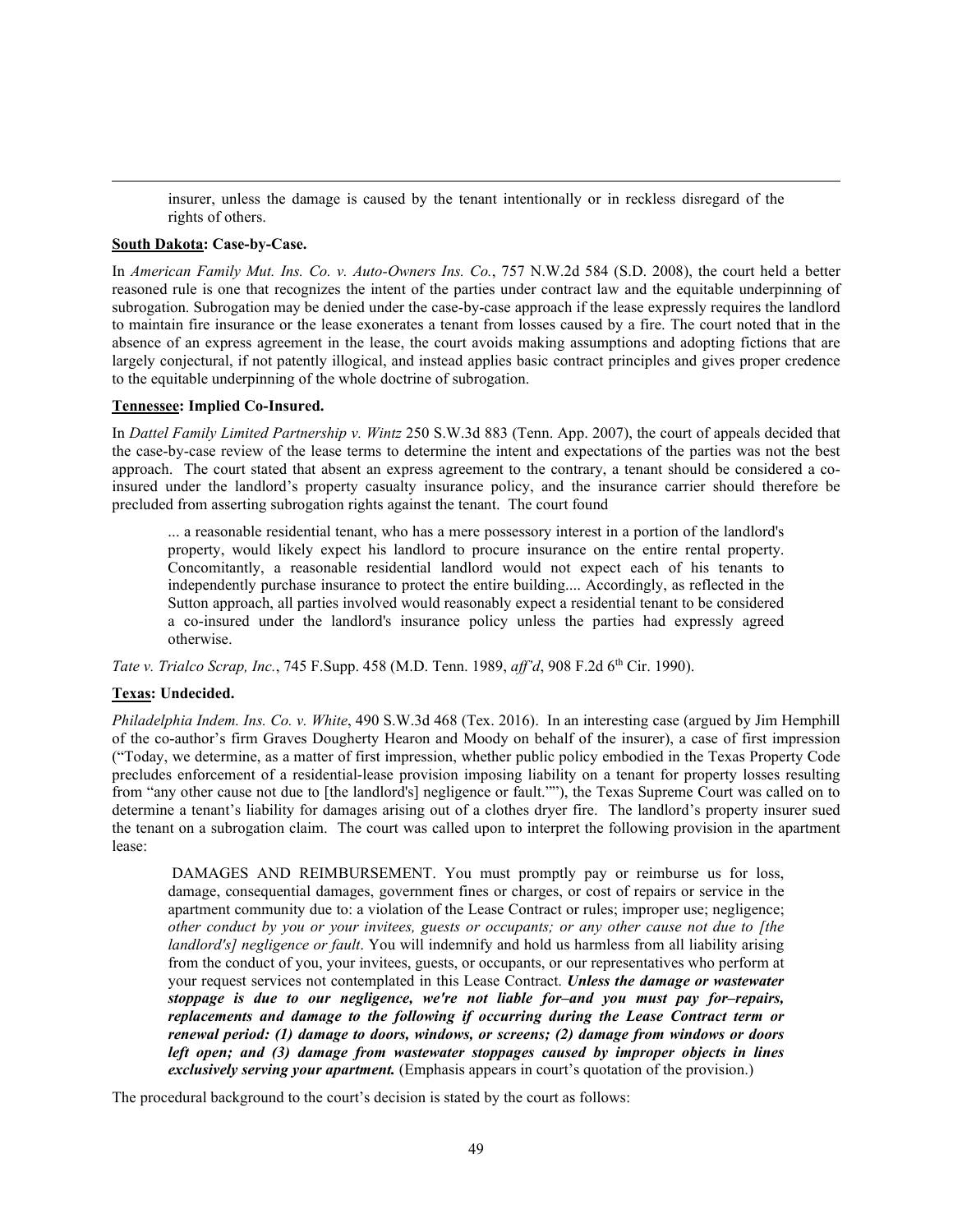insurer, unless the damage is caused by the tenant intentionally or in reckless disregard of the rights of others.

**South Dakota: Case-by-Case.**

In *American Family Mut. Ins. Co. v. Auto-Owners Ins. Co.*, 757 N.W.2d 584 (S.D. 2008), the court held a better reasoned rule is one that recognizes the intent of the parties under contract law and the equitable underpinning of subrogation. Subrogation may be denied under the case-by-case approach if the lease expressly requires the landlord to maintain fire insurance or the lease exonerates a tenant from losses caused by a fire. The court noted that in the absence of an express agreement in the lease, the court avoids making assumptions and adopting fictions that are largely conjectural, if not patently illogical, and instead applies basic contract principles and gives proper credence to the equitable underpinning of the whole doctrine of subrogation.

**Tennessee: Implied Co-Insured.**

In *Dattel Family Limited Partnership v. Wintz* 250 S.W.3d 883 (Tenn. App. 2007), the court of appeals decided that the case-by-case review of the lease terms to determine the intent and expectations of the parties was not the best approach. The court stated that absent an express agreement to the contrary, a tenant should be considered a co-insured under the landlord's property casualty insurance policy, and the insurance carrier should therefore be precluded from asserting subrogation rights against the tenant. The court found

> ... a reasonable residential tenant, who has a mere possessory interest in a portion of the landlord's property, would likely expect his landlord to procure insurance on the entire rental property. Concomitantly, a reasonable residential landlord would not expect each of his tenants to independently purchase insurance to protect the entire building.... Accordingly, as reflected in the Sutton approach, all parties involved would reasonably expect a residential tenant to be considered a co-insured under the landlord's insurance policy unless the parties had expressly agreed otherwise.

*Tate v. Trialco Scrap, Inc.*, 745 F.Supp. 458 (M.D. Tenn. 1989, *aff'd*, 908 F.2d 6th Cir. 1990).

**Texas: Undecided.**

*Philadelphia Indem. Ins. Co. v. White*, 490 S.W.3d 468 (Tex. 2016). In an interesting case (argued by Jim Hemphill of the co-author's firm Graves Dougherty Hearon and Moody on behalf of the insurer), a case of first impression ("Today, we determine, as a matter of first impression, whether public policy embodied in the Texas Property Code precludes enforcement of a residential-lease provision imposing liability on a tenant for property losses resulting from "any other cause not due to [the landlord's] negligence or fault.""), the Texas Supreme Court was called on to determine a tenant's liability for damages arising out of a clothes dryer fire. The landlord's property insurer sued the tenant on a subrogation claim. The court was called upon to interpret the following provision in the apartment lease:

> DAMAGES AND REIMBURSEMENT. You must promptly pay or reimburse us for loss, damage, consequential damages, government fines or charges, or cost of repairs or service in the apartment community due to: a violation of the Lease Contract or rules; improper use; negligence; *other conduct by you or your invitees, guests or occupants; or any other cause not due to [the landlord's] negligence or fault*. You will indemnify and hold us harmless from all liability arising from the conduct of you, your invitees, guests, or occupants, or our representatives who perform at your request services not contemplated in this Lease Contract. ***Unless the damage or wastewater stoppage is due to our negligence, we're not liable for–and you must pay for–repairs, replacements and damage to the following if occurring during the Lease Contract term or renewal period: (1) damage to doors, windows, or screens; (2) damage from windows or doors left open; and (3) damage from wastewater stoppages caused by improper objects in lines exclusively serving your apartment.*** (Emphasis appears in court's quotation of the provision.)

The procedural background to the court's decision is stated by the court as follows: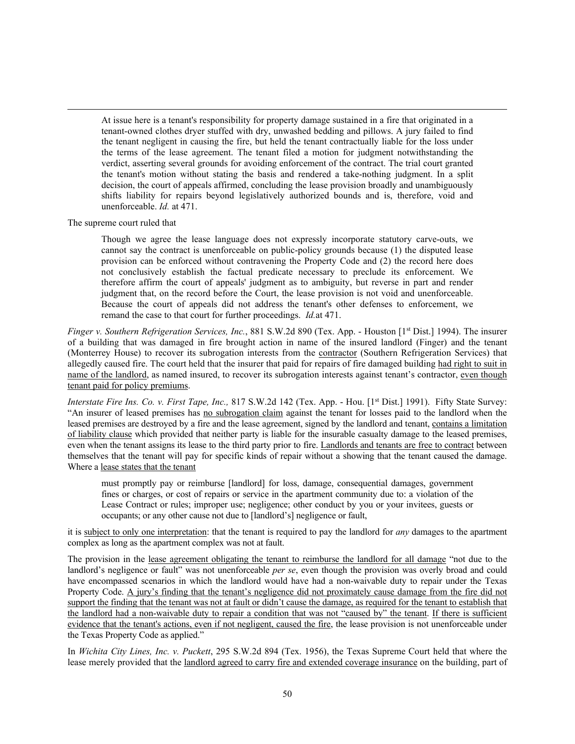> At issue here is a tenant's responsibility for property damage sustained in a fire that originated in a tenant-owned clothes dryer stuffed with dry, unwashed bedding and pillows. A jury failed to find the tenant negligent in causing the fire, but held the tenant contractually liable for the loss under the terms of the lease agreement. The tenant filed a motion for judgment notwithstanding the verdict, asserting several grounds for avoiding enforcement of the contract. The trial court granted the tenant's motion without stating the basis and rendered a take-nothing judgment. In a split decision, the court of appeals affirmed, concluding the lease provision broadly and unambiguously shifts liability for repairs beyond legislatively authorized bounds and is, therefore, void and unenforceable. *Id.* at 471.

The supreme court ruled that

> Though we agree the lease language does not expressly incorporate statutory carve-outs, we cannot say the contract is unenforceable on public-policy grounds because (1) the disputed lease provision can be enforced without contravening the Property Code and (2) the record here does not conclusively establish the factual predicate necessary to preclude its enforcement. We therefore affirm the court of appeals' judgment as to ambiguity, but reverse in part and render judgment that, on the record before the Court, the lease provision is not void and unenforceable. Because the court of appeals did not address the tenant's other defenses to enforcement, we remand the case to that court for further proceedings. *Id.* at 471.

*Finger v. Southern Refrigeration Services, Inc.*, 881 S.W.2d 890 (Tex. App. - Houston [1st Dist.] 1994). The insurer of a building that was damaged in fire brought action in name of the insured landlord (Finger) and the tenant (Monterrey House) to recover its subrogation interests from the contractor (Southern Refrigeration Services) that allegedly caused fire. The court held that the insurer that paid for repairs of fire damaged building had right to suit in name of the landlord, as named insured, to recover its subrogation interests against tenant's contractor, even though tenant paid for policy premiums.

*Interstate Fire Ins. Co. v. First Tape, Inc.,* 817 S.W.2d 142 (Tex. App. - Hou. [1st Dist.] 1991). Fifty State Survey: "An insurer of leased premises has no subrogation claim against the tenant for losses paid to the landlord when the leased premises are destroyed by a fire and the lease agreement, signed by the landlord and tenant, contains a limitation of liability clause which provided that neither party is liable for the insurable casualty damage to the leased premises, even when the tenant assigns its lease to the third party prior to fire. Landlords and tenants are free to contract between themselves that the tenant will pay for specific kinds of repair without a showing that the tenant caused the damage. Where a lease states that the tenant

> must promptly pay or reimburse [landlord] for loss, damage, consequential damages, government fines or charges, or cost of repairs or service in the apartment community due to: a violation of the Lease Contract or rules; improper use; negligence; other conduct by you or your invitees, guests or occupants; or any other cause not due to [landlord's] negligence or fault,

it is subject to only one interpretation: that the tenant is required to pay the landlord for *any* damages to the apartment complex as long as the apartment complex was not at fault.

The provision in the lease agreement obligating the tenant to reimburse the landlord for all damage "not due to the landlord's negligence or fault" was not unenforceable *per se*, even though the provision was overly broad and could have encompassed scenarios in which the landlord would have had a non-waivable duty to repair under the Texas Property Code. A jury's finding that the tenant's negligence did not proximately cause damage from the fire did not support the finding that the tenant was not at fault or didn't cause the damage, as required for the tenant to establish that the landlord had a non-waivable duty to repair a condition that was not "caused by" the tenant. If there is sufficient evidence that the tenant's actions, even if not negligent, caused the fire, the lease provision is not unenforceable under the Texas Property Code as applied."

In *Wichita City Lines, Inc. v. Puckett*, 295 S.W.2d 894 (Tex. 1956), the Texas Supreme Court held that where the lease merely provided that the landlord agreed to carry fire and extended coverage insurance on the building, part of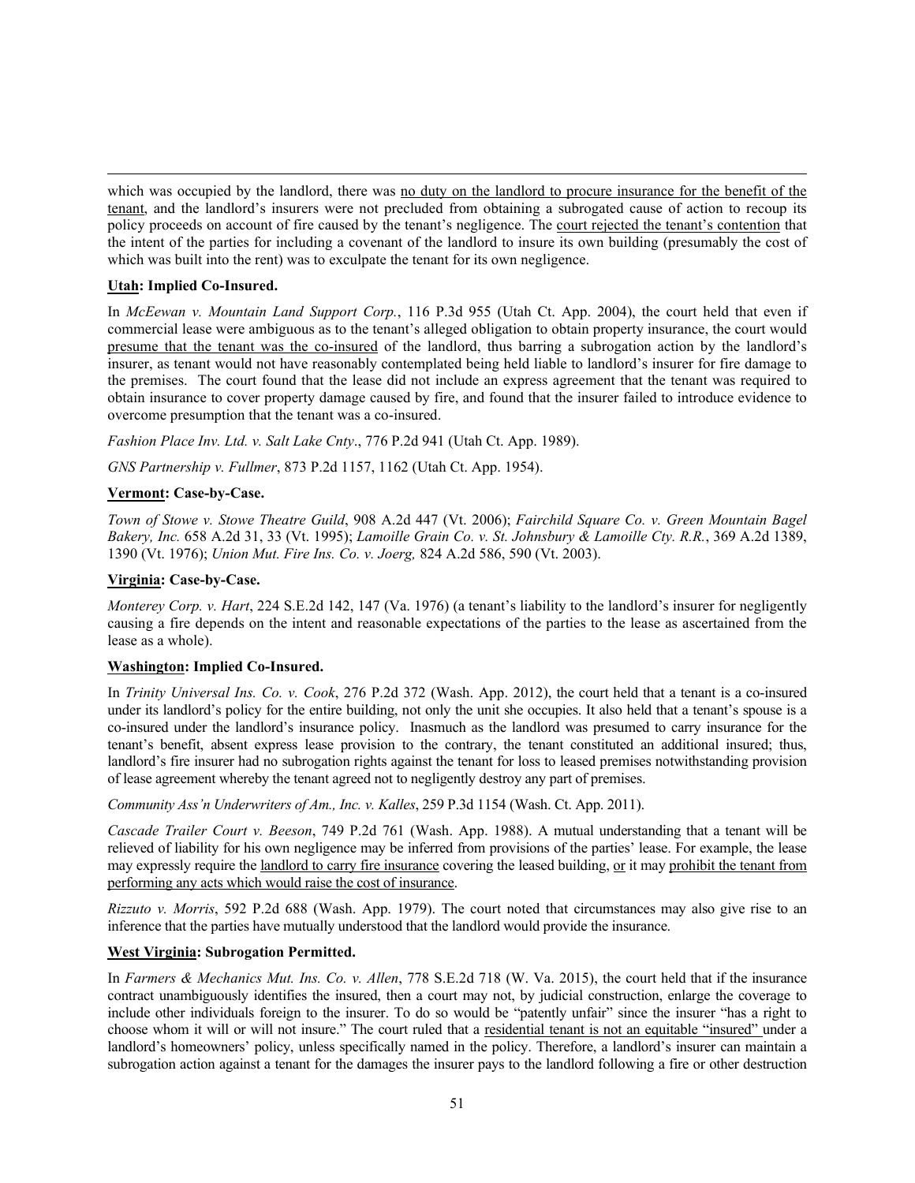which was occupied by the landlord, there was no duty on the landlord to procure insurance for the benefit of the tenant, and the landlord's insurers were not precluded from obtaining a subrogated cause of action to recoup its policy proceeds on account of fire caused by the tenant's negligence. The court rejected the tenant's contention that the intent of the parties for including a covenant of the landlord to insure its own building (presumably the cost of which was built into the rent) was to exculpate the tenant for its own negligence.

**Utah: Implied Co-Insured.**

In *McEewan v. Mountain Land Support Corp.*, 116 P.3d 955 (Utah Ct. App. 2004), the court held that even if commercial lease were ambiguous as to the tenant's alleged obligation to obtain property insurance, the court would presume that the tenant was the co-insured of the landlord, thus barring a subrogation action by the landlord's insurer, as tenant would not have reasonably contemplated being held liable to landlord's insurer for fire damage to the premises. The court found that the lease did not include an express agreement that the tenant was required to obtain insurance to cover property damage caused by fire, and found that the insurer failed to introduce evidence to overcome presumption that the tenant was a co-insured.

*Fashion Place Inv. Ltd. v. Salt Lake Cnty*., 776 P.2d 941 (Utah Ct. App. 1989).

*GNS Partnership v. Fullmer*, 873 P.2d 1157, 1162 (Utah Ct. App. 1954).

**Vermont: Case-by-Case.**

*Town of Stowe v. Stowe Theatre Guild*, 908 A.2d 447 (Vt. 2006); *Fairchild Square Co. v. Green Mountain Bagel Bakery, Inc.* 658 A.2d 31, 33 (Vt. 1995); *Lamoille Grain Co. v. St. Johnsbury & Lamoille Cty. R.R.*, 369 A.2d 1389, 1390 (Vt. 1976); *Union Mut. Fire Ins. Co. v. Joerg,* 824 A.2d 586, 590 (Vt. 2003).

**Virginia: Case-by-Case.**

*Monterey Corp. v. Hart*, 224 S.E.2d 142, 147 (Va. 1976) (a tenant's liability to the landlord's insurer for negligently causing a fire depends on the intent and reasonable expectations of the parties to the lease as ascertained from the lease as a whole).

**Washington: Implied Co-Insured.**

In *Trinity Universal Ins. Co. v. Cook*, 276 P.2d 372 (Wash. App. 2012), the court held that a tenant is a co-insured under its landlord's policy for the entire building, not only the unit she occupies. It also held that a tenant's spouse is a co-insured under the landlord's insurance policy. Inasmuch as the landlord was presumed to carry insurance for the tenant's benefit, absent express lease provision to the contrary, the tenant constituted an additional insured; thus, landlord's fire insurer had no subrogation rights against the tenant for loss to leased premises notwithstanding provision of lease agreement whereby the tenant agreed not to negligently destroy any part of premises.

*Community Ass'n Underwriters of Am., Inc. v. Kalles*, 259 P.3d 1154 (Wash. Ct. App. 2011).

*Cascade Trailer Court v. Beeson*, 749 P.2d 761 (Wash. App. 1988). A mutual understanding that a tenant will be relieved of liability for his own negligence may be inferred from provisions of the parties' lease. For example, the lease may expressly require the landlord to carry fire insurance covering the leased building, or it may prohibit the tenant from performing any acts which would raise the cost of insurance.

*Rizzuto v. Morris*, 592 P.2d 688 (Wash. App. 1979). The court noted that circumstances may also give rise to an inference that the parties have mutually understood that the landlord would provide the insurance.

**West Virginia: Subrogation Permitted.**

In *Farmers & Mechanics Mut. Ins. Co. v. Allen*, 778 S.E.2d 718 (W. Va. 2015), the court held that if the insurance contract unambiguously identifies the insured, then a court may not, by judicial construction, enlarge the coverage to include other individuals foreign to the insurer. To do so would be "patently unfair" since the insurer "has a right to choose whom it will or will not insure." The court ruled that a residential tenant is not an equitable "insured" under a landlord's homeowners' policy, unless specifically named in the policy. Therefore, a landlord's insurer can maintain a subrogation action against a tenant for the damages the insurer pays to the landlord following a fire or other destruction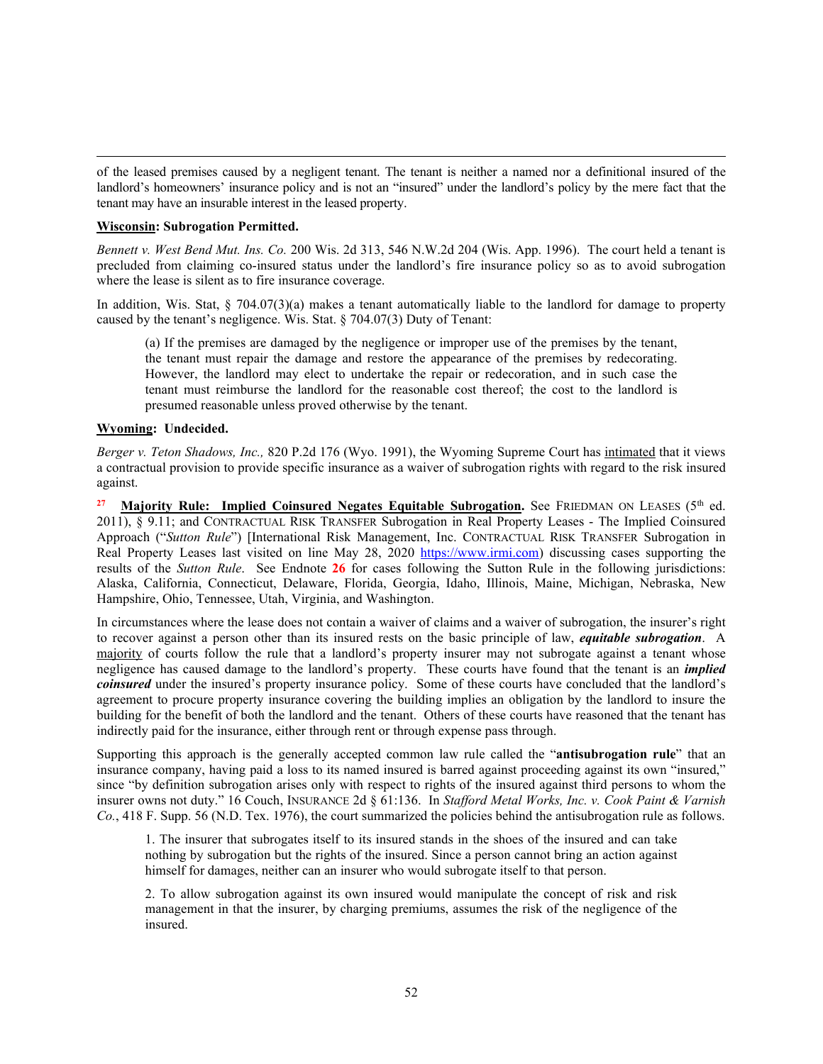of the leased premises caused by a negligent tenant. The tenant is neither a named nor a definitional insured of the landlord's homeowners' insurance policy and is not an "insured" under the landlord's policy by the mere fact that the tenant may have an insurable interest in the leased property.

**Wisconsin: Subrogation Permitted.**

*Bennett v. West Bend Mut. Ins. Co.* 200 Wis. 2d 313, 546 N.W.2d 204 (Wis. App. 1996). The court held a tenant is precluded from claiming co-insured status under the landlord's fire insurance policy so as to avoid subrogation where the lease is silent as to fire insurance coverage.

In addition, Wis. Stat, § 704.07(3)(a) makes a tenant automatically liable to the landlord for damage to property caused by the tenant's negligence. Wis. Stat. § 704.07(3) Duty of Tenant:

> (a) If the premises are damaged by the negligence or improper use of the premises by the tenant, the tenant must repair the damage and restore the appearance of the premises by redecorating. However, the landlord may elect to undertake the repair or redecoration, and in such case the tenant must reimburse the landlord for the reasonable cost thereof; the cost to the landlord is presumed reasonable unless proved otherwise by the tenant.

**Wyoming: Undecided.**

*Berger v. Teton Shadows, Inc.,* 820 P.2d 176 (Wyo. 1991), the Wyoming Supreme Court has intimated that it views a contractual provision to provide specific insurance as a waiver of subrogation rights with regard to the risk insured against.

[27] **Majority Rule: Implied Coinsured Negates Equitable Subrogation.** See FRIEDMAN ON LEASES (5th ed. 2011), § 9.11; and CONTRACTUAL RISK TRANSFER Subrogation in Real Property Leases - The Implied Coinsured Approach ("*Sutton Rule*") [International Risk Management, Inc. CONTRACTUAL RISK TRANSFER Subrogation in Real Property Leases last visited on line May 28, 2020 https://www.irmi.com) discussing cases supporting the results of the *Sutton Rule*. See Endnote **26** for cases following the Sutton Rule in the following jurisdictions: Alaska, California, Connecticut, Delaware, Florida, Georgia, Idaho, Illinois, Maine, Michigan, Nebraska, New Hampshire, Ohio, Tennessee, Utah, Virginia, and Washington.

In circumstances where the lease does not contain a waiver of claims and a waiver of subrogation, the insurer's right to recover against a person other than its insured rests on the basic principle of law, ***equitable subrogation***. A majority of courts follow the rule that a landlord's property insurer may not subrogate against a tenant whose negligence has caused damage to the landlord's property. These courts have found that the tenant is an ***implied coinsured*** under the insured's property insurance policy. Some of these courts have concluded that the landlord's agreement to procure property insurance covering the building implies an obligation by the landlord to insure the building for the benefit of both the landlord and the tenant. Others of these courts have reasoned that the tenant has indirectly paid for the insurance, either through rent or through expense pass through.

Supporting this approach is the generally accepted common law rule called the "**antisubrogation rule**" that an insurance company, having paid a loss to its named insured is barred against proceeding against its own "insured," since "by definition subrogation arises only with respect to rights of the insured against third persons to whom the insurer owns not duty." 16 Couch, INSURANCE 2d § 61:136. In *Stafford Metal Works, Inc. v. Cook Paint & Varnish Co.*, 418 F. Supp. 56 (N.D. Tex. 1976), the court summarized the policies behind the antisubrogation rule as follows.

> 1. The insurer that subrogates itself to its insured stands in the shoes of the insured and can take nothing by subrogation but the rights of the insured. Since a person cannot bring an action against himself for damages, neither can an insurer who would subrogate itself to that person.
>
> 2. To allow subrogation against its own insured would manipulate the concept of risk and risk management in that the insurer, by charging premiums, assumes the risk of the negligence of the insured.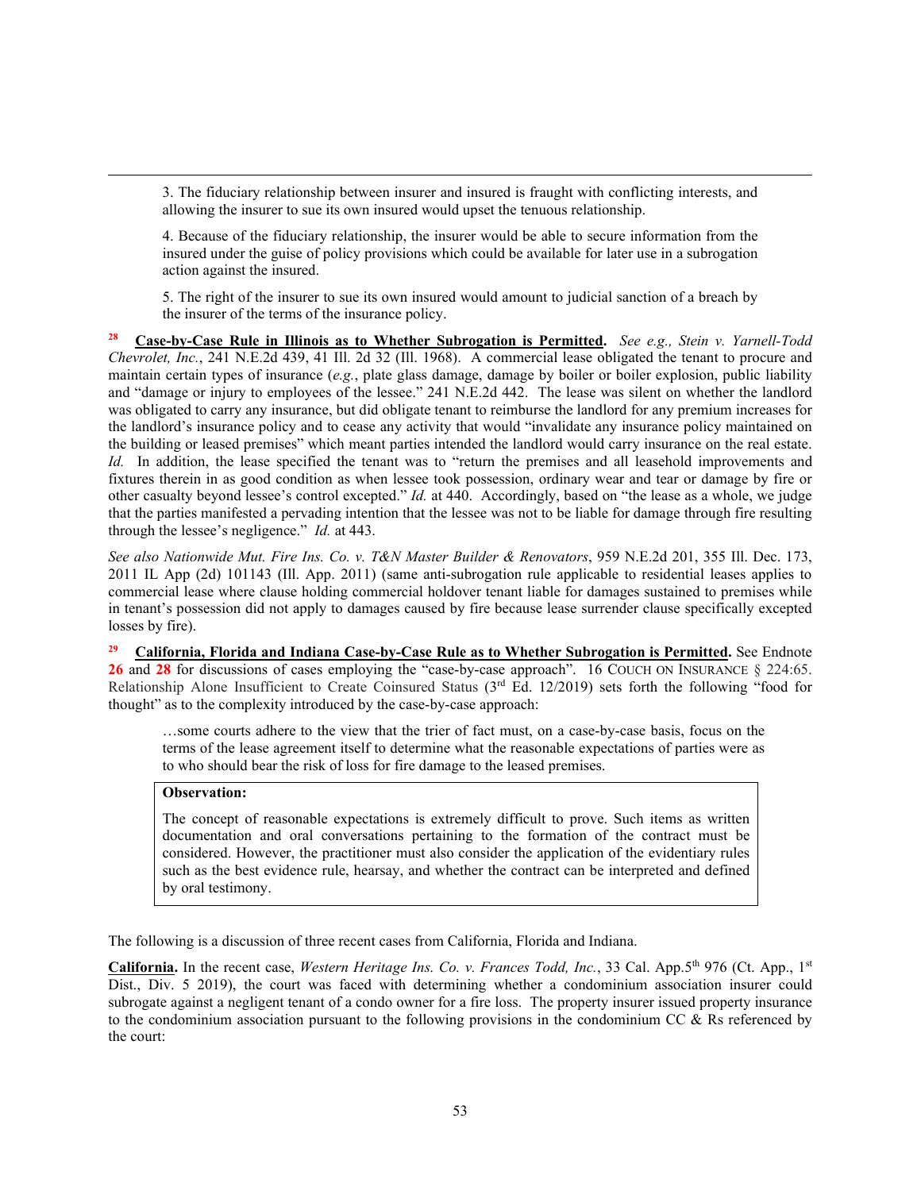> 3. The fiduciary relationship between insurer and insured is fraught with conflicting interests, and allowing the insurer to sue its own insured would upset the tenuous relationship.
>
> 4. Because of the fiduciary relationship, the insurer would be able to secure information from the insured under the guise of policy provisions which could be available for later use in a subrogation action against the insured.
>
> 5. The right of the insurer to sue its own insured would amount to judicial sanction of a breach by the insurer of the terms of the insurance policy.

[28] **Case-by-Case Rule in Illinois as to Whether Subrogation is Permitted.** *See e.g., Stein v. Yarnell-Todd Chevrolet, Inc.*, 241 N.E.2d 439, 41 Ill. 2d 32 (Ill. 1968). A commercial lease obligated the tenant to procure and maintain certain types of insurance (*e.g.*, plate glass damage, damage by boiler or boiler explosion, public liability and "damage or injury to employees of the lessee." 241 N.E.2d 442. The lease was silent on whether the landlord was obligated to carry any insurance, but did obligate tenant to reimburse the landlord for any premium increases for the landlord's insurance policy and to cease any activity that would "invalidate any insurance policy maintained on the building or leased premises" which meant parties intended the landlord would carry insurance on the real estate. *Id.* In addition, the lease specified the tenant was to "return the premises and all leasehold improvements and fixtures therein in as good condition as when lessee took possession, ordinary wear and tear or damage by fire or other casualty beyond lessee's control excepted." *Id.* at 440. Accordingly, based on "the lease as a whole, we judge that the parties manifested a pervading intention that the lessee was not to be liable for damage through fire resulting through the lessee's negligence." *Id.* at 443.

*See also Nationwide Mut. Fire Ins. Co. v. T&N Master Builder & Renovators*, 959 N.E.2d 201, 355 Ill. Dec. 173, 2011 IL App (2d) 101143 (Ill. App. 2011) (same anti-subrogation rule applicable to residential leases applies to commercial lease where clause holding commercial holdover tenant liable for damages sustained to premises while in tenant's possession did not apply to damages caused by fire because lease surrender clause specifically excepted losses by fire).

[29] **California, Florida and Indiana Case-by-Case Rule as to Whether Subrogation is Permitted.** See Endnote **26** and **28** for discussions of cases employing the "case-by-case approach". 16 COUCH ON INSURANCE § 224:65. Relationship Alone Insufficient to Create Coinsured Status (3rd Ed. 12/2019) sets forth the following "food for thought" as to the complexity introduced by the case-by-case approach:

> …some courts adhere to the view that the trier of fact must, on a case-by-case basis, focus on the terms of the lease agreement itself to determine what the reasonable expectations of parties were as to who should bear the risk of loss for fire damage to the leased premises.

> **Observation:**
>
> The concept of reasonable expectations is extremely difficult to prove. Such items as written documentation and oral conversations pertaining to the formation of the contract must be considered. However, the practitioner must also consider the application of the evidentiary rules such as the best evidence rule, hearsay, and whether the contract can be interpreted and defined by oral testimony.

The following is a discussion of three recent cases from California, Florida and Indiana.

**California.** In the recent case, *Western Heritage Ins. Co. v. Frances Todd, Inc.*, 33 Cal. App.5th 976 (Ct. App., 1st Dist., Div. 5 2019), the court was faced with determining whether a condominium association insurer could subrogate against a negligent tenant of a condo owner for a fire loss. The property insurer issued property insurance to the condominium association pursuant to the following provisions in the condominium CC & Rs referenced by the court: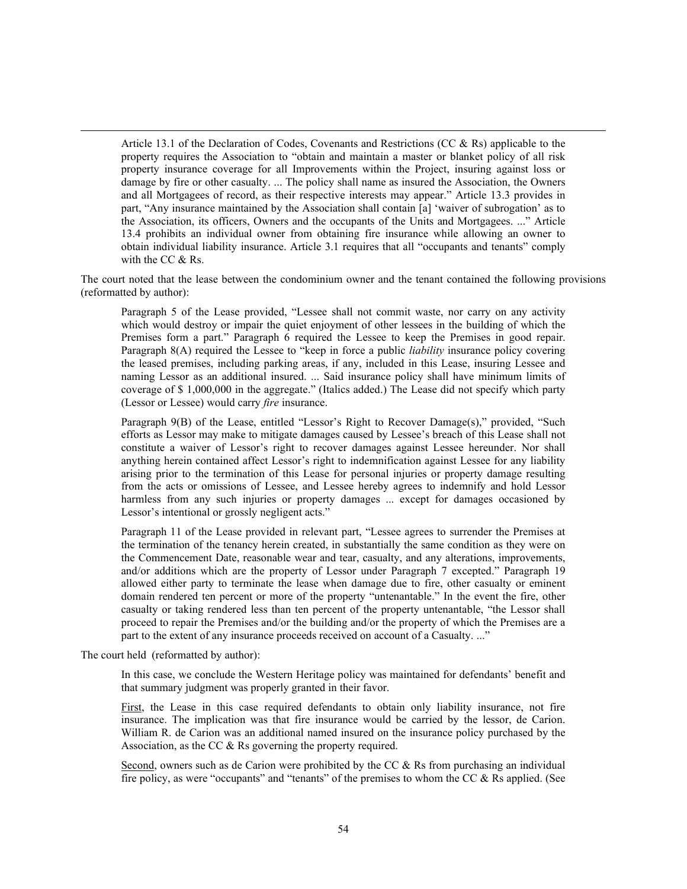> Article 13.1 of the Declaration of Codes, Covenants and Restrictions (CC & Rs) applicable to the property requires the Association to "obtain and maintain a master or blanket policy of all risk property insurance coverage for all Improvements within the Project, insuring against loss or damage by fire or other casualty. ... The policy shall name as insured the Association, the Owners and all Mortgagees of record, as their respective interests may appear." Article 13.3 provides in part, "Any insurance maintained by the Association shall contain [a] 'waiver of subrogation' as to the Association, its officers, Owners and the occupants of the Units and Mortgagees. ..." Article 13.4 prohibits an individual owner from obtaining fire insurance while allowing an owner to obtain individual liability insurance. Article 3.1 requires that all "occupants and tenants" comply with the CC & Rs.

The court noted that the lease between the condominium owner and the tenant contained the following provisions (reformatted by author):

> Paragraph 5 of the Lease provided, "Lessee shall not commit waste, nor carry on any activity which would destroy or impair the quiet enjoyment of other lessees in the building of which the Premises form a part." Paragraph 6 required the Lessee to keep the Premises in good repair. Paragraph 8(A) required the Lessee to "keep in force a public *liability* insurance policy covering the leased premises, including parking areas, if any, included in this Lease, insuring Lessee and naming Lessor as an additional insured. ... Said insurance policy shall have minimum limits of coverage of $ 1,000,000 in the aggregate." (Italics added.) The Lease did not specify which party (Lessor or Lessee) would carry *fire* insurance.
>
> Paragraph 9(B) of the Lease, entitled "Lessor's Right to Recover Damage(s)," provided, "Such efforts as Lessor may make to mitigate damages caused by Lessee's breach of this Lease shall not constitute a waiver of Lessor's right to recover damages against Lessee hereunder. Nor shall anything herein contained affect Lessor's right to indemnification against Lessee for any liability arising prior to the termination of this Lease for personal injuries or property damage resulting from the acts or omissions of Lessee, and Lessee hereby agrees to indemnify and hold Lessor harmless from any such injuries or property damages ... except for damages occasioned by Lessor's intentional or grossly negligent acts."
>
> Paragraph 11 of the Lease provided in relevant part, "Lessee agrees to surrender the Premises at the termination of the tenancy herein created, in substantially the same condition as they were on the Commencement Date, reasonable wear and tear, casualty, and any alterations, improvements, and/or additions which are the property of Lessor under Paragraph 7 excepted." Paragraph 19 allowed either party to terminate the lease when damage due to fire, other casualty or eminent domain rendered ten percent or more of the property "untenantable." In the event the fire, other casualty or taking rendered less than ten percent of the property untenantable, "the Lessor shall proceed to repair the Premises and/or the building and/or the property of which the Premises are a part to the extent of any insurance proceeds received on account of a Casualty. ..."

The court held (reformatted by author):

> In this case, we conclude the Western Heritage policy was maintained for defendants' benefit and that summary judgment was properly granted in their favor.
>
> First, the Lease in this case required defendants to obtain only liability insurance, not fire insurance. The implication was that fire insurance would be carried by the lessor, de Carion. William R. de Carion was an additional named insured on the insurance policy purchased by the Association, as the CC & Rs governing the property required.
>
> Second, owners such as de Carion were prohibited by the CC & Rs from purchasing an individual fire policy, as were "occupants" and "tenants" of the premises to whom the CC & Rs applied. (See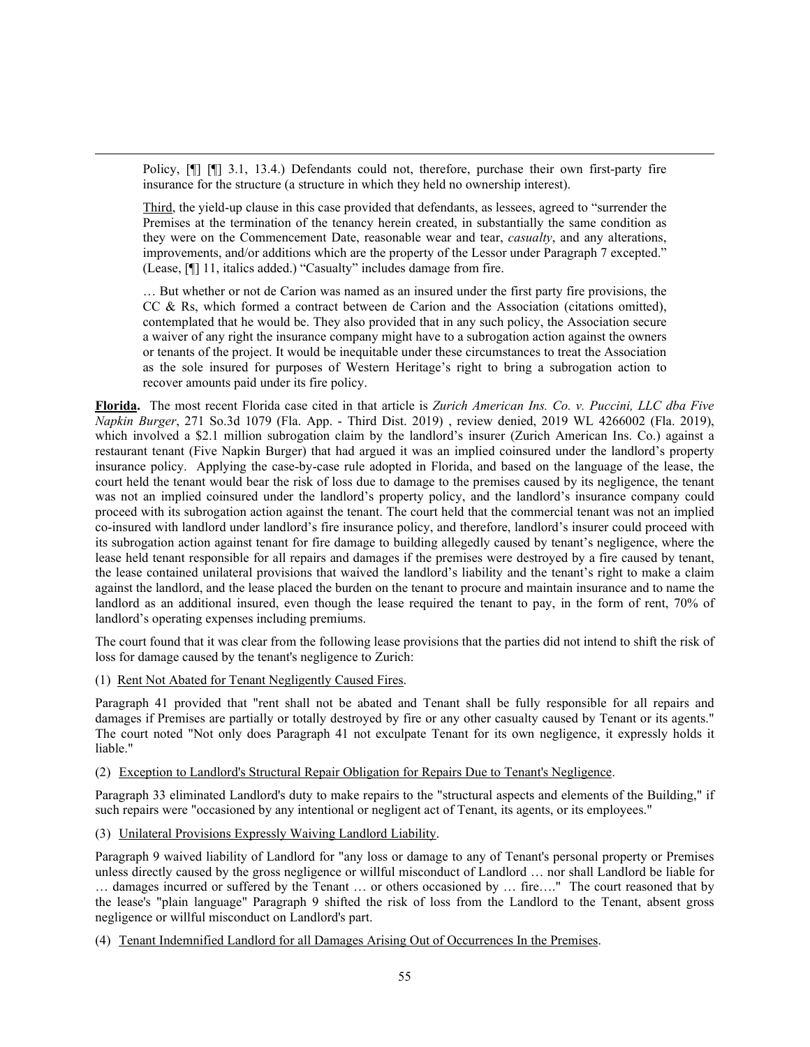> Policy, [¶] [¶] 3.1, 13.4.) Defendants could not, therefore, purchase their own first-party fire insurance for the structure (a structure in which they held no ownership interest).
>
> Third, the yield-up clause in this case provided that defendants, as lessees, agreed to "surrender the Premises at the termination of the tenancy herein created, in substantially the same condition as they were on the Commencement Date, reasonable wear and tear, *casualty*, and any alterations, improvements, and/or additions which are the property of the Lessor under Paragraph 7 excepted." (Lease, [¶] 11, italics added.) "Casualty" includes damage from fire.
>
> … But whether or not de Carion was named as an insured under the first party fire provisions, the CC & Rs, which formed a contract between de Carion and the Association (citations omitted), contemplated that he would be. They also provided that in any such policy, the Association secure a waiver of any right the insurance company might have to a subrogation action against the owners or tenants of the project. It would be inequitable under these circumstances to treat the Association as the sole insured for purposes of Western Heritage's right to bring a subrogation action to recover amounts paid under its fire policy.

**Florida.** The most recent Florida case cited in that article is *Zurich American Ins. Co. v. Puccini, LLC dba Five Napkin Burger*, 271 So.3d 1079 (Fla. App. - Third Dist. 2019) , review denied, 2019 WL 4266002 (Fla. 2019), which involved a $2.1 million subrogation claim by the landlord's insurer (Zurich American Ins. Co.) against a restaurant tenant (Five Napkin Burger) that had argued it was an implied coinsured under the landlord's property insurance policy. Applying the case-by-case rule adopted in Florida, and based on the language of the lease, the court held the tenant would bear the risk of loss due to damage to the premises caused by its negligence, the tenant was not an implied coinsured under the landlord's property policy, and the landlord's insurance company could proceed with its subrogation action against the tenant. The court held that the commercial tenant was not an implied co-insured with landlord under landlord's fire insurance policy, and therefore, landlord's insurer could proceed with its subrogation action against tenant for fire damage to building allegedly caused by tenant's negligence, where the lease held tenant responsible for all repairs and damages if the premises were destroyed by a fire caused by tenant, the lease contained unilateral provisions that waived the landlord's liability and the tenant's right to make a claim against the landlord, and the lease placed the burden on the tenant to procure and maintain insurance and to name the landlord as an additional insured, even though the lease required the tenant to pay, in the form of rent, 70% of landlord's operating expenses including premiums.

The court found that it was clear from the following lease provisions that the parties did not intend to shift the risk of loss for damage caused by the tenant's negligence to Zurich:

(1) Rent Not Abated for Tenant Negligently Caused Fires.

Paragraph 41 provided that "rent shall not be abated and Tenant shall be fully responsible for all repairs and damages if Premises are partially or totally destroyed by fire or any other casualty caused by Tenant or its agents." The court noted "Not only does Paragraph 41 not exculpate Tenant for its own negligence, it expressly holds it liable."

(2) Exception to Landlord's Structural Repair Obligation for Repairs Due to Tenant's Negligence.

Paragraph 33 eliminated Landlord's duty to make repairs to the "structural aspects and elements of the Building," if such repairs were "occasioned by any intentional or negligent act of Tenant, its agents, or its employees."

(3) Unilateral Provisions Expressly Waiving Landlord Liability.

Paragraph 9 waived liability of Landlord for "any loss or damage to any of Tenant's personal property or Premises unless directly caused by the gross negligence or willful misconduct of Landlord … nor shall Landlord be liable for … damages incurred or suffered by the Tenant … or others occasioned by … fire…." The court reasoned that by the lease's "plain language" Paragraph 9 shifted the risk of loss from the Landlord to the Tenant, absent gross negligence or willful misconduct on Landlord's part.

(4) Tenant Indemnified Landlord for all Damages Arising Out of Occurrences In the Premises.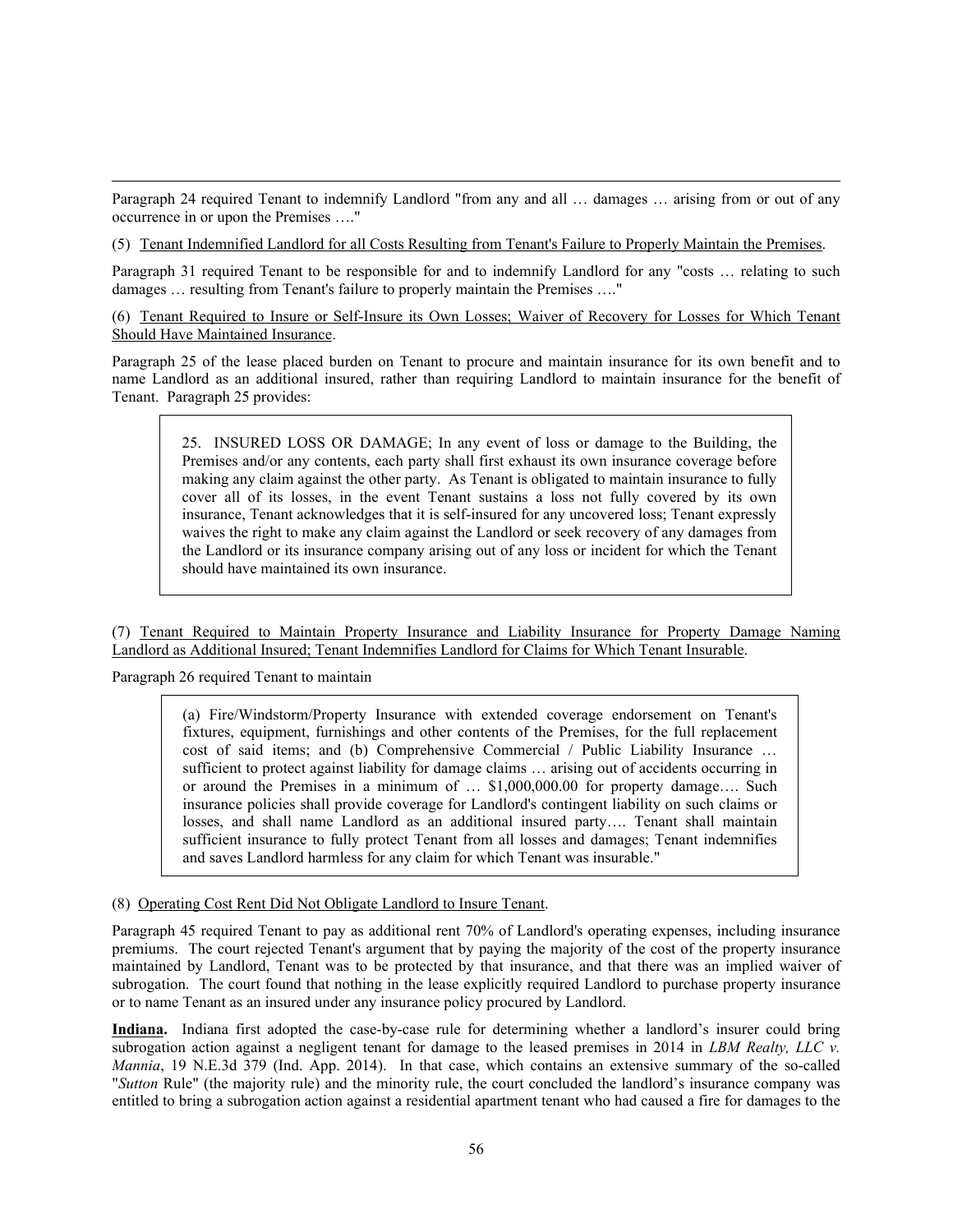Paragraph 24 required Tenant to indemnify Landlord "from any and all … damages … arising from or out of any occurrence in or upon the Premises …."

(5) Tenant Indemnified Landlord for all Costs Resulting from Tenant's Failure to Properly Maintain the Premises.

Paragraph 31 required Tenant to be responsible for and to indemnify Landlord for any "costs … relating to such damages … resulting from Tenant's failure to properly maintain the Premises …."

(6) Tenant Required to Insure or Self-Insure its Own Losses; Waiver of Recovery for Losses for Which Tenant Should Have Maintained Insurance.

Paragraph 25 of the lease placed burden on Tenant to procure and maintain insurance for its own benefit and to name Landlord as an additional insured, rather than requiring Landlord to maintain insurance for the benefit of Tenant. Paragraph 25 provides:

> 25. INSURED LOSS OR DAMAGE; In any event of loss or damage to the Building, the Premises and/or any contents, each party shall first exhaust its own insurance coverage before making any claim against the other party. As Tenant is obligated to maintain insurance to fully cover all of its losses, in the event Tenant sustains a loss not fully covered by its own insurance, Tenant acknowledges that it is self-insured for any uncovered loss; Tenant expressly waives the right to make any claim against the Landlord or seek recovery of any damages from the Landlord or its insurance company arising out of any loss or incident for which the Tenant should have maintained its own insurance.

(7) Tenant Required to Maintain Property Insurance and Liability Insurance for Property Damage Naming Landlord as Additional Insured; Tenant Indemnifies Landlord for Claims for Which Tenant Insurable.

Paragraph 26 required Tenant to maintain

> (a) Fire/Windstorm/Property Insurance with extended coverage endorsement on Tenant's fixtures, equipment, furnishings and other contents of the Premises, for the full replacement cost of said items; and (b) Comprehensive Commercial / Public Liability Insurance … sufficient to protect against liability for damage claims … arising out of accidents occurring in or around the Premises in a minimum of … $1,000,000.00 for property damage…. Such insurance policies shall provide coverage for Landlord's contingent liability on such claims or losses, and shall name Landlord as an additional insured party…. Tenant shall maintain sufficient insurance to fully protect Tenant from all losses and damages; Tenant indemnifies and saves Landlord harmless for any claim for which Tenant was insurable."

(8) Operating Cost Rent Did Not Obligate Landlord to Insure Tenant.

Paragraph 45 required Tenant to pay as additional rent 70% of Landlord's operating expenses, including insurance premiums. The court rejected Tenant's argument that by paying the majority of the cost of the property insurance maintained by Landlord, Tenant was to be protected by that insurance, and that there was an implied waiver of subrogation. The court found that nothing in the lease explicitly required Landlord to purchase property insurance or to name Tenant as an insured under any insurance policy procured by Landlord.

**Indiana.** Indiana first adopted the case-by-case rule for determining whether a landlord's insurer could bring subrogation action against a negligent tenant for damage to the leased premises in 2014 in *LBM Realty, LLC v. Mannia*, 19 N.E.3d 379 (Ind. App. 2014). In that case, which contains an extensive summary of the so-called "*Sutton* Rule" (the majority rule) and the minority rule, the court concluded the landlord's insurance company was entitled to bring a subrogation action against a residential apartment tenant who had caused a fire for damages to the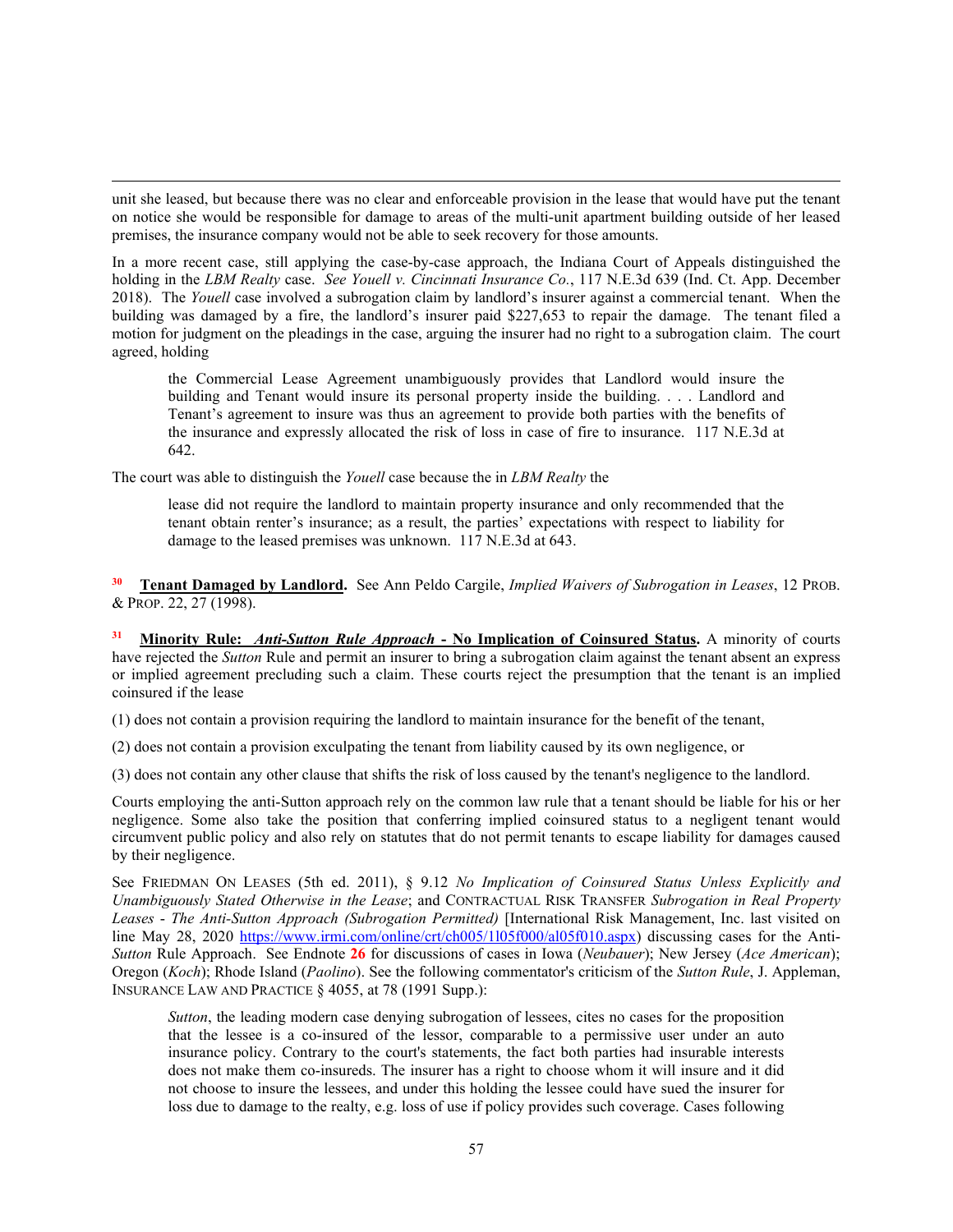unit she leased, but because there was no clear and enforceable provision in the lease that would have put the tenant on notice she would be responsible for damage to areas of the multi-unit apartment building outside of her leased premises, the insurance company would not be able to seek recovery for those amounts.

In a more recent case, still applying the case-by-case approach, the Indiana Court of Appeals distinguished the holding in the *LBM Realty* case. *See Youell v. Cincinnati Insurance Co.*, 117 N.E.3d 639 (Ind. Ct. App. December 2018). The *Youell* case involved a subrogation claim by landlord's insurer against a commercial tenant. When the building was damaged by a fire, the landlord's insurer paid $227,653 to repair the damage. The tenant filed a motion for judgment on the pleadings in the case, arguing the insurer had no right to a subrogation claim. The court agreed, holding

> the Commercial Lease Agreement unambiguously provides that Landlord would insure the building and Tenant would insure its personal property inside the building. . . . Landlord and Tenant's agreement to insure was thus an agreement to provide both parties with the benefits of the insurance and expressly allocated the risk of loss in case of fire to insurance. 117 N.E.3d at 642.

The court was able to distinguish the *Youell* case because the in *LBM Realty* the

> lease did not require the landlord to maintain property insurance and only recommended that the tenant obtain renter's insurance; as a result, the parties' expectations with respect to liability for damage to the leased premises was unknown. 117 N.E.3d at 643.

[30] **Tenant Damaged by Landlord.** See Ann Peldo Cargile, *Implied Waivers of Subrogation in Leases*, 12 PROB. & PROP. 22, 27 (1998).

[31] **Minority Rule: *Anti-Sutton Rule Approach* - No Implication of Coinsured Status.** A minority of courts have rejected the *Sutton* Rule and permit an insurer to bring a subrogation claim against the tenant absent an express or implied agreement precluding such a claim. These courts reject the presumption that the tenant is an implied coinsured if the lease

(1) does not contain a provision requiring the landlord to maintain insurance for the benefit of the tenant,

(2) does not contain a provision exculpating the tenant from liability caused by its own negligence, or

(3) does not contain any other clause that shifts the risk of loss caused by the tenant's negligence to the landlord.

Courts employing the anti-Sutton approach rely on the common law rule that a tenant should be liable for his or her negligence. Some also take the position that conferring implied coinsured status to a negligent tenant would circumvent public policy and also rely on statutes that do not permit tenants to escape liability for damages caused by their negligence.

See FRIEDMAN ON LEASES (5th ed. 2011), § 9.12 *No Implication of Coinsured Status Unless Explicitly and Unambiguously Stated Otherwise in the Lease*; and CONTRACTUAL RISK TRANSFER *Subrogation in Real Property Leases - The Anti-Sutton Approach (Subrogation Permitted)* [International Risk Management, Inc. last visited on line May 28, 2020 https://www.irmi.com/online/crt/ch005/1l05f000/al05f010.aspx) discussing cases for the Anti-*Sutton* Rule Approach. See Endnote **26** for discussions of cases in Iowa (*Neubauer*); New Jersey (*Ace American*); Oregon (*Koch*); Rhode Island (*Paolino*). See the following commentator's criticism of the *Sutton Rule*, J. Appleman, INSURANCE LAW AND PRACTICE § 4055, at 78 (1991 Supp.):

> *Sutton*, the leading modern case denying subrogation of lessees, cites no cases for the proposition that the lessee is a co-insured of the lessor, comparable to a permissive user under an auto insurance policy. Contrary to the court's statements, the fact both parties had insurable interests does not make them co-insureds. The insurer has a right to choose whom it will insure and it did not choose to insure the lessees, and under this holding the lessee could have sued the insurer for loss due to damage to the realty, e.g. loss of use if policy provides such coverage. Cases following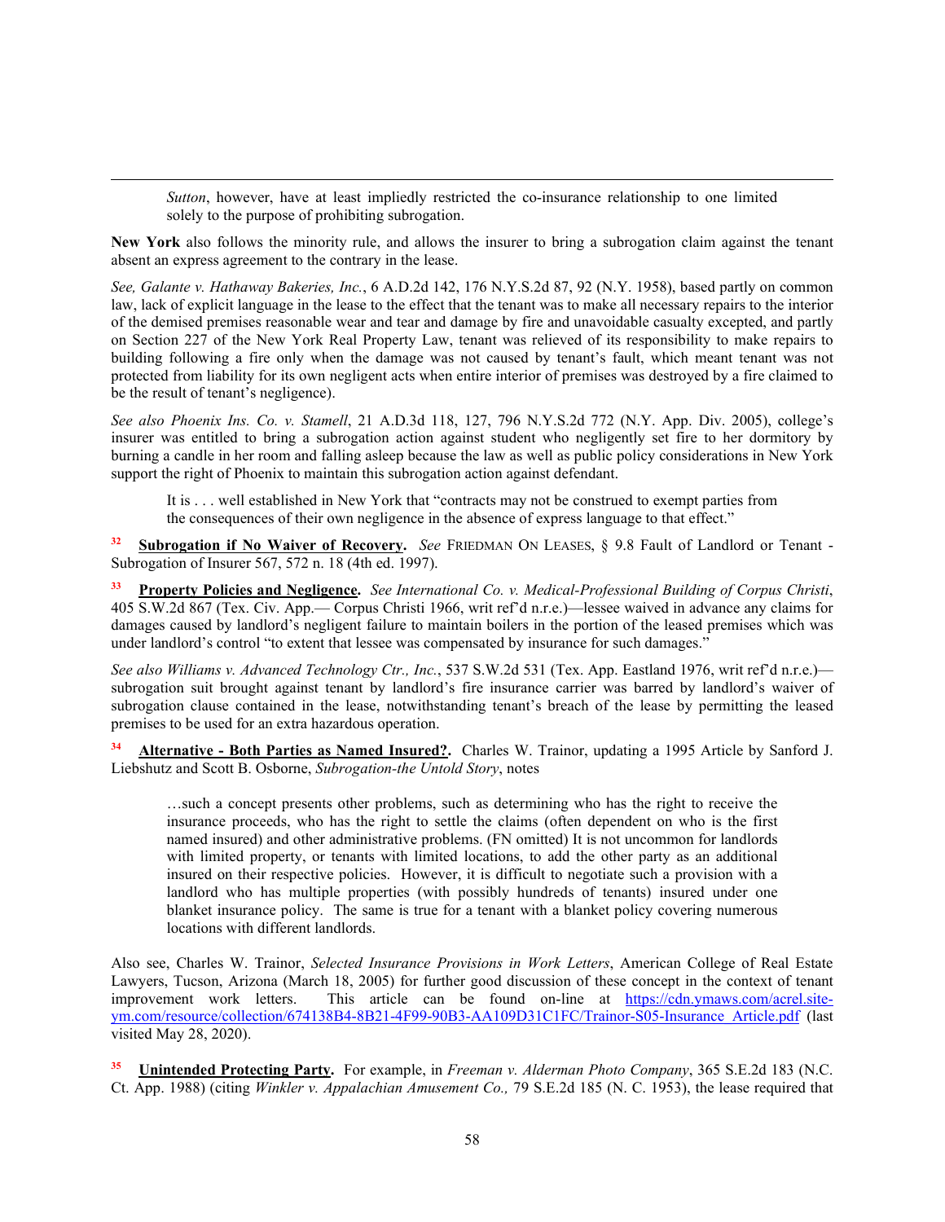> *Sutton*, however, have at least impliedly restricted the co-insurance relationship to one limited solely to the purpose of prohibiting subrogation.

**New York** also follows the minority rule, and allows the insurer to bring a subrogation claim against the tenant absent an express agreement to the contrary in the lease.

*See, Galante v. Hathaway Bakeries, Inc.*, 6 A.D.2d 142, 176 N.Y.S.2d 87, 92 (N.Y. 1958), based partly on common law, lack of explicit language in the lease to the effect that the tenant was to make all necessary repairs to the interior of the demised premises reasonable wear and tear and damage by fire and unavoidable casualty excepted, and partly on Section 227 of the New York Real Property Law, tenant was relieved of its responsibility to make repairs to building following a fire only when the damage was not caused by tenant's fault, which meant tenant was not protected from liability for its own negligent acts when entire interior of premises was destroyed by a fire claimed to be the result of tenant's negligence).

*See also Phoenix Ins. Co. v. Stamell*, 21 A.D.3d 118, 127, 796 N.Y.S.2d 772 (N.Y. App. Div. 2005), college's insurer was entitled to bring a subrogation action against student who negligently set fire to her dormitory by burning a candle in her room and falling asleep because the law as well as public policy considerations in New York support the right of Phoenix to maintain this subrogation action against defendant.

> It is . . . well established in New York that "contracts may not be construed to exempt parties from the consequences of their own negligence in the absence of express language to that effect."

[32] **Subrogation if No Waiver of Recovery.** *See* FRIEDMAN ON LEASES, § 9.8 Fault of Landlord or Tenant - Subrogation of Insurer 567, 572 n. 18 (4th ed. 1997).

[33] **Property Policies and Negligence.** *See International Co. v. Medical-Professional Building of Corpus Christi*, 405 S.W.2d 867 (Tex. Civ. App.— Corpus Christi 1966, writ ref'd n.r.e.)—lessee waived in advance any claims for damages caused by landlord's negligent failure to maintain boilers in the portion of the leased premises which was under landlord's control "to extent that lessee was compensated by insurance for such damages."

*See also Williams v. Advanced Technology Ctr., Inc.*, 537 S.W.2d 531 (Tex. App. Eastland 1976, writ ref'd n.r.e.)—subrogation suit brought against tenant by landlord's fire insurance carrier was barred by landlord's waiver of subrogation clause contained in the lease, notwithstanding tenant's breach of the lease by permitting the leased premises to be used for an extra hazardous operation.

[34] **Alternative - Both Parties as Named Insured?.** Charles W. Trainor, updating a 1995 Article by Sanford J. Liebshutz and Scott B. Osborne, *Subrogation-the Untold Story*, notes

> …such a concept presents other problems, such as determining who has the right to receive the insurance proceeds, who has the right to settle the claims (often dependent on who is the first named insured) and other administrative problems. (FN omitted) It is not uncommon for landlords with limited property, or tenants with limited locations, to add the other party as an additional insured on their respective policies. However, it is difficult to negotiate such a provision with a landlord who has multiple properties (with possibly hundreds of tenants) insured under one blanket insurance policy. The same is true for a tenant with a blanket policy covering numerous locations with different landlords.

Also see, Charles W. Trainor, *Selected Insurance Provisions in Work Letters*, American College of Real Estate Lawyers, Tucson, Arizona (March 18, 2005) for further good discussion of these concept in the context of tenant improvement work letters. This article can be found on-line at https://cdn.ymaws.com/acrel.site-ym.com/resource/collection/674138B4-8B21-4F99-90B3-AA109D31C1FC/Trainor-S05-Insurance_Article.pdf (last visited May 28, 2020).

[35] **Unintended Protecting Party.** For example, in *Freeman v. Alderman Photo Company*, 365 S.E.2d 183 (N.C. Ct. App. 1988) (citing *Winkler v. Appalachian Amusement Co.,* 79 S.E.2d 185 (N. C. 1953), the lease required that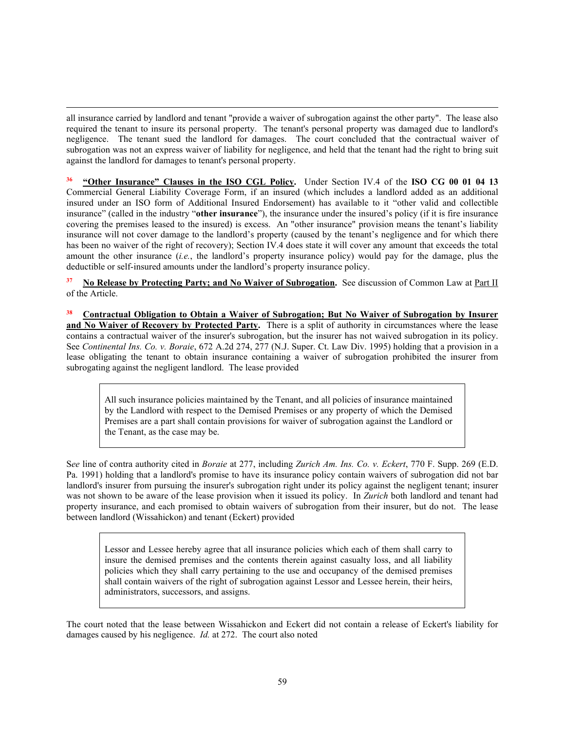all insurance carried by landlord and tenant "provide a waiver of subrogation against the other party". The lease also required the tenant to insure its personal property. The tenant's personal property was damaged due to landlord's negligence. The tenant sued the landlord for damages. The court concluded that the contractual waiver of subrogation was not an express waiver of liability for negligence, and held that the tenant had the right to bring suit against the landlord for damages to tenant's personal property.

[36] **<u>"Other Insurance" Clauses in the ISO CGL Policy</u>.** Under Section IV.4 of the **ISO CG 00 01 04 13** Commercial General Liability Coverage Form, if an insured (which includes a landlord added as an additional insured under an ISO form of Additional Insured Endorsement) has available to it "other valid and collectible insurance" (called in the industry "**other insurance**"), the insurance under the insured's policy (if it is fire insurance covering the premises leased to the insured) is excess. An "other insurance" provision means the tenant's liability insurance will not cover damage to the landlord's property (caused by the tenant's negligence and for which there has been no waiver of the right of recovery); Section IV.4 does state it will cover any amount that exceeds the total amount the other insurance (*i.e.*, the landlord's property insurance policy) would pay for the damage, plus the deductible or self-insured amounts under the landlord's property insurance policy.

[37] **<u>No Release by Protecting Party; and No Waiver of Subrogation</u>.** See discussion of Common Law at <u>Part II</u> of the Article.

[38] **<u>Contractual Obligation to Obtain a Waiver of Subrogation; But No Waiver of Subrogation by Insurer and No Waiver of Recovery by Protected Party</u>.** There is a split of authority in circumstances where the lease contains a contractual waiver of the insurer's subrogation, but the insurer has not waived subrogation in its policy. See *Continental Ins. Co. v. Boraie*, 672 A.2d 274, 277 (N.J. Super. Ct. Law Div. 1995) holding that a provision in a lease obligating the tenant to obtain insurance containing a waiver of subrogation prohibited the insurer from subrogating against the negligent landlord. The lease provided

> All such insurance policies maintained by the Tenant, and all policies of insurance maintained by the Landlord with respect to the Demised Premises or any property of which the Demised Premises are a part shall contain provisions for waiver of subrogation against the Landlord or the Tenant, as the case may be.

S*ee* line of contra authority cited in *Boraie* at 277, including *Zurich Am. Ins. Co. v. Eckert*, 770 F. Supp. 269 (E.D. Pa. 1991) holding that a landlord's promise to have its insurance policy contain waivers of subrogation did not bar landlord's insurer from pursuing the insurer's subrogation right under its policy against the negligent tenant; insurer was not shown to be aware of the lease provision when it issued its policy. In *Zurich* both landlord and tenant had property insurance, and each promised to obtain waivers of subrogation from their insurer, but do not. The lease between landlord (Wissahickon) and tenant (Eckert) provided

> Lessor and Lessee hereby agree that all insurance policies which each of them shall carry to insure the demised premises and the contents therein against casualty loss, and all liability policies which they shall carry pertaining to the use and occupancy of the demised premises shall contain waivers of the right of subrogation against Lessor and Lessee herein, their heirs, administrators, successors, and assigns.

The court noted that the lease between Wissahickon and Eckert did not contain a release of Eckert's liability for damages caused by his negligence. *Id.* at 272. The court also noted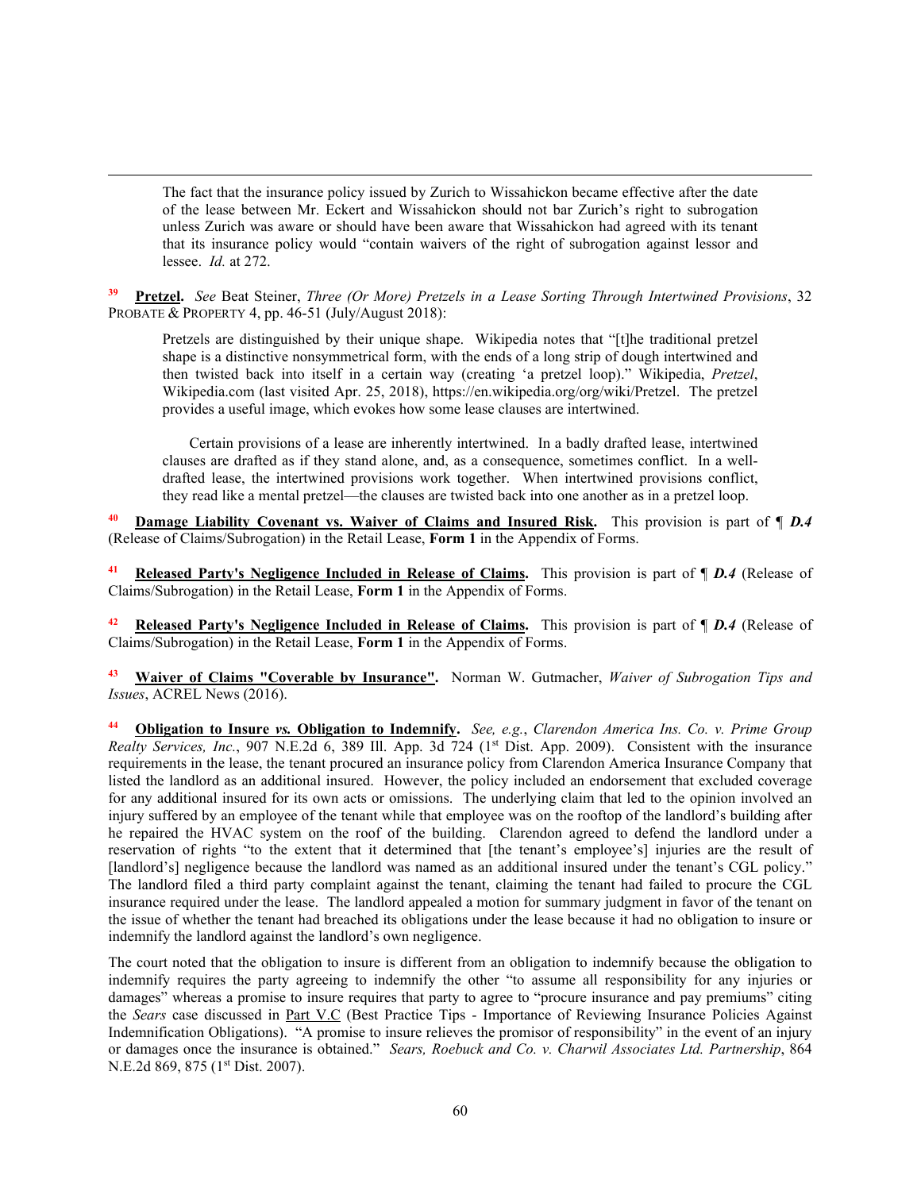> The fact that the insurance policy issued by Zurich to Wissahickon became effective after the date of the lease between Mr. Eckert and Wissahickon should not bar Zurich's right to subrogation unless Zurich was aware or should have been aware that Wissahickon had agreed with its tenant that its insurance policy would "contain waivers of the right of subrogation against lessor and lessee. *Id.* at 272.

[39] **Pretzel.** *See* Beat Steiner, *Three (Or More) Pretzels in a Lease Sorting Through Intertwined Provisions*, 32 PROBATE & PROPERTY 4, pp. 46-51 (July/August 2018):

> Pretzels are distinguished by their unique shape. Wikipedia notes that "[t]he traditional pretzel shape is a distinctive nonsymmetrical form, with the ends of a long strip of dough intertwined and then twisted back into itself in a certain way (creating 'a pretzel loop)." Wikipedia, *Pretzel*, Wikipedia.com (last visited Apr. 25, 2018), https://en.wikipedia.org/org/wiki/Pretzel. The pretzel provides a useful image, which evokes how some lease clauses are intertwined.
>
> Certain provisions of a lease are inherently intertwined. In a badly drafted lease, intertwined clauses are drafted as if they stand alone, and, as a consequence, sometimes conflict. In a well-drafted lease, the intertwined provisions work together. When intertwined provisions conflict, they read like a mental pretzel—the clauses are twisted back into one another as in a pretzel loop.

[40] **Damage Liability Covenant vs. Waiver of Claims and Insured Risk.** This provision is part of ¶ ***D.4*** (Release of Claims/Subrogation) in the Retail Lease, **Form 1** in the Appendix of Forms.

[41] **Released Party's Negligence Included in Release of Claims.** This provision is part of ¶ ***D.4*** (Release of Claims/Subrogation) in the Retail Lease, **Form 1** in the Appendix of Forms.

[42] **Released Party's Negligence Included in Release of Claims.** This provision is part of ¶ ***D.4*** (Release of Claims/Subrogation) in the Retail Lease, **Form 1** in the Appendix of Forms.

[43] **Waiver of Claims "Coverable by Insurance".** Norman W. Gutmacher, *Waiver of Subrogation Tips and Issues*, ACREL News (2016).

[44] **Obligation to Insure *vs.* Obligation to Indemnify.** *See, e.g.*, *Clarendon America Ins. Co. v. Prime Group Realty Services, Inc.*, 907 N.E.2d 6, 389 Ill. App. 3d 724 (1st Dist. App. 2009). Consistent with the insurance requirements in the lease, the tenant procured an insurance policy from Clarendon America Insurance Company that listed the landlord as an additional insured. However, the policy included an endorsement that excluded coverage for any additional insured for its own acts or omissions. The underlying claim that led to the opinion involved an injury suffered by an employee of the tenant while that employee was on the rooftop of the landlord's building after he repaired the HVAC system on the roof of the building. Clarendon agreed to defend the landlord under a reservation of rights "to the extent that it determined that [the tenant's employee's] injuries are the result of [landlord's] negligence because the landlord was named as an additional insured under the tenant's CGL policy." The landlord filed a third party complaint against the tenant, claiming the tenant had failed to procure the CGL insurance required under the lease. The landlord appealed a motion for summary judgment in favor of the tenant on the issue of whether the tenant had breached its obligations under the lease because it had no obligation to insure or indemnify the landlord against the landlord's own negligence.

The court noted that the obligation to insure is different from an obligation to indemnify because the obligation to indemnify requires the party agreeing to indemnify the other "to assume all responsibility for any injuries or damages" whereas a promise to insure requires that party to agree to "procure insurance and pay premiums" citing the *Sears* case discussed in Part V.C (Best Practice Tips - Importance of Reviewing Insurance Policies Against Indemnification Obligations). "A promise to insure relieves the promisor of responsibility" in the event of an injury or damages once the insurance is obtained." *Sears, Roebuck and Co. v. Charwil Associates Ltd. Partnership*, 864 N.E.2d 869, 875 (1st Dist. 2007).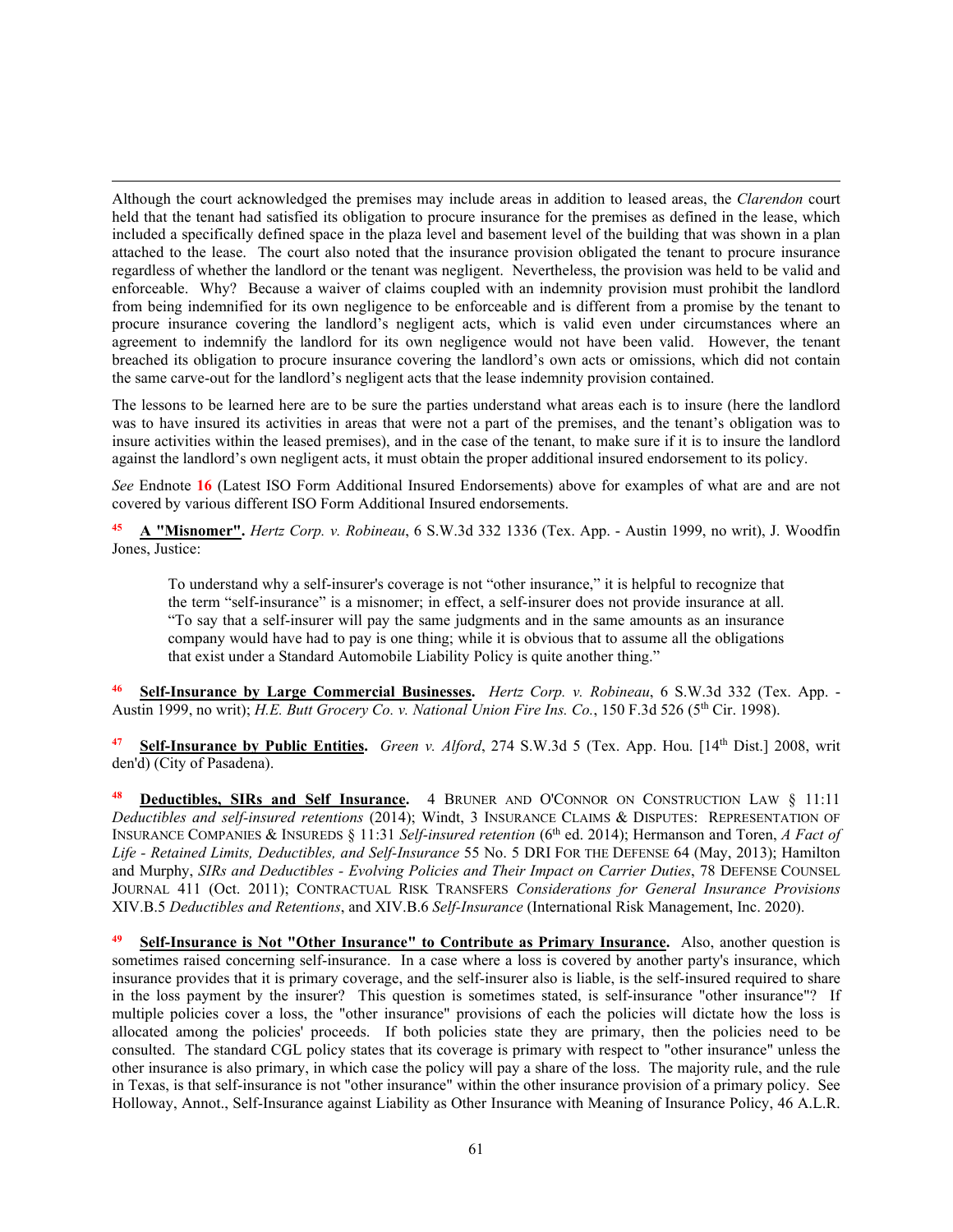Although the court acknowledged the premises may include areas in addition to leased areas, the *Clarendon* court held that the tenant had satisfied its obligation to procure insurance for the premises as defined in the lease, which included a specifically defined space in the plaza level and basement level of the building that was shown in a plan attached to the lease. The court also noted that the insurance provision obligated the tenant to procure insurance regardless of whether the landlord or the tenant was negligent. Nevertheless, the provision was held to be valid and enforceable. Why? Because a waiver of claims coupled with an indemnity provision must prohibit the landlord from being indemnified for its own negligence to be enforceable and is different from a promise by the tenant to procure insurance covering the landlord's negligent acts, which is valid even under circumstances where an agreement to indemnify the landlord for its own negligence would not have been valid. However, the tenant breached its obligation to procure insurance covering the landlord's own acts or omissions, which did not contain the same carve-out for the landlord's negligent acts that the lease indemnity provision contained.

The lessons to be learned here are to be sure the parties understand what areas each is to insure (here the landlord was to have insured its activities in areas that were not a part of the premises, and the tenant's obligation was to insure activities within the leased premises), and in the case of the tenant, to make sure if it is to insure the landlord against the landlord's own negligent acts, it must obtain the proper additional insured endorsement to its policy.

*See* Endnote **16** (Latest ISO Form Additional Insured Endorsements) above for examples of what are and are not covered by various different ISO Form Additional Insured endorsements.

[45] **A "Misnomer".** *Hertz Corp. v. Robineau*, 6 S.W.3d 332 1336 (Tex. App. - Austin 1999, no writ), J. Woodfin Jones, Justice:

> To understand why a self-insurer's coverage is not "other insurance," it is helpful to recognize that the term "self-insurance" is a misnomer; in effect, a self-insurer does not provide insurance at all. "To say that a self-insurer will pay the same judgments and in the same amounts as an insurance company would have had to pay is one thing; while it is obvious that to assume all the obligations that exist under a Standard Automobile Liability Policy is quite another thing."

[46] **Self-Insurance by Large Commercial Businesses.** *Hertz Corp. v. Robineau*, 6 S.W.3d 332 (Tex. App. - Austin 1999, no writ); *H.E. Butt Grocery Co. v. National Union Fire Ins. Co.*, 150 F.3d 526 (5th Cir. 1998).

[47] **Self-Insurance by Public Entities.** *Green v. Alford*, 274 S.W.3d 5 (Tex. App. Hou. [14th Dist.] 2008, writ den'd) (City of Pasadena).

[48] **Deductibles, SIRs and Self Insurance.** 4 BRUNER AND O'CONNOR ON CONSTRUCTION LAW § 11:11 *Deductibles and self-insured retentions* (2014); Windt, 3 INSURANCE CLAIMS & DISPUTES: REPRESENTATION OF INSURANCE COMPANIES & INSUREDS § 11:31 *Self-insured retention* (6th ed. 2014); Hermanson and Toren, *A Fact of Life - Retained Limits, Deductibles, and Self-Insurance* 55 No. 5 DRI FOR THE DEFENSE 64 (May, 2013); Hamilton and Murphy, *SIRs and Deductibles - Evolving Policies and Their Impact on Carrier Duties*, 78 DEFENSE COUNSEL JOURNAL 411 (Oct. 2011); CONTRACTUAL RISK TRANSFERS *Considerations for General Insurance Provisions* XIV.B.5 *Deductibles and Retentions*, and XIV.B.6 *Self-Insurance* (International Risk Management, Inc. 2020).

[49] **Self-Insurance is Not "Other Insurance" to Contribute as Primary Insurance.** Also, another question is sometimes raised concerning self-insurance. In a case where a loss is covered by another party's insurance, which insurance provides that it is primary coverage, and the self-insurer also is liable, is the self-insured required to share in the loss payment by the insurer? This question is sometimes stated, is self-insurance "other insurance"? If multiple policies cover a loss, the "other insurance" provisions of each the policies will dictate how the loss is allocated among the policies' proceeds. If both policies state they are primary, then the policies need to be consulted. The standard CGL policy states that its coverage is primary with respect to "other insurance" unless the other insurance is also primary, in which case the policy will pay a share of the loss. The majority rule, and the rule in Texas, is that self-insurance is not "other insurance" within the other insurance provision of a primary policy. See Holloway, Annot., Self-Insurance against Liability as Other Insurance with Meaning of Insurance Policy, 46 A.L.R.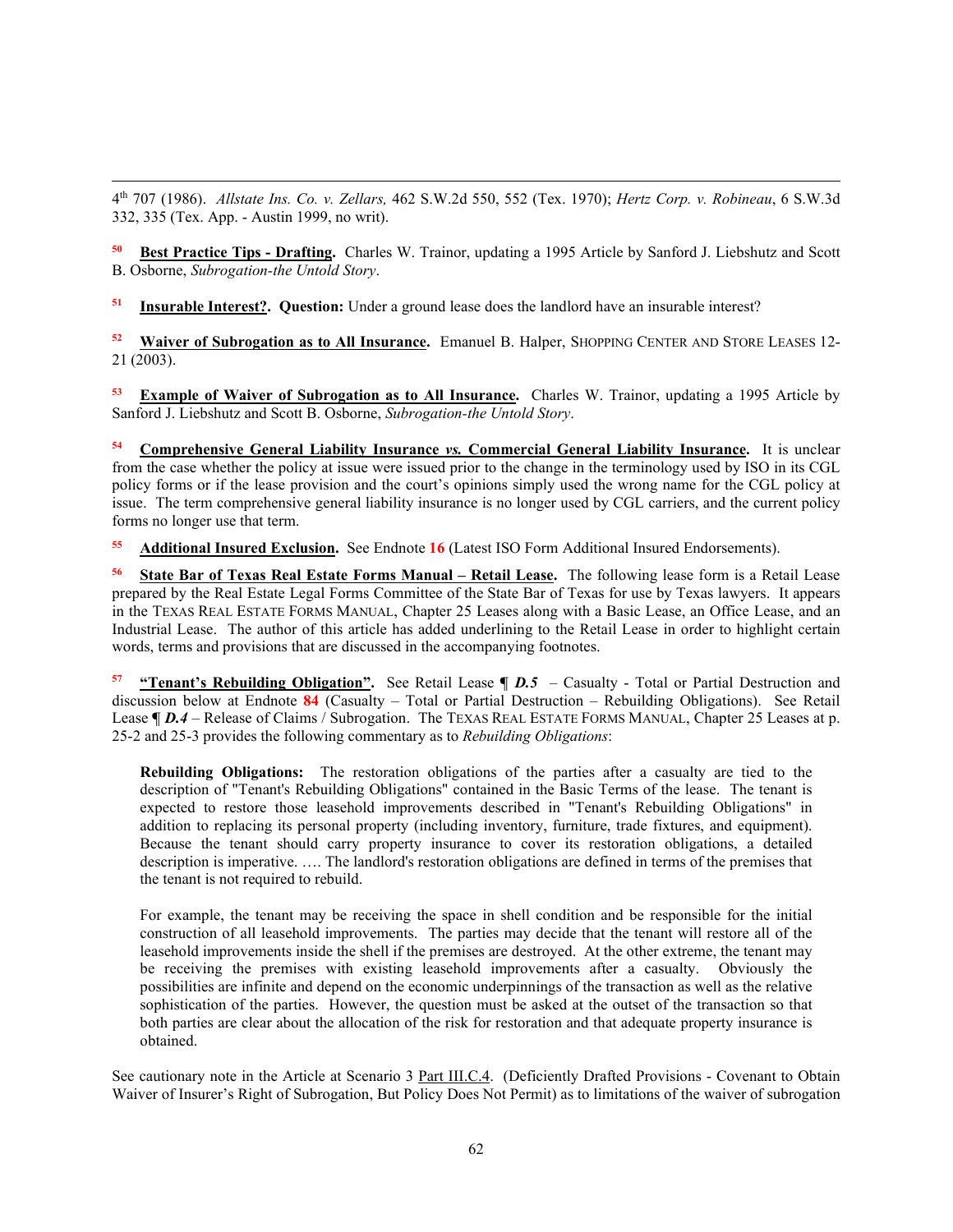4th 707 (1986). *Allstate Ins. Co. v. Zellars,* 462 S.W.2d 550, 552 (Tex. 1970); *Hertz Corp. v. Robineau*, 6 S.W.3d 332, 335 (Tex. App. - Austin 1999, no writ).

**50** **Best Practice Tips - Drafting.** Charles W. Trainor, updating a 1995 Article by Sanford J. Liebshutz and Scott B. Osborne, *Subrogation-the Untold Story*.

**51** **Insurable Interest?. Question:** Under a ground lease does the landlord have an insurable interest?

**52** **Waiver of Subrogation as to All Insurance.** Emanuel B. Halper, SHOPPING CENTER AND STORE LEASES 12-21 (2003).

**53** **Example of Waiver of Subrogation as to All Insurance.** Charles W. Trainor, updating a 1995 Article by Sanford J. Liebshutz and Scott B. Osborne, *Subrogation-the Untold Story*.

**54** **Comprehensive General Liability Insurance *vs.* Commercial General Liability Insurance.** It is unclear from the case whether the policy at issue were issued prior to the change in the terminology used by ISO in its CGL policy forms or if the lease provision and the court's opinions simply used the wrong name for the CGL policy at issue. The term comprehensive general liability insurance is no longer used by CGL carriers, and the current policy forms no longer use that term.

**55** **Additional Insured Exclusion.** See Endnote **16** (Latest ISO Form Additional Insured Endorsements).

**56** **State Bar of Texas Real Estate Forms Manual – Retail Lease.** The following lease form is a Retail Lease prepared by the Real Estate Legal Forms Committee of the State Bar of Texas for use by Texas lawyers. It appears in the TEXAS REAL ESTATE FORMS MANUAL, Chapter 25 Leases along with a Basic Lease, an Office Lease, and an Industrial Lease. The author of this article has added underlining to the Retail Lease in order to highlight certain words, terms and provisions that are discussed in the accompanying footnotes.

**57** **"Tenant's Rebuilding Obligation".** See Retail Lease ¶ ***D.5*** – Casualty - Total or Partial Destruction and discussion below at Endnote **84** (Casualty – Total or Partial Destruction – Rebuilding Obligations). See Retail Lease ¶ ***D.4*** – Release of Claims / Subrogation. The TEXAS REAL ESTATE FORMS MANUAL, Chapter 25 Leases at p. 25-2 and 25-3 provides the following commentary as to *Rebuilding Obligations*:

> **Rebuilding Obligations:** The restoration obligations of the parties after a casualty are tied to the description of "Tenant's Rebuilding Obligations" contained in the Basic Terms of the lease. The tenant is expected to restore those leasehold improvements described in "Tenant's Rebuilding Obligations" in addition to replacing its personal property (including inventory, furniture, trade fixtures, and equipment). Because the tenant should carry property insurance to cover its restoration obligations, a detailed description is imperative. …. The landlord's restoration obligations are defined in terms of the premises that the tenant is not required to rebuild.
>
> For example, the tenant may be receiving the space in shell condition and be responsible for the initial construction of all leasehold improvements. The parties may decide that the tenant will restore all of the leasehold improvements inside the shell if the premises are destroyed. At the other extreme, the tenant may be receiving the premises with existing leasehold improvements after a casualty. Obviously the possibilities are infinite and depend on the economic underpinnings of the transaction as well as the relative sophistication of the parties. However, the question must be asked at the outset of the transaction so that both parties are clear about the allocation of the risk for restoration and that adequate property insurance is obtained.

See cautionary note in the Article at Scenario 3 Part III.C.4. (Deficiently Drafted Provisions - Covenant to Obtain Waiver of Insurer's Right of Subrogation, But Policy Does Not Permit) as to limitations of the waiver of subrogation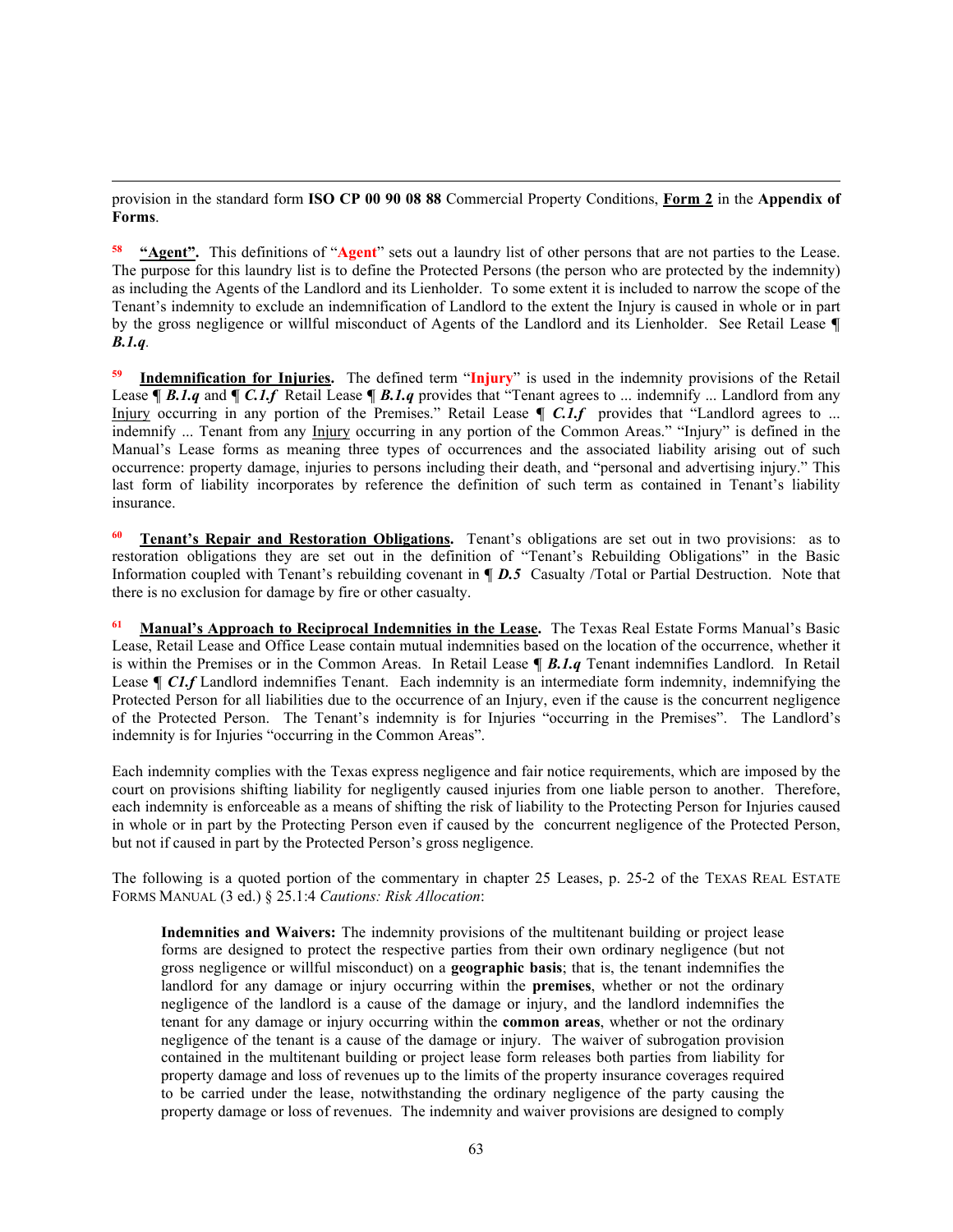provision in the standard form **ISO CP 00 90 08 88** Commercial Property Conditions, **Form 2** in the **Appendix of Forms**.

[58] **"Agent".** This definitions of "**Agent**" sets out a laundry list of other persons that are not parties to the Lease. The purpose for this laundry list is to define the Protected Persons (the person who are protected by the indemnity) as including the Agents of the Landlord and its Lienholder. To some extent it is included to narrow the scope of the Tenant's indemnity to exclude an indemnification of Landlord to the extent the Injury is caused in whole or in part by the gross negligence or willful misconduct of Agents of the Landlord and its Lienholder. See Retail Lease ¶ ***B.1.q***.

[59] **Indemnification for Injuries.** The defined term "**Injury**" is used in the indemnity provisions of the Retail Lease ¶ ***B.1.q*** and ¶ ***C.1.f*** Retail Lease ¶ ***B.1.q*** provides that "Tenant agrees to ... indemnify ... Landlord from any Injury occurring in any portion of the Premises." Retail Lease ¶ ***C.1.f*** provides that "Landlord agrees to ... indemnify ... Tenant from any Injury occurring in any portion of the Common Areas." "Injury" is defined in the Manual's Lease forms as meaning three types of occurrences and the associated liability arising out of such occurrence: property damage, injuries to persons including their death, and "personal and advertising injury." This last form of liability incorporates by reference the definition of such term as contained in Tenant's liability insurance.

[60] **Tenant's Repair and Restoration Obligations.** Tenant's obligations are set out in two provisions: as to restoration obligations they are set out in the definition of "Tenant's Rebuilding Obligations" in the Basic Information coupled with Tenant's rebuilding covenant in ¶ ***D.5*** Casualty /Total or Partial Destruction. Note that there is no exclusion for damage by fire or other casualty.

[61] **Manual's Approach to Reciprocal Indemnities in the Lease.** The Texas Real Estate Forms Manual's Basic Lease, Retail Lease and Office Lease contain mutual indemnities based on the location of the occurrence, whether it is within the Premises or in the Common Areas. In Retail Lease ¶ ***B.1.q*** Tenant indemnifies Landlord. In Retail Lease ¶ ***C1.f*** Landlord indemnifies Tenant. Each indemnity is an intermediate form indemnity, indemnifying the Protected Person for all liabilities due to the occurrence of an Injury, even if the cause is the concurrent negligence of the Protected Person. The Tenant's indemnity is for Injuries "occurring in the Premises". The Landlord's indemnity is for Injuries "occurring in the Common Areas".

Each indemnity complies with the Texas express negligence and fair notice requirements, which are imposed by the court on provisions shifting liability for negligently caused injuries from one liable person to another. Therefore, each indemnity is enforceable as a means of shifting the risk of liability to the Protecting Person for Injuries caused in whole or in part by the Protecting Person even if caused by the concurrent negligence of the Protected Person, but not if caused in part by the Protected Person's gross negligence.

The following is a quoted portion of the commentary in chapter 25 Leases, p. 25-2 of the TEXAS REAL ESTATE FORMS MANUAL (3 ed.) § 25.1:4 *Cautions: Risk Allocation*:

> **Indemnities and Waivers:** The indemnity provisions of the multitenant building or project lease forms are designed to protect the respective parties from their own ordinary negligence (but not gross negligence or willful misconduct) on a **geographic basis**; that is, the tenant indemnifies the landlord for any damage or injury occurring within the **premises**, whether or not the ordinary negligence of the landlord is a cause of the damage or injury, and the landlord indemnifies the tenant for any damage or injury occurring within the **common areas**, whether or not the ordinary negligence of the tenant is a cause of the damage or injury. The waiver of subrogation provision contained in the multitenant building or project lease form releases both parties from liability for property damage and loss of revenues up to the limits of the property insurance coverages required to be carried under the lease, notwithstanding the ordinary negligence of the party causing the property damage or loss of revenues. The indemnity and waiver provisions are designed to comply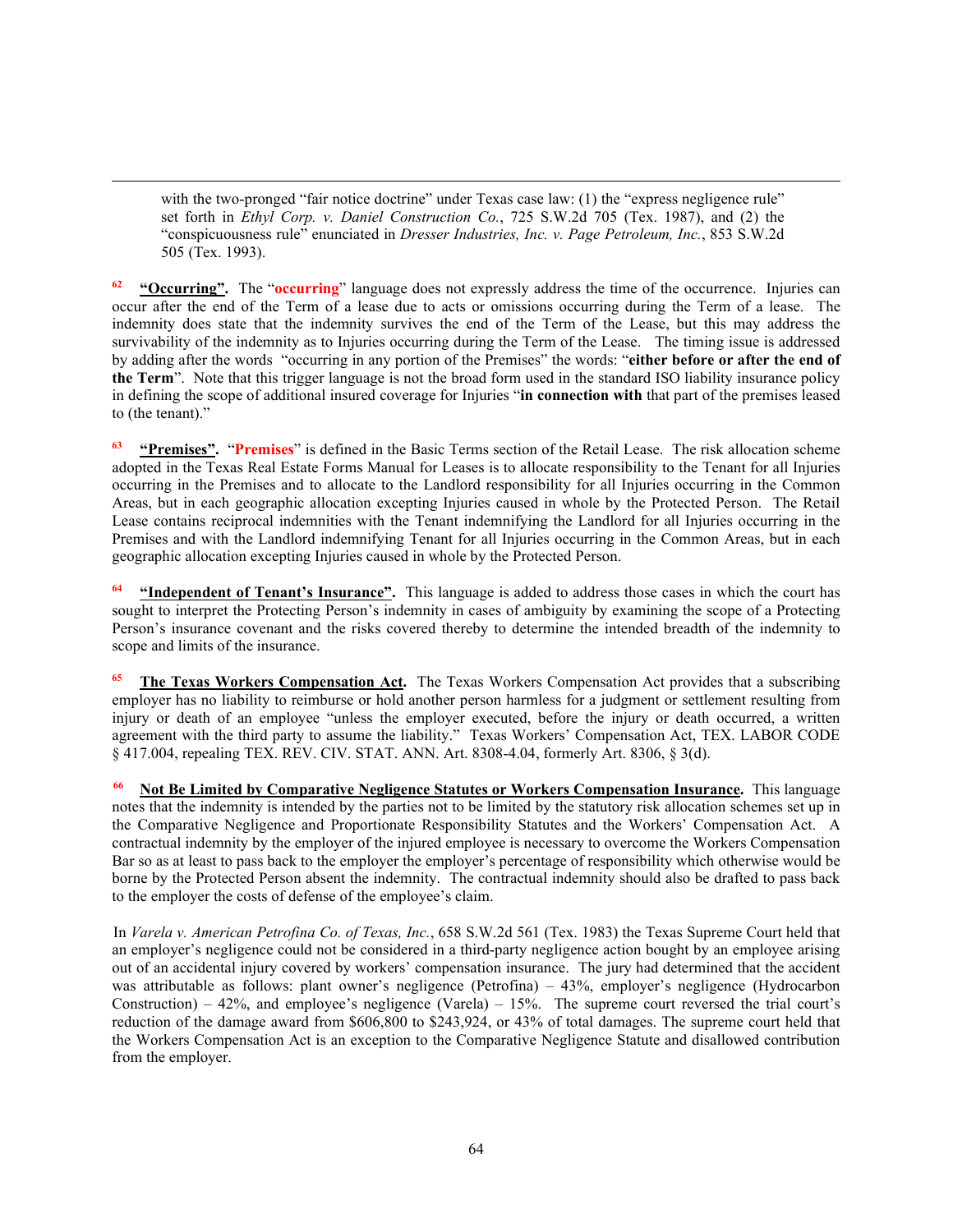with the two-pronged "fair notice doctrine" under Texas case law: (1) the "express negligence rule" set forth in *Ethyl Corp. v. Daniel Construction Co.*, 725 S.W.2d 705 (Tex. 1987), and (2) the "conspicuousness rule" enunciated in *Dresser Industries, Inc. v. Page Petroleum, Inc.*, 853 S.W.2d 505 (Tex. 1993).

[62] **"Occurring".** The "**occurring**" language does not expressly address the time of the occurrence. Injuries can occur after the end of the Term of a lease due to acts or omissions occurring during the Term of a lease. The indemnity does state that the indemnity survives the end of the Term of the Lease, but this may address the survivability of the indemnity as to Injuries occurring during the Term of the Lease. The timing issue is addressed by adding after the words "occurring in any portion of the Premises" the words: "**either before or after the end of the Term**". Note that this trigger language is not the broad form used in the standard ISO liability insurance policy in defining the scope of additional insured coverage for Injuries "**in connection with** that part of the premises leased to (the tenant)."

[63] **"Premises".** "**Premises**" is defined in the Basic Terms section of the Retail Lease. The risk allocation scheme adopted in the Texas Real Estate Forms Manual for Leases is to allocate responsibility to the Tenant for all Injuries occurring in the Premises and to allocate to the Landlord responsibility for all Injuries occurring in the Common Areas, but in each geographic allocation excepting Injuries caused in whole by the Protected Person. The Retail Lease contains reciprocal indemnities with the Tenant indemnifying the Landlord for all Injuries occurring in the Premises and with the Landlord indemnifying Tenant for all Injuries occurring in the Common Areas, but in each geographic allocation excepting Injuries caused in whole by the Protected Person.

[64] **"Independent of Tenant's Insurance".** This language is added to address those cases in which the court has sought to interpret the Protecting Person's indemnity in cases of ambiguity by examining the scope of a Protecting Person's insurance covenant and the risks covered thereby to determine the intended breadth of the indemnity to scope and limits of the insurance.

[65] **The Texas Workers Compensation Act.** The Texas Workers Compensation Act provides that a subscribing employer has no liability to reimburse or hold another person harmless for a judgment or settlement resulting from injury or death of an employee "unless the employer executed, before the injury or death occurred, a written agreement with the third party to assume the liability." Texas Workers' Compensation Act, TEX. LABOR CODE § 417.004, repealing TEX. REV. CIV. STAT. ANN. Art. 8308-4.04, formerly Art. 8306, § 3(d).

[66] **Not Be Limited by Comparative Negligence Statutes or Workers Compensation Insurance.** This language notes that the indemnity is intended by the parties not to be limited by the statutory risk allocation schemes set up in the Comparative Negligence and Proportionate Responsibility Statutes and the Workers' Compensation Act. A contractual indemnity by the employer of the injured employee is necessary to overcome the Workers Compensation Bar so as at least to pass back to the employer the employer's percentage of responsibility which otherwise would be borne by the Protected Person absent the indemnity. The contractual indemnity should also be drafted to pass back to the employer the costs of defense of the employee's claim.

In *Varela v. American Petrofina Co. of Texas, Inc.*, 658 S.W.2d 561 (Tex. 1983) the Texas Supreme Court held that an employer's negligence could not be considered in a third-party negligence action bought by an employee arising out of an accidental injury covered by workers' compensation insurance. The jury had determined that the accident was attributable as follows: plant owner's negligence (Petrofina) – 43%, employer's negligence (Hydrocarbon Construction) – 42%, and employee's negligence (Varela) – 15%. The supreme court reversed the trial court's reduction of the damage award from $606,800 to $243,924, or 43% of total damages. The supreme court held that the Workers Compensation Act is an exception to the Comparative Negligence Statute and disallowed contribution from the employer.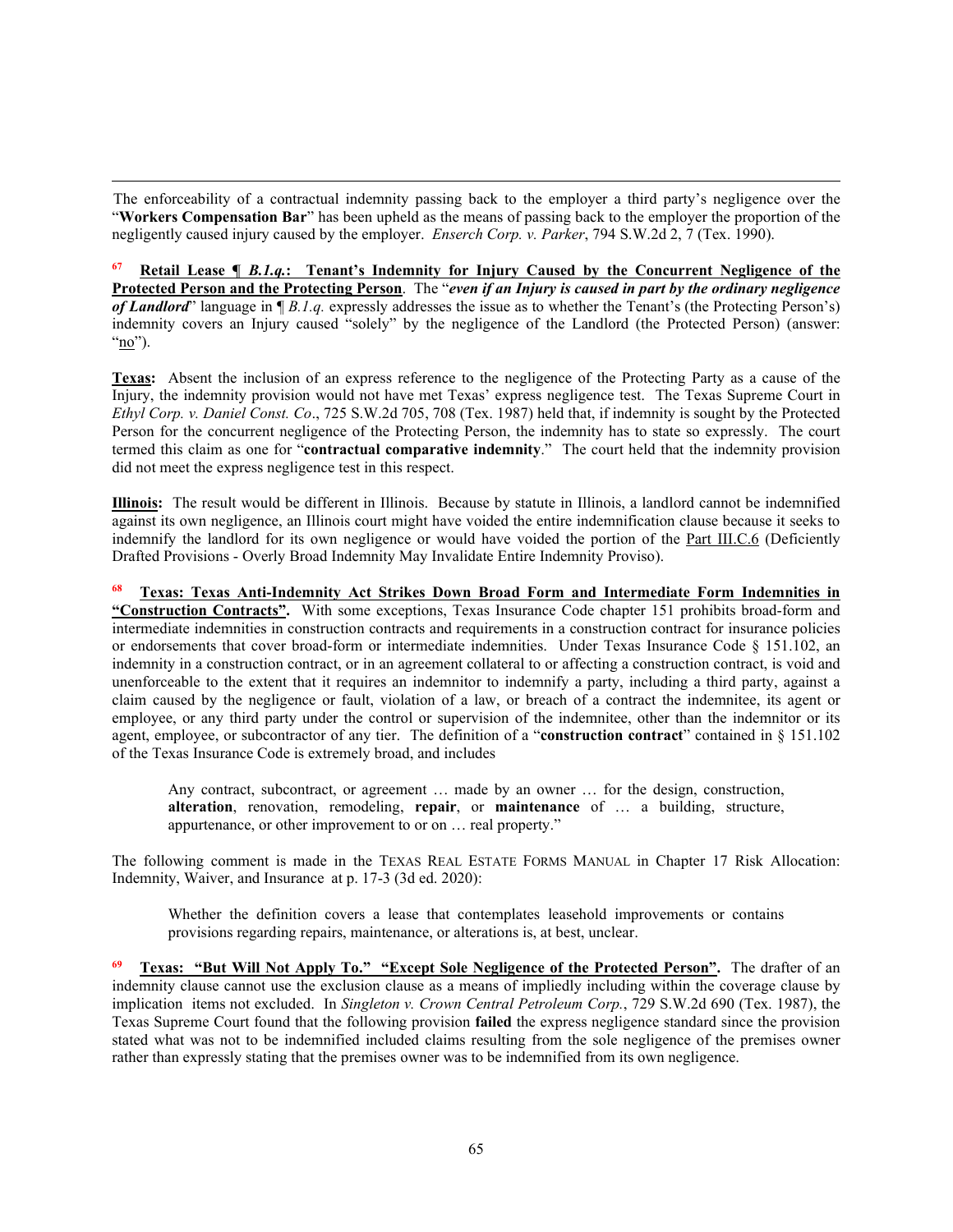The enforceability of a contractual indemnity passing back to the employer a third party's negligence over the "**Workers Compensation Bar**" has been upheld as the means of passing back to the employer the proportion of the negligently caused injury caused by the employer. *Enserch Corp. v. Parker*, 794 S.W.2d 2, 7 (Tex. 1990).

[67] **Retail Lease ¶ *B.1.q.*: Tenant's Indemnity for Injury Caused by the Concurrent Negligence of the Protected Person and the Protecting Person**. The "***even if an Injury is caused in part by the ordinary negligence of Landlord***" language in ¶ *B.1.q.* expressly addresses the issue as to whether the Tenant's (the Protecting Person's) indemnity covers an Injury caused "solely" by the negligence of the Landlord (the Protected Person) (answer: "no").

**Texas:** Absent the inclusion of an express reference to the negligence of the Protecting Party as a cause of the Injury, the indemnity provision would not have met Texas' express negligence test. The Texas Supreme Court in *Ethyl Corp. v. Daniel Const. Co*., 725 S.W.2d 705, 708 (Tex. 1987) held that, if indemnity is sought by the Protected Person for the concurrent negligence of the Protecting Person, the indemnity has to state so expressly. The court termed this claim as one for "**contractual comparative indemnity**." The court held that the indemnity provision did not meet the express negligence test in this respect.

**Illinois:** The result would be different in Illinois. Because by statute in Illinois, a landlord cannot be indemnified against its own negligence, an Illinois court might have voided the entire indemnification clause because it seeks to indemnify the landlord for its own negligence or would have voided the portion of the Part III.C.6 (Deficiently Drafted Provisions - Overly Broad Indemnity May Invalidate Entire Indemnity Proviso).

[68] **Texas: Texas Anti-Indemnity Act Strikes Down Broad Form and Intermediate Form Indemnities in "Construction Contracts".** With some exceptions, Texas Insurance Code chapter 151 prohibits broad-form and intermediate indemnities in construction contracts and requirements in a construction contract for insurance policies or endorsements that cover broad-form or intermediate indemnities. Under Texas Insurance Code § 151.102, an indemnity in a construction contract, or in an agreement collateral to or affecting a construction contract, is void and unenforceable to the extent that it requires an indemnitor to indemnify a party, including a third party, against a claim caused by the negligence or fault, violation of a law, or breach of a contract the indemnitee, its agent or employee, or any third party under the control or supervision of the indemnitee, other than the indemnitor or its agent, employee, or subcontractor of any tier. The definition of a "**construction contract**" contained in § 151.102 of the Texas Insurance Code is extremely broad, and includes

> Any contract, subcontract, or agreement … made by an owner … for the design, construction, **alteration**, renovation, remodeling, **repair**, or **maintenance** of … a building, structure, appurtenance, or other improvement to or on … real property."

The following comment is made in the TEXAS REAL ESTATE FORMS MANUAL in Chapter 17 Risk Allocation: Indemnity, Waiver, and Insurance at p. 17-3 (3d ed. 2020):

> Whether the definition covers a lease that contemplates leasehold improvements or contains provisions regarding repairs, maintenance, or alterations is, at best, unclear.

[69] **Texas: "But Will Not Apply To." "Except Sole Negligence of the Protected Person".** The drafter of an indemnity clause cannot use the exclusion clause as a means of impliedly including within the coverage clause by implication items not excluded. In *Singleton v. Crown Central Petroleum Corp.*, 729 S.W.2d 690 (Tex. 1987), the Texas Supreme Court found that the following provision **failed** the express negligence standard since the provision stated what was not to be indemnified included claims resulting from the sole negligence of the premises owner rather than expressly stating that the premises owner was to be indemnified from its own negligence.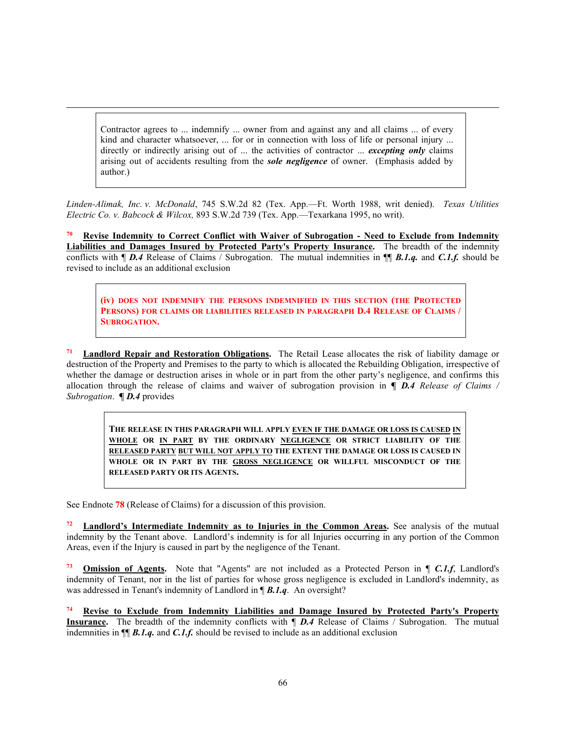> Contractor agrees to ... indemnify ... owner from and against any and all claims ... of every kind and character whatsoever, ... for or in connection with loss of life or personal injury ... directly or indirectly arising out of ... the activities of contractor ... ***excepting only*** claims arising out of accidents resulting from the ***sole negligence*** of owner. (Emphasis added by author.)

*Linden-Alimak, Inc. v. McDonald*, 745 S.W.2d 82 (Tex. App.—Ft. Worth 1988, writ denied). *Texas Utilities Electric Co. v. Babcock & Wilcox,* 893 S.W.2d 739 (Tex. App.—Texarkana 1995, no writ).

[70] **Revise Indemnity to Correct Conflict with Waiver of Subrogation - Need to Exclude from Indemnity Liabilities and Damages Insured by Protected Party's Property Insurance.** The breadth of the indemnity conflicts with ¶ ***D.4*** Release of Claims / Subrogation. The mutual indemnities in ¶¶ ***B.1.q.*** and ***C.1.f.*** should be revised to include as an additional exclusion

> **(iv) DOES NOT INDEMNIFY THE PERSONS INDEMNIFIED IN THIS SECTION (THE PROTECTED PERSONS) FOR CLAIMS OR LIABILITIES RELEASED IN PARAGRAPH D.4 RELEASE OF CLAIMS / SUBROGATION.**

[71] **Landlord Repair and Restoration Obligations.** The Retail Lease allocates the risk of liability damage or destruction of the Property and Premises to the party to which is allocated the Rebuilding Obligation, irrespective of whether the damage or destruction arises in whole or in part from the other party's negligence, and confirms this allocation through the release of claims and waiver of subrogation provision in ¶ ***D.4*** *Release of Claims / Subrogation*. ¶ ***D.4*** provides

> **THE RELEASE IN THIS PARAGRAPH WILL APPLY EVEN IF THE DAMAGE OR LOSS IS CAUSED IN WHOLE OR IN PART BY THE ORDINARY NEGLIGENCE OR STRICT LIABILITY OF THE RELEASED PARTY BUT WILL NOT APPLY TO THE EXTENT THE DAMAGE OR LOSS IS CAUSED IN WHOLE OR IN PART BY THE GROSS NEGLIGENCE OR WILLFUL MISCONDUCT OF THE RELEASED PARTY OR ITS AGENTS.**

See Endnote **78** (Release of Claims) for a discussion of this provision.

[72] **Landlord's Intermediate Indemnity as to Injuries in the Common Areas.** See analysis of the mutual indemnity by the Tenant above. Landlord's indemnity is for all Injuries occurring in any portion of the Common Areas, even if the Injury is caused in part by the negligence of the Tenant.

[73] **Omission of Agents.** Note that "Agents" are not included as a Protected Person in ¶ ***C.1.f***, Landlord's indemnity of Tenant, nor in the list of parties for whose gross negligence is excluded in Landlord's indemnity, as was addressed in Tenant's indemnity of Landlord in ¶ ***B.1.q***. An oversight?

[74] **Revise to Exclude from Indemnity Liabilities and Damage Insured by Protected Party's Property Insurance.** The breadth of the indemnity conflicts with ¶ ***D.4*** Release of Claims / Subrogation. The mutual indemnities in ¶¶ ***B.1.q.*** and ***C.1.f.*** should be revised to include as an additional exclusion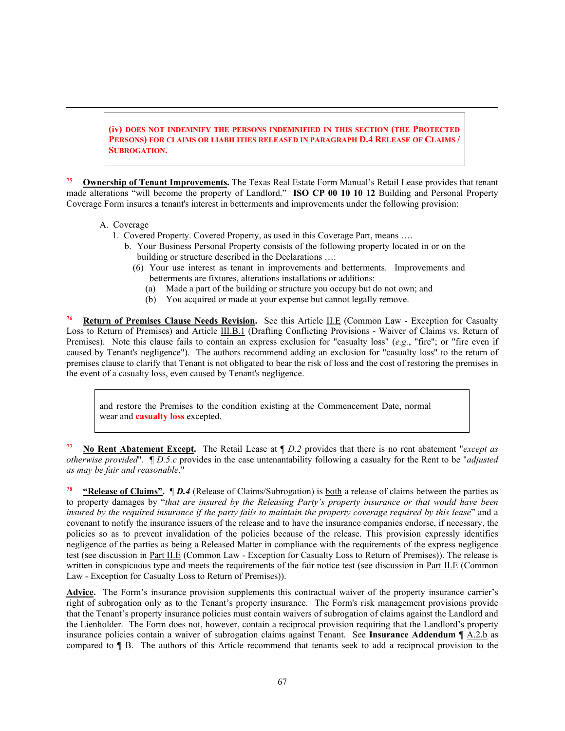> **(iv) DOES NOT INDEMNIFY THE PERSONS INDEMNIFIED IN THIS SECTION (THE PROTECTED PERSONS) FOR CLAIMS OR LIABILITIES RELEASED IN PARAGRAPH D.4 RELEASE OF CLAIMS / SUBROGATION.**

[75] **Ownership of Tenant Improvements.** The Texas Real Estate Form Manual's Retail Lease provides that tenant made alterations "will become the property of Landlord." **ISO CP 00 10 10 12** Building and Personal Property Coverage Form insures a tenant's interest in betterments and improvements under the following provision:

A. Coverage
  1. Covered Property. Covered Property, as used in this Coverage Part, means ….
    b. Your Business Personal Property consists of the following property located in or on the building or structure described in the Declarations …:
      (6) Your use interest as tenant in improvements and betterments. Improvements and betterments are fixtures, alterations installations or additions:
        (a) Made a part of the building or structure you occupy but do not own; and
        (b) You acquired or made at your expense but cannot legally remove.

[76] **Return of Premises Clause Needs Revision.** See this Article II.E (Common Law - Exception for Casualty Loss to Return of Premises) and Article III.B.1 (Drafting Conflicting Provisions - Waiver of Claims vs. Return of Premises). Note this clause fails to contain an express exclusion for "casualty loss" (*e.g.*, "fire"; or "fire even if caused by Tenant's negligence"). The authors recommend adding an exclusion for "casualty loss" to the return of premises clause to clarify that Tenant is not obligated to bear the risk of loss and the cost of restoring the premises in the event of a casualty loss, even caused by Tenant's negligence.

> and restore the Premises to the condition existing at the Commencement Date, normal wear and **casualty loss** excepted.

[77] **No Rent Abatement Except.** The Retail Lease at ¶ *D.2* provides that there is no rent abatement "*except as otherwise provided*". *¶ D.5.c* provides in the case untenantability following a casualty for the Rent to be "*adjusted as may be fair and reasonable*."

[78] **"Release of Claims".** ¶ ***D.4*** (Release of Claims/Subrogation) is both a release of claims between the parties as to property damages by "*that are insured by the Releasing Party's property insurance or that would have been insured by the required insurance if the party fails to maintain the property coverage required by this lease*" and a covenant to notify the insurance issuers of the release and to have the insurance companies endorse, if necessary, the policies so as to prevent invalidation of the policies because of the release. This provision expressly identifies negligence of the parties as being a Released Matter in compliance with the requirements of the express negligence test (see discussion in Part II.E (Common Law - Exception for Casualty Loss to Return of Premises)). The release is written in conspicuous type and meets the requirements of the fair notice test (see discussion in Part II.E (Common Law - Exception for Casualty Loss to Return of Premises)).

**Advice.** The Form's insurance provision supplements this contractual waiver of the property insurance carrier's right of subrogation only as to the Tenant's property insurance. The Form's risk management provisions provide that the Tenant's property insurance policies must contain waivers of subrogation of claims against the Landlord and the Lienholder. The Form does not, however, contain a reciprocal provision requiring that the Landlord's property insurance policies contain a waiver of subrogation claims against Tenant. See **Insurance Addendum** ¶ A.2.b as compared to ¶ B. The authors of this Article recommend that tenants seek to add a reciprocal provision to the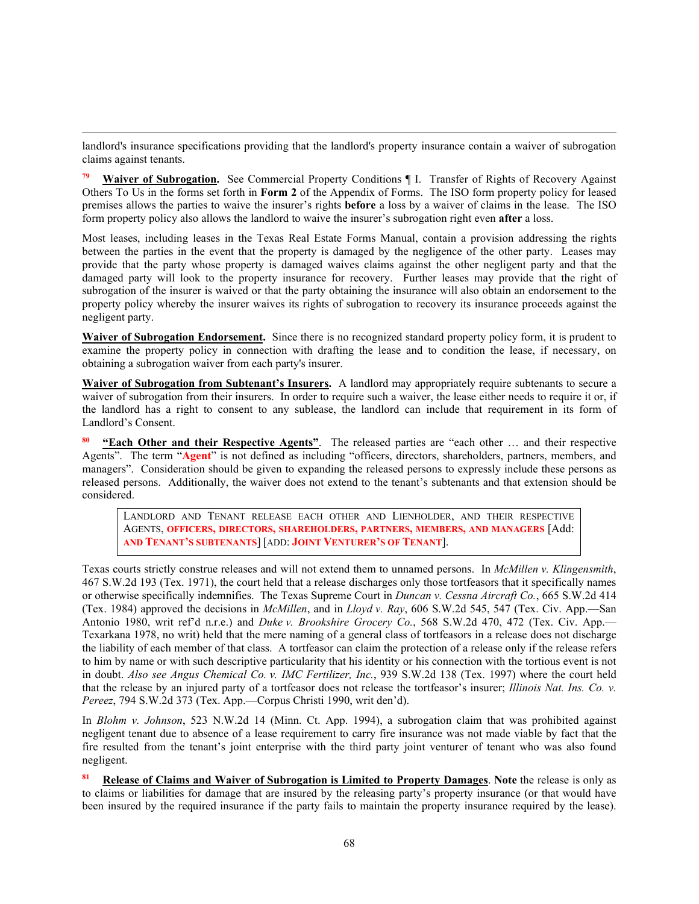landlord's insurance specifications providing that the landlord's property insurance contain a waiver of subrogation claims against tenants.

[79] **Waiver of Subrogation.** See Commercial Property Conditions ¶ I. Transfer of Rights of Recovery Against Others To Us in the forms set forth in **Form 2** of the Appendix of Forms. The ISO form property policy for leased premises allows the parties to waive the insurer's rights **before** a loss by a waiver of claims in the lease. The ISO form property policy also allows the landlord to waive the insurer's subrogation right even **after** a loss.

Most leases, including leases in the Texas Real Estate Forms Manual, contain a provision addressing the rights between the parties in the event that the property is damaged by the negligence of the other party. Leases may provide that the party whose property is damaged waives claims against the other negligent party and that the damaged party will look to the property insurance for recovery. Further leases may provide that the right of subrogation of the insurer is waived or that the party obtaining the insurance will also obtain an endorsement to the property policy whereby the insurer waives its rights of subrogation to recovery its insurance proceeds against the negligent party.

**Waiver of Subrogation Endorsement.** Since there is no recognized standard property policy form, it is prudent to examine the property policy in connection with drafting the lease and to condition the lease, if necessary, on obtaining a subrogation waiver from each party's insurer.

**Waiver of Subrogation from Subtenant's Insurers.** A landlord may appropriately require subtenants to secure a waiver of subrogation from their insurers. In order to require such a waiver, the lease either needs to require it or, if the landlord has a right to consent to any sublease, the landlord can include that requirement in its form of Landlord's Consent.

[80] **"Each Other and their Respective Agents"**. The released parties are "each other … and their respective Agents". The term "**Agent**" is not defined as including "officers, directors, shareholders, partners, members, and managers". Consideration should be given to expanding the released persons to expressly include these persons as released persons. Additionally, the waiver does not extend to the tenant's subtenants and that extension should be considered.

> LANDLORD AND TENANT RELEASE EACH OTHER AND LIENHOLDER, AND THEIR RESPECTIVE AGENTS, **OFFICERS, DIRECTORS, SHAREHOLDERS, PARTNERS, MEMBERS, AND MANAGERS** [Add: **AND TENANT'S SUBTENANTS**] [ADD: **JOINT VENTURER'S OF TENANT**].

Texas courts strictly construe releases and will not extend them to unnamed persons. In *McMillen v. Klingensmith*, 467 S.W.2d 193 (Tex. 1971), the court held that a release discharges only those tortfeasors that it specifically names or otherwise specifically indemnifies. The Texas Supreme Court in *Duncan v. Cessna Aircraft Co.*, 665 S.W.2d 414 (Tex. 1984) approved the decisions in *McMillen*, and in *Lloyd v. Ray*, 606 S.W.2d 545, 547 (Tex. Civ. App.—San Antonio 1980, writ ref'd n.r.e.) and *Duke v. Brookshire Grocery Co.*, 568 S.W.2d 470, 472 (Tex. Civ. App.—Texarkana 1978, no writ) held that the mere naming of a general class of tortfeasors in a release does not discharge the liability of each member of that class. A tortfeasor can claim the protection of a release only if the release refers to him by name or with such descriptive particularity that his identity or his connection with the tortious event is not in doubt. *Also see Angus Chemical Co. v. IMC Fertilizer, Inc.*, 939 S.W.2d 138 (Tex. 1997) where the court held that the release by an injured party of a tortfeasor does not release the tortfeasor's insurer; *Illinois Nat. Ins. Co. v. Pereez*, 794 S.W.2d 373 (Tex. App.—Corpus Christi 1990, writ den'd).

In *Blohm v. Johnson*, 523 N.W.2d 14 (Minn. Ct. App. 1994), a subrogation claim that was prohibited against negligent tenant due to absence of a lease requirement to carry fire insurance was not made viable by fact that the fire resulted from the tenant's joint enterprise with the third party joint venturer of tenant who was also found negligent.

[81] **Release of Claims and Waiver of Subrogation is Limited to Property Damages**. **Note** the release is only as to claims or liabilities for damage that are insured by the releasing party's property insurance (or that would have been insured by the required insurance if the party fails to maintain the property insurance required by the lease).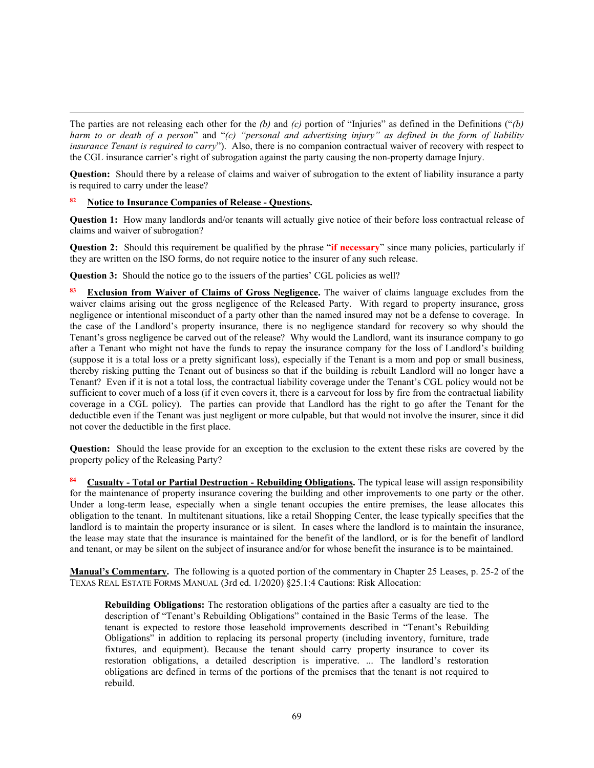The parties are not releasing each other for the *(b)* and *(c)* portion of "Injuries" as defined in the Definitions ("*(b) harm to or death of a person*" and "*(c) "personal and advertising injury" as defined in the form of liability insurance Tenant is required to carry*"). Also, there is no companion contractual waiver of recovery with respect to the CGL insurance carrier's right of subrogation against the party causing the non-property damage Injury.

**Question:** Should there by a release of claims and waiver of subrogation to the extent of liability insurance a party is required to carry under the lease?

[82] **Notice to Insurance Companies of Release - Questions.**

**Question 1:** How many landlords and/or tenants will actually give notice of their before loss contractual release of claims and waiver of subrogation?

**Question 2:** Should this requirement be qualified by the phrase "**if necessary**" since many policies, particularly if they are written on the ISO forms, do not require notice to the insurer of any such release.

**Question 3:** Should the notice go to the issuers of the parties' CGL policies as well?

[83] **Exclusion from Waiver of Claims of Gross Negligence.** The waiver of claims language excludes from the waiver claims arising out the gross negligence of the Released Party. With regard to property insurance, gross negligence or intentional misconduct of a party other than the named insured may not be a defense to coverage. In the case of the Landlord's property insurance, there is no negligence standard for recovery so why should the Tenant's gross negligence be carved out of the release? Why would the Landlord, want its insurance company to go after a Tenant who might not have the funds to repay the insurance company for the loss of Landlord's building (suppose it is a total loss or a pretty significant loss), especially if the Tenant is a mom and pop or small business, thereby risking putting the Tenant out of business so that if the building is rebuilt Landlord will no longer have a Tenant? Even if it is not a total loss, the contractual liability coverage under the Tenant's CGL policy would not be sufficient to cover much of a loss (if it even covers it, there is a carveout for loss by fire from the contractual liability coverage in a CGL policy). The parties can provide that Landlord has the right to go after the Tenant for the deductible even if the Tenant was just negligent or more culpable, but that would not involve the insurer, since it did not cover the deductible in the first place.

**Question:** Should the lease provide for an exception to the exclusion to the extent these risks are covered by the property policy of the Releasing Party?

[84] **Casualty - Total or Partial Destruction - Rebuilding Obligations.** The typical lease will assign responsibility for the maintenance of property insurance covering the building and other improvements to one party or the other. Under a long-term lease, especially when a single tenant occupies the entire premises, the lease allocates this obligation to the tenant. In multitenant situations, like a retail Shopping Center, the lease typically specifies that the landlord is to maintain the property insurance or is silent. In cases where the landlord is to maintain the insurance, the lease may state that the insurance is maintained for the benefit of the landlord, or is for the benefit of landlord and tenant, or may be silent on the subject of insurance and/or for whose benefit the insurance is to be maintained.

**Manual's Commentary.** The following is a quoted portion of the commentary in Chapter 25 Leases, p. 25-2 of the TEXAS REAL ESTATE FORMS MANUAL (3rd ed. 1/2020) §25.1:4 Cautions: Risk Allocation:

> **Rebuilding Obligations:** The restoration obligations of the parties after a casualty are tied to the description of "Tenant's Rebuilding Obligations" contained in the Basic Terms of the lease. The tenant is expected to restore those leasehold improvements described in "Tenant's Rebuilding Obligations" in addition to replacing its personal property (including inventory, furniture, trade fixtures, and equipment). Because the tenant should carry property insurance to cover its restoration obligations, a detailed description is imperative. ... The landlord's restoration obligations are defined in terms of the portions of the premises that the tenant is not required to rebuild.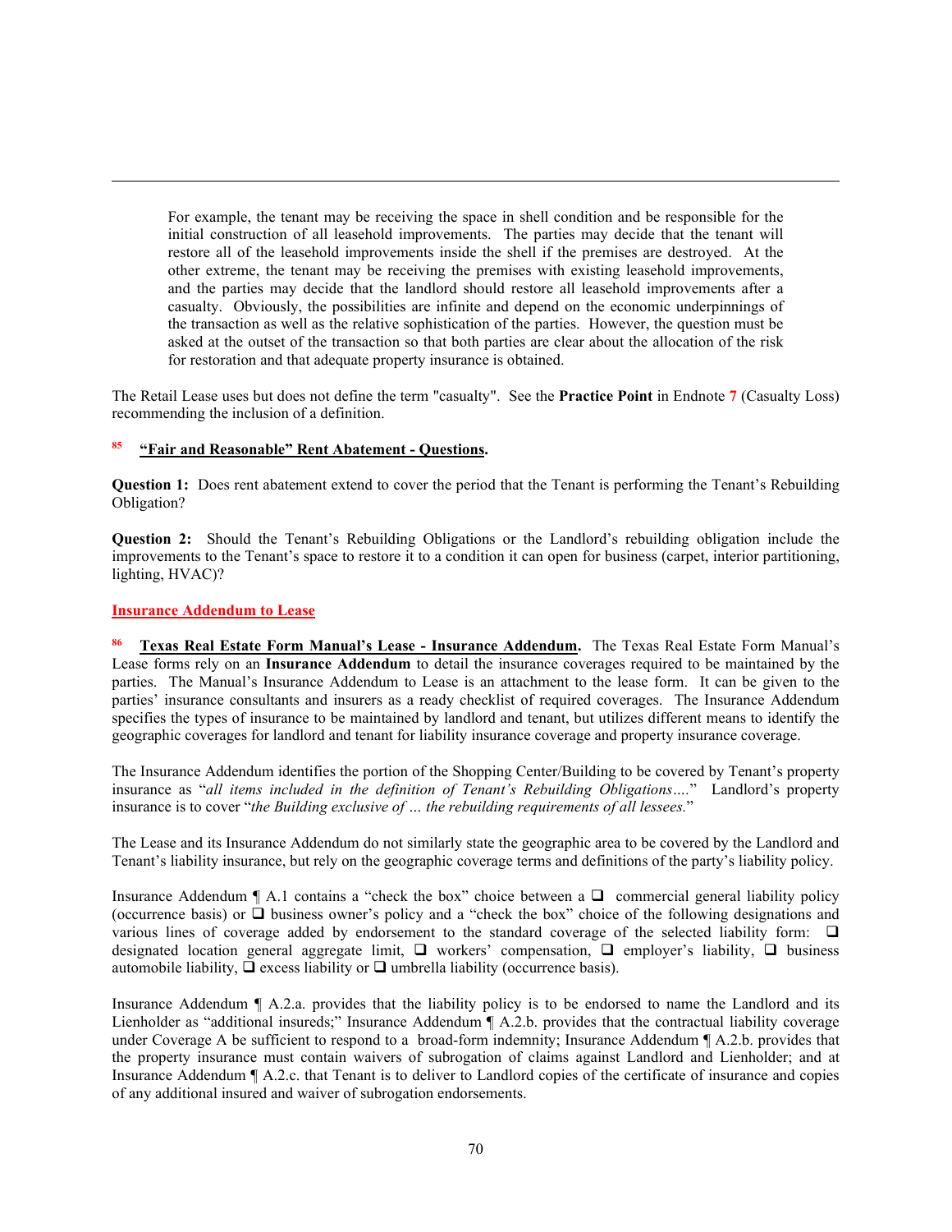For example, the tenant may be receiving the space in shell condition and be responsible for the initial construction of all leasehold improvements. The parties may decide that the tenant will restore all of the leasehold improvements inside the shell if the premises are destroyed. At the other extreme, the tenant may be receiving the premises with existing leasehold improvements, and the parties may decide that the landlord should restore all leasehold improvements after a casualty. Obviously, the possibilities are infinite and depend on the economic underpinnings of the transaction as well as the relative sophistication of the parties. However, the question must be asked at the outset of the transaction so that both parties are clear about the allocation of the risk for restoration and that adequate property insurance is obtained.

The Retail Lease uses but does not define the term "casualty". See the **Practice Point** in Endnote 7 (Casualty Loss) recommending the inclusion of a definition.

[85] **"Fair and Reasonable" Rent Abatement - Questions.**

**Question 1:** Does rent abatement extend to cover the period that the Tenant is performing the Tenant's Rebuilding Obligation?

**Question 2:** Should the Tenant's Rebuilding Obligations or the Landlord's rebuilding obligation include the improvements to the Tenant's space to restore it to a condition it can open for business (carpet, interior partitioning, lighting, HVAC)?

**Insurance Addendum to Lease**

[86] **Texas Real Estate Form Manual's Lease - Insurance Addendum.** The Texas Real Estate Form Manual's Lease forms rely on an **Insurance Addendum** to detail the insurance coverages required to be maintained by the parties. The Manual's Insurance Addendum to Lease is an attachment to the lease form. It can be given to the parties' insurance consultants and insurers as a ready checklist of required coverages. The Insurance Addendum specifies the types of insurance to be maintained by landlord and tenant, but utilizes different means to identify the geographic coverages for landlord and tenant for liability insurance coverage and property insurance coverage.

The Insurance Addendum identifies the portion of the Shopping Center/Building to be covered by Tenant's property insurance as "*all items included in the definition of Tenant's Rebuilding Obligations….*" Landlord's property insurance is to cover "*the Building exclusive of … the rebuilding requirements of all lessees.*"

The Lease and its Insurance Addendum do not similarly state the geographic area to be covered by the Landlord and Tenant's liability insurance, but rely on the geographic coverage terms and definitions of the party's liability policy.

Insurance Addendum ¶ A.1 contains a "check the box" choice between a ❑ commercial general liability policy (occurrence basis) or ❑ business owner's policy and a "check the box" choice of the following designations and various lines of coverage added by endorsement to the standard coverage of the selected liability form: ❑ designated location general aggregate limit, ❑ workers' compensation, ❑ employer's liability, ❑ business automobile liability, ❑ excess liability or ❑ umbrella liability (occurrence basis).

Insurance Addendum ¶ A.2.a. provides that the liability policy is to be endorsed to name the Landlord and its Lienholder as "additional insureds;" Insurance Addendum ¶ A.2.b. provides that the contractual liability coverage under Coverage A be sufficient to respond to a broad-form indemnity; Insurance Addendum ¶ A.2.b. provides that the property insurance must contain waivers of subrogation of claims against Landlord and Lienholder; and at Insurance Addendum ¶ A.2.c. that Tenant is to deliver to Landlord copies of the certificate of insurance and copies of any additional insured and waiver of subrogation endorsements.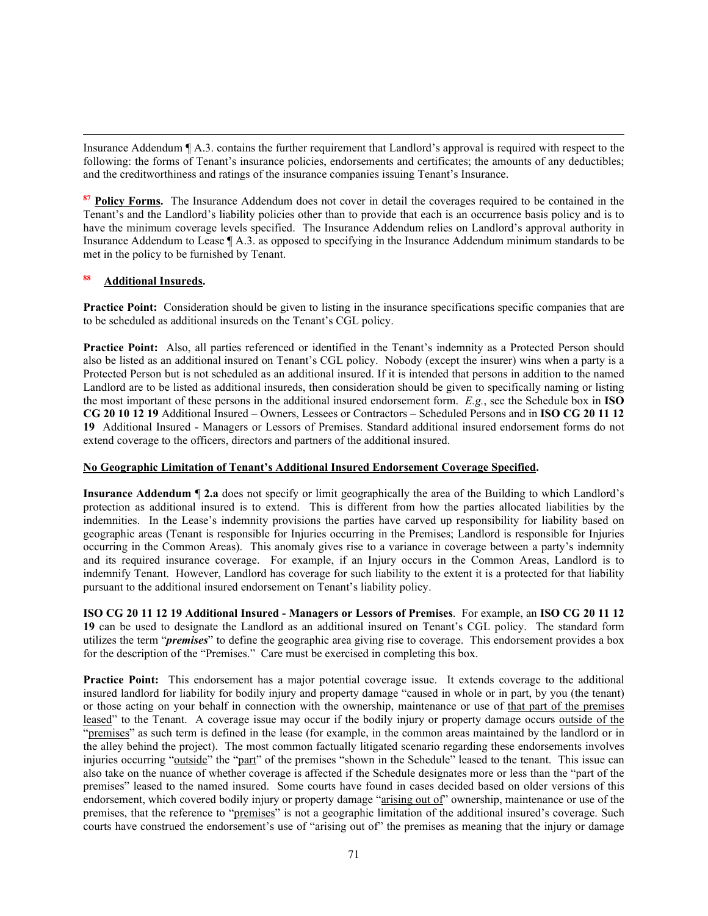Insurance Addendum ¶ A.3. contains the further requirement that Landlord's approval is required with respect to the following: the forms of Tenant's insurance policies, endorsements and certificates; the amounts of any deductibles; and the creditworthiness and ratings of the insurance companies issuing Tenant's Insurance.

[87] **Policy Forms.** The Insurance Addendum does not cover in detail the coverages required to be contained in the Tenant's and the Landlord's liability policies other than to provide that each is an occurrence basis policy and is to have the minimum coverage levels specified. The Insurance Addendum relies on Landlord's approval authority in Insurance Addendum to Lease ¶ A.3. as opposed to specifying in the Insurance Addendum minimum standards to be met in the policy to be furnished by Tenant.

[88] **Additional Insureds.**

**Practice Point:** Consideration should be given to listing in the insurance specifications specific companies that are to be scheduled as additional insureds on the Tenant's CGL policy.

**Practice Point:** Also, all parties referenced or identified in the Tenant's indemnity as a Protected Person should also be listed as an additional insured on Tenant's CGL policy. Nobody (except the insurer) wins when a party is a Protected Person but is not scheduled as an additional insured. If it is intended that persons in addition to the named Landlord are to be listed as additional insureds, then consideration should be given to specifically naming or listing the most important of these persons in the additional insured endorsement form. *E.g.*, see the Schedule box in **ISO CG 20 10 12 19** Additional Insured – Owners, Lessees or Contractors – Scheduled Persons and in **ISO CG 20 11 12 19** Additional Insured - Managers or Lessors of Premises. Standard additional insured endorsement forms do not extend coverage to the officers, directors and partners of the additional insured.

**No Geographic Limitation of Tenant's Additional Insured Endorsement Coverage Specified.**

**Insurance Addendum ¶ 2.a** does not specify or limit geographically the area of the Building to which Landlord's protection as additional insured is to extend. This is different from how the parties allocated liabilities by the indemnities. In the Lease's indemnity provisions the parties have carved up responsibility for liability based on geographic areas (Tenant is responsible for Injuries occurring in the Premises; Landlord is responsible for Injuries occurring in the Common Areas). This anomaly gives rise to a variance in coverage between a party's indemnity and its required insurance coverage. For example, if an Injury occurs in the Common Areas, Landlord is to indemnify Tenant. However, Landlord has coverage for such liability to the extent it is a protected for that liability pursuant to the additional insured endorsement on Tenant's liability policy.

**ISO CG 20 11 12 19 Additional Insured - Managers or Lessors of Premises**. For example, an **ISO CG 20 11 12 19** can be used to designate the Landlord as an additional insured on Tenant's CGL policy. The standard form utilizes the term "***premises***" to define the geographic area giving rise to coverage. This endorsement provides a box for the description of the "Premises." Care must be exercised in completing this box.

**Practice Point:** This endorsement has a major potential coverage issue. It extends coverage to the additional insured landlord for liability for bodily injury and property damage "caused in whole or in part, by you (the tenant) or those acting on your behalf in connection with the ownership, maintenance or use of that part of the premises leased" to the Tenant. A coverage issue may occur if the bodily injury or property damage occurs outside of the "premises" as such term is defined in the lease (for example, in the common areas maintained by the landlord or in the alley behind the project). The most common factually litigated scenario regarding these endorsements involves injuries occurring "outside" the "part" of the premises "shown in the Schedule" leased to the tenant. This issue can also take on the nuance of whether coverage is affected if the Schedule designates more or less than the "part of the premises" leased to the named insured. Some courts have found in cases decided based on older versions of this endorsement, which covered bodily injury or property damage "arising out of" ownership, maintenance or use of the premises, that the reference to "premises" is not a geographic limitation of the additional insured's coverage. Such courts have construed the endorsement's use of "arising out of" the premises as meaning that the injury or damage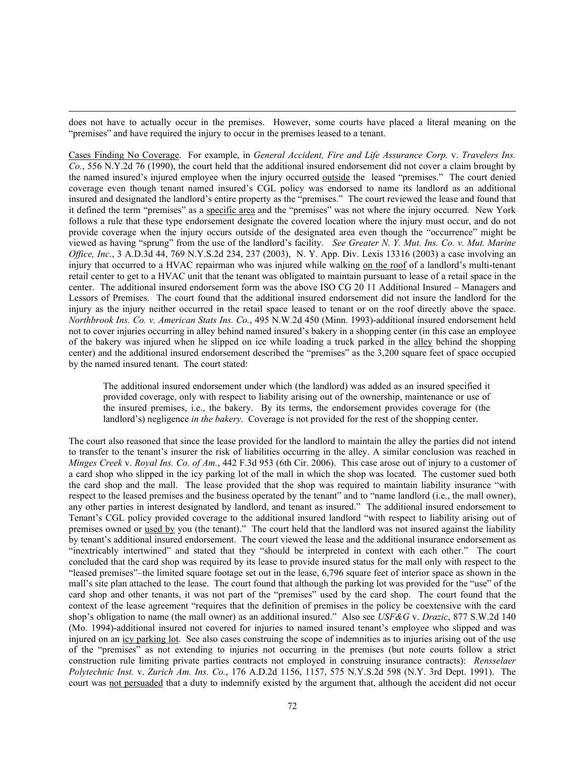does not have to actually occur in the premises. However, some courts have placed a literal meaning on the "premises" and have required the injury to occur in the premises leased to a tenant.

Cases Finding No Coverage. For example, in *General Accident, Fire and Life Assurance Corp.* v. *Travelers Ins. Co.*, 556 N.Y.2d 76 (1990), the court held that the additional insured endorsement did not cover a claim brought by the named insured's injured employee when the injury occurred outside the leased "premises." The court denied coverage even though tenant named insured's CGL policy was endorsed to name its landlord as an additional insured and designated the landlord's entire property as the "premises." The court reviewed the lease and found that it defined the term "premises" as a specific area and the "premises" was not where the injury occurred. New York follows a rule that these type endorsement designate the covered location where the injury must occur, and do not provide coverage when the injury occurs outside of the designated area even though the "occurrence" might be viewed as having "sprung" from the use of the landlord's facility. *See Greater N. Y. Mut. Ins. Co. v. Mut. Marine Office, Inc.*, 3 A.D.3d 44, 769 N.Y.S.2d 234, 237 (2003), N. Y. App. Div. Lexis 13316 (2003) a case involving an injury that occurred to a HVAC repairman who was injured while walking on the roof of a landlord's multi-tenant retail center to get to a HVAC unit that the tenant was obligated to maintain pursuant to lease of a retail space in the center. The additional insured endorsement form was the above ISO CG 20 11 Additional Insured – Managers and Lessors of Premises. The court found that the additional insured endorsement did not insure the landlord for the injury as the injury neither occurred in the retail space leased to tenant or on the roof directly above the space. *Northbrook Ins. Co. v. American Stats Ins. Co.*, 495 N.W.2d 450 (Minn. 1993)-additional insured endorsement held not to cover injuries occurring in alley behind named insured's bakery in a shopping center (in this case an employee of the bakery was injured when he slipped on ice while loading a truck parked in the alley behind the shopping center) and the additional insured endorsement described the "premises" as the 3,200 square feet of space occupied by the named insured tenant. The court stated:

> The additional insured endorsement under which (the landlord) was added as an insured specified it provided coverage, only with respect to liability arising out of the ownership, maintenance or use of the insured premises, i.e., the bakery. By its terms, the endorsement provides coverage for (the landlord's) negligence *in the bakery*. Coverage is not provided for the rest of the shopping center.

The court also reasoned that since the lease provided for the landlord to maintain the alley the parties did not intend to transfer to the tenant's insurer the risk of liabilities occurring in the alley. A similar conclusion was reached in *Minges Creek* v. *Royal Ins. Co. of Am.*, 442 F.3d 953 (6th Cir. 2006). This case arose out of injury to a customer of a card shop who slipped in the icy parking lot of the mall in which the shop was located. The customer sued both the card shop and the mall. The lease provided that the shop was required to maintain liability insurance "with respect to the leased premises and the business operated by the tenant" and to "name landlord (i.e., the mall owner), any other parties in interest designated by landlord, and tenant as insured." The additional insured endorsement to Tenant's CGL policy provided coverage to the additional insured landlord "with respect to liability arising out of premises owned or used by you (the tenant)." The court held that the landlord was not insured against the liability by tenant's additional insured endorsement. The court viewed the lease and the additional insurance endorsement as "inextricably intertwined" and stated that they "should be interpreted in context with each other." The court concluded that the card shop was required by its lease to provide insured status for the mall only with respect to the "leased premises"–the limited square footage set out in the lease, 6,796 square feet of interior space as shown in the mall's site plan attached to the lease. The court found that although the parking lot was provided for the "use" of the card shop and other tenants, it was not part of the "premises" used by the card shop. The court found that the context of the lease agreement "requires that the definition of premises in the policy be coextensive with the card shop's obligation to name (the mall owner) as an additional insured." Also see *USF&G* v. *Drazic*, 877 S.W.2d 140 (Mo. 1994)-additional insured not covered for injuries to named insured tenant's employee who slipped and was injured on an icy parking lot. See also cases construing the scope of indemnities as to injuries arising out of the use of the "premises" as not extending to injuries not occurring in the premises (but note courts follow a strict construction rule limiting private parties contracts not employed in construing insurance contracts): *Rensselaer Polytechnic Inst.* v. *Zurich Am. Ins. Co.*, 176 A.D.2d 1156, 1157, 575 N.Y.S.2d 598 (N.Y. 3rd Dept. 1991). The court was not persuaded that a duty to indemnify existed by the argument that, although the accident did not occur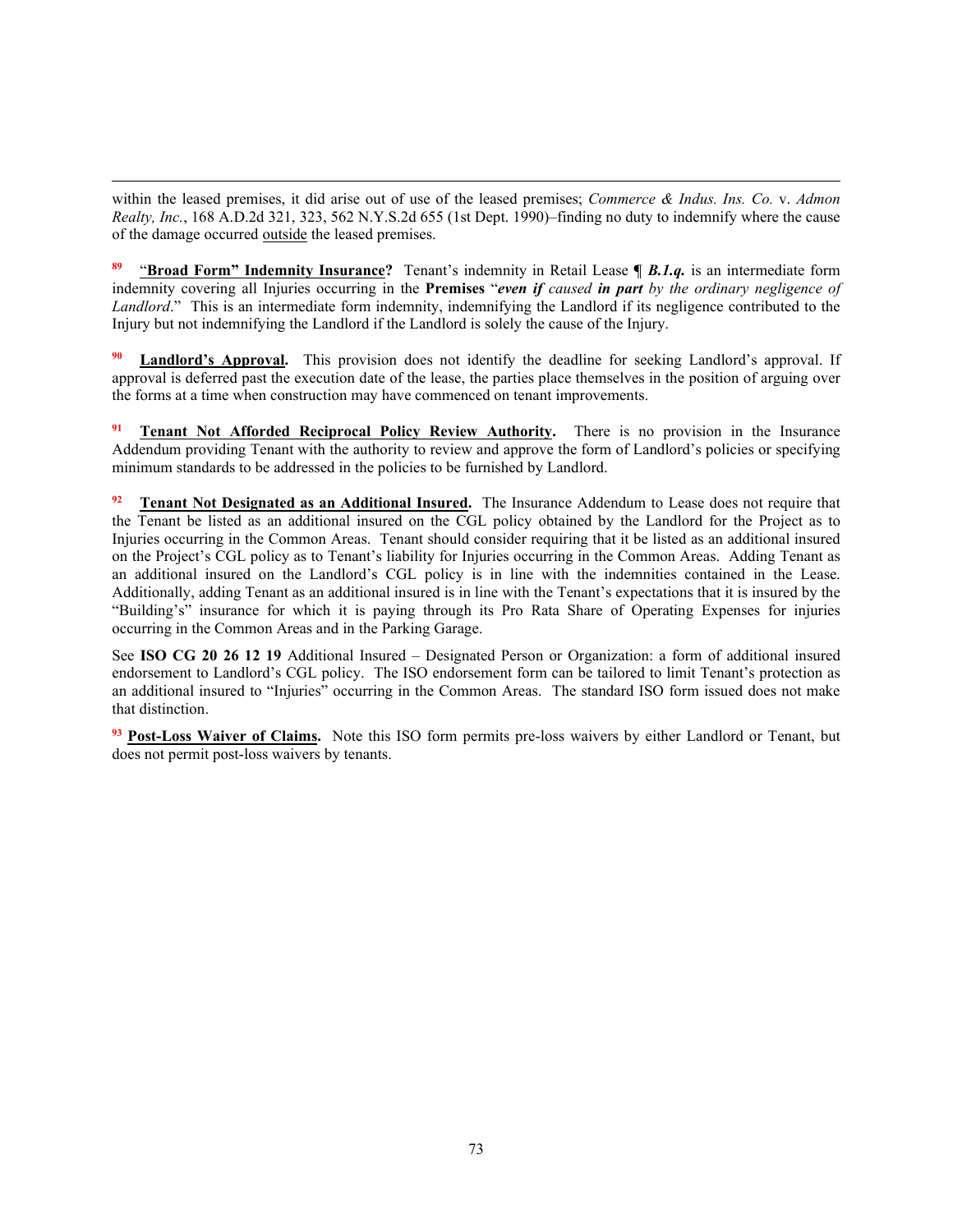within the leased premises, it did arise out of use of the leased premises; *Commerce & Indus. Ins. Co.* v. *Admon Realty, Inc.*, 168 A.D.2d 321, 323, 562 N.Y.S.2d 655 (1st Dept. 1990)–finding no duty to indemnify where the cause of the damage occurred outside the leased premises.

[89] "**Broad Form" Indemnity Insurance?** Tenant's indemnity in Retail Lease **¶** ***B.1.q.*** is an intermediate form indemnity covering all Injuries occurring in the **Premises** "***even if*** *caused* ***in part*** *by the ordinary negligence of Landlord*." This is an intermediate form indemnity, indemnifying the Landlord if its negligence contributed to the Injury but not indemnifying the Landlord if the Landlord is solely the cause of the Injury.

[90] **Landlord's Approval.** This provision does not identify the deadline for seeking Landlord's approval. If approval is deferred past the execution date of the lease, the parties place themselves in the position of arguing over the forms at a time when construction may have commenced on tenant improvements.

[91] **Tenant Not Afforded Reciprocal Policy Review Authority.** There is no provision in the Insurance Addendum providing Tenant with the authority to review and approve the form of Landlord's policies or specifying minimum standards to be addressed in the policies to be furnished by Landlord.

[92] **Tenant Not Designated as an Additional Insured.** The Insurance Addendum to Lease does not require that the Tenant be listed as an additional insured on the CGL policy obtained by the Landlord for the Project as to Injuries occurring in the Common Areas. Tenant should consider requiring that it be listed as an additional insured on the Project's CGL policy as to Tenant's liability for Injuries occurring in the Common Areas. Adding Tenant as an additional insured on the Landlord's CGL policy is in line with the indemnities contained in the Lease. Additionally, adding Tenant as an additional insured is in line with the Tenant's expectations that it is insured by the "Building's" insurance for which it is paying through its Pro Rata Share of Operating Expenses for injuries occurring in the Common Areas and in the Parking Garage.

See **ISO CG 20 26 12 19** Additional Insured – Designated Person or Organization: a form of additional insured endorsement to Landlord's CGL policy. The ISO endorsement form can be tailored to limit Tenant's protection as an additional insured to "Injuries" occurring in the Common Areas. The standard ISO form issued does not make that distinction.

[93] **Post-Loss Waiver of Claims.** Note this ISO form permits pre-loss waivers by either Landlord or Tenant, but does not permit post-loss waivers by tenants.